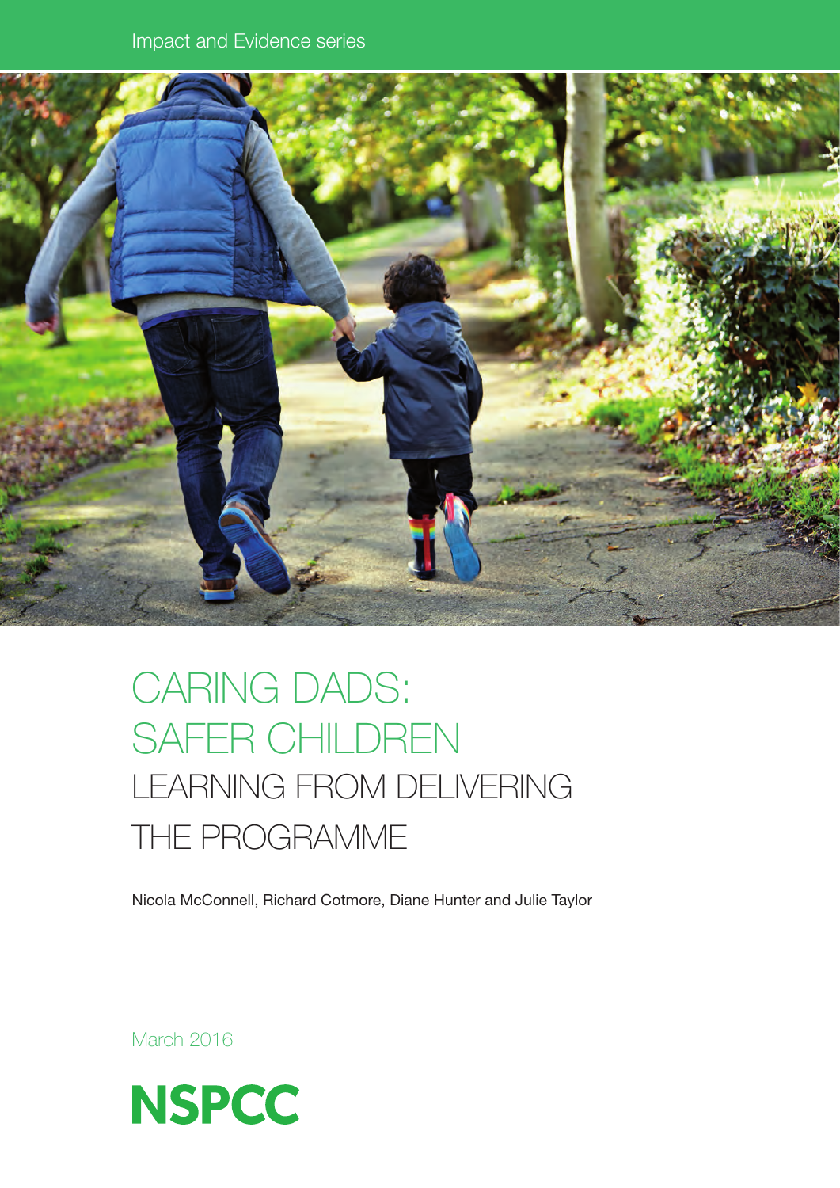Impact and Evidence series

# CARING DADS: SAFER CHILDREN

## LEARNING FROM DELIVERING THE PROGRAMME

Nicola McConnell, Richard Cotmore, Diane Hunter and Julie Taylor

March 2016

NSPCC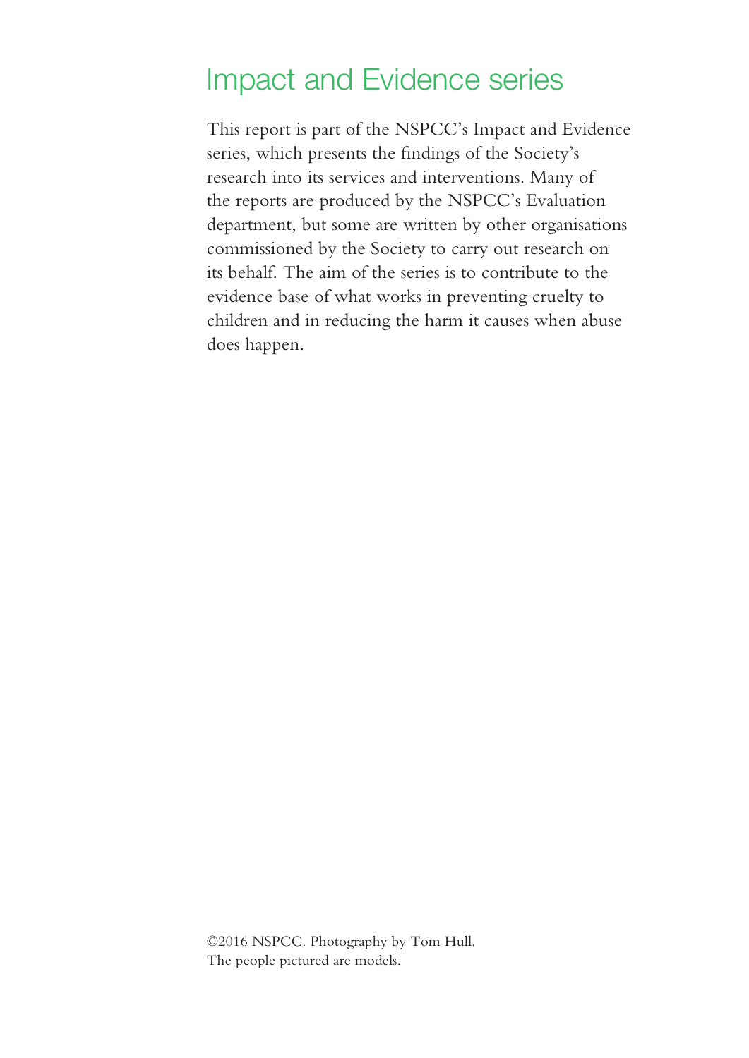# Impact and Evidence series

This report is part of the NSPCC's Impact and Evidence series, which presents the findings of the Society's research into its services and interventions. Many of the reports are produced by the NSPCC's Evaluation department, but some are written by other organisations commissioned by the Society to carry out research on its behalf. The aim of the series is to contribute to the evidence base of what works in preventing cruelty to children and in reducing the harm it causes when abuse does happen.

©2016 NSPCC. Photography by Tom Hull.
The people pictured are models.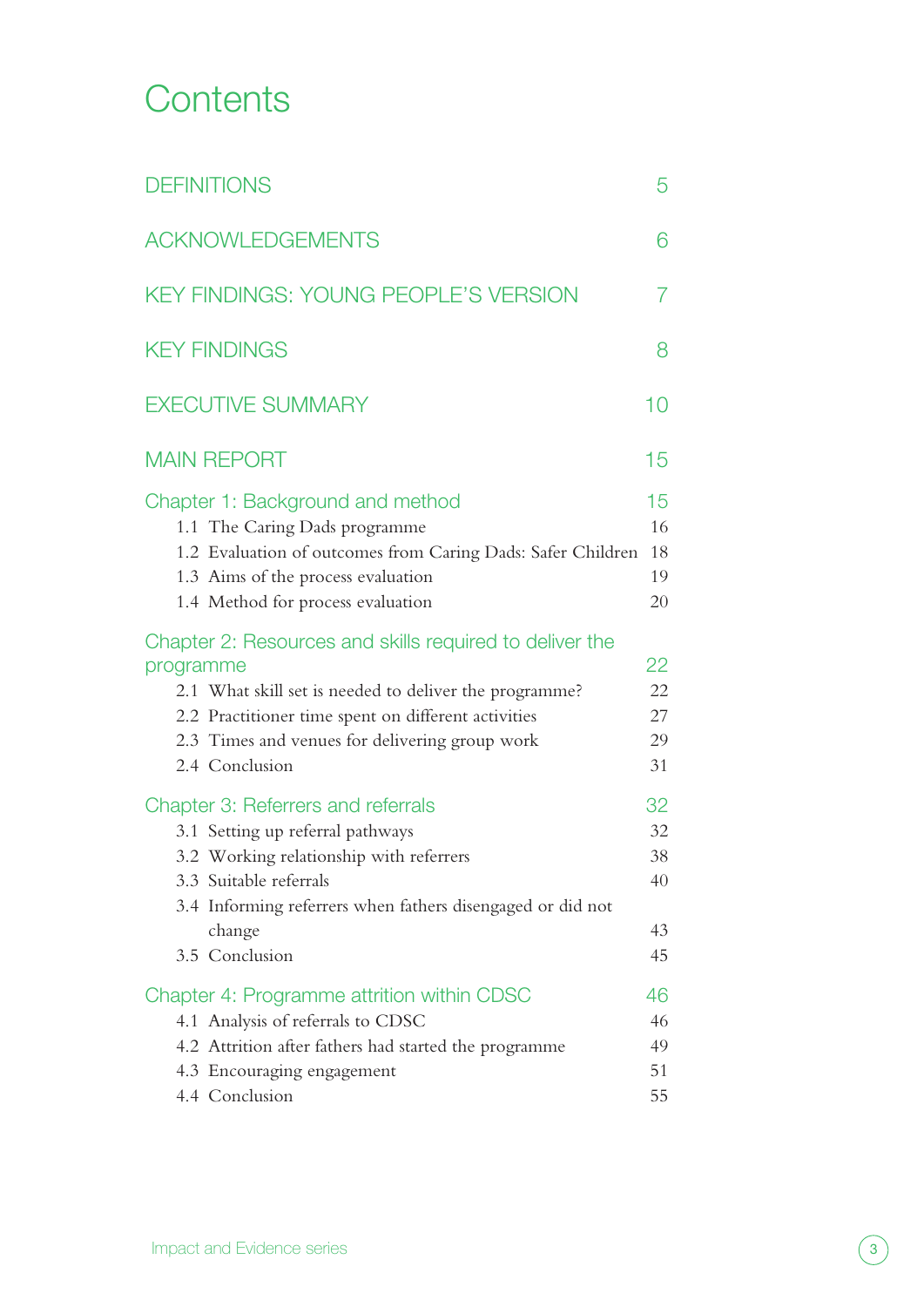# Contents

DEFINITIONS 5

ACKNOWLEDGEMENTS 6

KEY FINDINGS: YOUNG PEOPLE'S VERSION 7

KEY FINDINGS 8

EXECUTIVE SUMMARY 10

MAIN REPORT 15

Chapter 1: Background and method 15
- 1.1 The Caring Dads programme 16
- 1.2 Evaluation of outcomes from Caring Dads: Safer Children 18
- 1.3 Aims of the process evaluation 19
- 1.4 Method for process evaluation 20

Chapter 2: Resources and skills required to deliver the programme 22
- 2.1 What skill set is needed to deliver the programme? 22
- 2.2 Practitioner time spent on different activities 27
- 2.3 Times and venues for delivering group work 29
- 2.4 Conclusion 31

Chapter 3: Referrers and referrals 32
- 3.1 Setting up referral pathways 32
- 3.2 Working relationship with referrers 38
- 3.3 Suitable referrals 40
- 3.4 Informing referrers when fathers disengaged or did not change 43
- 3.5 Conclusion 45

Chapter 4: Programme attrition within CDSC 46
- 4.1 Analysis of referrals to CDSC 46
- 4.2 Attrition after fathers had started the programme 49
- 4.3 Encouraging engagement 51
- 4.4 Conclusion 55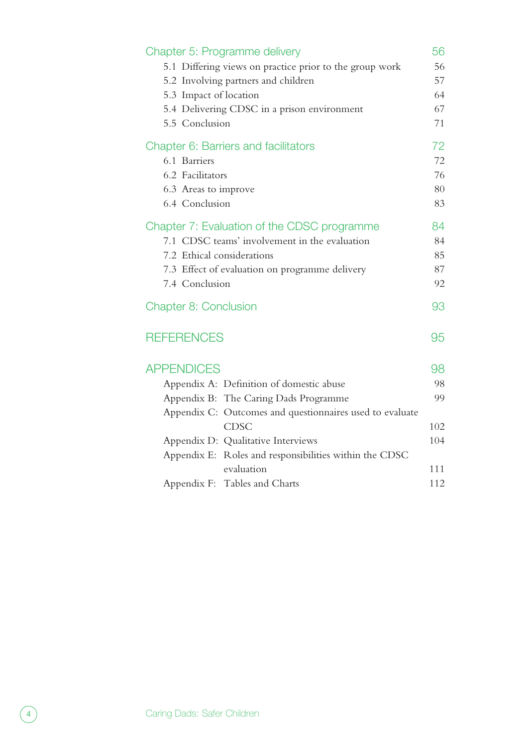| | |
|---|---|
| **Chapter 5: Programme delivery** | **56** |
| 5.1 Differing views on practice prior to the group work | 56 |
| 5.2 Involving partners and children | 57 |
| 5.3 Impact of location | 64 |
| 5.4 Delivering CDSC in a prison environment | 67 |
| 5.5 Conclusion | 71 |
| **Chapter 6: Barriers and facilitators** | **72** |
| 6.1 Barriers | 72 |
| 6.2 Facilitators | 76 |
| 6.3 Areas to improve | 80 |
| 6.4 Conclusion | 83 |
| **Chapter 7: Evaluation of the CDSC programme** | **84** |
| 7.1 CDSC teams' involvement in the evaluation | 84 |
| 7.2 Ethical considerations | 85 |
| 7.3 Effect of evaluation on programme delivery | 87 |
| 7.4 Conclusion | 92 |
| **Chapter 8: Conclusion** | **93** |
| **REFERENCES** | **95** |
| **APPENDICES** | **98** |
| Appendix A: Definition of domestic abuse | 98 |
| Appendix B: The Caring Dads Programme | 99 |
| Appendix C: Outcomes and questionnaires used to evaluate CDSC | 102 |
| Appendix D: Qualitative Interviews | 104 |
| Appendix E: Roles and responsibilities within the CDSC evaluation | 111 |
| Appendix F: Tables and Charts | 112 |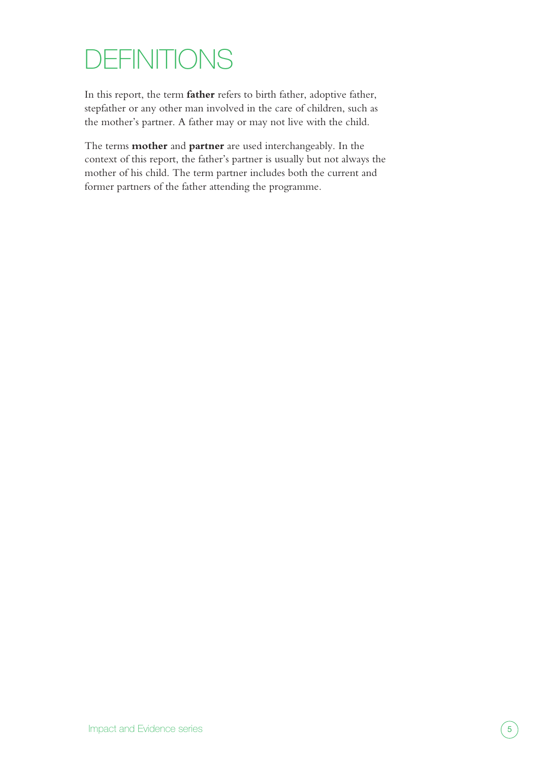# DEFINITIONS

In this report, the term **father** refers to birth father, adoptive father, stepfather or any other man involved in the care of children, such as the mother's partner. A father may or may not live with the child.

The terms **mother** and **partner** are used interchangeably. In the context of this report, the father's partner is usually but not always the mother of his child. The term partner includes both the current and former partners of the father attending the programme.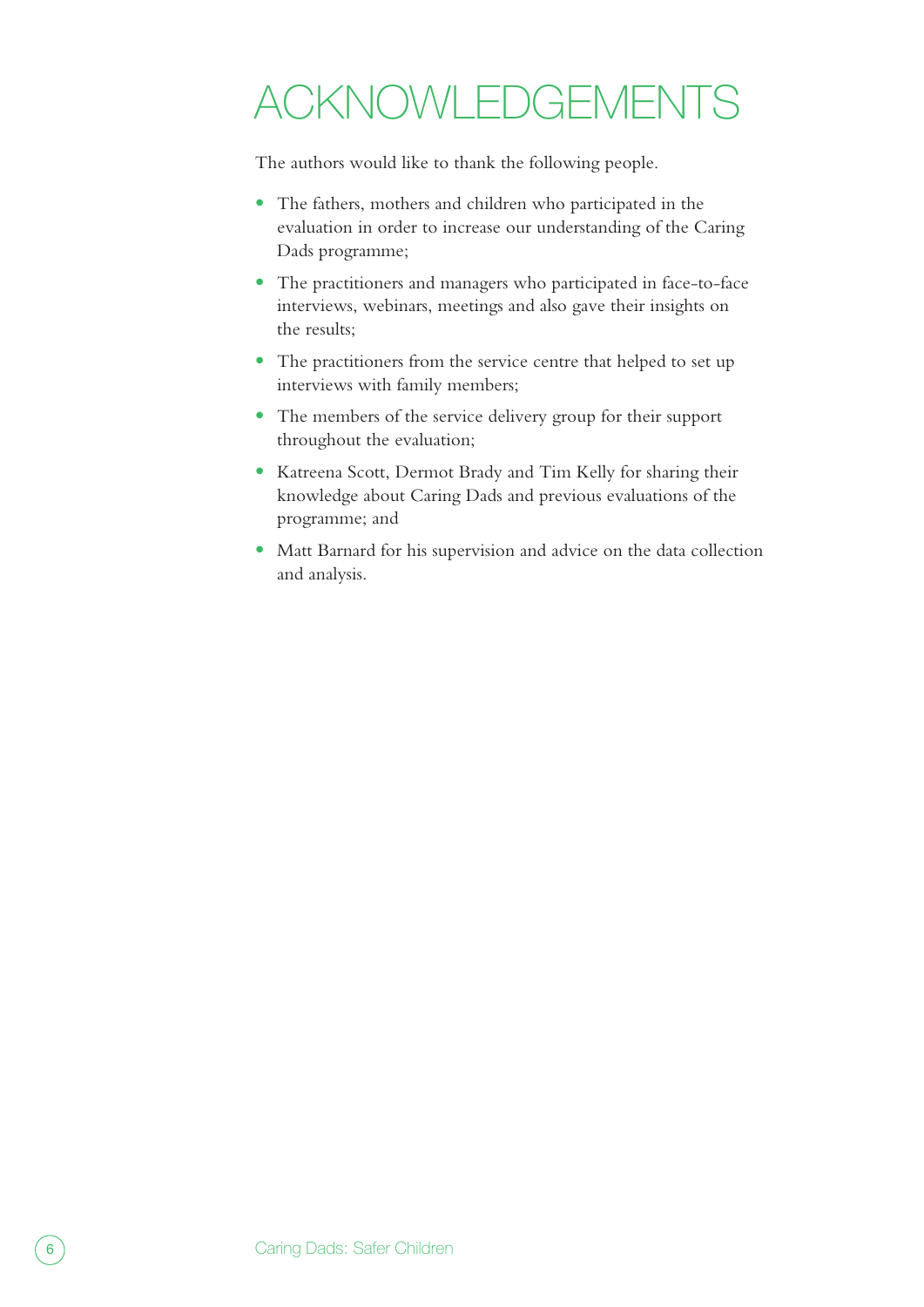# ACKNOWLEDGEMENTS

The authors would like to thank the following people.

- The fathers, mothers and children who participated in the evaluation in order to increase our understanding of the Caring Dads programme;
- The practitioners and managers who participated in face-to-face interviews, webinars, meetings and also gave their insights on the results;
- The practitioners from the service centre that helped to set up interviews with family members;
- The members of the service delivery group for their support throughout the evaluation;
- Katreena Scott, Dermot Brady and Tim Kelly for sharing their knowledge about Caring Dads and previous evaluations of the programme; and
- Matt Barnard for his supervision and advice on the data collection and analysis.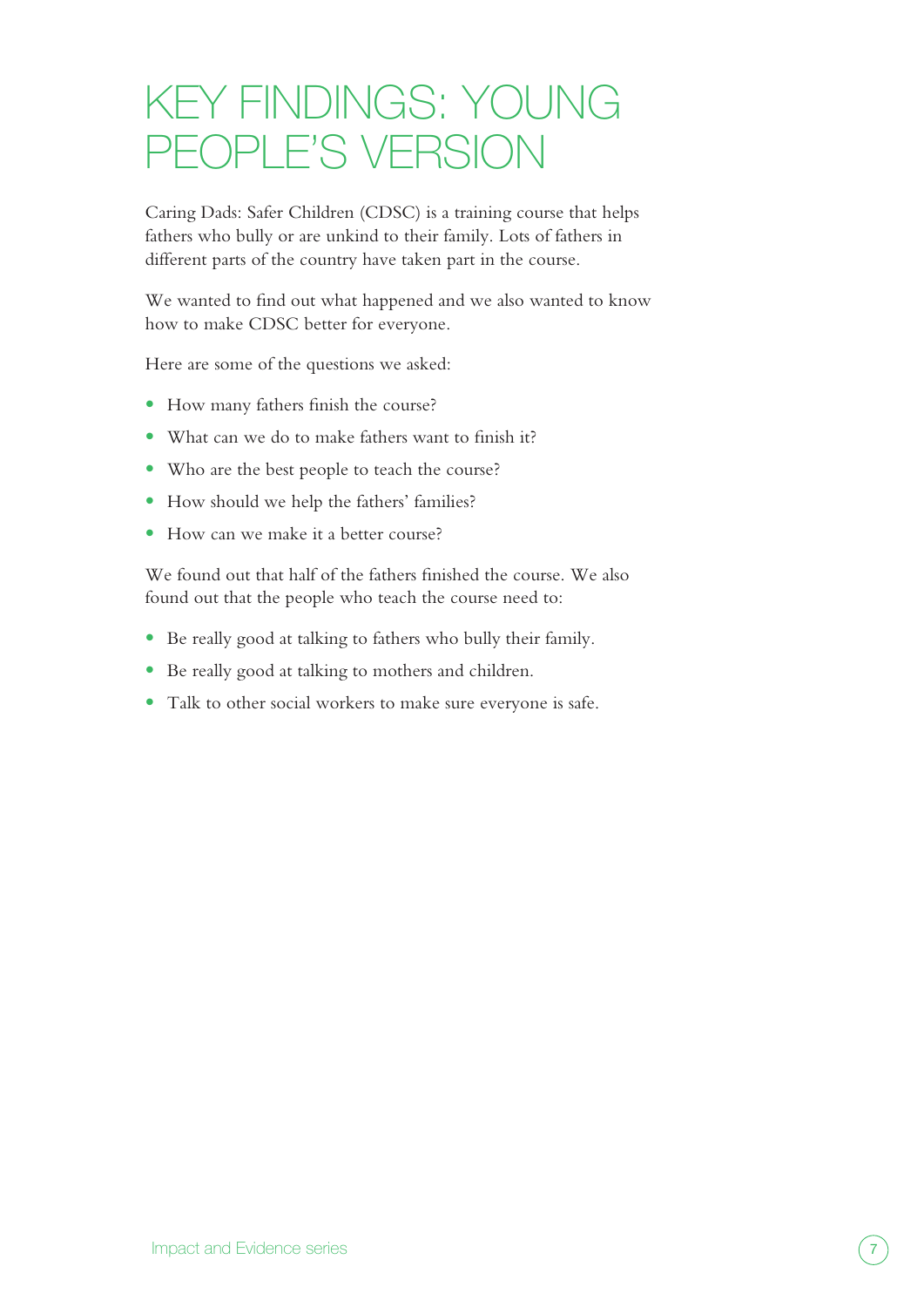# KEY FINDINGS: YOUNG PEOPLE'S VERSION

Caring Dads: Safer Children (CDSC) is a training course that helps fathers who bully or are unkind to their family. Lots of fathers in different parts of the country have taken part in the course.

We wanted to find out what happened and we also wanted to know how to make CDSC better for everyone.

Here are some of the questions we asked:

- How many fathers finish the course?
- What can we do to make fathers want to finish it?
- Who are the best people to teach the course?
- How should we help the fathers' families?
- How can we make it a better course?

We found out that half of the fathers finished the course. We also found out that the people who teach the course need to:

- Be really good at talking to fathers who bully their family.
- Be really good at talking to mothers and children.
- Talk to other social workers to make sure everyone is safe.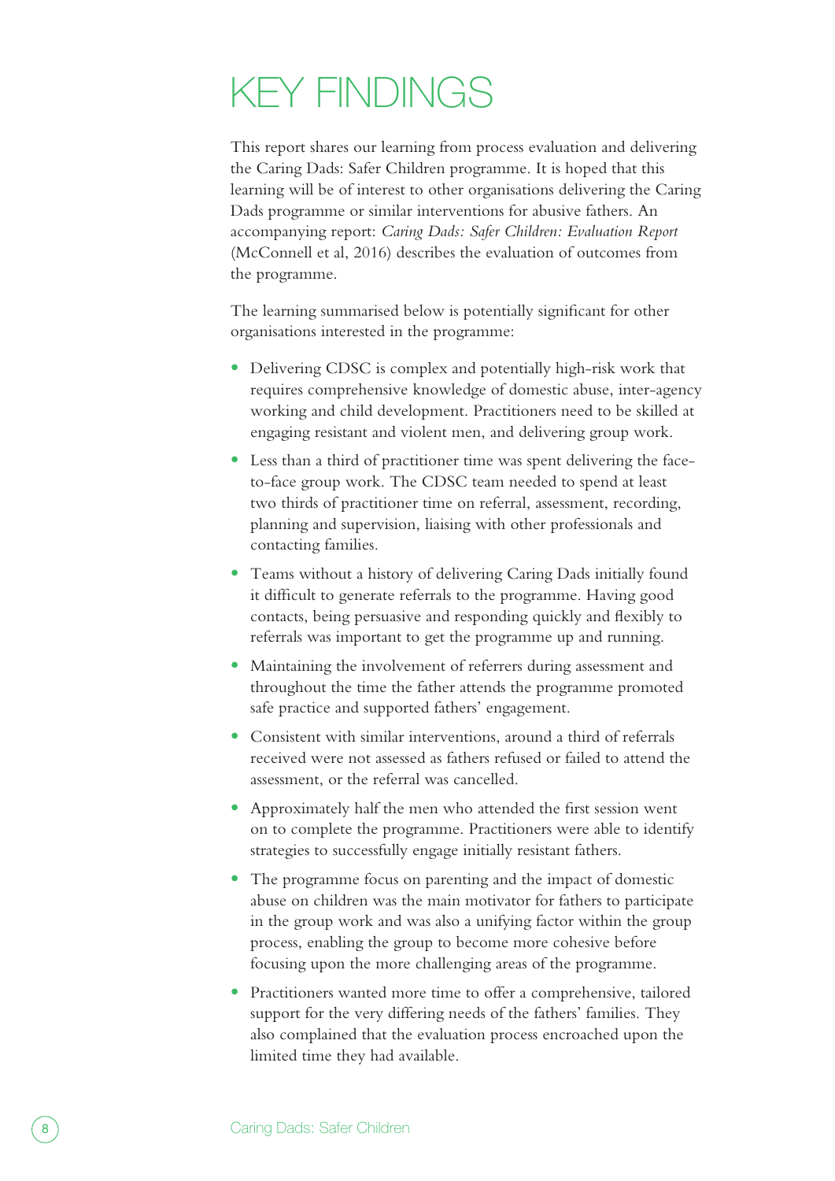# KEY FINDINGS

This report shares our learning from process evaluation and delivering the Caring Dads: Safer Children programme. It is hoped that this learning will be of interest to other organisations delivering the Caring Dads programme or similar interventions for abusive fathers. An accompanying report: *Caring Dads: Safer Children: Evaluation Report* (McConnell et al, 2016) describes the evaluation of outcomes from the programme.

The learning summarised below is potentially significant for other organisations interested in the programme:

- Delivering CDSC is complex and potentially high-risk work that requires comprehensive knowledge of domestic abuse, inter-agency working and child development. Practitioners need to be skilled at engaging resistant and violent men, and delivering group work.
- Less than a third of practitioner time was spent delivering the face-to-face group work. The CDSC team needed to spend at least two thirds of practitioner time on referral, assessment, recording, planning and supervision, liaising with other professionals and contacting families.
- Teams without a history of delivering Caring Dads initially found it difficult to generate referrals to the programme. Having good contacts, being persuasive and responding quickly and flexibly to referrals was important to get the programme up and running.
- Maintaining the involvement of referrers during assessment and throughout the time the father attends the programme promoted safe practice and supported fathers' engagement.
- Consistent with similar interventions, around a third of referrals received were not assessed as fathers refused or failed to attend the assessment, or the referral was cancelled.
- Approximately half the men who attended the first session went on to complete the programme. Practitioners were able to identify strategies to successfully engage initially resistant fathers.
- The programme focus on parenting and the impact of domestic abuse on children was the main motivator for fathers to participate in the group work and was also a unifying factor within the group process, enabling the group to become more cohesive before focusing upon the more challenging areas of the programme.
- Practitioners wanted more time to offer a comprehensive, tailored support for the very differing needs of the fathers' families. They also complained that the evaluation process encroached upon the limited time they had available.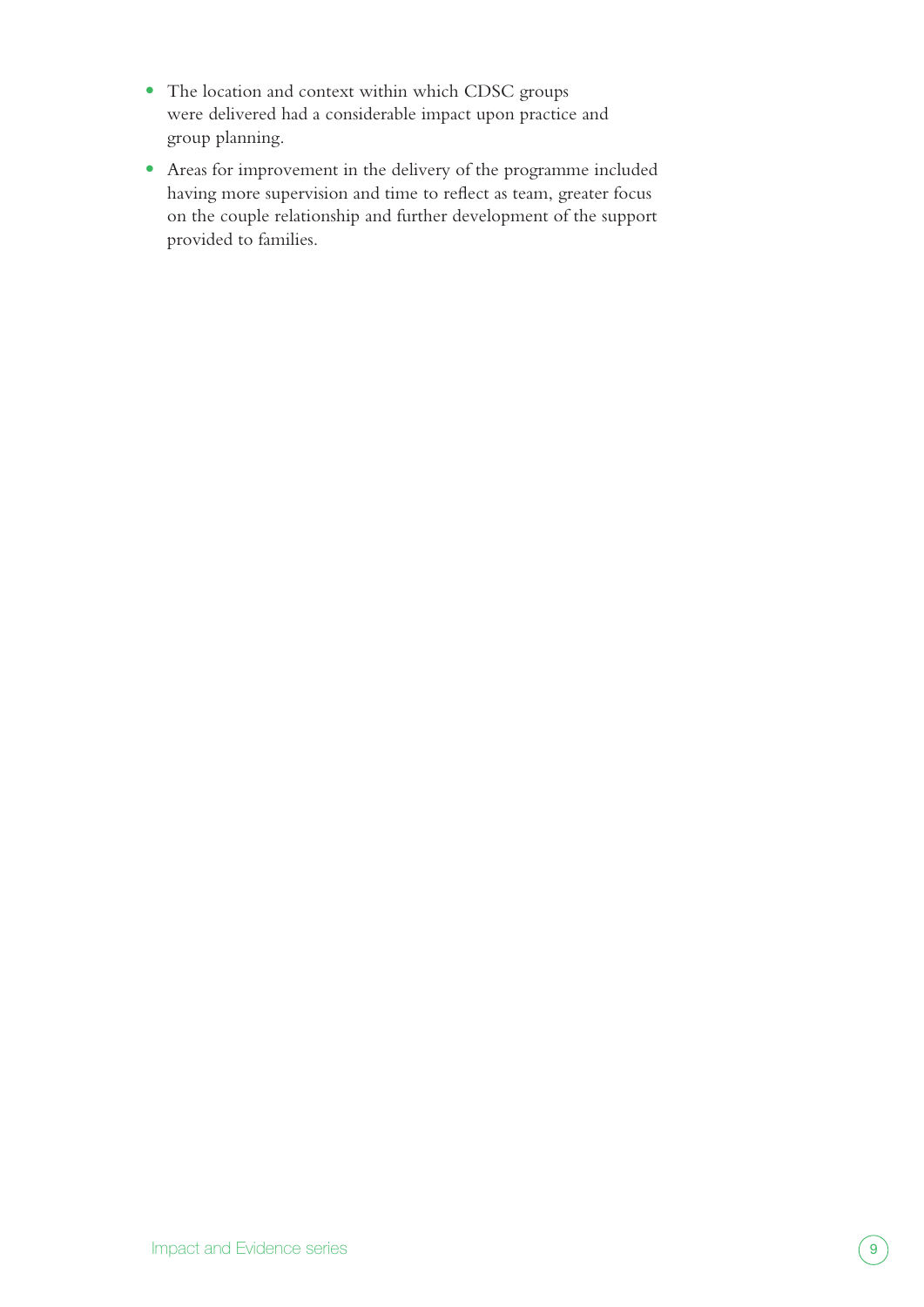- The location and context within which CDSC groups were delivered had a considerable impact upon practice and group planning.
- Areas for improvement in the delivery of the programme included having more supervision and time to reflect as team, greater focus on the couple relationship and further development of the support provided to families.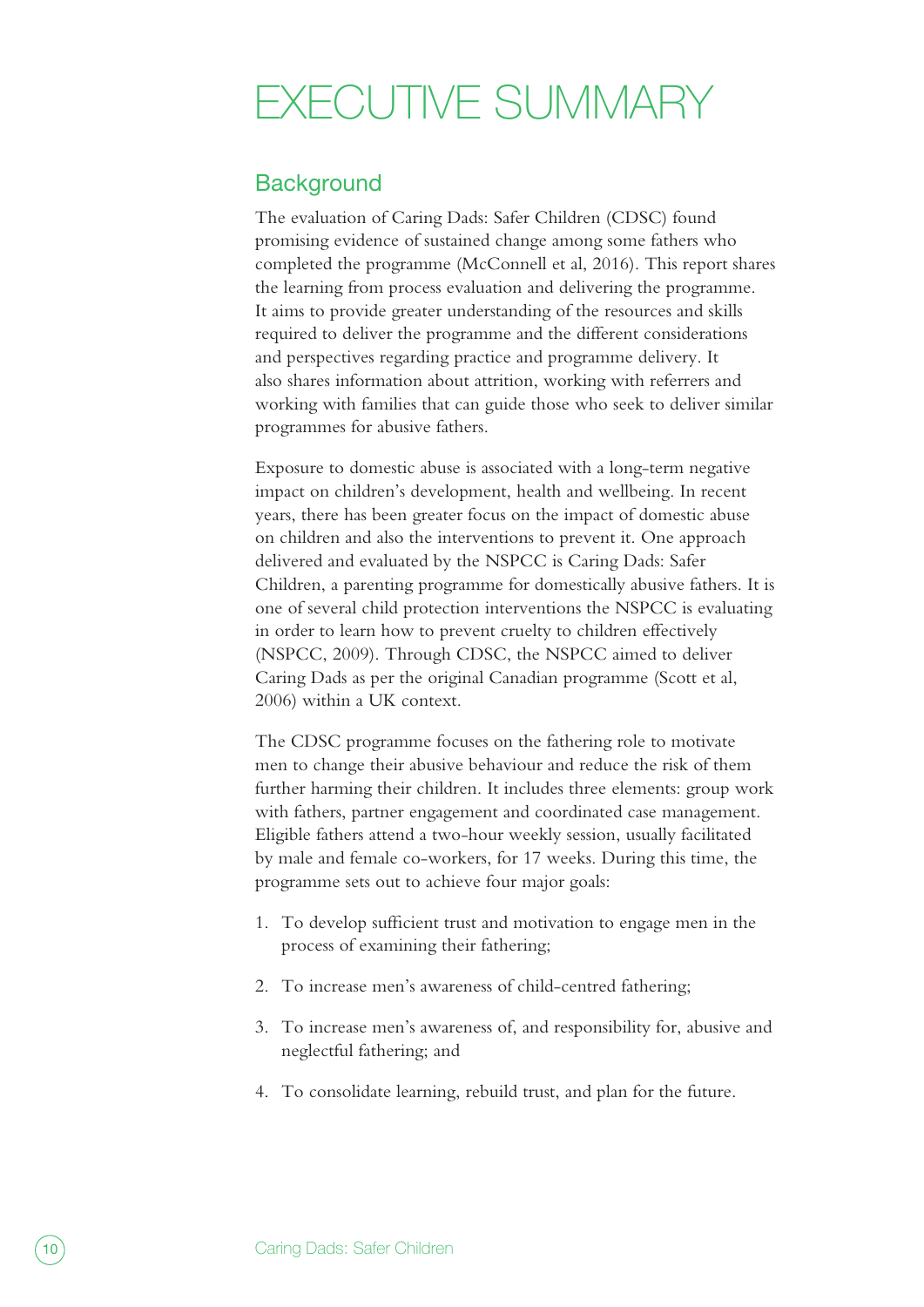# EXECUTIVE SUMMARY

## Background

The evaluation of Caring Dads: Safer Children (CDSC) found promising evidence of sustained change among some fathers who completed the programme (McConnell et al, 2016). This report shares the learning from process evaluation and delivering the programme. It aims to provide greater understanding of the resources and skills required to deliver the programme and the different considerations and perspectives regarding practice and programme delivery. It also shares information about attrition, working with referrers and working with families that can guide those who seek to deliver similar programmes for abusive fathers.

Exposure to domestic abuse is associated with a long-term negative impact on children's development, health and wellbeing. In recent years, there has been greater focus on the impact of domestic abuse on children and also the interventions to prevent it. One approach delivered and evaluated by the NSPCC is Caring Dads: Safer Children, a parenting programme for domestically abusive fathers. It is one of several child protection interventions the NSPCC is evaluating in order to learn how to prevent cruelty to children effectively (NSPCC, 2009). Through CDSC, the NSPCC aimed to deliver Caring Dads as per the original Canadian programme (Scott et al, 2006) within a UK context.

The CDSC programme focuses on the fathering role to motivate men to change their abusive behaviour and reduce the risk of them further harming their children. It includes three elements: group work with fathers, partner engagement and coordinated case management. Eligible fathers attend a two-hour weekly session, usually facilitated by male and female co-workers, for 17 weeks. During this time, the programme sets out to achieve four major goals:

1. To develop sufficient trust and motivation to engage men in the process of examining their fathering;
2. To increase men's awareness of child-centred fathering;
3. To increase men's awareness of, and responsibility for, abusive and neglectful fathering; and
4. To consolidate learning, rebuild trust, and plan for the future.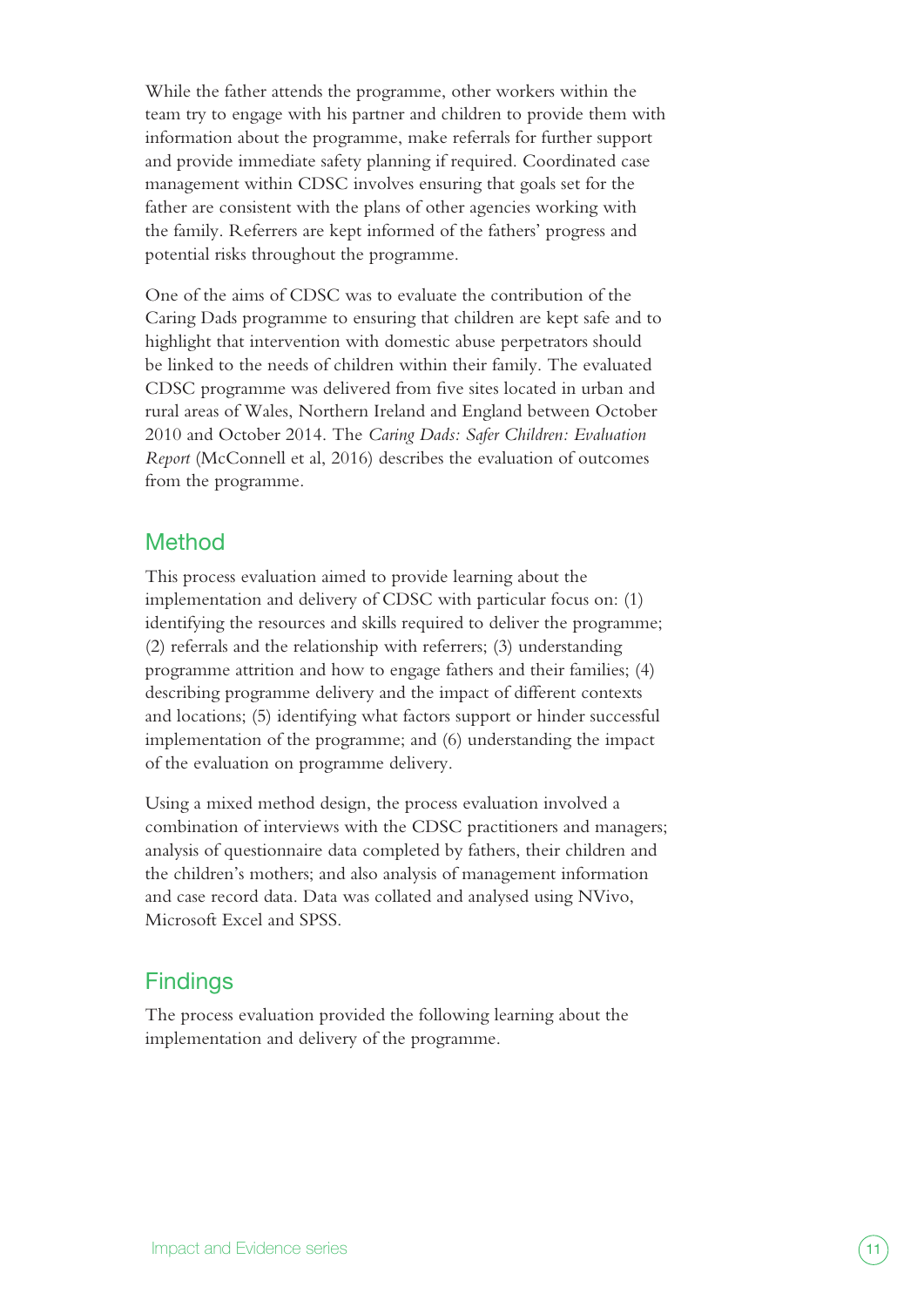While the father attends the programme, other workers within the team try to engage with his partner and children to provide them with information about the programme, make referrals for further support and provide immediate safety planning if required. Coordinated case management within CDSC involves ensuring that goals set for the father are consistent with the plans of other agencies working with the family. Referrers are kept informed of the fathers' progress and potential risks throughout the programme.

One of the aims of CDSC was to evaluate the contribution of the Caring Dads programme to ensuring that children are kept safe and to highlight that intervention with domestic abuse perpetrators should be linked to the needs of children within their family. The evaluated CDSC programme was delivered from five sites located in urban and rural areas of Wales, Northern Ireland and England between October 2010 and October 2014. The *Caring Dads: Safer Children: Evaluation Report* (McConnell et al, 2016) describes the evaluation of outcomes from the programme.

## Method

This process evaluation aimed to provide learning about the implementation and delivery of CDSC with particular focus on: (1) identifying the resources and skills required to deliver the programme; (2) referrals and the relationship with referrers; (3) understanding programme attrition and how to engage fathers and their families; (4) describing programme delivery and the impact of different contexts and locations; (5) identifying what factors support or hinder successful implementation of the programme; and (6) understanding the impact of the evaluation on programme delivery.

Using a mixed method design, the process evaluation involved a combination of interviews with the CDSC practitioners and managers; analysis of questionnaire data completed by fathers, their children and the children's mothers; and also analysis of management information and case record data. Data was collated and analysed using NVivo, Microsoft Excel and SPSS.

## Findings

The process evaluation provided the following learning about the implementation and delivery of the programme.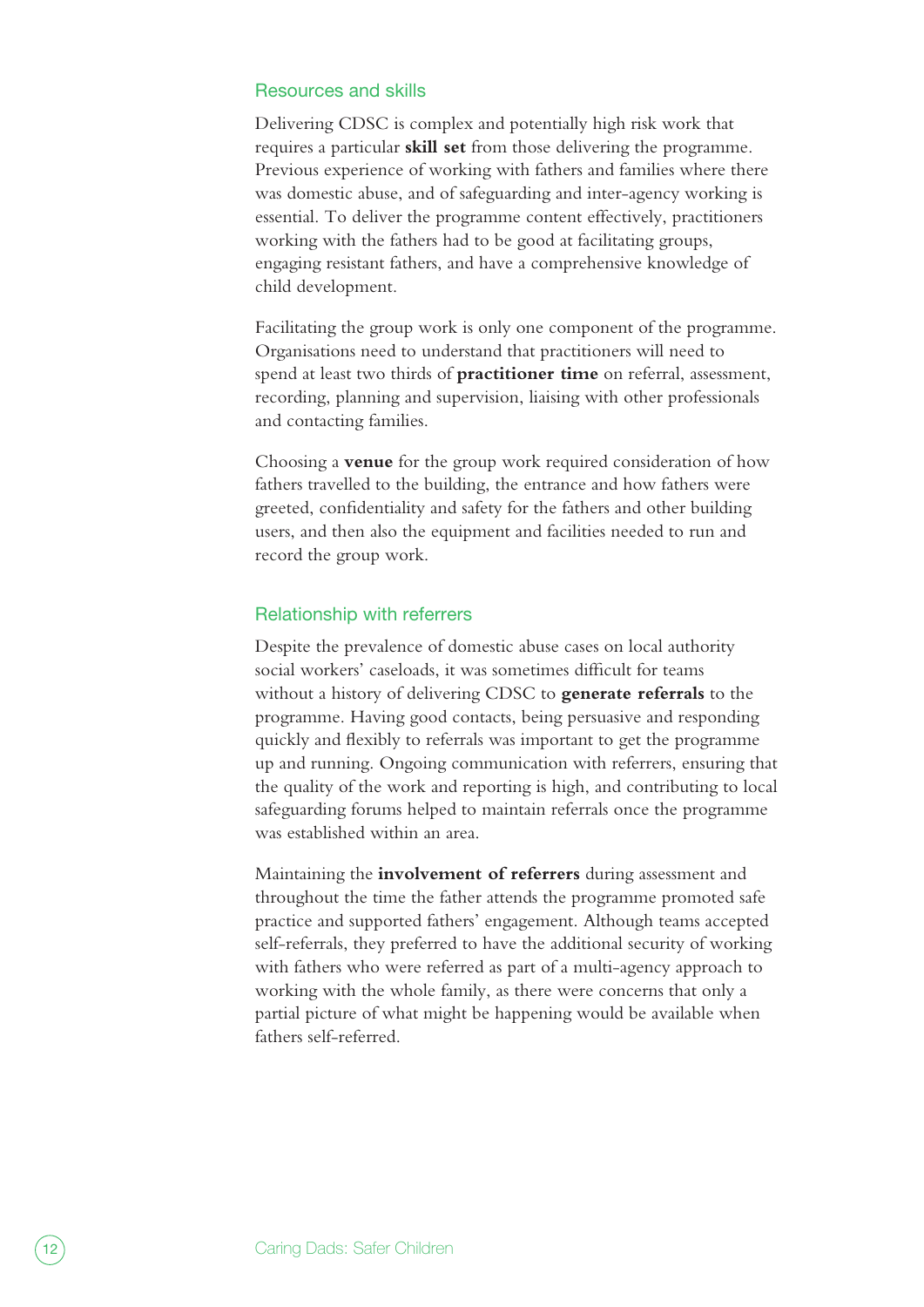### Resources and skills

Delivering CDSC is complex and potentially high risk work that requires a particular **skill set** from those delivering the programme. Previous experience of working with fathers and families where there was domestic abuse, and of safeguarding and inter-agency working is essential. To deliver the programme content effectively, practitioners working with the fathers had to be good at facilitating groups, engaging resistant fathers, and have a comprehensive knowledge of child development.

Facilitating the group work is only one component of the programme. Organisations need to understand that practitioners will need to spend at least two thirds of **practitioner time** on referral, assessment, recording, planning and supervision, liaising with other professionals and contacting families.

Choosing a **venue** for the group work required consideration of how fathers travelled to the building, the entrance and how fathers were greeted, confidentiality and safety for the fathers and other building users, and then also the equipment and facilities needed to run and record the group work.

### Relationship with referrers

Despite the prevalence of domestic abuse cases on local authority social workers' caseloads, it was sometimes difficult for teams without a history of delivering CDSC to **generate referrals** to the programme. Having good contacts, being persuasive and responding quickly and flexibly to referrals was important to get the programme up and running. Ongoing communication with referrers, ensuring that the quality of the work and reporting is high, and contributing to local safeguarding forums helped to maintain referrals once the programme was established within an area.

Maintaining the **involvement of referrers** during assessment and throughout the time the father attends the programme promoted safe practice and supported fathers' engagement. Although teams accepted self-referrals, they preferred to have the additional security of working with fathers who were referred as part of a multi-agency approach to working with the whole family, as there were concerns that only a partial picture of what might be happening would be available when fathers self-referred.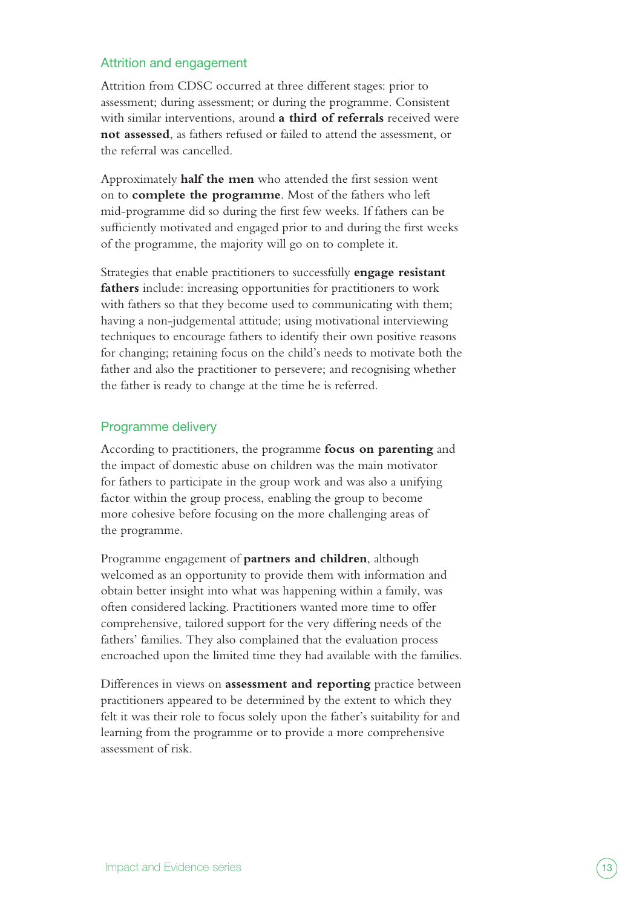### Attrition and engagement

Attrition from CDSC occurred at three different stages: prior to assessment; during assessment; or during the programme. Consistent with similar interventions, around **a third of referrals** received were **not assessed**, as fathers refused or failed to attend the assessment, or the referral was cancelled.

Approximately **half the men** who attended the first session went on to **complete the programme**. Most of the fathers who left mid-programme did so during the first few weeks. If fathers can be sufficiently motivated and engaged prior to and during the first weeks of the programme, the majority will go on to complete it.

Strategies that enable practitioners to successfully **engage resistant fathers** include: increasing opportunities for practitioners to work with fathers so that they become used to communicating with them; having a non-judgemental attitude; using motivational interviewing techniques to encourage fathers to identify their own positive reasons for changing; retaining focus on the child's needs to motivate both the father and also the practitioner to persevere; and recognising whether the father is ready to change at the time he is referred.

### Programme delivery

According to practitioners, the programme **focus on parenting** and the impact of domestic abuse on children was the main motivator for fathers to participate in the group work and was also a unifying factor within the group process, enabling the group to become more cohesive before focusing on the more challenging areas of the programme.

Programme engagement of **partners and children**, although welcomed as an opportunity to provide them with information and obtain better insight into what was happening within a family, was often considered lacking. Practitioners wanted more time to offer comprehensive, tailored support for the very differing needs of the fathers' families. They also complained that the evaluation process encroached upon the limited time they had available with the families.

Differences in views on **assessment and reporting** practice between practitioners appeared to be determined by the extent to which they felt it was their role to focus solely upon the father's suitability for and learning from the programme or to provide a more comprehensive assessment of risk.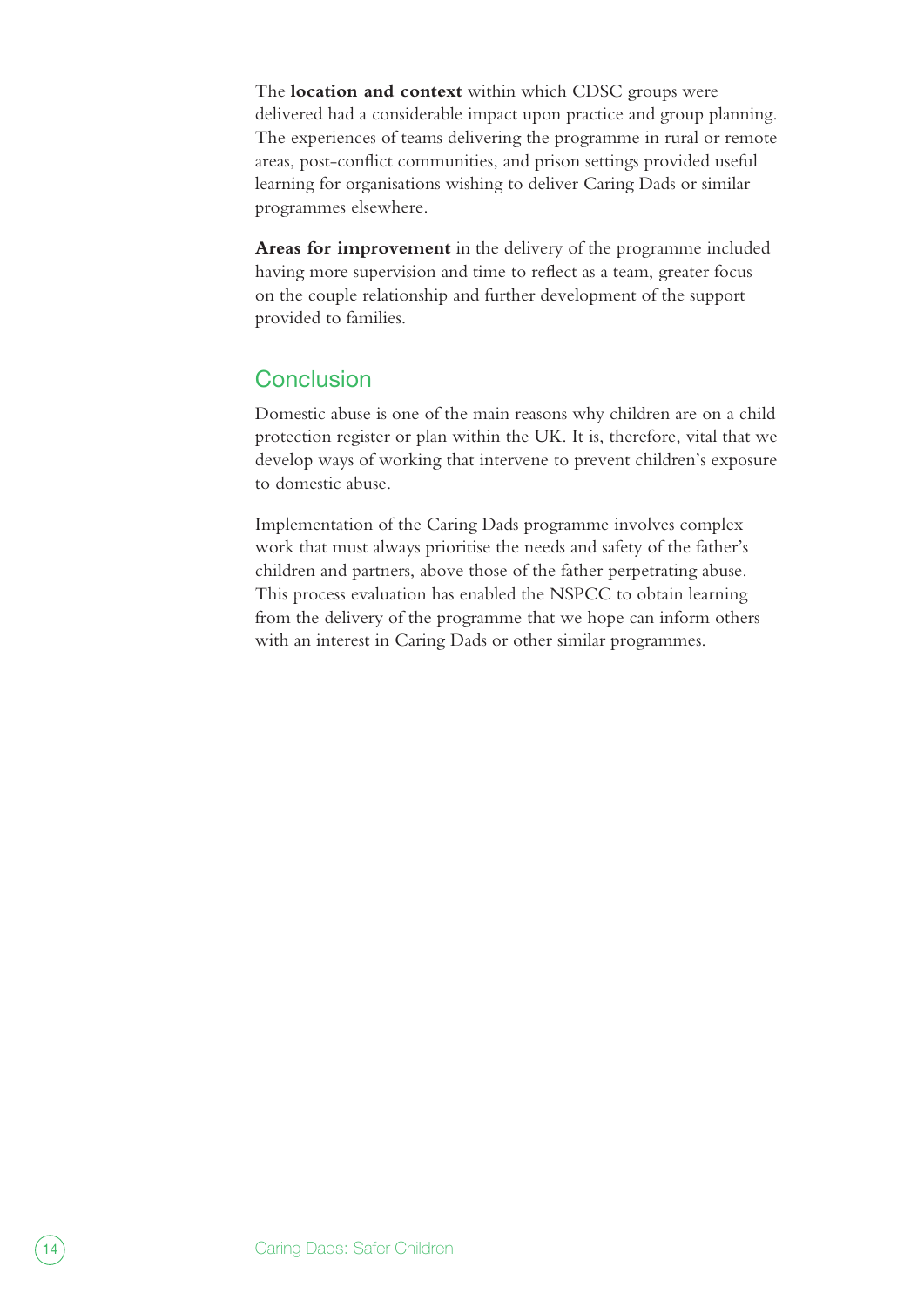The **location and context** within which CDSC groups were delivered had a considerable impact upon practice and group planning. The experiences of teams delivering the programme in rural or remote areas, post-conflict communities, and prison settings provided useful learning for organisations wishing to deliver Caring Dads or similar programmes elsewhere.

**Areas for improvement** in the delivery of the programme included having more supervision and time to reflect as a team, greater focus on the couple relationship and further development of the support provided to families.

## Conclusion

Domestic abuse is one of the main reasons why children are on a child protection register or plan within the UK. It is, therefore, vital that we develop ways of working that intervene to prevent children's exposure to domestic abuse.

Implementation of the Caring Dads programme involves complex work that must always prioritise the needs and safety of the father's children and partners, above those of the father perpetrating abuse. This process evaluation has enabled the NSPCC to obtain learning from the delivery of the programme that we hope can inform others with an interest in Caring Dads or other similar programmes.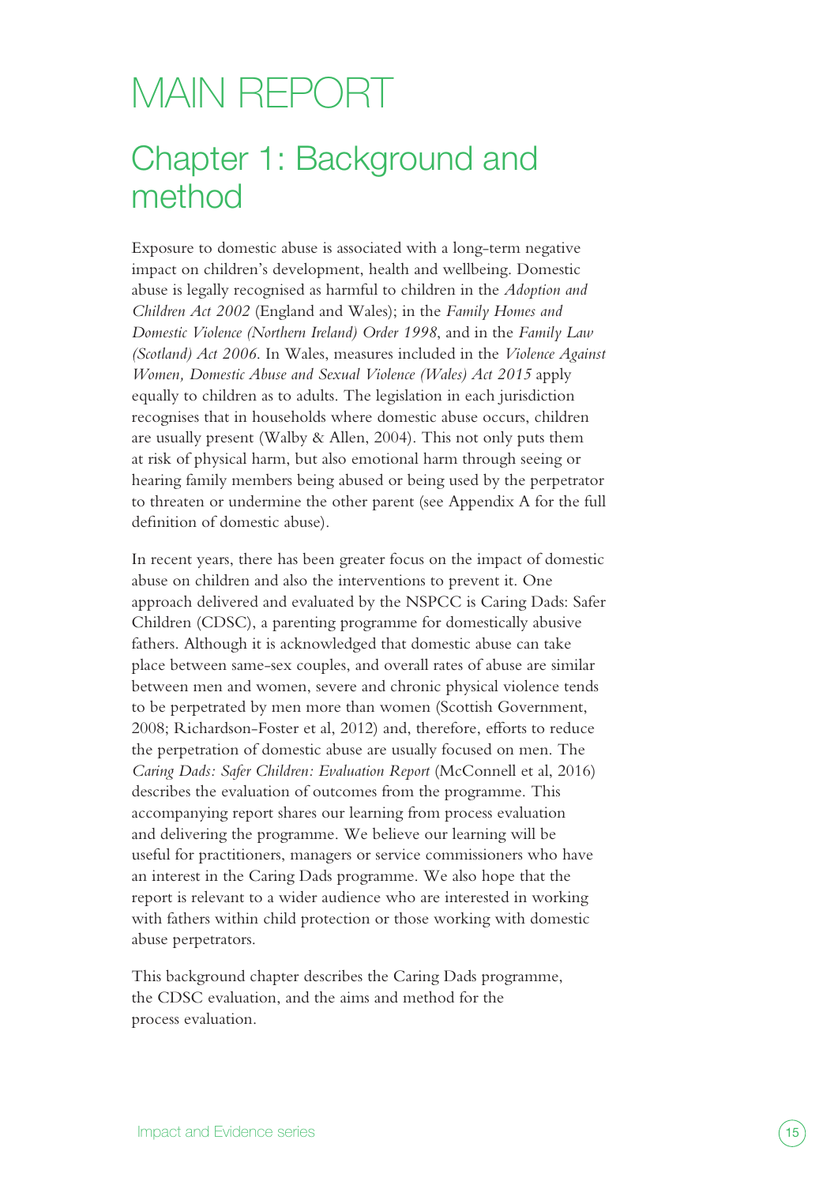# MAIN REPORT

## Chapter 1: Background and method

Exposure to domestic abuse is associated with a long-term negative impact on children's development, health and wellbeing. Domestic abuse is legally recognised as harmful to children in the *Adoption and Children Act 2002* (England and Wales); in the *Family Homes and Domestic Violence (Northern Ireland) Order 1998*, and in the *Family Law (Scotland) Act 2006*. In Wales, measures included in the *Violence Against Women, Domestic Abuse and Sexual Violence (Wales) Act 2015* apply equally to children as to adults. The legislation in each jurisdiction recognises that in households where domestic abuse occurs, children are usually present (Walby & Allen, 2004). This not only puts them at risk of physical harm, but also emotional harm through seeing or hearing family members being abused or being used by the perpetrator to threaten or undermine the other parent (see Appendix A for the full definition of domestic abuse).

In recent years, there has been greater focus on the impact of domestic abuse on children and also the interventions to prevent it. One approach delivered and evaluated by the NSPCC is Caring Dads: Safer Children (CDSC), a parenting programme for domestically abusive fathers. Although it is acknowledged that domestic abuse can take place between same-sex couples, and overall rates of abuse are similar between men and women, severe and chronic physical violence tends to be perpetrated by men more than women (Scottish Government, 2008; Richardson-Foster et al, 2012) and, therefore, efforts to reduce the perpetration of domestic abuse are usually focused on men. The *Caring Dads: Safer Children: Evaluation Report* (McConnell et al, 2016) describes the evaluation of outcomes from the programme. This accompanying report shares our learning from process evaluation and delivering the programme. We believe our learning will be useful for practitioners, managers or service commissioners who have an interest in the Caring Dads programme. We also hope that the report is relevant to a wider audience who are interested in working with fathers within child protection or those working with domestic abuse perpetrators.

This background chapter describes the Caring Dads programme, the CDSC evaluation, and the aims and method for the process evaluation.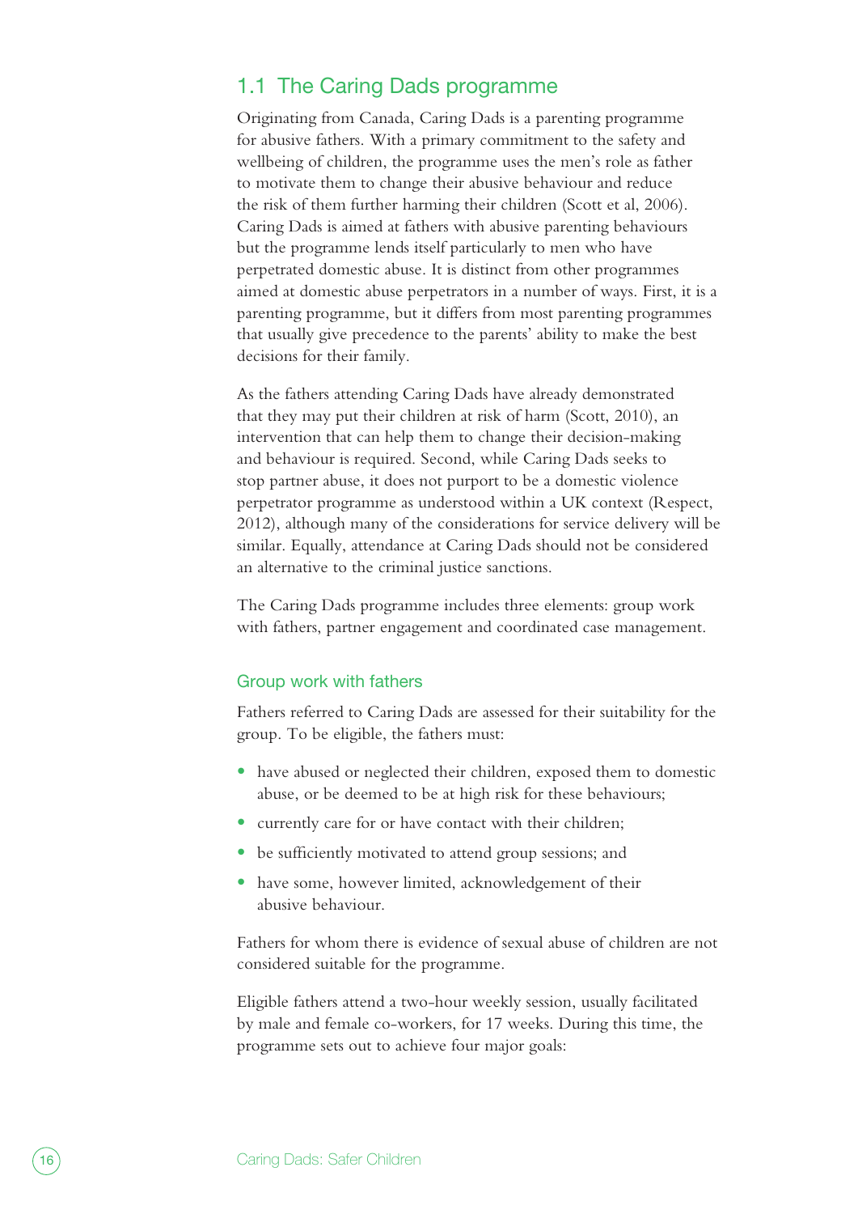## 1.1 The Caring Dads programme

Originating from Canada, Caring Dads is a parenting programme for abusive fathers. With a primary commitment to the safety and wellbeing of children, the programme uses the men's role as father to motivate them to change their abusive behaviour and reduce the risk of them further harming their children (Scott et al, 2006). Caring Dads is aimed at fathers with abusive parenting behaviours but the programme lends itself particularly to men who have perpetrated domestic abuse. It is distinct from other programmes aimed at domestic abuse perpetrators in a number of ways. First, it is a parenting programme, but it differs from most parenting programmes that usually give precedence to the parents' ability to make the best decisions for their family.

As the fathers attending Caring Dads have already demonstrated that they may put their children at risk of harm (Scott, 2010), an intervention that can help them to change their decision-making and behaviour is required. Second, while Caring Dads seeks to stop partner abuse, it does not purport to be a domestic violence perpetrator programme as understood within a UK context (Respect, 2012), although many of the considerations for service delivery will be similar. Equally, attendance at Caring Dads should not be considered an alternative to the criminal justice sanctions.

The Caring Dads programme includes three elements: group work with fathers, partner engagement and coordinated case management.

### Group work with fathers

Fathers referred to Caring Dads are assessed for their suitability for the group. To be eligible, the fathers must:

- have abused or neglected their children, exposed them to domestic abuse, or be deemed to be at high risk for these behaviours;
- currently care for or have contact with their children;
- be sufficiently motivated to attend group sessions; and
- have some, however limited, acknowledgement of their abusive behaviour.

Fathers for whom there is evidence of sexual abuse of children are not considered suitable for the programme.

Eligible fathers attend a two-hour weekly session, usually facilitated by male and female co-workers, for 17 weeks. During this time, the programme sets out to achieve four major goals: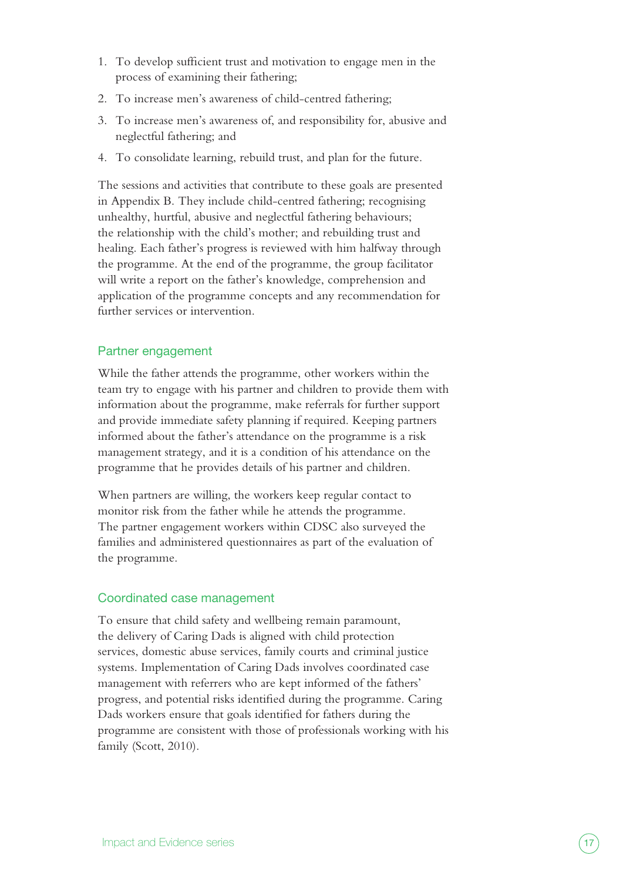1. To develop sufficient trust and motivation to engage men in the process of examining their fathering;
2. To increase men's awareness of child-centred fathering;
3. To increase men's awareness of, and responsibility for, abusive and neglectful fathering; and
4. To consolidate learning, rebuild trust, and plan for the future.

The sessions and activities that contribute to these goals are presented in Appendix B. They include child-centred fathering; recognising unhealthy, hurtful, abusive and neglectful fathering behaviours; the relationship with the child's mother; and rebuilding trust and healing. Each father's progress is reviewed with him halfway through the programme. At the end of the programme, the group facilitator will write a report on the father's knowledge, comprehension and application of the programme concepts and any recommendation for further services or intervention.

### Partner engagement

While the father attends the programme, other workers within the team try to engage with his partner and children to provide them with information about the programme, make referrals for further support and provide immediate safety planning if required. Keeping partners informed about the father's attendance on the programme is a risk management strategy, and it is a condition of his attendance on the programme that he provides details of his partner and children.

When partners are willing, the workers keep regular contact to monitor risk from the father while he attends the programme. The partner engagement workers within CDSC also surveyed the families and administered questionnaires as part of the evaluation of the programme.

### Coordinated case management

To ensure that child safety and wellbeing remain paramount, the delivery of Caring Dads is aligned with child protection services, domestic abuse services, family courts and criminal justice systems. Implementation of Caring Dads involves coordinated case management with referrers who are kept informed of the fathers' progress, and potential risks identified during the programme. Caring Dads workers ensure that goals identified for fathers during the programme are consistent with those of professionals working with his family (Scott, 2010).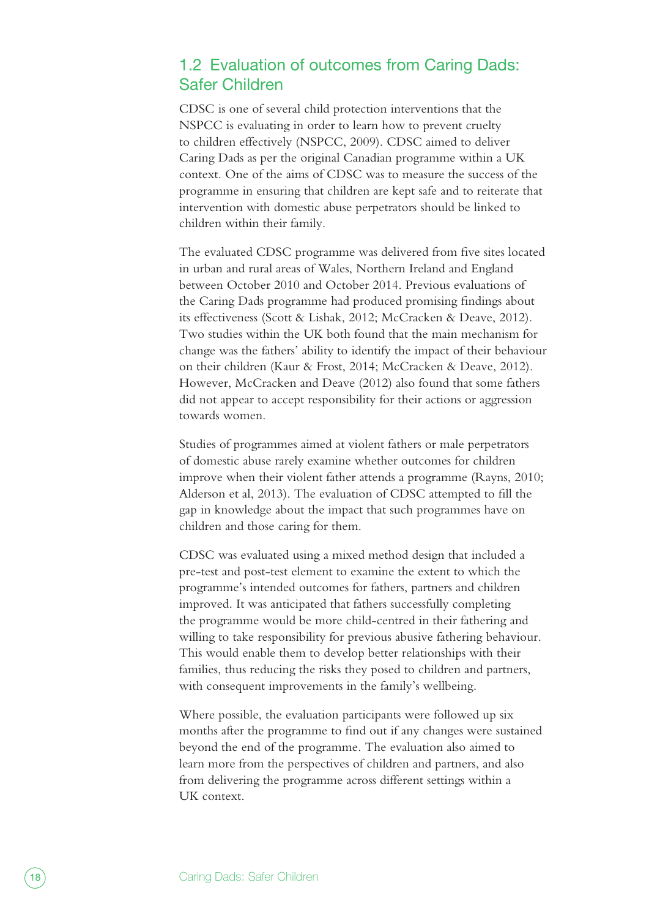## 1.2 Evaluation of outcomes from Caring Dads: Safer Children

CDSC is one of several child protection interventions that the NSPCC is evaluating in order to learn how to prevent cruelty to children effectively (NSPCC, 2009). CDSC aimed to deliver Caring Dads as per the original Canadian programme within a UK context. One of the aims of CDSC was to measure the success of the programme in ensuring that children are kept safe and to reiterate that intervention with domestic abuse perpetrators should be linked to children within their family.

The evaluated CDSC programme was delivered from five sites located in urban and rural areas of Wales, Northern Ireland and England between October 2010 and October 2014. Previous evaluations of the Caring Dads programme had produced promising findings about its effectiveness (Scott & Lishak, 2012; McCracken & Deave, 2012). Two studies within the UK both found that the main mechanism for change was the fathers' ability to identify the impact of their behaviour on their children (Kaur & Frost, 2014; McCracken & Deave, 2012). However, McCracken and Deave (2012) also found that some fathers did not appear to accept responsibility for their actions or aggression towards women.

Studies of programmes aimed at violent fathers or male perpetrators of domestic abuse rarely examine whether outcomes for children improve when their violent father attends a programme (Rayns, 2010; Alderson et al, 2013). The evaluation of CDSC attempted to fill the gap in knowledge about the impact that such programmes have on children and those caring for them.

CDSC was evaluated using a mixed method design that included a pre-test and post-test element to examine the extent to which the programme's intended outcomes for fathers, partners and children improved. It was anticipated that fathers successfully completing the programme would be more child-centred in their fathering and willing to take responsibility for previous abusive fathering behaviour. This would enable them to develop better relationships with their families, thus reducing the risks they posed to children and partners, with consequent improvements in the family's wellbeing.

Where possible, the evaluation participants were followed up six months after the programme to find out if any changes were sustained beyond the end of the programme. The evaluation also aimed to learn more from the perspectives of children and partners, and also from delivering the programme across different settings within a UK context.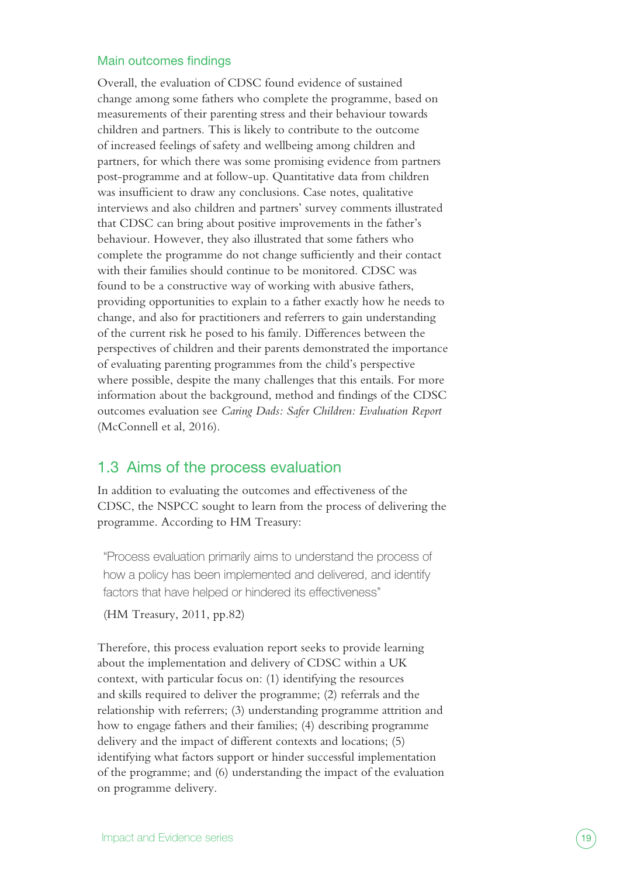### Main outcomes findings

Overall, the evaluation of CDSC found evidence of sustained change among some fathers who complete the programme, based on measurements of their parenting stress and their behaviour towards children and partners. This is likely to contribute to the outcome of increased feelings of safety and wellbeing among children and partners, for which there was some promising evidence from partners post-programme and at follow-up. Quantitative data from children was insufficient to draw any conclusions. Case notes, qualitative interviews and also children and partners' survey comments illustrated that CDSC can bring about positive improvements in the father's behaviour. However, they also illustrated that some fathers who complete the programme do not change sufficiently and their contact with their families should continue to be monitored. CDSC was found to be a constructive way of working with abusive fathers, providing opportunities to explain to a father exactly how he needs to change, and also for practitioners and referrers to gain understanding of the current risk he posed to his family. Differences between the perspectives of children and their parents demonstrated the importance of evaluating parenting programmes from the child's perspective where possible, despite the many challenges that this entails. For more information about the background, method and findings of the CDSC outcomes evaluation see *Caring Dads: Safer Children: Evaluation Report* (McConnell et al, 2016).

## 1.3 Aims of the process evaluation

In addition to evaluating the outcomes and effectiveness of the CDSC, the NSPCC sought to learn from the process of delivering the programme. According to HM Treasury:

> "Process evaluation primarily aims to understand the process of how a policy has been implemented and delivered, and identify factors that have helped or hindered its effectiveness"
>
> (HM Treasury, 2011, pp.82)

Therefore, this process evaluation report seeks to provide learning about the implementation and delivery of CDSC within a UK context, with particular focus on: (1) identifying the resources and skills required to deliver the programme; (2) referrals and the relationship with referrers; (3) understanding programme attrition and how to engage fathers and their families; (4) describing programme delivery and the impact of different contexts and locations; (5) identifying what factors support or hinder successful implementation of the programme; and (6) understanding the impact of the evaluation on programme delivery.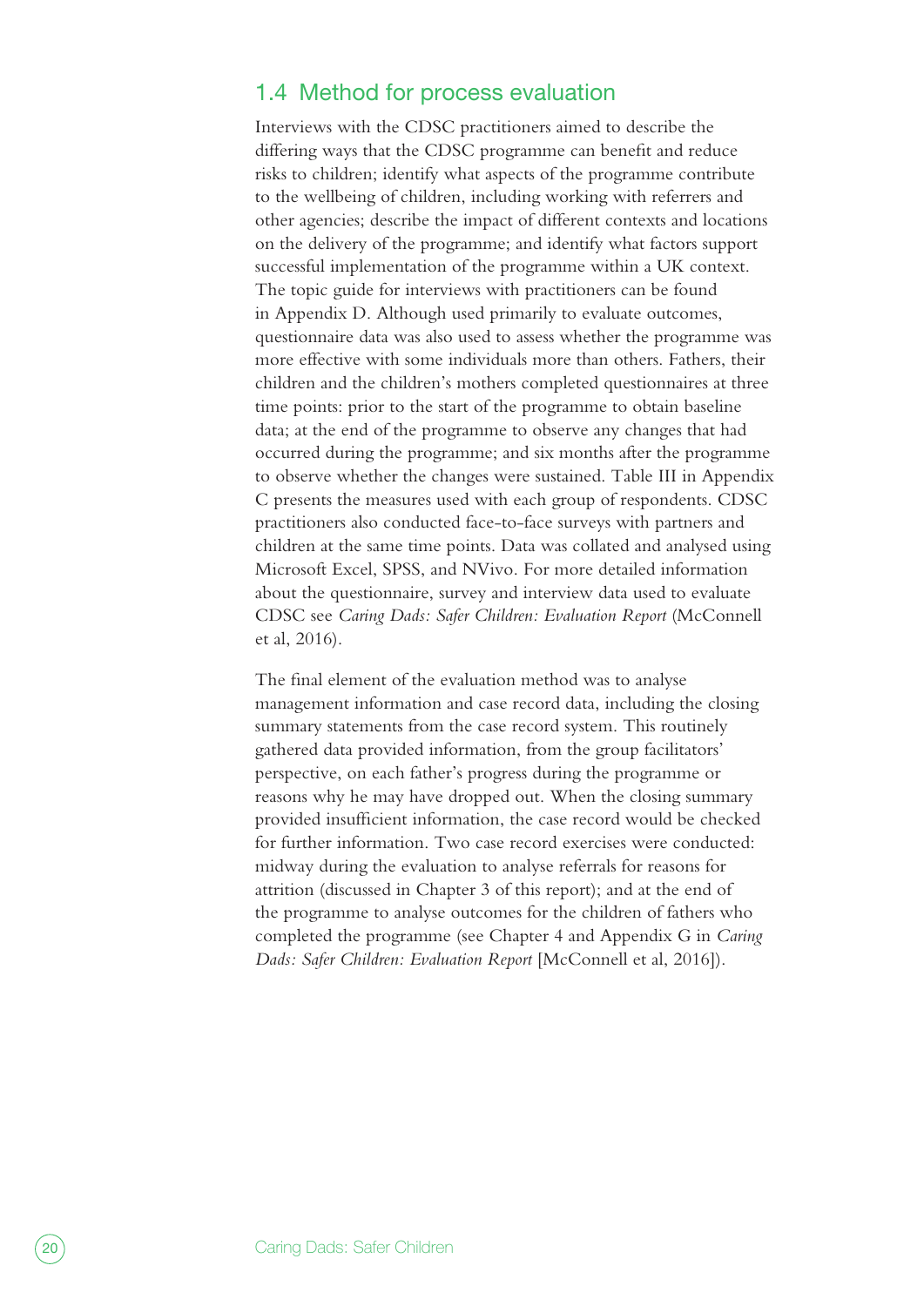## 1.4 Method for process evaluation

Interviews with the CDSC practitioners aimed to describe the differing ways that the CDSC programme can benefit and reduce risks to children; identify what aspects of the programme contribute to the wellbeing of children, including working with referrers and other agencies; describe the impact of different contexts and locations on the delivery of the programme; and identify what factors support successful implementation of the programme within a UK context. The topic guide for interviews with practitioners can be found in Appendix D. Although used primarily to evaluate outcomes, questionnaire data was also used to assess whether the programme was more effective with some individuals more than others. Fathers, their children and the children's mothers completed questionnaires at three time points: prior to the start of the programme to obtain baseline data; at the end of the programme to observe any changes that had occurred during the programme; and six months after the programme to observe whether the changes were sustained. Table III in Appendix C presents the measures used with each group of respondents. CDSC practitioners also conducted face-to-face surveys with partners and children at the same time points. Data was collated and analysed using Microsoft Excel, SPSS, and NVivo. For more detailed information about the questionnaire, survey and interview data used to evaluate CDSC see *Caring Dads: Safer Children: Evaluation Report* (McConnell et al, 2016).

The final element of the evaluation method was to analyse management information and case record data, including the closing summary statements from the case record system. This routinely gathered data provided information, from the group facilitators' perspective, on each father's progress during the programme or reasons why he may have dropped out. When the closing summary provided insufficient information, the case record would be checked for further information. Two case record exercises were conducted: midway during the evaluation to analyse referrals for reasons for attrition (discussed in Chapter 3 of this report); and at the end of the programme to analyse outcomes for the children of fathers who completed the programme (see Chapter 4 and Appendix G in *Caring Dads: Safer Children: Evaluation Report* [McConnell et al, 2016]).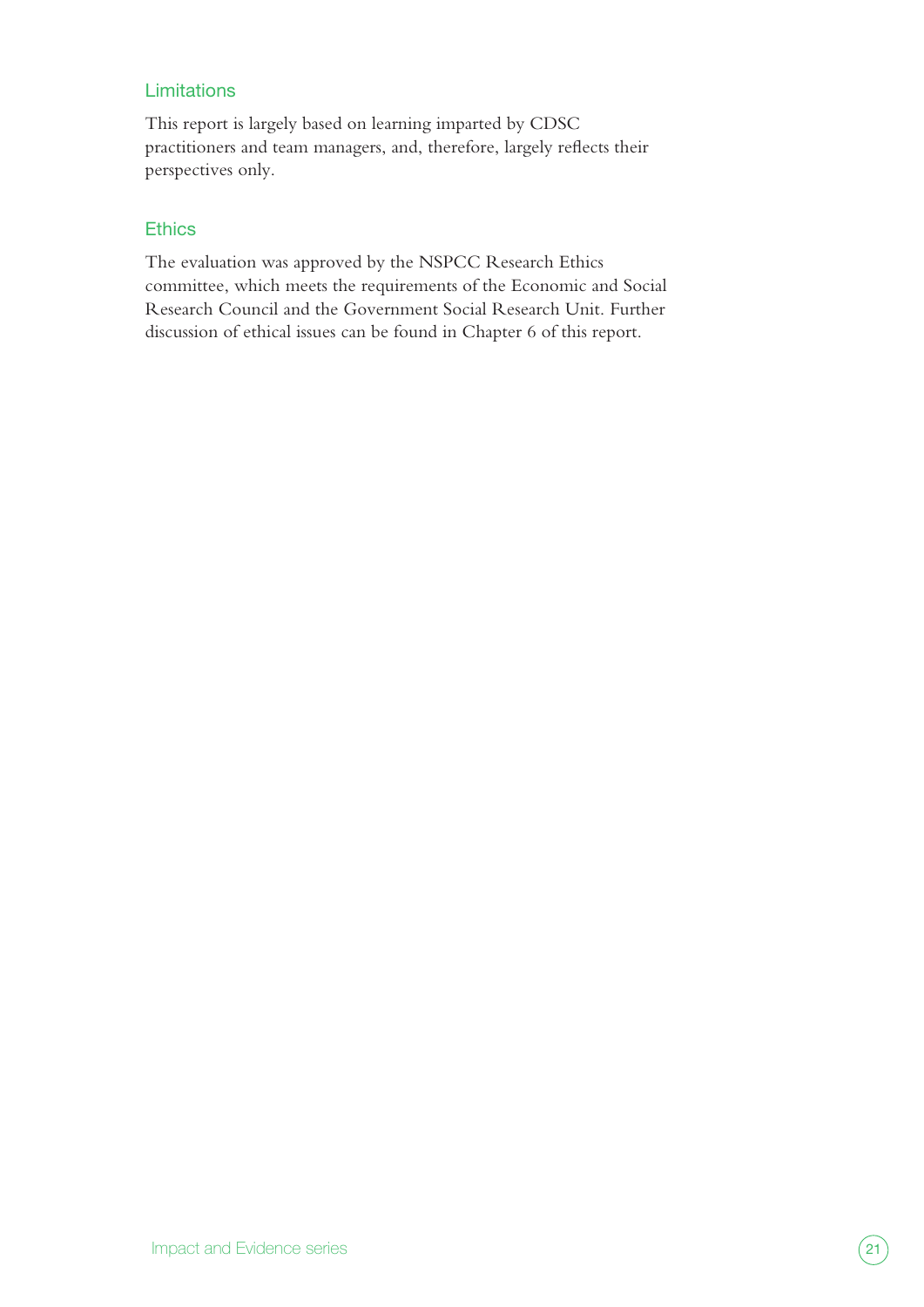### Limitations

This report is largely based on learning imparted by CDSC practitioners and team managers, and, therefore, largely reflects their perspectives only.

### Ethics

The evaluation was approved by the NSPCC Research Ethics committee, which meets the requirements of the Economic and Social Research Council and the Government Social Research Unit. Further discussion of ethical issues can be found in Chapter 6 of this report.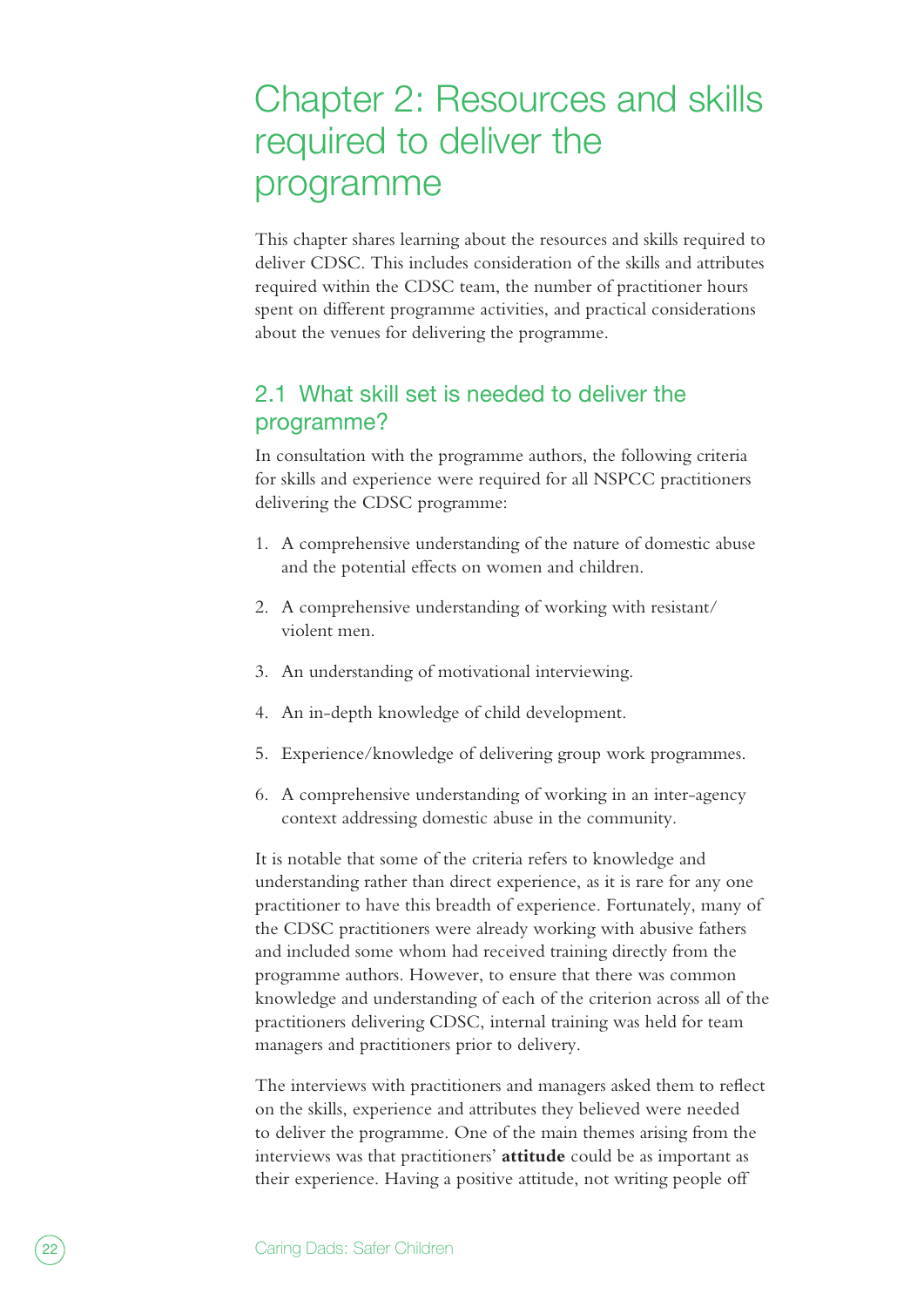# Chapter 2: Resources and skills required to deliver the programme

This chapter shares learning about the resources and skills required to deliver CDSC. This includes consideration of the skills and attributes required within the CDSC team, the number of practitioner hours spent on different programme activities, and practical considerations about the venues for delivering the programme.

## 2.1 What skill set is needed to deliver the programme?

In consultation with the programme authors, the following criteria for skills and experience were required for all NSPCC practitioners delivering the CDSC programme:

1. A comprehensive understanding of the nature of domestic abuse and the potential effects on women and children.
2. A comprehensive understanding of working with resistant/violent men.
3. An understanding of motivational interviewing.
4. An in-depth knowledge of child development.
5. Experience/knowledge of delivering group work programmes.
6. A comprehensive understanding of working in an inter-agency context addressing domestic abuse in the community.

It is notable that some of the criteria refers to knowledge and understanding rather than direct experience, as it is rare for any one practitioner to have this breadth of experience. Fortunately, many of the CDSC practitioners were already working with abusive fathers and included some whom had received training directly from the programme authors. However, to ensure that there was common knowledge and understanding of each of the criterion across all of the practitioners delivering CDSC, internal training was held for team managers and practitioners prior to delivery.

The interviews with practitioners and managers asked them to reflect on the skills, experience and attributes they believed were needed to deliver the programme. One of the main themes arising from the interviews was that practitioners' **attitude** could be as important as their experience. Having a positive attitude, not writing people off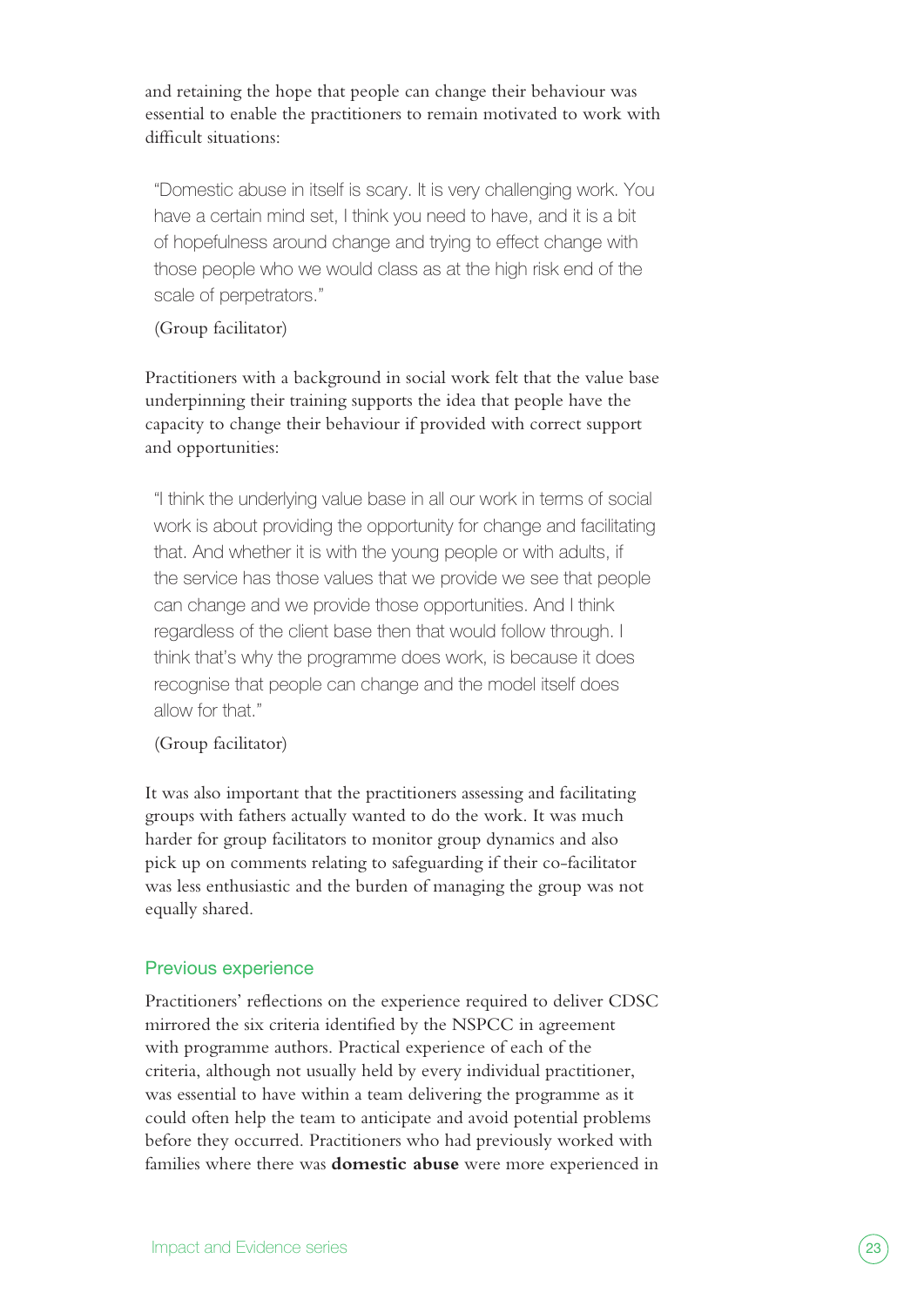and retaining the hope that people can change their behaviour was essential to enable the practitioners to remain motivated to work with difficult situations:

> "Domestic abuse in itself is scary. It is very challenging work. You have a certain mind set, I think you need to have, and it is a bit of hopefulness around change and trying to effect change with those people who we would class as at the high risk end of the scale of perpetrators."
>
> (Group facilitator)

Practitioners with a background in social work felt that the value base underpinning their training supports the idea that people have the capacity to change their behaviour if provided with correct support and opportunities:

> "I think the underlying value base in all our work in terms of social work is about providing the opportunity for change and facilitating that. And whether it is with the young people or with adults, if the service has those values that we provide we see that people can change and we provide those opportunities. And I think regardless of the client base then that would follow through. I think that's why the programme does work, is because it does recognise that people can change and the model itself does allow for that."
>
> (Group facilitator)

It was also important that the practitioners assessing and facilitating groups with fathers actually wanted to do the work. It was much harder for group facilitators to monitor group dynamics and also pick up on comments relating to safeguarding if their co-facilitator was less enthusiastic and the burden of managing the group was not equally shared.

### Previous experience

Practitioners' reflections on the experience required to deliver CDSC mirrored the six criteria identified by the NSPCC in agreement with programme authors. Practical experience of each of the criteria, although not usually held by every individual practitioner, was essential to have within a team delivering the programme as it could often help the team to anticipate and avoid potential problems before they occurred. Practitioners who had previously worked with families where there was **domestic abuse** were more experienced in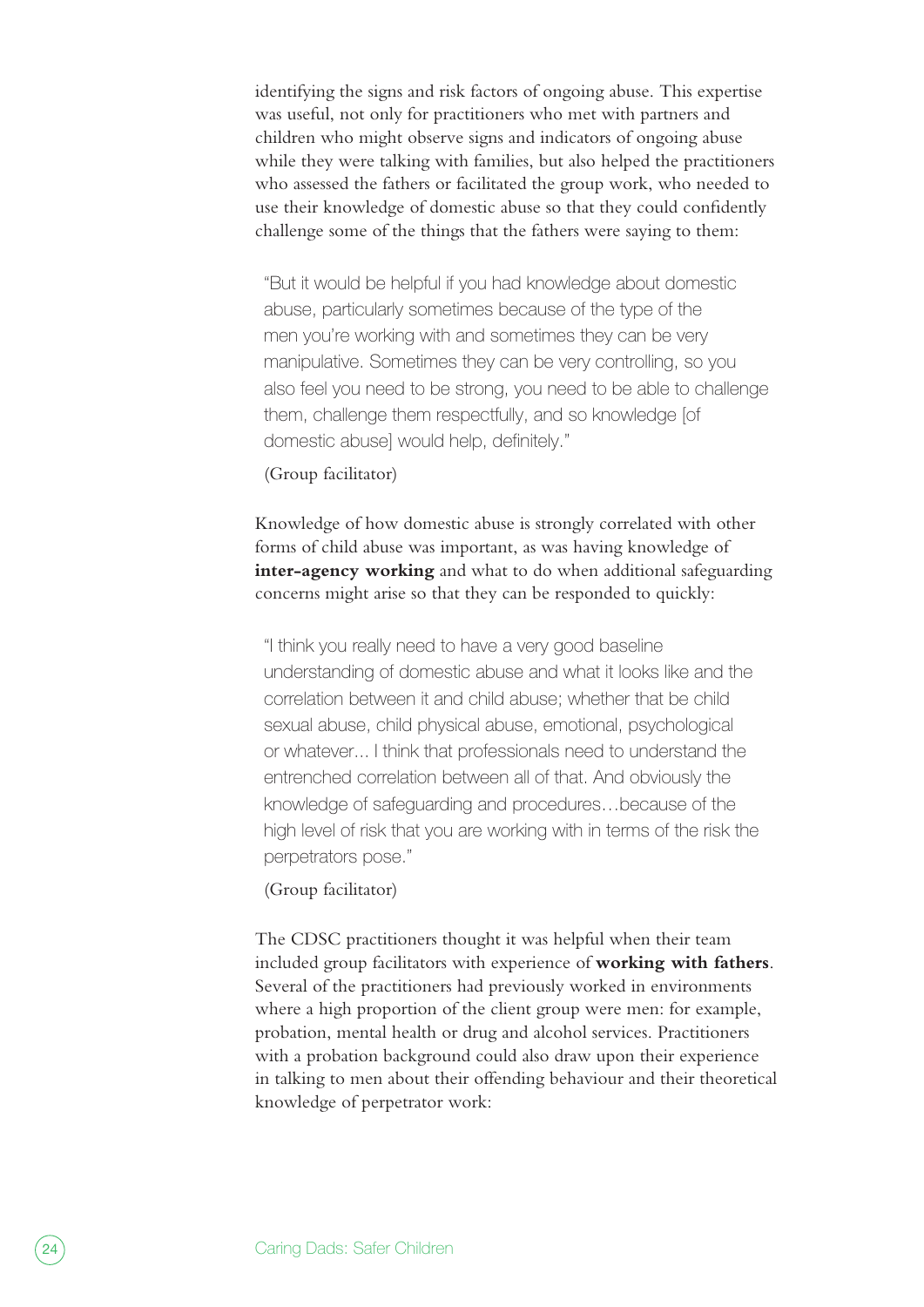identifying the signs and risk factors of ongoing abuse. This expertise was useful, not only for practitioners who met with partners and children who might observe signs and indicators of ongoing abuse while they were talking with families, but also helped the practitioners who assessed the fathers or facilitated the group work, who needed to use their knowledge of domestic abuse so that they could confidently challenge some of the things that the fathers were saying to them:

> "But it would be helpful if you had knowledge about domestic abuse, particularly sometimes because of the type of the men you're working with and sometimes they can be very manipulative. Sometimes they can be very controlling, so you also feel you need to be strong, you need to be able to challenge them, challenge them respectfully, and so knowledge [of domestic abuse] would help, definitely."
>
> (Group facilitator)

Knowledge of how domestic abuse is strongly correlated with other forms of child abuse was important, as was having knowledge of **inter-agency working** and what to do when additional safeguarding concerns might arise so that they can be responded to quickly:

> "I think you really need to have a very good baseline understanding of domestic abuse and what it looks like and the correlation between it and child abuse; whether that be child sexual abuse, child physical abuse, emotional, psychological or whatever... I think that professionals need to understand the entrenched correlation between all of that. And obviously the knowledge of safeguarding and procedures…because of the high level of risk that you are working with in terms of the risk the perpetrators pose."
>
> (Group facilitator)

The CDSC practitioners thought it was helpful when their team included group facilitators with experience of **working with fathers**. Several of the practitioners had previously worked in environments where a high proportion of the client group were men: for example, probation, mental health or drug and alcohol services. Practitioners with a probation background could also draw upon their experience in talking to men about their offending behaviour and their theoretical knowledge of perpetrator work: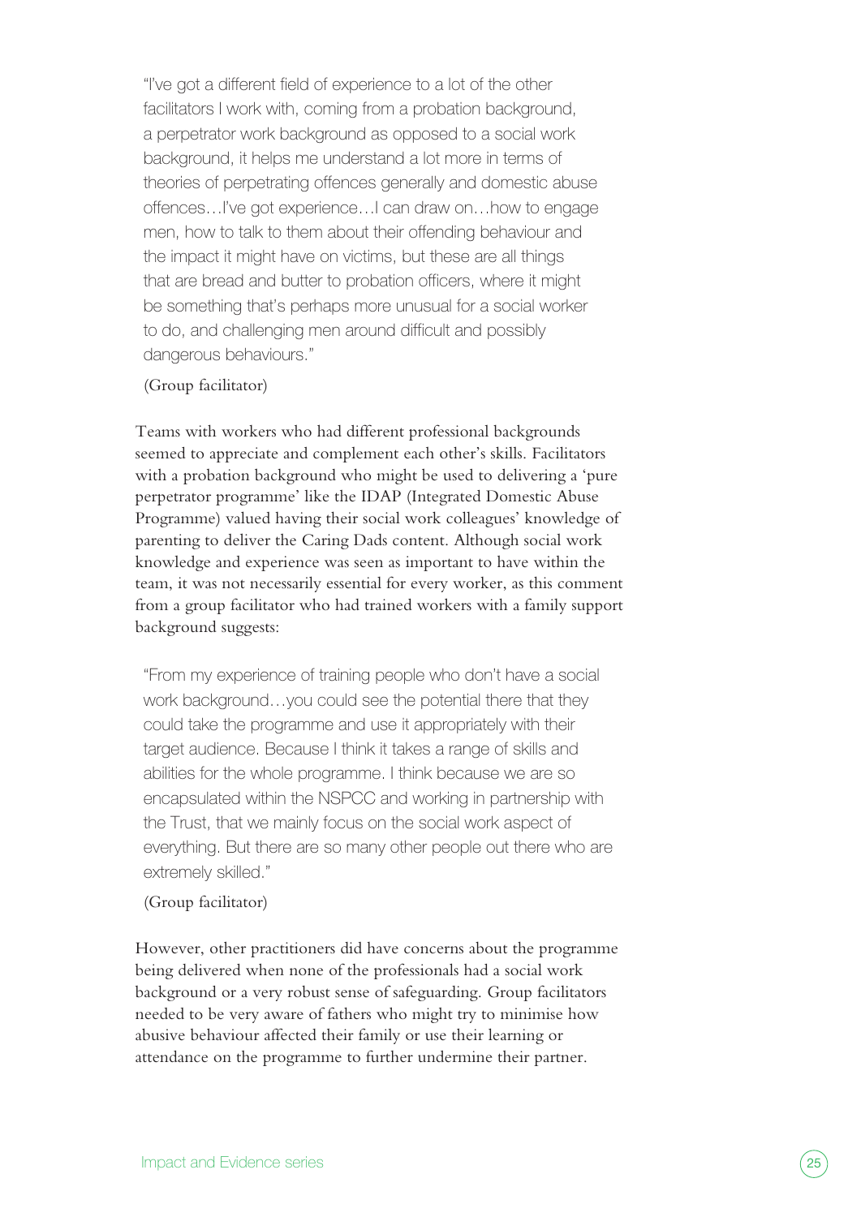> "I've got a different field of experience to a lot of the other facilitators I work with, coming from a probation background, a perpetrator work background as opposed to a social work background, it helps me understand a lot more in terms of theories of perpetrating offences generally and domestic abuse offences…I've got experience…I can draw on…how to engage men, how to talk to them about their offending behaviour and the impact it might have on victims, but these are all things that are bread and butter to probation officers, where it might be something that's perhaps more unusual for a social worker to do, and challenging men around difficult and possibly dangerous behaviours."
>
> (Group facilitator)

Teams with workers who had different professional backgrounds seemed to appreciate and complement each other's skills. Facilitators with a probation background who might be used to delivering a 'pure perpetrator programme' like the IDAP (Integrated Domestic Abuse Programme) valued having their social work colleagues' knowledge of parenting to deliver the Caring Dads content. Although social work knowledge and experience was seen as important to have within the team, it was not necessarily essential for every worker, as this comment from a group facilitator who had trained workers with a family support background suggests:

> "From my experience of training people who don't have a social work background…you could see the potential there that they could take the programme and use it appropriately with their target audience. Because I think it takes a range of skills and abilities for the whole programme. I think because we are so encapsulated within the NSPCC and working in partnership with the Trust, that we mainly focus on the social work aspect of everything. But there are so many other people out there who are extremely skilled."
>
> (Group facilitator)

However, other practitioners did have concerns about the programme being delivered when none of the professionals had a social work background or a very robust sense of safeguarding. Group facilitators needed to be very aware of fathers who might try to minimise how abusive behaviour affected their family or use their learning or attendance on the programme to further undermine their partner.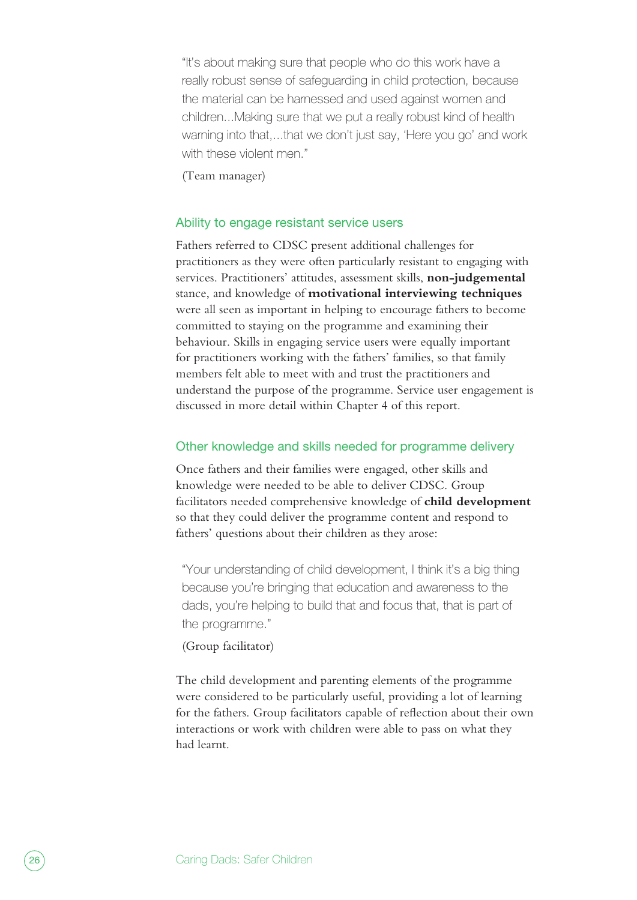"It's about making sure that people who do this work have a really robust sense of safeguarding in child protection, because the material can be harnessed and used against women and children...Making sure that we put a really robust kind of health warning into that,...that we don't just say, 'Here you go' and work with these violent men."

(Team manager)

### Ability to engage resistant service users

Fathers referred to CDSC present additional challenges for practitioners as they were often particularly resistant to engaging with services. Practitioners' attitudes, assessment skills, **non-judgemental** stance, and knowledge of **motivational interviewing techniques** were all seen as important in helping to encourage fathers to become committed to staying on the programme and examining their behaviour. Skills in engaging service users were equally important for practitioners working with the fathers' families, so that family members felt able to meet with and trust the practitioners and understand the purpose of the programme. Service user engagement is discussed in more detail within Chapter 4 of this report.

### Other knowledge and skills needed for programme delivery

Once fathers and their families were engaged, other skills and knowledge were needed to be able to deliver CDSC. Group facilitators needed comprehensive knowledge of **child development** so that they could deliver the programme content and respond to fathers' questions about their children as they arose:

"Your understanding of child development, I think it's a big thing because you're bringing that education and awareness to the dads, you're helping to build that and focus that, that is part of the programme."

(Group facilitator)

The child development and parenting elements of the programme were considered to be particularly useful, providing a lot of learning for the fathers. Group facilitators capable of reflection about their own interactions or work with children were able to pass on what they had learnt.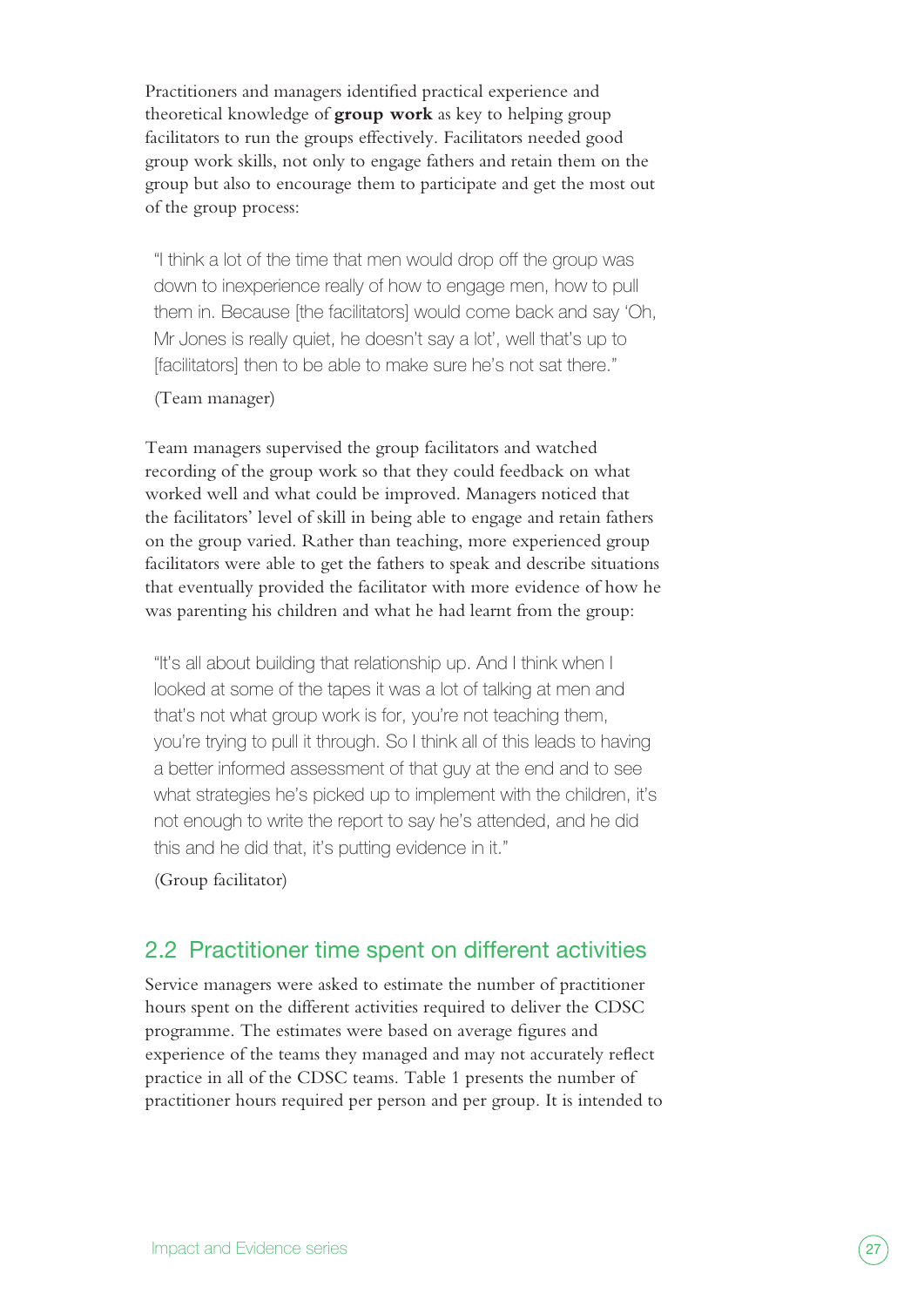Practitioners and managers identified practical experience and theoretical knowledge of **group work** as key to helping group facilitators to run the groups effectively. Facilitators needed good group work skills, not only to engage fathers and retain them on the group but also to encourage them to participate and get the most out of the group process:

> "I think a lot of the time that men would drop off the group was down to inexperience really of how to engage men, how to pull them in. Because [the facilitators] would come back and say 'Oh, Mr Jones is really quiet, he doesn't say a lot', well that's up to [facilitators] then to be able to make sure he's not sat there."
>
> (Team manager)

Team managers supervised the group facilitators and watched recording of the group work so that they could feedback on what worked well and what could be improved. Managers noticed that the facilitators' level of skill in being able to engage and retain fathers on the group varied. Rather than teaching, more experienced group facilitators were able to get the fathers to speak and describe situations that eventually provided the facilitator with more evidence of how he was parenting his children and what he had learnt from the group:

> "It's all about building that relationship up. And I think when I looked at some of the tapes it was a lot of talking at men and that's not what group work is for, you're not teaching them, you're trying to pull it through. So I think all of this leads to having a better informed assessment of that guy at the end and to see what strategies he's picked up to implement with the children, it's not enough to write the report to say he's attended, and he did this and he did that, it's putting evidence in it."
>
> (Group facilitator)

## 2.2 Practitioner time spent on different activities

Service managers were asked to estimate the number of practitioner hours spent on the different activities required to deliver the CDSC programme. The estimates were based on average figures and experience of the teams they managed and may not accurately reflect practice in all of the CDSC teams. Table 1 presents the number of practitioner hours required per person and per group. It is intended to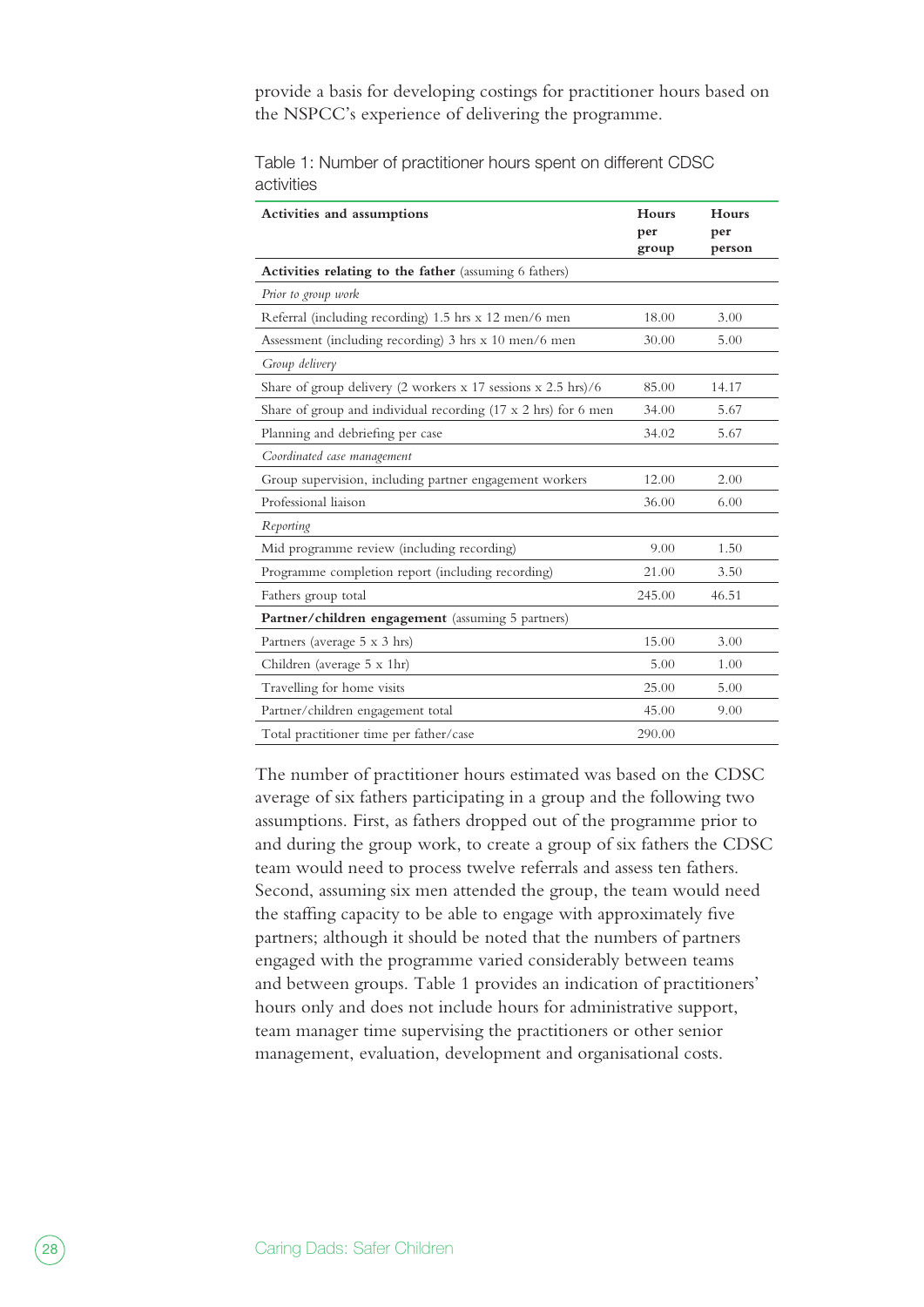provide a basis for developing costings for practitioner hours based on the NSPCC's experience of delivering the programme.

Table 1: Number of practitioner hours spent on different CDSC activities

| Activities and assumptions | Hours per group | Hours per person |
|---|---|---|
| **Activities relating to the father** (assuming 6 fathers) | | |
| *Prior to group work* | | |
| Referral (including recording) 1.5 hrs x 12 men/6 men | 18.00 | 3.00 |
| Assessment (including recording) 3 hrs x 10 men/6 men | 30.00 | 5.00 |
| *Group delivery* | | |
| Share of group delivery (2 workers x 17 sessions x 2.5 hrs)/6 | 85.00 | 14.17 |
| Share of group and individual recording (17 x 2 hrs) for 6 men | 34.00 | 5.67 |
| Planning and debriefing per case | 34.02 | 5.67 |
| *Coordinated case management* | | |
| Group supervision, including partner engagement workers | 12.00 | 2.00 |
| Professional liaison | 36.00 | 6.00 |
| *Reporting* | | |
| Mid programme review (including recording) | 9.00 | 1.50 |
| Programme completion report (including recording) | 21.00 | 3.50 |
| Fathers group total | 245.00 | 46.51 |
| **Partner/children engagement** (assuming 5 partners) | | |
| Partners (average 5 x 3 hrs) | 15.00 | 3.00 |
| Children (average 5 x 1hr) | 5.00 | 1.00 |
| Travelling for home visits | 25.00 | 5.00 |
| Partner/children engagement total | 45.00 | 9.00 |
| Total practitioner time per father/case | 290.00 | |

The number of practitioner hours estimated was based on the CDSC average of six fathers participating in a group and the following two assumptions. First, as fathers dropped out of the programme prior to and during the group work, to create a group of six fathers the CDSC team would need to process twelve referrals and assess ten fathers. Second, assuming six men attended the group, the team would need the staffing capacity to be able to engage with approximately five partners; although it should be noted that the numbers of partners engaged with the programme varied considerably between teams and between groups. Table 1 provides an indication of practitioners' hours only and does not include hours for administrative support, team manager time supervising the practitioners or other senior management, evaluation, development and organisational costs.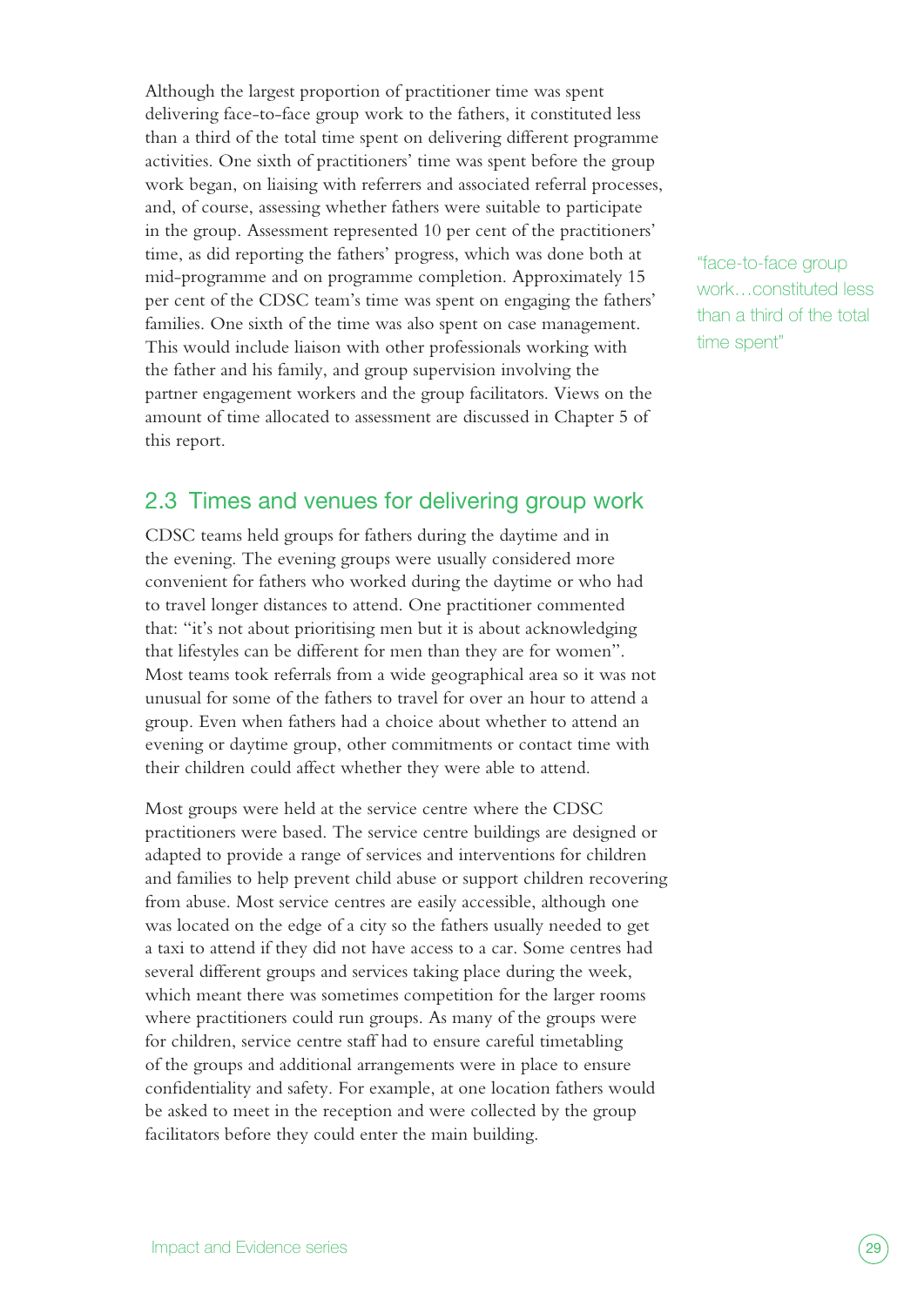Although the largest proportion of practitioner time was spent delivering face-to-face group work to the fathers, it constituted less than a third of the total time spent on delivering different programme activities. One sixth of practitioners' time was spent before the group work began, on liaising with referrers and associated referral processes, and, of course, assessing whether fathers were suitable to participate in the group. Assessment represented 10 per cent of the practitioners' time, as did reporting the fathers' progress, which was done both at mid-programme and on programme completion. Approximately 15 per cent of the CDSC team's time was spent on engaging the fathers' families. One sixth of the time was also spent on case management. This would include liaison with other professionals working with the father and his family, and group supervision involving the partner engagement workers and the group facilitators. Views on the amount of time allocated to assessment are discussed in Chapter 5 of this report.

"face-to-face group work…constituted less than a third of the total time spent"

## 2.3 Times and venues for delivering group work

CDSC teams held groups for fathers during the daytime and in the evening. The evening groups were usually considered more convenient for fathers who worked during the daytime or who had to travel longer distances to attend. One practitioner commented that: "it's not about prioritising men but it is about acknowledging that lifestyles can be different for men than they are for women". Most teams took referrals from a wide geographical area so it was not unusual for some of the fathers to travel for over an hour to attend a group. Even when fathers had a choice about whether to attend an evening or daytime group, other commitments or contact time with their children could affect whether they were able to attend.

Most groups were held at the service centre where the CDSC practitioners were based. The service centre buildings are designed or adapted to provide a range of services and interventions for children and families to help prevent child abuse or support children recovering from abuse. Most service centres are easily accessible, although one was located on the edge of a city so the fathers usually needed to get a taxi to attend if they did not have access to a car. Some centres had several different groups and services taking place during the week, which meant there was sometimes competition for the larger rooms where practitioners could run groups. As many of the groups were for children, service centre staff had to ensure careful timetabling of the groups and additional arrangements were in place to ensure confidentiality and safety. For example, at one location fathers would be asked to meet in the reception and were collected by the group facilitators before they could enter the main building.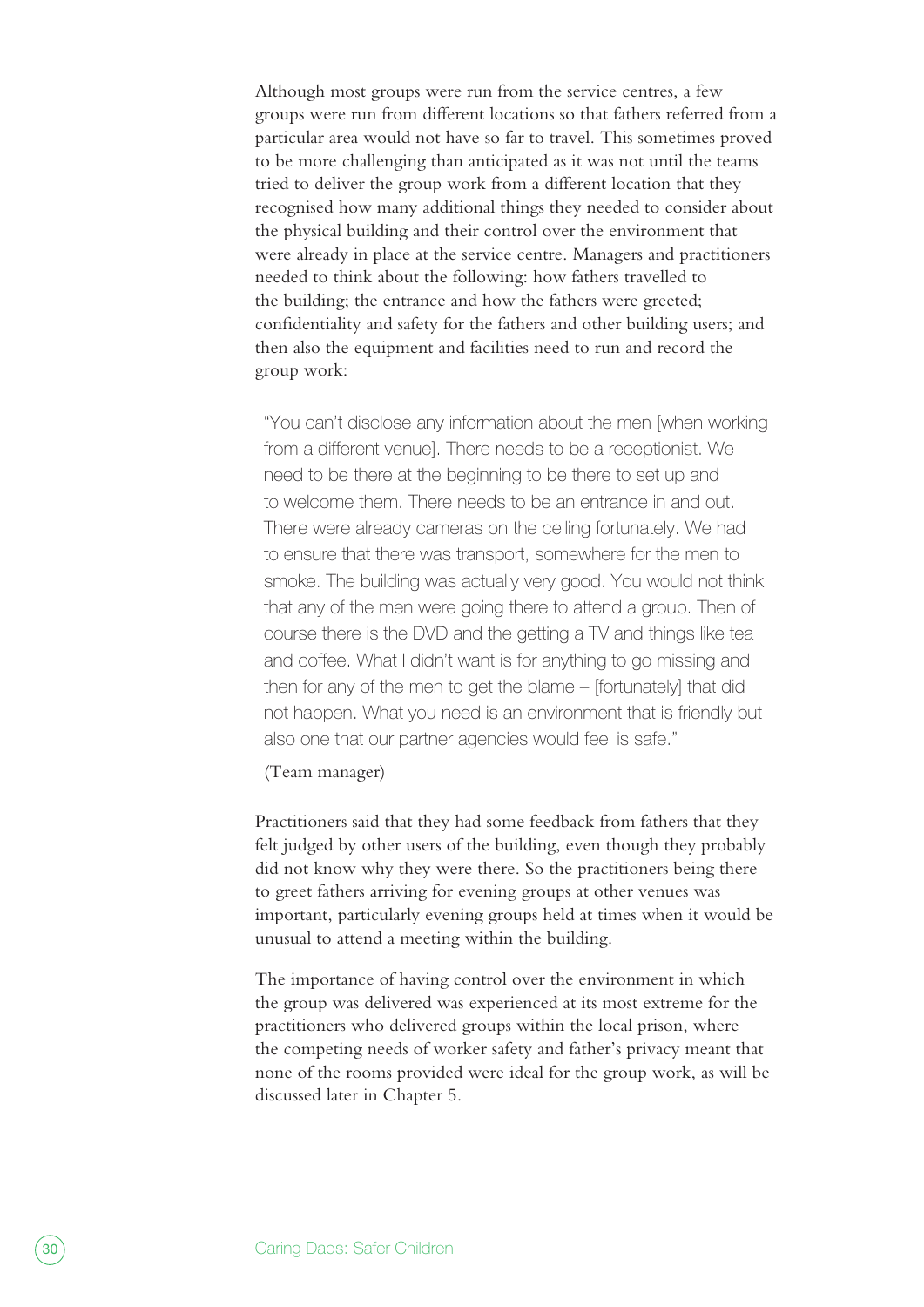Although most groups were run from the service centres, a few groups were run from different locations so that fathers referred from a particular area would not have so far to travel. This sometimes proved to be more challenging than anticipated as it was not until the teams tried to deliver the group work from a different location that they recognised how many additional things they needed to consider about the physical building and their control over the environment that were already in place at the service centre. Managers and practitioners needed to think about the following: how fathers travelled to the building; the entrance and how the fathers were greeted; confidentiality and safety for the fathers and other building users; and then also the equipment and facilities need to run and record the group work:

> "You can't disclose any information about the men [when working from a different venue]. There needs to be a receptionist. We need to be there at the beginning to be there to set up and to welcome them. There needs to be an entrance in and out. There were already cameras on the ceiling fortunately. We had to ensure that there was transport, somewhere for the men to smoke. The building was actually very good. You would not think that any of the men were going there to attend a group. Then of course there is the DVD and the getting a TV and things like tea and coffee. What I didn't want is for anything to go missing and then for any of the men to get the blame – [fortunately] that did not happen. What you need is an environment that is friendly but also one that our partner agencies would feel is safe."
>
> (Team manager)

Practitioners said that they had some feedback from fathers that they felt judged by other users of the building, even though they probably did not know why they were there. So the practitioners being there to greet fathers arriving for evening groups at other venues was important, particularly evening groups held at times when it would be unusual to attend a meeting within the building.

The importance of having control over the environment in which the group was delivered was experienced at its most extreme for the practitioners who delivered groups within the local prison, where the competing needs of worker safety and father's privacy meant that none of the rooms provided were ideal for the group work, as will be discussed later in Chapter 5.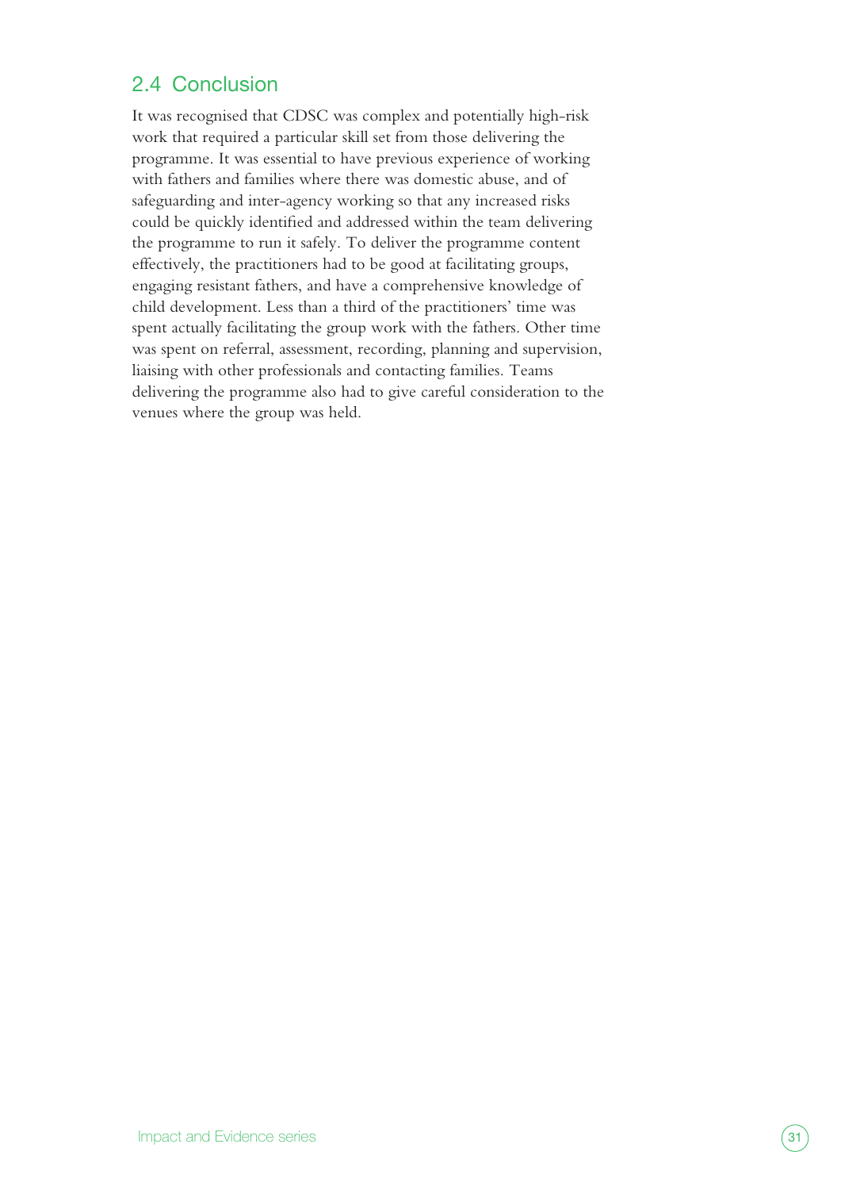## 2.4 Conclusion

It was recognised that CDSC was complex and potentially high-risk work that required a particular skill set from those delivering the programme. It was essential to have previous experience of working with fathers and families where there was domestic abuse, and of safeguarding and inter-agency working so that any increased risks could be quickly identified and addressed within the team delivering the programme to run it safely. To deliver the programme content effectively, the practitioners had to be good at facilitating groups, engaging resistant fathers, and have a comprehensive knowledge of child development. Less than a third of the practitioners' time was spent actually facilitating the group work with the fathers. Other time was spent on referral, assessment, recording, planning and supervision, liaising with other professionals and contacting families. Teams delivering the programme also had to give careful consideration to the venues where the group was held.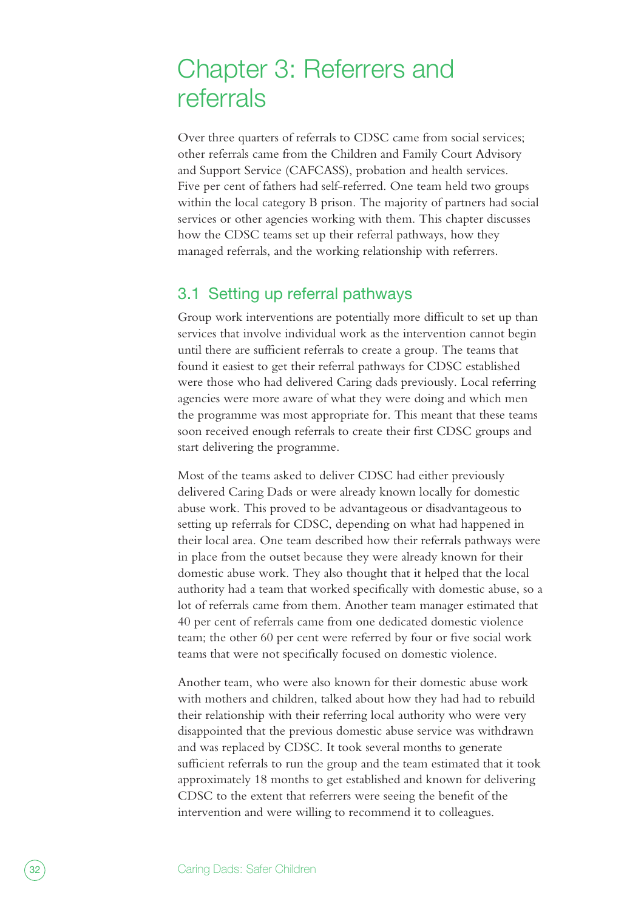# Chapter 3: Referrers and referrals

Over three quarters of referrals to CDSC came from social services; other referrals came from the Children and Family Court Advisory and Support Service (CAFCASS), probation and health services. Five per cent of fathers had self-referred. One team held two groups within the local category B prison. The majority of partners had social services or other agencies working with them. This chapter discusses how the CDSC teams set up their referral pathways, how they managed referrals, and the working relationship with referrers.

## 3.1 Setting up referral pathways

Group work interventions are potentially more difficult to set up than services that involve individual work as the intervention cannot begin until there are sufficient referrals to create a group. The teams that found it easiest to get their referral pathways for CDSC established were those who had delivered Caring dads previously. Local referring agencies were more aware of what they were doing and which men the programme was most appropriate for. This meant that these teams soon received enough referrals to create their first CDSC groups and start delivering the programme.

Most of the teams asked to deliver CDSC had either previously delivered Caring Dads or were already known locally for domestic abuse work. This proved to be advantageous or disadvantageous to setting up referrals for CDSC, depending on what had happened in their local area. One team described how their referrals pathways were in place from the outset because they were already known for their domestic abuse work. They also thought that it helped that the local authority had a team that worked specifically with domestic abuse, so a lot of referrals came from them. Another team manager estimated that 40 per cent of referrals came from one dedicated domestic violence team; the other 60 per cent were referred by four or five social work teams that were not specifically focused on domestic violence.

Another team, who were also known for their domestic abuse work with mothers and children, talked about how they had had to rebuild their relationship with their referring local authority who were very disappointed that the previous domestic abuse service was withdrawn and was replaced by CDSC. It took several months to generate sufficient referrals to run the group and the team estimated that it took approximately 18 months to get established and known for delivering CDSC to the extent that referrers were seeing the benefit of the intervention and were willing to recommend it to colleagues.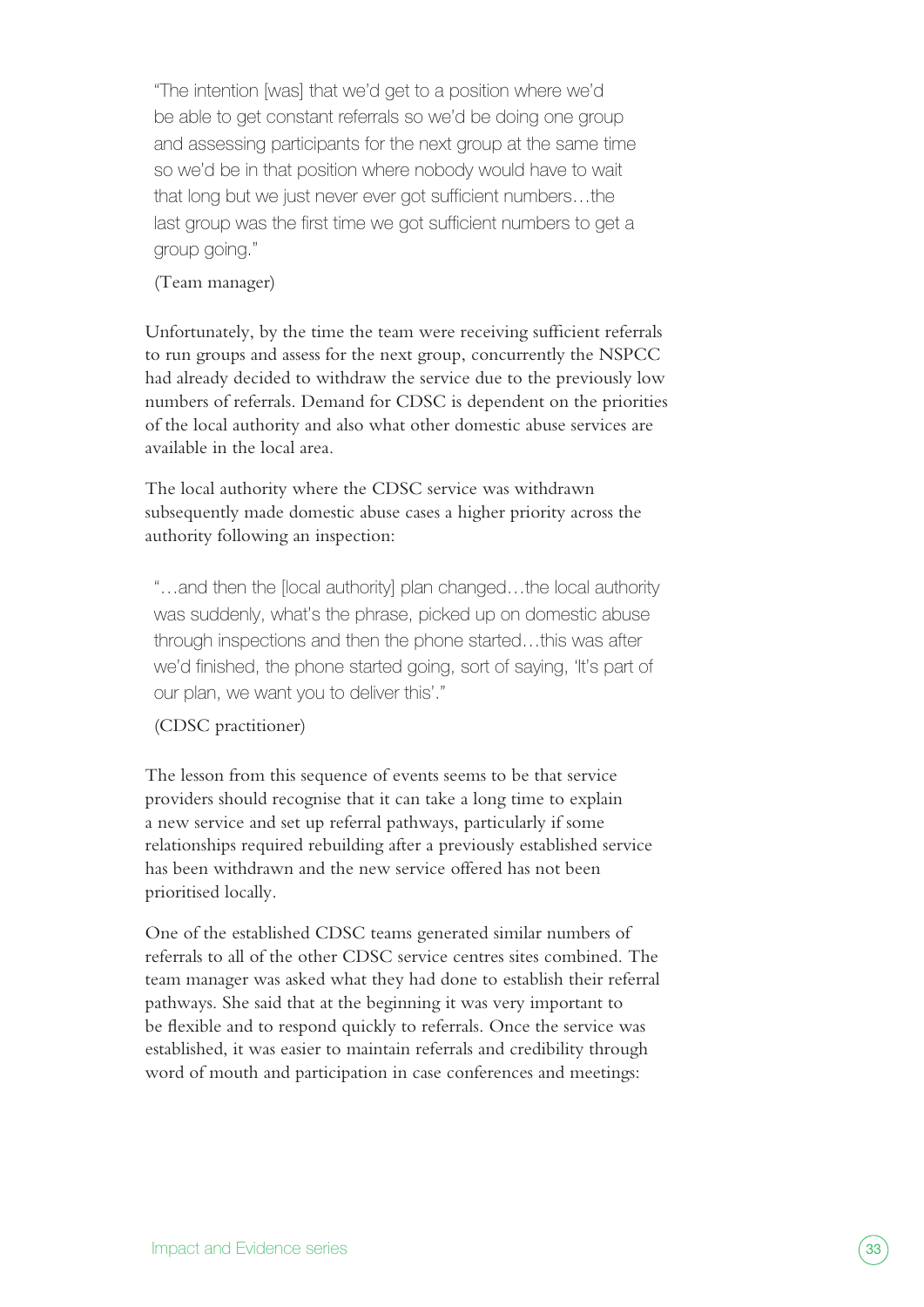> "The intention [was] that we'd get to a position where we'd be able to get constant referrals so we'd be doing one group and assessing participants for the next group at the same time so we'd be in that position where nobody would have to wait that long but we just never ever got sufficient numbers…the last group was the first time we got sufficient numbers to get a group going."
>
> (Team manager)

Unfortunately, by the time the team were receiving sufficient referrals to run groups and assess for the next group, concurrently the NSPCC had already decided to withdraw the service due to the previously low numbers of referrals. Demand for CDSC is dependent on the priorities of the local authority and also what other domestic abuse services are available in the local area.

The local authority where the CDSC service was withdrawn subsequently made domestic abuse cases a higher priority across the authority following an inspection:

> "…and then the [local authority] plan changed…the local authority was suddenly, what's the phrase, picked up on domestic abuse through inspections and then the phone started…this was after we'd finished, the phone started going, sort of saying, 'It's part of our plan, we want you to deliver this'."
>
> (CDSC practitioner)

The lesson from this sequence of events seems to be that service providers should recognise that it can take a long time to explain a new service and set up referral pathways, particularly if some relationships required rebuilding after a previously established service has been withdrawn and the new service offered has not been prioritised locally.

One of the established CDSC teams generated similar numbers of referrals to all of the other CDSC service centres sites combined. The team manager was asked what they had done to establish their referral pathways. She said that at the beginning it was very important to be flexible and to respond quickly to referrals. Once the service was established, it was easier to maintain referrals and credibility through word of mouth and participation in case conferences and meetings: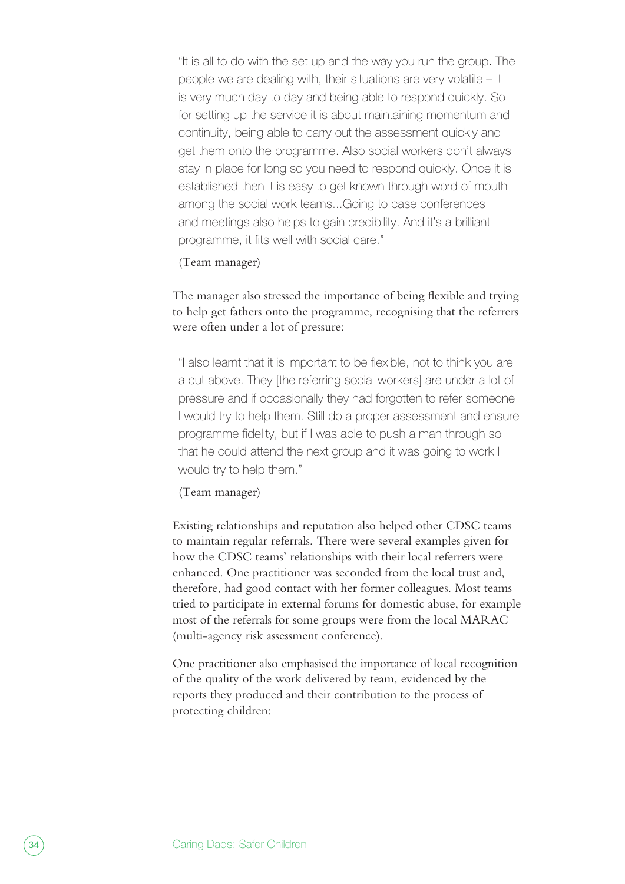> "It is all to do with the set up and the way you run the group. The people we are dealing with, their situations are very volatile – it is very much day to day and being able to respond quickly. So for setting up the service it is about maintaining momentum and continuity, being able to carry out the assessment quickly and get them onto the programme. Also social workers don't always stay in place for long so you need to respond quickly. Once it is established then it is easy to get known through word of mouth among the social work teams...Going to case conferences and meetings also helps to gain credibility. And it's a brilliant programme, it fits well with social care."
>
> (Team manager)

The manager also stressed the importance of being flexible and trying to help get fathers onto the programme, recognising that the referrers were often under a lot of pressure:

> "I also learnt that it is important to be flexible, not to think you are a cut above. They [the referring social workers] are under a lot of pressure and if occasionally they had forgotten to refer someone I would try to help them. Still do a proper assessment and ensure programme fidelity, but if I was able to push a man through so that he could attend the next group and it was going to work I would try to help them."
>
> (Team manager)

Existing relationships and reputation also helped other CDSC teams to maintain regular referrals. There were several examples given for how the CDSC teams' relationships with their local referrers were enhanced. One practitioner was seconded from the local trust and, therefore, had good contact with her former colleagues. Most teams tried to participate in external forums for domestic abuse, for example most of the referrals for some groups were from the local MARAC (multi-agency risk assessment conference).

One practitioner also emphasised the importance of local recognition of the quality of the work delivered by team, evidenced by the reports they produced and their contribution to the process of protecting children: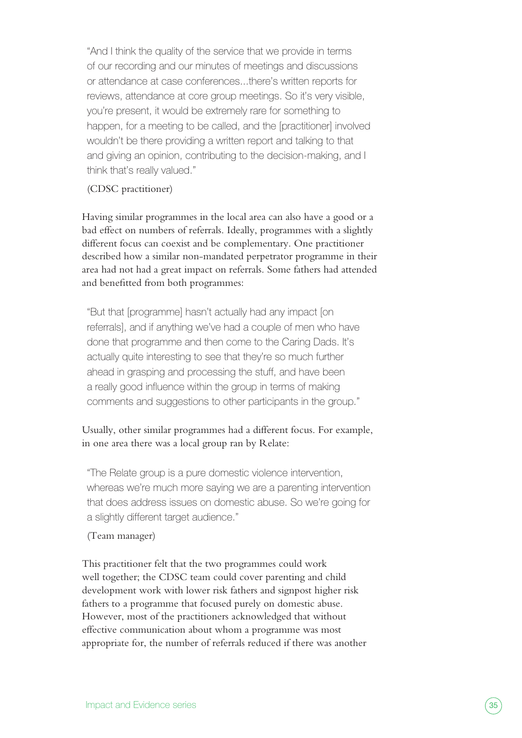> "And I think the quality of the service that we provide in terms of our recording and our minutes of meetings and discussions or attendance at case conferences...there's written reports for reviews, attendance at core group meetings. So it's very visible, you're present, it would be extremely rare for something to happen, for a meeting to be called, and the [practitioner] involved wouldn't be there providing a written report and talking to that and giving an opinion, contributing to the decision-making, and I think that's really valued."
>
> (CDSC practitioner)

Having similar programmes in the local area can also have a good or a bad effect on numbers of referrals. Ideally, programmes with a slightly different focus can coexist and be complementary. One practitioner described how a similar non-mandated perpetrator programme in their area had not had a great impact on referrals. Some fathers had attended and benefitted from both programmes:

> "But that [programme] hasn't actually had any impact [on referrals], and if anything we've had a couple of men who have done that programme and then come to the Caring Dads. It's actually quite interesting to see that they're so much further ahead in grasping and processing the stuff, and have been a really good influence within the group in terms of making comments and suggestions to other participants in the group."

Usually, other similar programmes had a different focus. For example, in one area there was a local group ran by Relate:

> "The Relate group is a pure domestic violence intervention, whereas we're much more saying we are a parenting intervention that does address issues on domestic abuse. So we're going for a slightly different target audience."
>
> (Team manager)

This practitioner felt that the two programmes could work well together; the CDSC team could cover parenting and child development work with lower risk fathers and signpost higher risk fathers to a programme that focused purely on domestic abuse. However, most of the practitioners acknowledged that without effective communication about whom a programme was most appropriate for, the number of referrals reduced if there was another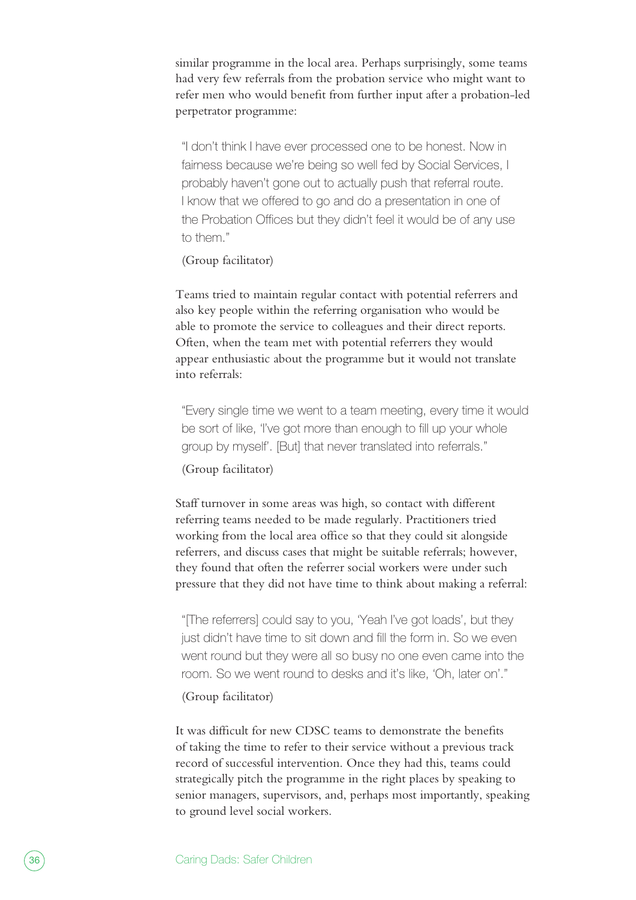similar programme in the local area. Perhaps surprisingly, some teams had very few referrals from the probation service who might want to refer men who would benefit from further input after a probation-led perpetrator programme:

> "I don't think I have ever processed one to be honest. Now in fairness because we're being so well fed by Social Services, I probably haven't gone out to actually push that referral route. I know that we offered to go and do a presentation in one of the Probation Offices but they didn't feel it would be of any use to them."
>
> (Group facilitator)

Teams tried to maintain regular contact with potential referrers and also key people within the referring organisation who would be able to promote the service to colleagues and their direct reports. Often, when the team met with potential referrers they would appear enthusiastic about the programme but it would not translate into referrals:

> "Every single time we went to a team meeting, every time it would be sort of like, 'I've got more than enough to fill up your whole group by myself'. [But] that never translated into referrals."
>
> (Group facilitator)

Staff turnover in some areas was high, so contact with different referring teams needed to be made regularly. Practitioners tried working from the local area office so that they could sit alongside referrers, and discuss cases that might be suitable referrals; however, they found that often the referrer social workers were under such pressure that they did not have time to think about making a referral:

> "[The referrers] could say to you, 'Yeah I've got loads', but they just didn't have time to sit down and fill the form in. So we even went round but they were all so busy no one even came into the room. So we went round to desks and it's like, 'Oh, later on'."
>
> (Group facilitator)

It was difficult for new CDSC teams to demonstrate the benefits of taking the time to refer to their service without a previous track record of successful intervention. Once they had this, teams could strategically pitch the programme in the right places by speaking to senior managers, supervisors, and, perhaps most importantly, speaking to ground level social workers.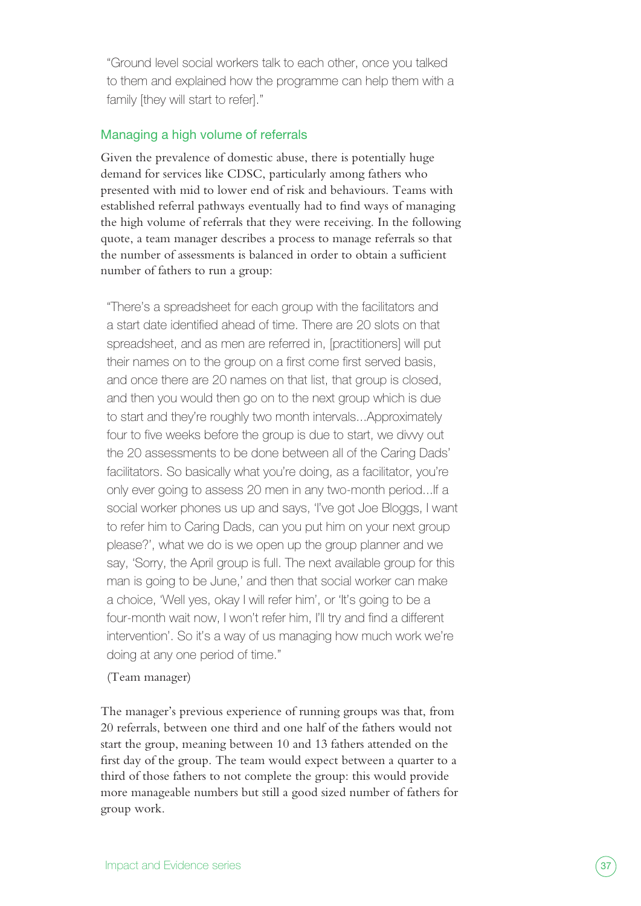"Ground level social workers talk to each other, once you talked to them and explained how the programme can help them with a family [they will start to refer]."

## Managing a high volume of referrals

Given the prevalence of domestic abuse, there is potentially huge demand for services like CDSC, particularly among fathers who presented with mid to lower end of risk and behaviours. Teams with established referral pathways eventually had to find ways of managing the high volume of referrals that they were receiving. In the following quote, a team manager describes a process to manage referrals so that the number of assessments is balanced in order to obtain a sufficient number of fathers to run a group:

"There's a spreadsheet for each group with the facilitators and a start date identified ahead of time. There are 20 slots on that spreadsheet, and as men are referred in, [practitioners] will put their names on to the group on a first come first served basis, and once there are 20 names on that list, that group is closed, and then you would then go on to the next group which is due to start and they're roughly two month intervals...Approximately four to five weeks before the group is due to start, we divvy out the 20 assessments to be done between all of the Caring Dads' facilitators. So basically what you're doing, as a facilitator, you're only ever going to assess 20 men in any two-month period...If a social worker phones us up and says, 'I've got Joe Bloggs, I want to refer him to Caring Dads, can you put him on your next group please?', what we do is we open up the group planner and we say, 'Sorry, the April group is full. The next available group for this man is going to be June,' and then that social worker can make a choice, 'Well yes, okay I will refer him', or 'It's going to be a four-month wait now, I won't refer him, I'll try and find a different intervention'. So it's a way of us managing how much work we're doing at any one period of time."

(Team manager)

The manager's previous experience of running groups was that, from 20 referrals, between one third and one half of the fathers would not start the group, meaning between 10 and 13 fathers attended on the first day of the group. The team would expect between a quarter to a third of those fathers to not complete the group: this would provide more manageable numbers but still a good sized number of fathers for group work.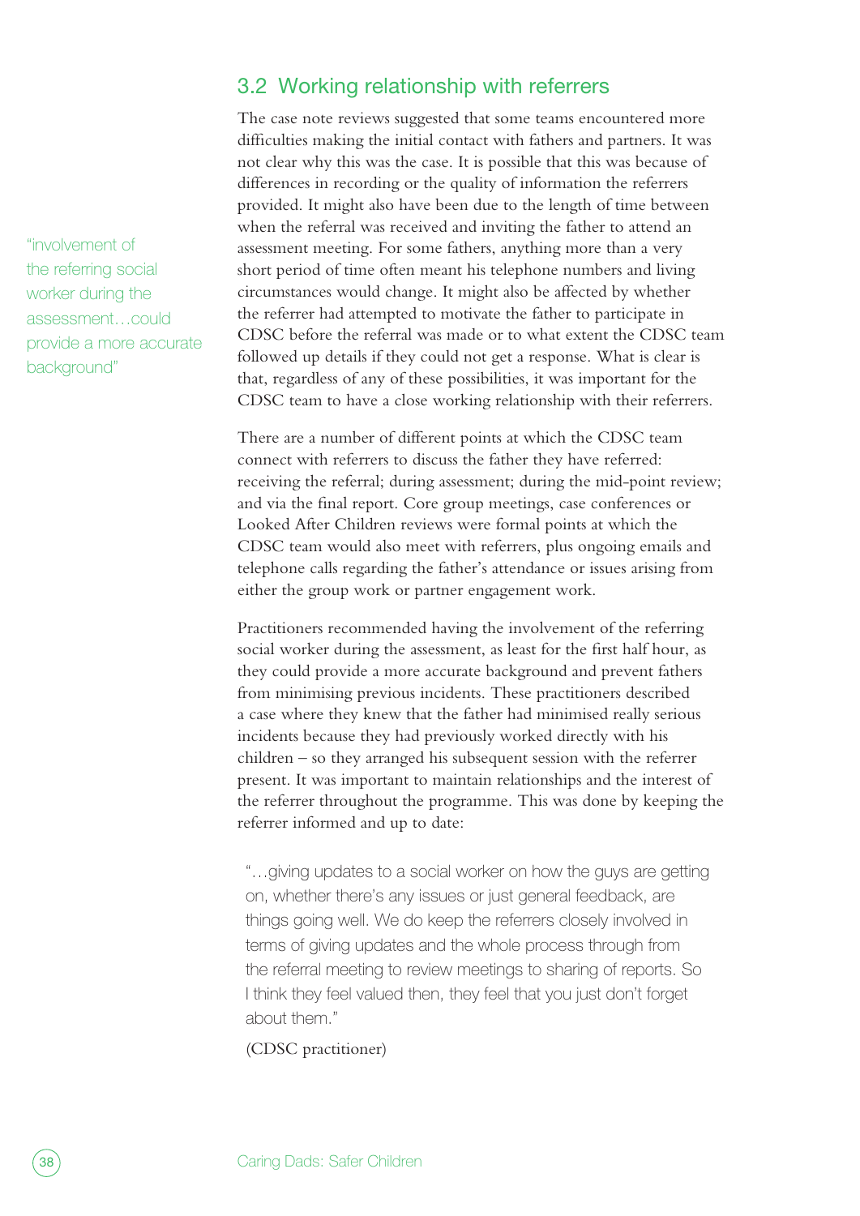## 3.2 Working relationship with referrers

The case note reviews suggested that some teams encountered more difficulties making the initial contact with fathers and partners. It was not clear why this was the case. It is possible that this was because of differences in recording or the quality of information the referrers provided. It might also have been due to the length of time between when the referral was received and inviting the father to attend an assessment meeting. For some fathers, anything more than a very short period of time often meant his telephone numbers and living circumstances would change. It might also be affected by whether the referrer had attempted to motivate the father to participate in CDSC before the referral was made or to what extent the CDSC team followed up details if they could not get a response. What is clear is that, regardless of any of these possibilities, it was important for the CDSC team to have a close working relationship with their referrers.

"involvement of the referring social worker during the assessment…could provide a more accurate background"

There are a number of different points at which the CDSC team connect with referrers to discuss the father they have referred: receiving the referral; during assessment; during the mid-point review; and via the final report. Core group meetings, case conferences or Looked After Children reviews were formal points at which the CDSC team would also meet with referrers, plus ongoing emails and telephone calls regarding the father's attendance or issues arising from either the group work or partner engagement work.

Practitioners recommended having the involvement of the referring social worker during the assessment, as least for the first half hour, as they could provide a more accurate background and prevent fathers from minimising previous incidents. These practitioners described a case where they knew that the father had minimised really serious incidents because they had previously worked directly with his children – so they arranged his subsequent session with the referrer present. It was important to maintain relationships and the interest of the referrer throughout the programme. This was done by keeping the referrer informed and up to date:

> "…giving updates to a social worker on how the guys are getting on, whether there's any issues or just general feedback, are things going well. We do keep the referrers closely involved in terms of giving updates and the whole process through from the referral meeting to review meetings to sharing of reports. So I think they feel valued then, they feel that you just don't forget about them."
>
> (CDSC practitioner)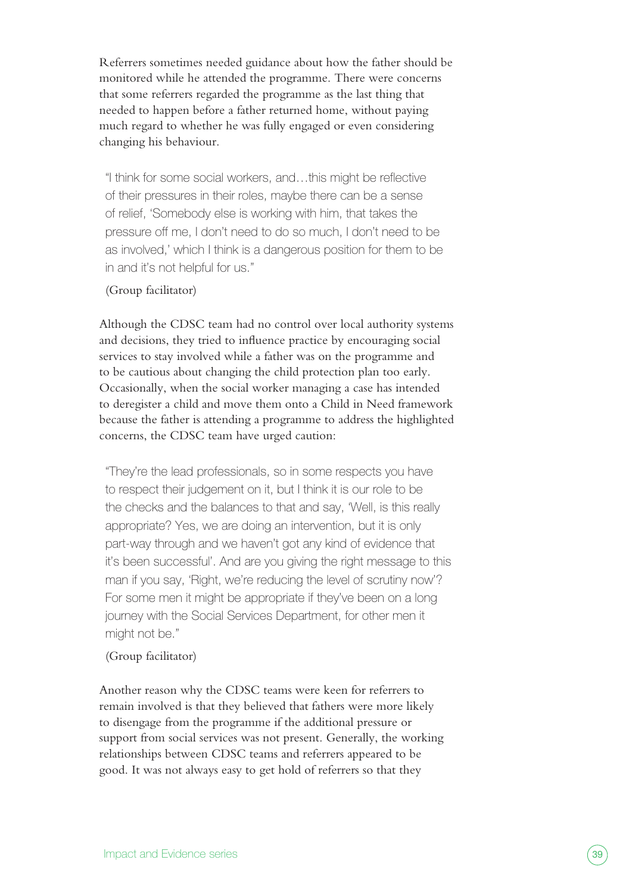Referrers sometimes needed guidance about how the father should be monitored while he attended the programme. There were concerns that some referrers regarded the programme as the last thing that needed to happen before a father returned home, without paying much regard to whether he was fully engaged or even considering changing his behaviour.

> "I think for some social workers, and…this might be reflective of their pressures in their roles, maybe there can be a sense of relief, 'Somebody else is working with him, that takes the pressure off me, I don't need to do so much, I don't need to be as involved,' which I think is a dangerous position for them to be in and it's not helpful for us."
>
> (Group facilitator)

Although the CDSC team had no control over local authority systems and decisions, they tried to influence practice by encouraging social services to stay involved while a father was on the programme and to be cautious about changing the child protection plan too early. Occasionally, when the social worker managing a case has intended to deregister a child and move them onto a Child in Need framework because the father is attending a programme to address the highlighted concerns, the CDSC team have urged caution:

> "They're the lead professionals, so in some respects you have to respect their judgement on it, but I think it is our role to be the checks and the balances to that and say, 'Well, is this really appropriate? Yes, we are doing an intervention, but it is only part-way through and we haven't got any kind of evidence that it's been successful'. And are you giving the right message to this man if you say, 'Right, we're reducing the level of scrutiny now'? For some men it might be appropriate if they've been on a long journey with the Social Services Department, for other men it might not be."
>
> (Group facilitator)

Another reason why the CDSC teams were keen for referrers to remain involved is that they believed that fathers were more likely to disengage from the programme if the additional pressure or support from social services was not present. Generally, the working relationships between CDSC teams and referrers appeared to be good. It was not always easy to get hold of referrers so that they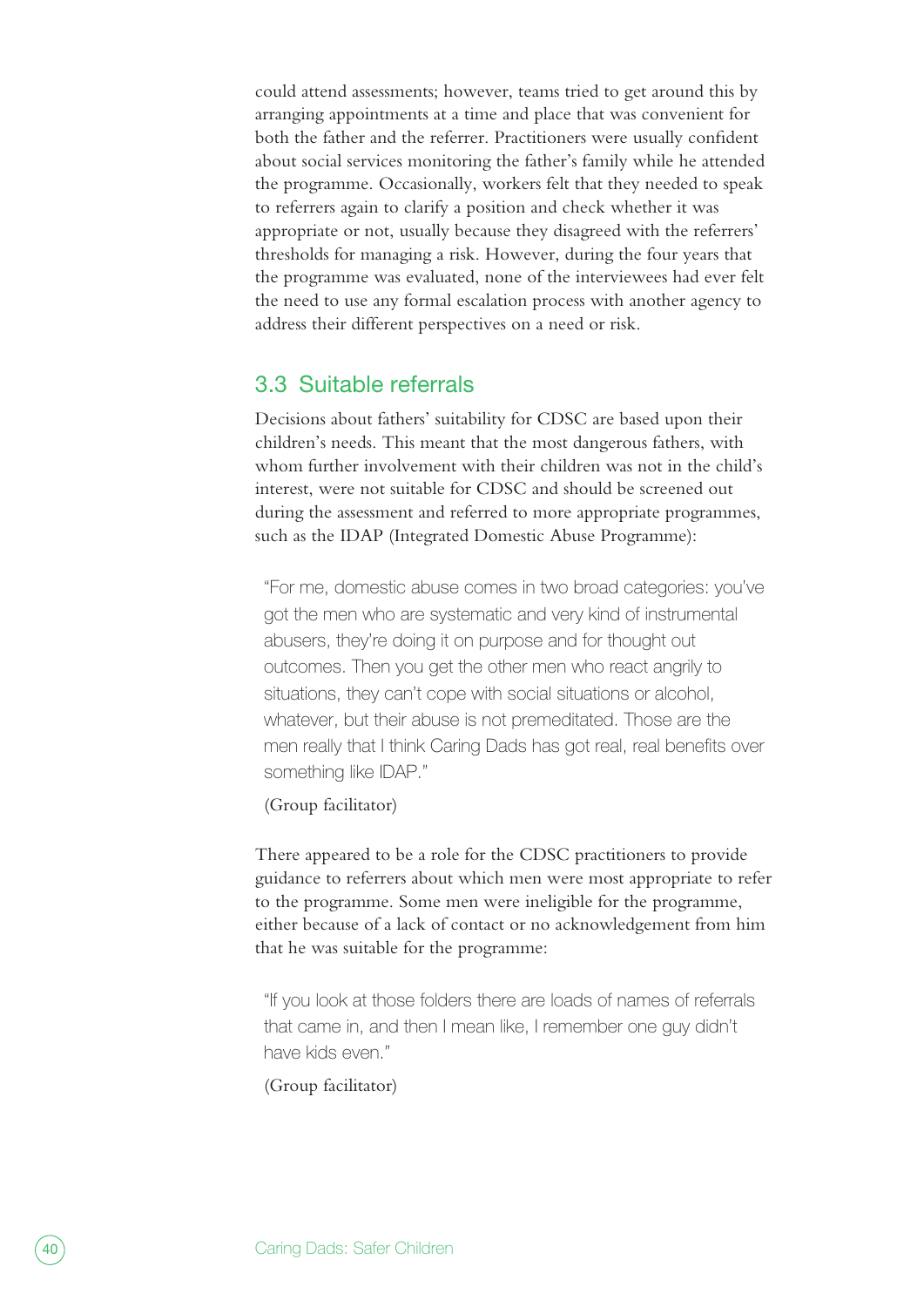could attend assessments; however, teams tried to get around this by arranging appointments at a time and place that was convenient for both the father and the referrer. Practitioners were usually confident about social services monitoring the father's family while he attended the programme. Occasionally, workers felt that they needed to speak to referrers again to clarify a position and check whether it was appropriate or not, usually because they disagreed with the referrers' thresholds for managing a risk. However, during the four years that the programme was evaluated, none of the interviewees had ever felt the need to use any formal escalation process with another agency to address their different perspectives on a need or risk.

## 3.3 Suitable referrals

Decisions about fathers' suitability for CDSC are based upon their children's needs. This meant that the most dangerous fathers, with whom further involvement with their children was not in the child's interest, were not suitable for CDSC and should be screened out during the assessment and referred to more appropriate programmes, such as the IDAP (Integrated Domestic Abuse Programme):

> "For me, domestic abuse comes in two broad categories: you've got the men who are systematic and very kind of instrumental abusers, they're doing it on purpose and for thought out outcomes. Then you get the other men who react angrily to situations, they can't cope with social situations or alcohol, whatever, but their abuse is not premeditated. Those are the men really that I think Caring Dads has got real, real benefits over something like IDAP."
>
> (Group facilitator)

There appeared to be a role for the CDSC practitioners to provide guidance to referrers about which men were most appropriate to refer to the programme. Some men were ineligible for the programme, either because of a lack of contact or no acknowledgement from him that he was suitable for the programme:

> "If you look at those folders there are loads of names of referrals that came in, and then I mean like, I remember one guy didn't have kids even."
>
> (Group facilitator)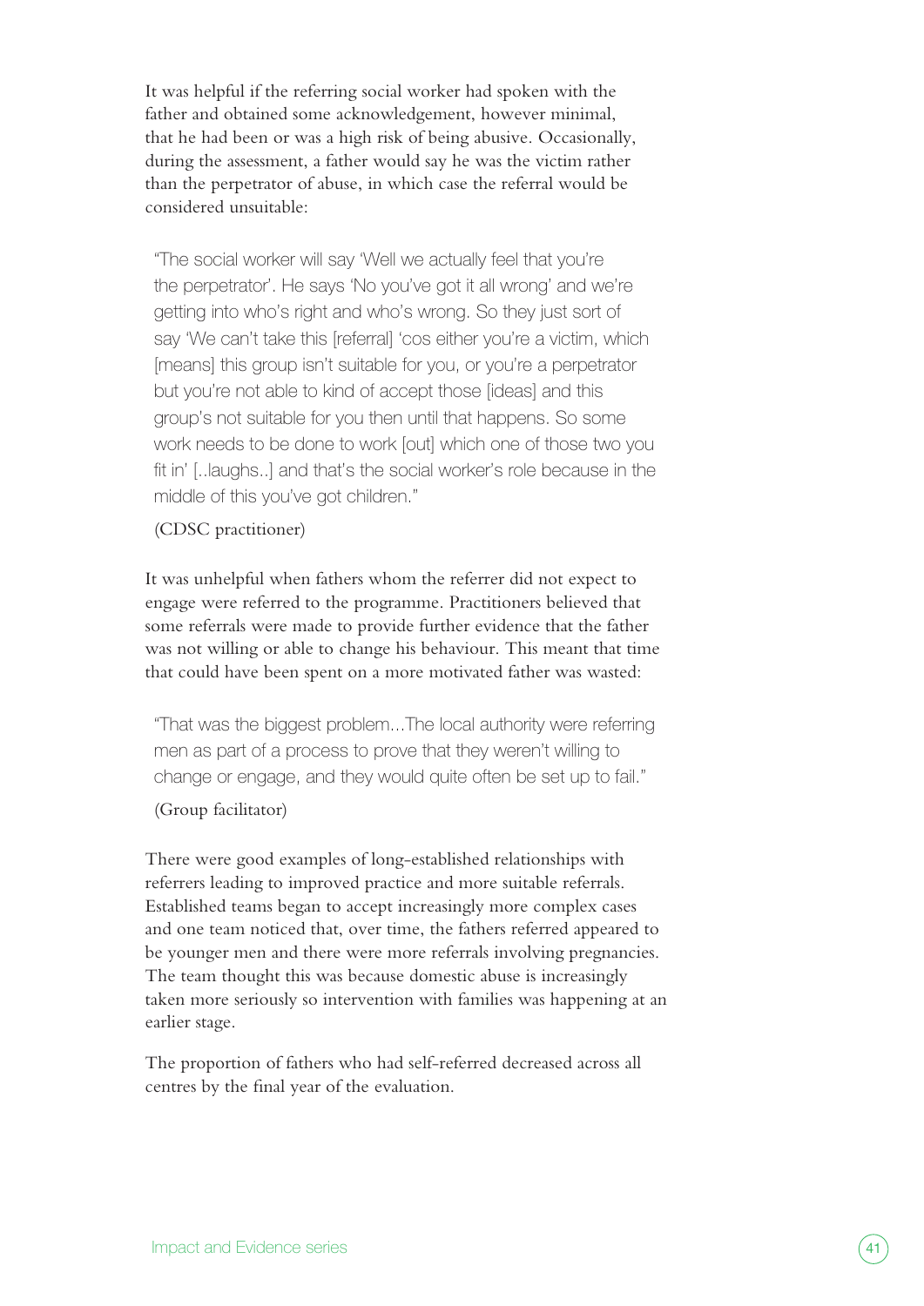It was helpful if the referring social worker had spoken with the father and obtained some acknowledgement, however minimal, that he had been or was a high risk of being abusive. Occasionally, during the assessment, a father would say he was the victim rather than the perpetrator of abuse, in which case the referral would be considered unsuitable:

> "The social worker will say 'Well we actually feel that you're the perpetrator'. He says 'No you've got it all wrong' and we're getting into who's right and who's wrong. So they just sort of say 'We can't take this [referral] 'cos either you're a victim, which [means] this group isn't suitable for you, or you're a perpetrator but you're not able to kind of accept those [ideas] and this group's not suitable for you then until that happens. So some work needs to be done to work [out] which one of those two you fit in' [..laughs..] and that's the social worker's role because in the middle of this you've got children."
>
> (CDSC practitioner)

It was unhelpful when fathers whom the referrer did not expect to engage were referred to the programme. Practitioners believed that some referrals were made to provide further evidence that the father was not willing or able to change his behaviour. This meant that time that could have been spent on a more motivated father was wasted:

> "That was the biggest problem...The local authority were referring men as part of a process to prove that they weren't willing to change or engage, and they would quite often be set up to fail."
>
> (Group facilitator)

There were good examples of long-established relationships with referrers leading to improved practice and more suitable referrals. Established teams began to accept increasingly more complex cases and one team noticed that, over time, the fathers referred appeared to be younger men and there were more referrals involving pregnancies. The team thought this was because domestic abuse is increasingly taken more seriously so intervention with families was happening at an earlier stage.

The proportion of fathers who had self-referred decreased across all centres by the final year of the evaluation.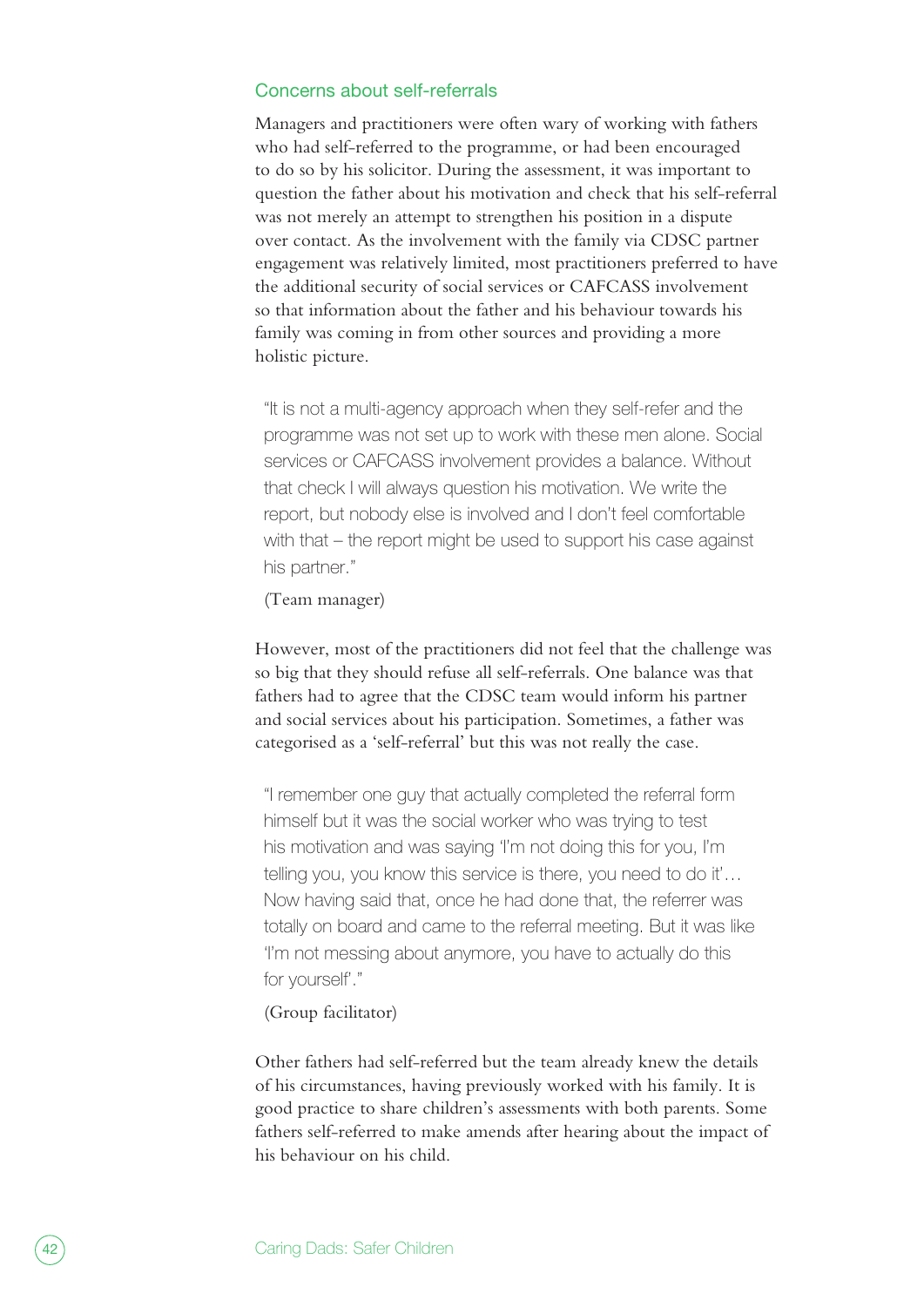### Concerns about self-referrals

Managers and practitioners were often wary of working with fathers who had self-referred to the programme, or had been encouraged to do so by his solicitor. During the assessment, it was important to question the father about his motivation and check that his self-referral was not merely an attempt to strengthen his position in a dispute over contact. As the involvement with the family via CDSC partner engagement was relatively limited, most practitioners preferred to have the additional security of social services or CAFCASS involvement so that information about the father and his behaviour towards his family was coming in from other sources and providing a more holistic picture.

> "It is not a multi-agency approach when they self-refer and the programme was not set up to work with these men alone. Social services or CAFCASS involvement provides a balance. Without that check I will always question his motivation. We write the report, but nobody else is involved and I don't feel comfortable with that – the report might be used to support his case against his partner."
>
> (Team manager)

However, most of the practitioners did not feel that the challenge was so big that they should refuse all self-referrals. One balance was that fathers had to agree that the CDSC team would inform his partner and social services about his participation. Sometimes, a father was categorised as a 'self-referral' but this was not really the case.

> "I remember one guy that actually completed the referral form himself but it was the social worker who was trying to test his motivation and was saying 'I'm not doing this for you, I'm telling you, you know this service is there, you need to do it'… Now having said that, once he had done that, the referrer was totally on board and came to the referral meeting. But it was like 'I'm not messing about anymore, you have to actually do this for yourself'."
>
> (Group facilitator)

Other fathers had self-referred but the team already knew the details of his circumstances, having previously worked with his family. It is good practice to share children's assessments with both parents. Some fathers self-referred to make amends after hearing about the impact of his behaviour on his child.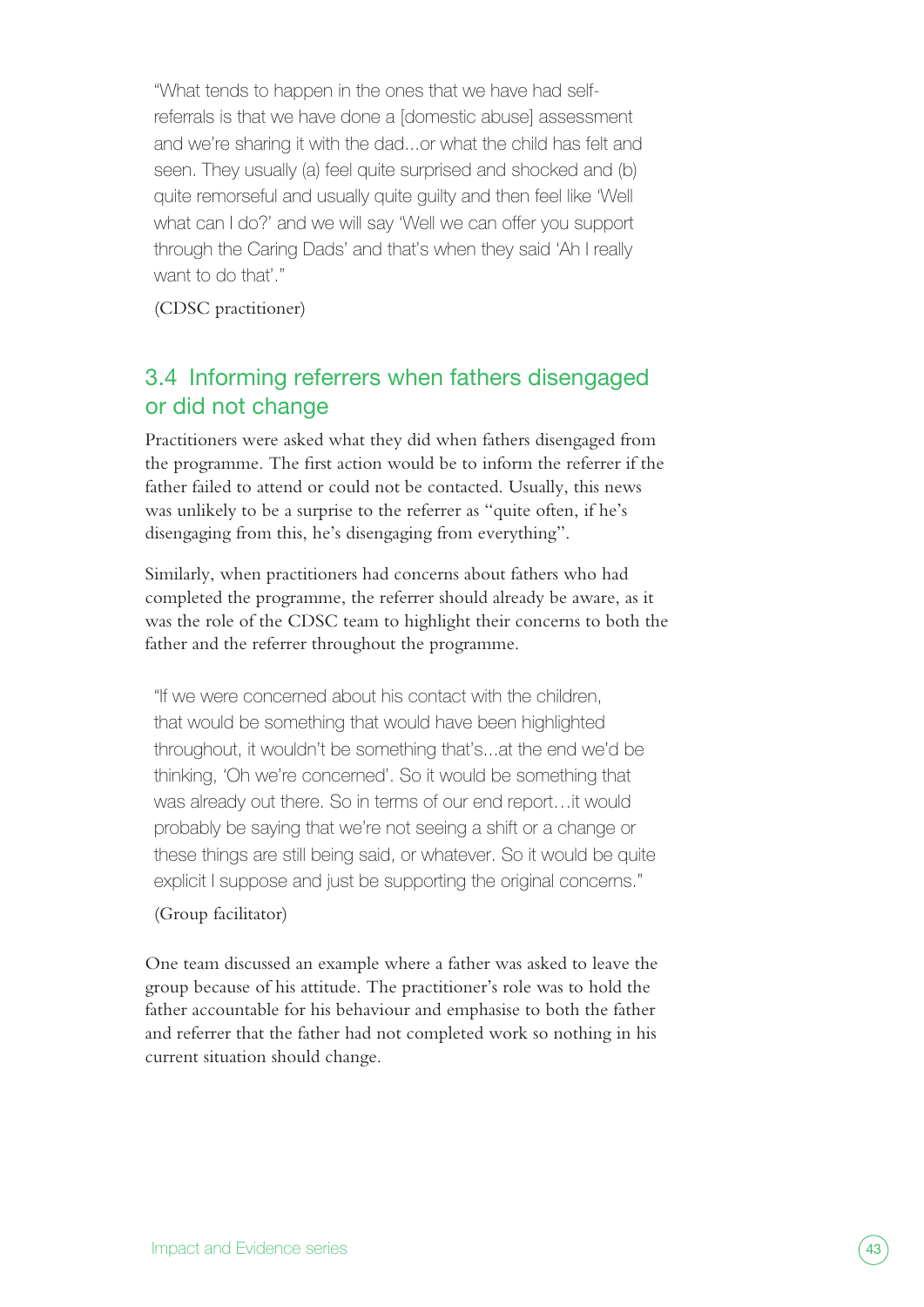> "What tends to happen in the ones that we have had self-referrals is that we have done a [domestic abuse] assessment and we're sharing it with the dad...or what the child has felt and seen. They usually (a) feel quite surprised and shocked and (b) quite remorseful and usually quite guilty and then feel like 'Well what can I do?' and we will say 'Well we can offer you support through the Caring Dads' and that's when they said 'Ah I really want to do that'."
>
> (CDSC practitioner)

## 3.4 Informing referrers when fathers disengaged or did not change

Practitioners were asked what they did when fathers disengaged from the programme. The first action would be to inform the referrer if the father failed to attend or could not be contacted. Usually, this news was unlikely to be a surprise to the referrer as "quite often, if he's disengaging from this, he's disengaging from everything".

Similarly, when practitioners had concerns about fathers who had completed the programme, the referrer should already be aware, as it was the role of the CDSC team to highlight their concerns to both the father and the referrer throughout the programme.

> "If we were concerned about his contact with the children, that would be something that would have been highlighted throughout, it wouldn't be something that's...at the end we'd be thinking, 'Oh we're concerned'. So it would be something that was already out there. So in terms of our end report…it would probably be saying that we're not seeing a shift or a change or these things are still being said, or whatever. So it would be quite explicit I suppose and just be supporting the original concerns."
>
> (Group facilitator)

One team discussed an example where a father was asked to leave the group because of his attitude. The practitioner's role was to hold the father accountable for his behaviour and emphasise to both the father and referrer that the father had not completed work so nothing in his current situation should change.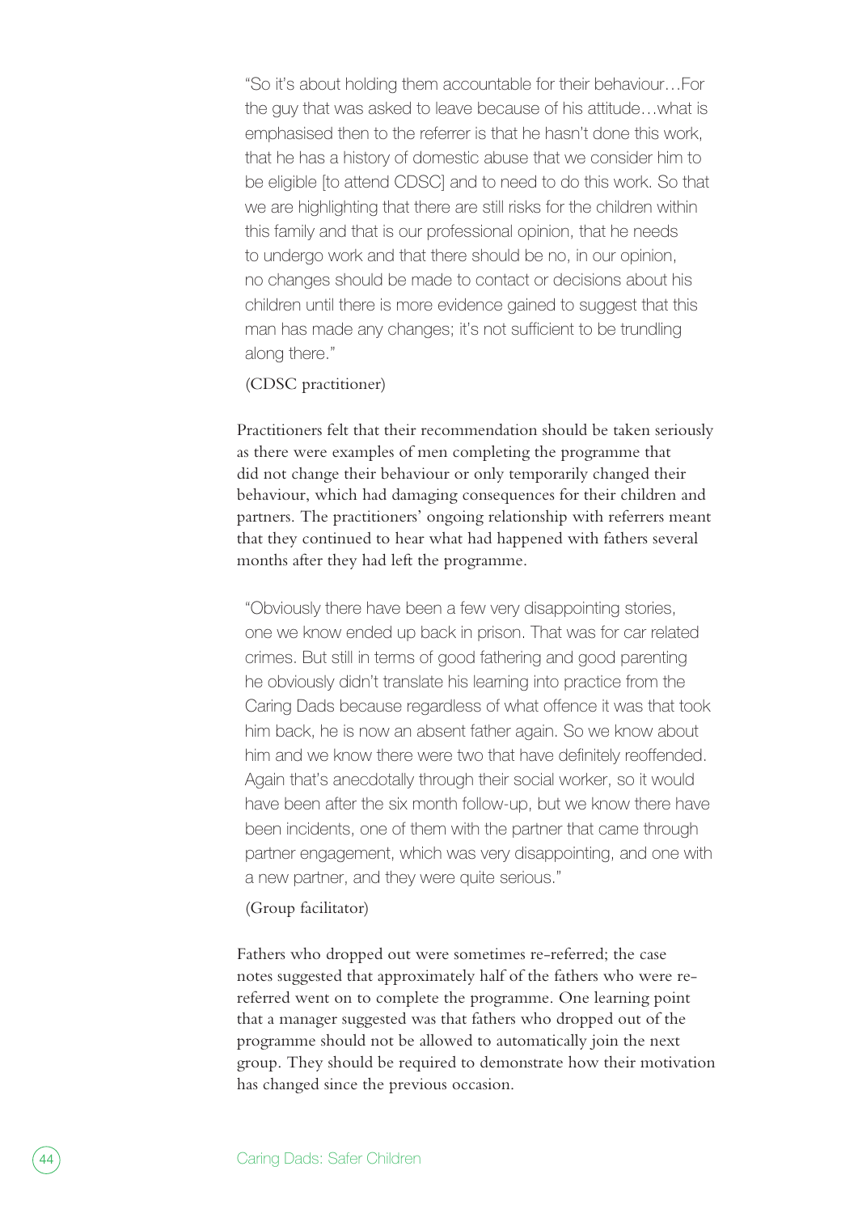> "So it's about holding them accountable for their behaviour…For the guy that was asked to leave because of his attitude…what is emphasised then to the referrer is that he hasn't done this work, that he has a history of domestic abuse that we consider him to be eligible [to attend CDSC] and to need to do this work. So that we are highlighting that there are still risks for the children within this family and that is our professional opinion, that he needs to undergo work and that there should be no, in our opinion, no changes should be made to contact or decisions about his children until there is more evidence gained to suggest that this man has made any changes; it's not sufficient to be trundling along there."
>
> (CDSC practitioner)

Practitioners felt that their recommendation should be taken seriously as there were examples of men completing the programme that did not change their behaviour or only temporarily changed their behaviour, which had damaging consequences for their children and partners. The practitioners' ongoing relationship with referrers meant that they continued to hear what had happened with fathers several months after they had left the programme.

> "Obviously there have been a few very disappointing stories, one we know ended up back in prison. That was for car related crimes. But still in terms of good fathering and good parenting he obviously didn't translate his learning into practice from the Caring Dads because regardless of what offence it was that took him back, he is now an absent father again. So we know about him and we know there were two that have definitely reoffended. Again that's anecdotally through their social worker, so it would have been after the six month follow-up, but we know there have been incidents, one of them with the partner that came through partner engagement, which was very disappointing, and one with a new partner, and they were quite serious."
>
> (Group facilitator)

Fathers who dropped out were sometimes re-referred; the case notes suggested that approximately half of the fathers who were re-referred went on to complete the programme. One learning point that a manager suggested was that fathers who dropped out of the programme should not be allowed to automatically join the next group. They should be required to demonstrate how their motivation has changed since the previous occasion.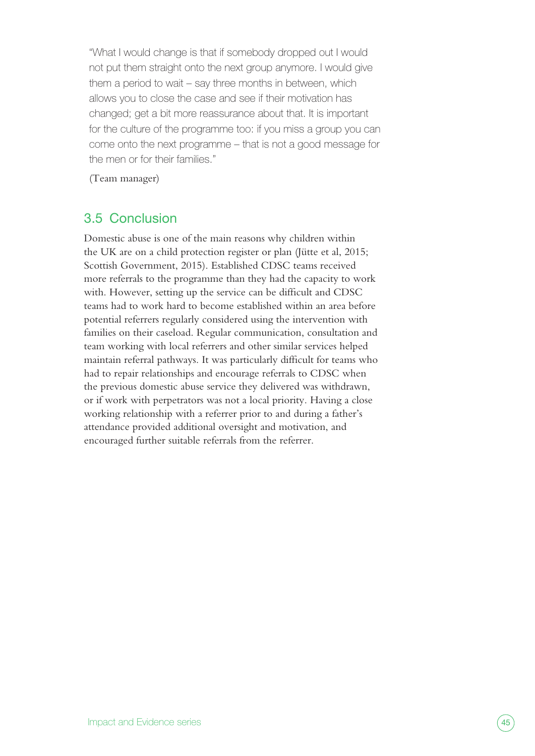"What I would change is that if somebody dropped out I would not put them straight onto the next group anymore. I would give them a period to wait – say three months in between, which allows you to close the case and see if their motivation has changed; get a bit more reassurance about that. It is important for the culture of the programme too: if you miss a group you can come onto the next programme – that is not a good message for the men or for their families."

(Team manager)

## 3.5 Conclusion

Domestic abuse is one of the main reasons why children within the UK are on a child protection register or plan (Jütte et al, 2015; Scottish Government, 2015). Established CDSC teams received more referrals to the programme than they had the capacity to work with. However, setting up the service can be difficult and CDSC teams had to work hard to become established within an area before potential referrers regularly considered using the intervention with families on their caseload. Regular communication, consultation and team working with local referrers and other similar services helped maintain referral pathways. It was particularly difficult for teams who had to repair relationships and encourage referrals to CDSC when the previous domestic abuse service they delivered was withdrawn, or if work with perpetrators was not a local priority. Having a close working relationship with a referrer prior to and during a father's attendance provided additional oversight and motivation, and encouraged further suitable referrals from the referrer.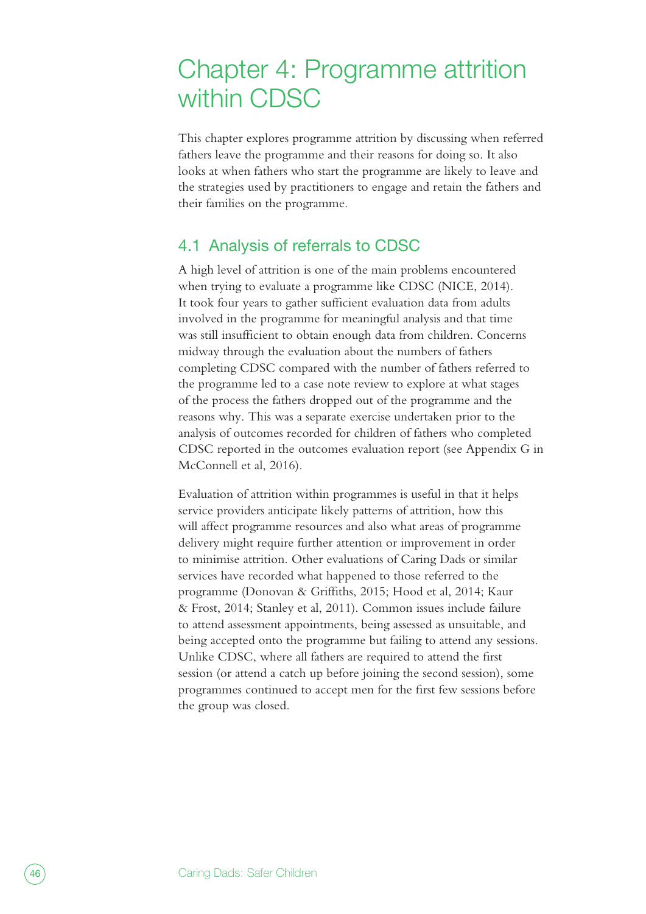# Chapter 4: Programme attrition within CDSC

This chapter explores programme attrition by discussing when referred fathers leave the programme and their reasons for doing so. It also looks at when fathers who start the programme are likely to leave and the strategies used by practitioners to engage and retain the fathers and their families on the programme.

## 4.1 Analysis of referrals to CDSC

A high level of attrition is one of the main problems encountered when trying to evaluate a programme like CDSC (NICE, 2014). It took four years to gather sufficient evaluation data from adults involved in the programme for meaningful analysis and that time was still insufficient to obtain enough data from children. Concerns midway through the evaluation about the numbers of fathers completing CDSC compared with the number of fathers referred to the programme led to a case note review to explore at what stages of the process the fathers dropped out of the programme and the reasons why. This was a separate exercise undertaken prior to the analysis of outcomes recorded for children of fathers who completed CDSC reported in the outcomes evaluation report (see Appendix G in McConnell et al, 2016).

Evaluation of attrition within programmes is useful in that it helps service providers anticipate likely patterns of attrition, how this will affect programme resources and also what areas of programme delivery might require further attention or improvement in order to minimise attrition. Other evaluations of Caring Dads or similar services have recorded what happened to those referred to the programme (Donovan & Griffiths, 2015; Hood et al, 2014; Kaur & Frost, 2014; Stanley et al, 2011). Common issues include failure to attend assessment appointments, being assessed as unsuitable, and being accepted onto the programme but failing to attend any sessions. Unlike CDSC, where all fathers are required to attend the first session (or attend a catch up before joining the second session), some programmes continued to accept men for the first few sessions before the group was closed.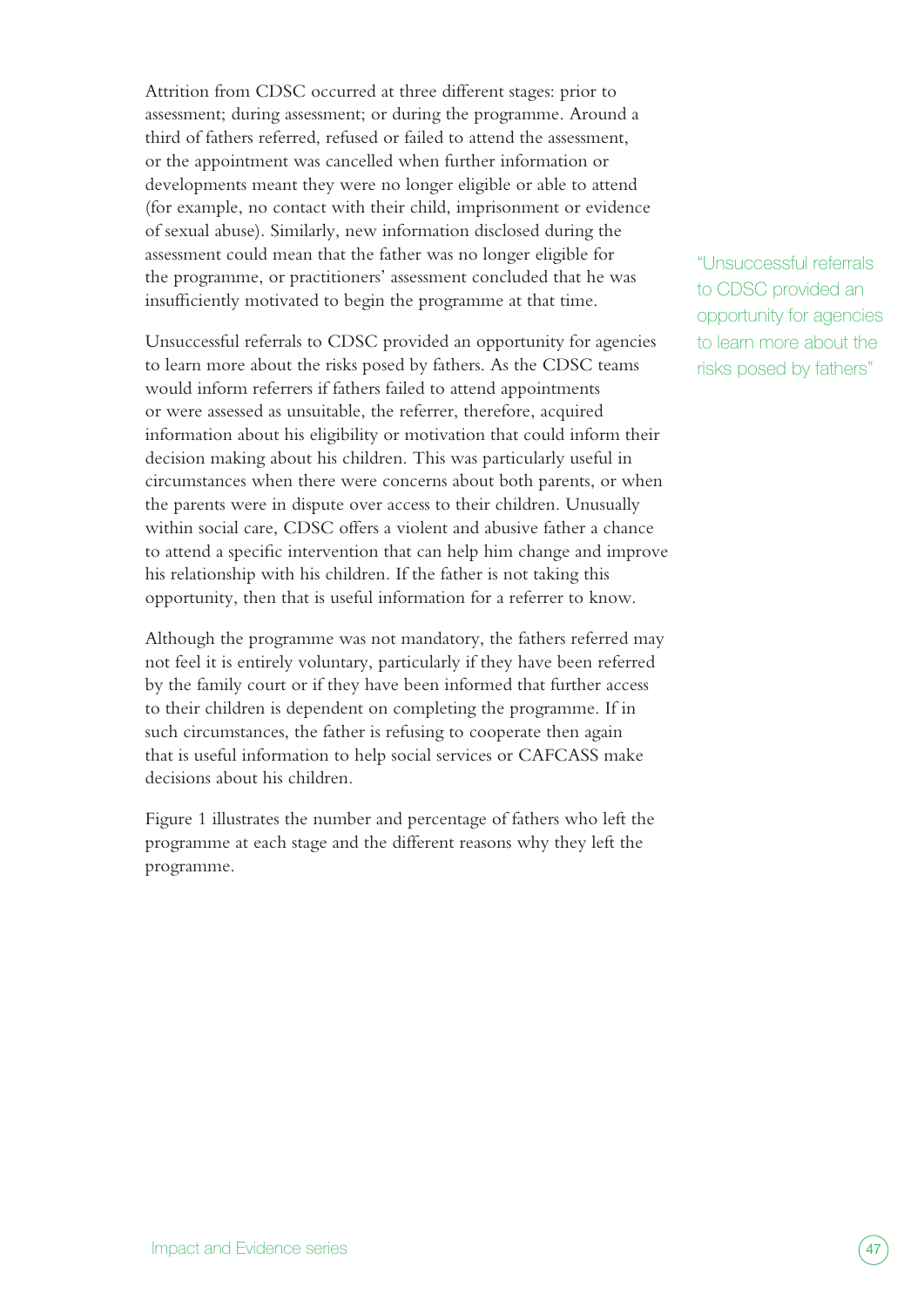Attrition from CDSC occurred at three different stages: prior to assessment; during assessment; or during the programme. Around a third of fathers referred, refused or failed to attend the assessment, or the appointment was cancelled when further information or developments meant they were no longer eligible or able to attend (for example, no contact with their child, imprisonment or evidence of sexual abuse). Similarly, new information disclosed during the assessment could mean that the father was no longer eligible for the programme, or practitioners' assessment concluded that he was insufficiently motivated to begin the programme at that time.

Unsuccessful referrals to CDSC provided an opportunity for agencies to learn more about the risks posed by fathers. As the CDSC teams would inform referrers if fathers failed to attend appointments or were assessed as unsuitable, the referrer, therefore, acquired information about his eligibility or motivation that could inform their decision making about his children. This was particularly useful in circumstances when there were concerns about both parents, or when the parents were in dispute over access to their children. Unusually within social care, CDSC offers a violent and abusive father a chance to attend a specific intervention that can help him change and improve his relationship with his children. If the father is not taking this opportunity, then that is useful information for a referrer to know.

> "Unsuccessful referrals to CDSC provided an opportunity for agencies to learn more about the risks posed by fathers"

Although the programme was not mandatory, the fathers referred may not feel it is entirely voluntary, particularly if they have been referred by the family court or if they have been informed that further access to their children is dependent on completing the programme. If in such circumstances, the father is refusing to cooperate then again that is useful information to help social services or CAFCASS make decisions about his children.

Figure 1 illustrates the number and percentage of fathers who left the programme at each stage and the different reasons why they left the programme.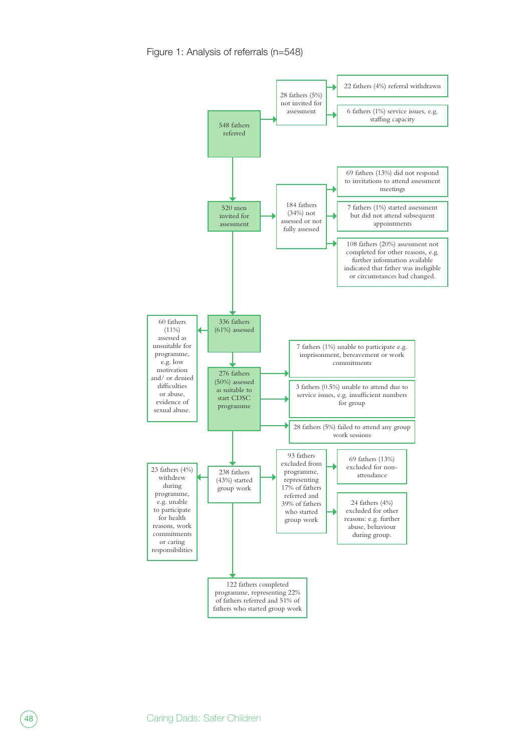Figure 1: Analysis of referrals (n=548)

- 548 fathers referred
  - 28 fathers (5%) not invited for assessment
    - 22 fathers (4%) referral withdrawn
    - 6 fathers (1%) service issues, e.g. staffing capacity
- 520 men invited for assessment
  - 184 fathers (34%) not assessed or not fully assessed
    - 69 fathers (13%) did not respond to invitations to attend assessment meetings
    - 7 fathers (1%) started assessment but did not attend subsequent appointments
    - 108 fathers (20%) assessment not completed for other reasons, e.g. further information available indicated that father was ineligible or circumstances had changed.
- 336 fathers (61%) assessed
  - 60 fathers (11%) assessed as unsuitable for programme, e.g. low motivation and/ or denied difficulties or abuse, evidence of sexual abuse.
- 276 fathers (50%) assessed as suitable to start CDSC programme
  - 7 fathers (1%) unable to participate e.g. imprisonment, bereavement or work commitments
  - 3 fathers (0.5%) unable to attend due to service issues, e.g. insufficient numbers for group
  - 28 fathers (5%) failed to attend any group work sessions
- 238 fathers (43%) started group work
  - 23 fathers (4%) withdrew during programme, e.g. unable to participate for health reasons, work commitments or caring responsibilities
  - 93 fathers excluded from programme, representing 17% of fathers referred and 39% of fathers who started group work
    - 69 fathers (13%) excluded for non-attendance
    - 24 fathers (4%) excluded for other reasons: e.g. further abuse, behaviour during group.
- 122 fathers completed programme, representing 22% of fathers referred and 51% of fathers who started group work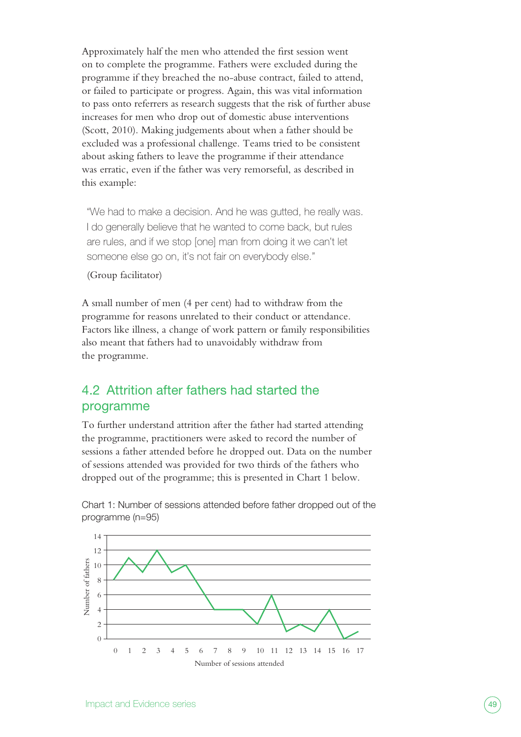Approximately half the men who attended the first session went on to complete the programme. Fathers were excluded during the programme if they breached the no-abuse contract, failed to attend, or failed to participate or progress. Again, this was vital information to pass onto referrers as research suggests that the risk of further abuse increases for men who drop out of domestic abuse interventions (Scott, 2010). Making judgements about when a father should be excluded was a professional challenge. Teams tried to be consistent about asking fathers to leave the programme if their attendance was erratic, even if the father was very remorseful, as described in this example:

> "We had to make a decision. And he was gutted, he really was. I do generally believe that he wanted to come back, but rules are rules, and if we stop [one] man from doing it we can't let someone else go on, it's not fair on everybody else."
>
> (Group facilitator)

A small number of men (4 per cent) had to withdraw from the programme for reasons unrelated to their conduct or attendance. Factors like illness, a change of work pattern or family responsibilities also meant that fathers had to unavoidably withdraw from the programme.

## 4.2 Attrition after fathers had started the programme

To further understand attrition after the father had started attending the programme, practitioners were asked to record the number of sessions a father attended before he dropped out. Data on the number of sessions attended was provided for two thirds of the fathers who dropped out of the programme; this is presented in Chart 1 below.

Chart 1: Number of sessions attended before father dropped out of the programme (n=95)

| Number of sessions attended | 0 | 1 | 2 | 3 | 4 | 5 | 6 | 7 | 8 | 9 | 10 | 11 | 12 | 13 | 14 | 15 | 16 | 17 |
|---|---|---|---|---|---|---|---|---|---|---|---|---|---|---|---|---|---|---|
| Number of fathers | 8 | 11 | 9 | 12 | 9 | 10 | 7 | 4 | 4 | 4 | 2 | 6 | 1 | 2 | 1 | 4 | 0 | 1 |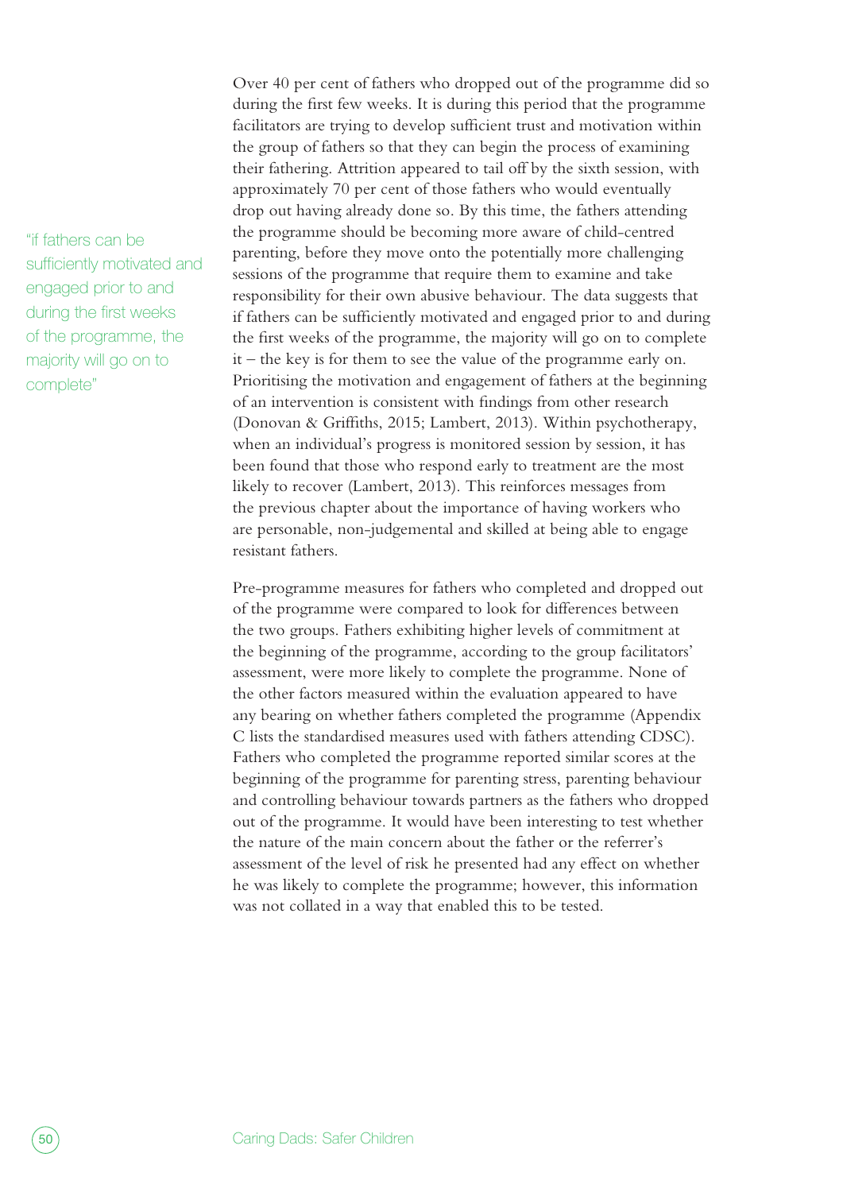> "if fathers can be sufficiently motivated and engaged prior to and during the first weeks of the programme, the majority will go on to complete"

Over 40 per cent of fathers who dropped out of the programme did so during the first few weeks. It is during this period that the programme facilitators are trying to develop sufficient trust and motivation within the group of fathers so that they can begin the process of examining their fathering. Attrition appeared to tail off by the sixth session, with approximately 70 per cent of those fathers who would eventually drop out having already done so. By this time, the fathers attending the programme should be becoming more aware of child-centred parenting, before they move onto the potentially more challenging sessions of the programme that require them to examine and take responsibility for their own abusive behaviour. The data suggests that if fathers can be sufficiently motivated and engaged prior to and during the first weeks of the programme, the majority will go on to complete it – the key is for them to see the value of the programme early on. Prioritising the motivation and engagement of fathers at the beginning of an intervention is consistent with findings from other research (Donovan & Griffiths, 2015; Lambert, 2013). Within psychotherapy, when an individual's progress is monitored session by session, it has been found that those who respond early to treatment are the most likely to recover (Lambert, 2013). This reinforces messages from the previous chapter about the importance of having workers who are personable, non-judgemental and skilled at being able to engage resistant fathers.

Pre-programme measures for fathers who completed and dropped out of the programme were compared to look for differences between the two groups. Fathers exhibiting higher levels of commitment at the beginning of the programme, according to the group facilitators' assessment, were more likely to complete the programme. None of the other factors measured within the evaluation appeared to have any bearing on whether fathers completed the programme (Appendix C lists the standardised measures used with fathers attending CDSC). Fathers who completed the programme reported similar scores at the beginning of the programme for parenting stress, parenting behaviour and controlling behaviour towards partners as the fathers who dropped out of the programme. It would have been interesting to test whether the nature of the main concern about the father or the referrer's assessment of the level of risk he presented had any effect on whether he was likely to complete the programme; however, this information was not collated in a way that enabled this to be tested.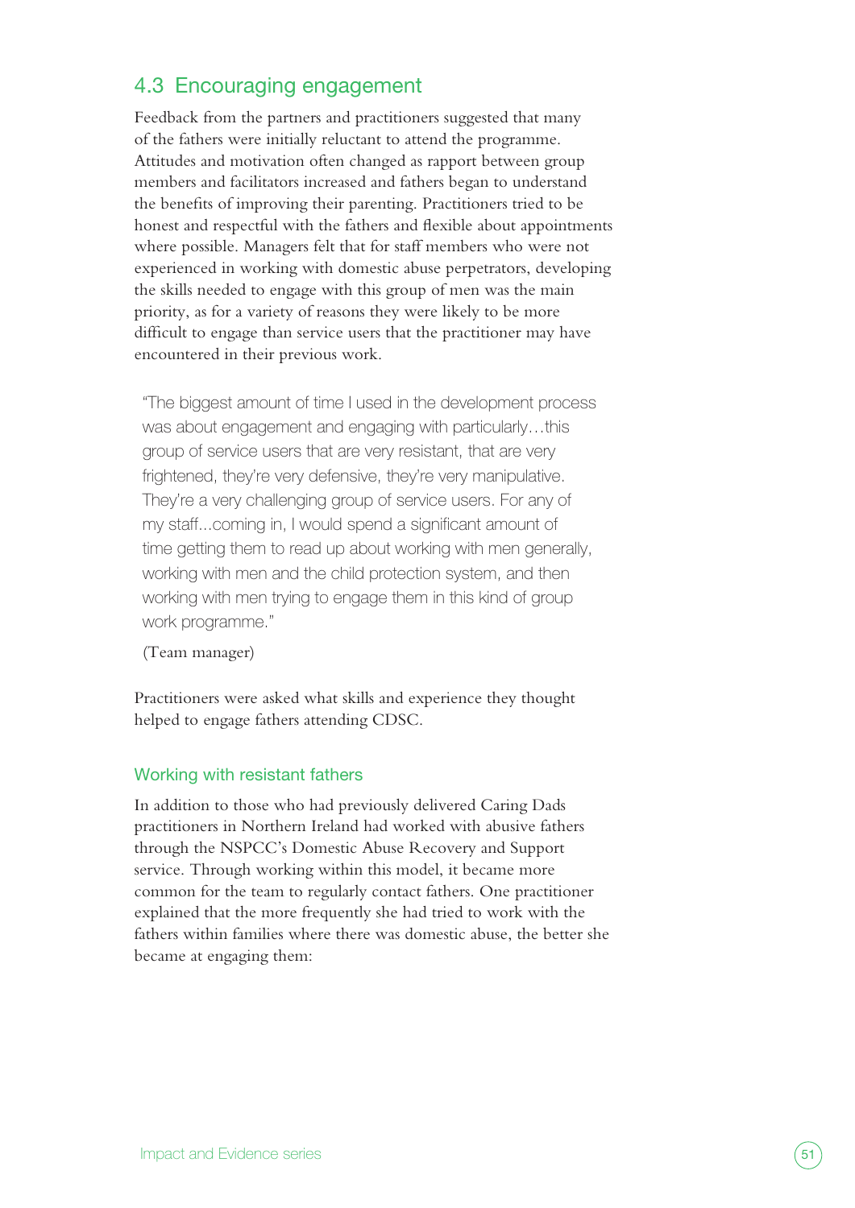## 4.3 Encouraging engagement

Feedback from the partners and practitioners suggested that many of the fathers were initially reluctant to attend the programme. Attitudes and motivation often changed as rapport between group members and facilitators increased and fathers began to understand the benefits of improving their parenting. Practitioners tried to be honest and respectful with the fathers and flexible about appointments where possible. Managers felt that for staff members who were not experienced in working with domestic abuse perpetrators, developing the skills needed to engage with this group of men was the main priority, as for a variety of reasons they were likely to be more difficult to engage than service users that the practitioner may have encountered in their previous work.

> "The biggest amount of time I used in the development process was about engagement and engaging with particularly…this group of service users that are very resistant, that are very frightened, they're very defensive, they're very manipulative. They're a very challenging group of service users. For any of my staff...coming in, I would spend a significant amount of time getting them to read up about working with men generally, working with men and the child protection system, and then working with men trying to engage them in this kind of group work programme."
>
> (Team manager)

Practitioners were asked what skills and experience they thought helped to engage fathers attending CDSC.

### Working with resistant fathers

In addition to those who had previously delivered Caring Dads practitioners in Northern Ireland had worked with abusive fathers through the NSPCC's Domestic Abuse Recovery and Support service. Through working within this model, it became more common for the team to regularly contact fathers. One practitioner explained that the more frequently she had tried to work with the fathers within families where there was domestic abuse, the better she became at engaging them: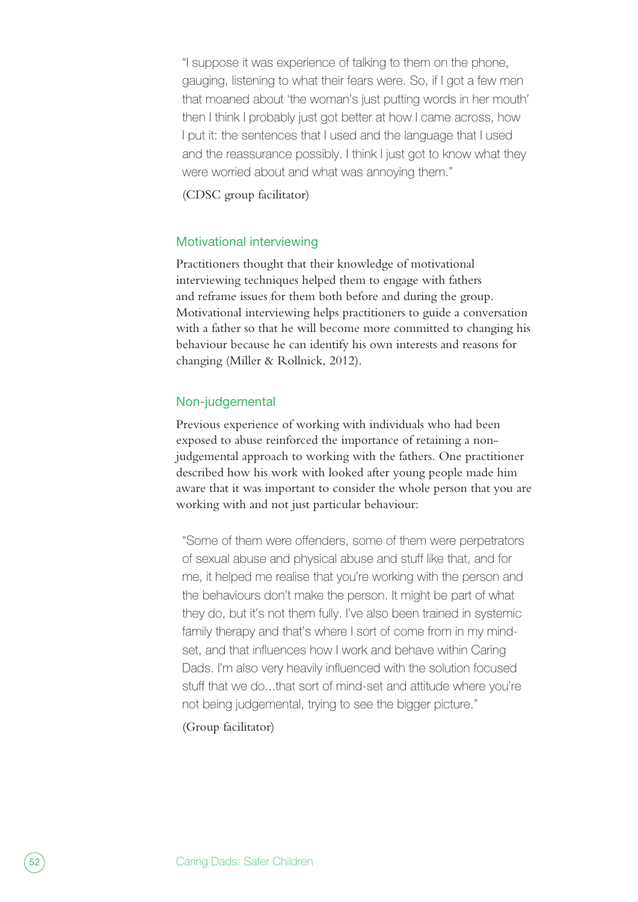> "I suppose it was experience of talking to them on the phone, gauging, listening to what their fears were. So, if I got a few men that moaned about 'the woman's just putting words in her mouth' then I think I probably just got better at how I came across, how I put it: the sentences that I used and the language that I used and the reassurance possibly. I think I just got to know what they were worried about and what was annoying them."
>
> (CDSC group facilitator)

### Motivational interviewing

Practitioners thought that their knowledge of motivational interviewing techniques helped them to engage with fathers and reframe issues for them both before and during the group. Motivational interviewing helps practitioners to guide a conversation with a father so that he will become more committed to changing his behaviour because he can identify his own interests and reasons for changing (Miller & Rollnick, 2012).

### Non-judgemental

Previous experience of working with individuals who had been exposed to abuse reinforced the importance of retaining a non-judgemental approach to working with the fathers. One practitioner described how his work with looked after young people made him aware that it was important to consider the whole person that you are working with and not just particular behaviour:

> "Some of them were offenders, some of them were perpetrators of sexual abuse and physical abuse and stuff like that, and for me, it helped me realise that you're working with the person and the behaviours don't make the person. It might be part of what they do, but it's not them fully. I've also been trained in systemic family therapy and that's where I sort of come from in my mind-set, and that influences how I work and behave within Caring Dads. I'm also very heavily influenced with the solution focused stuff that we do...that sort of mind-set and attitude where you're not being judgemental, trying to see the bigger picture."
>
> (Group facilitator)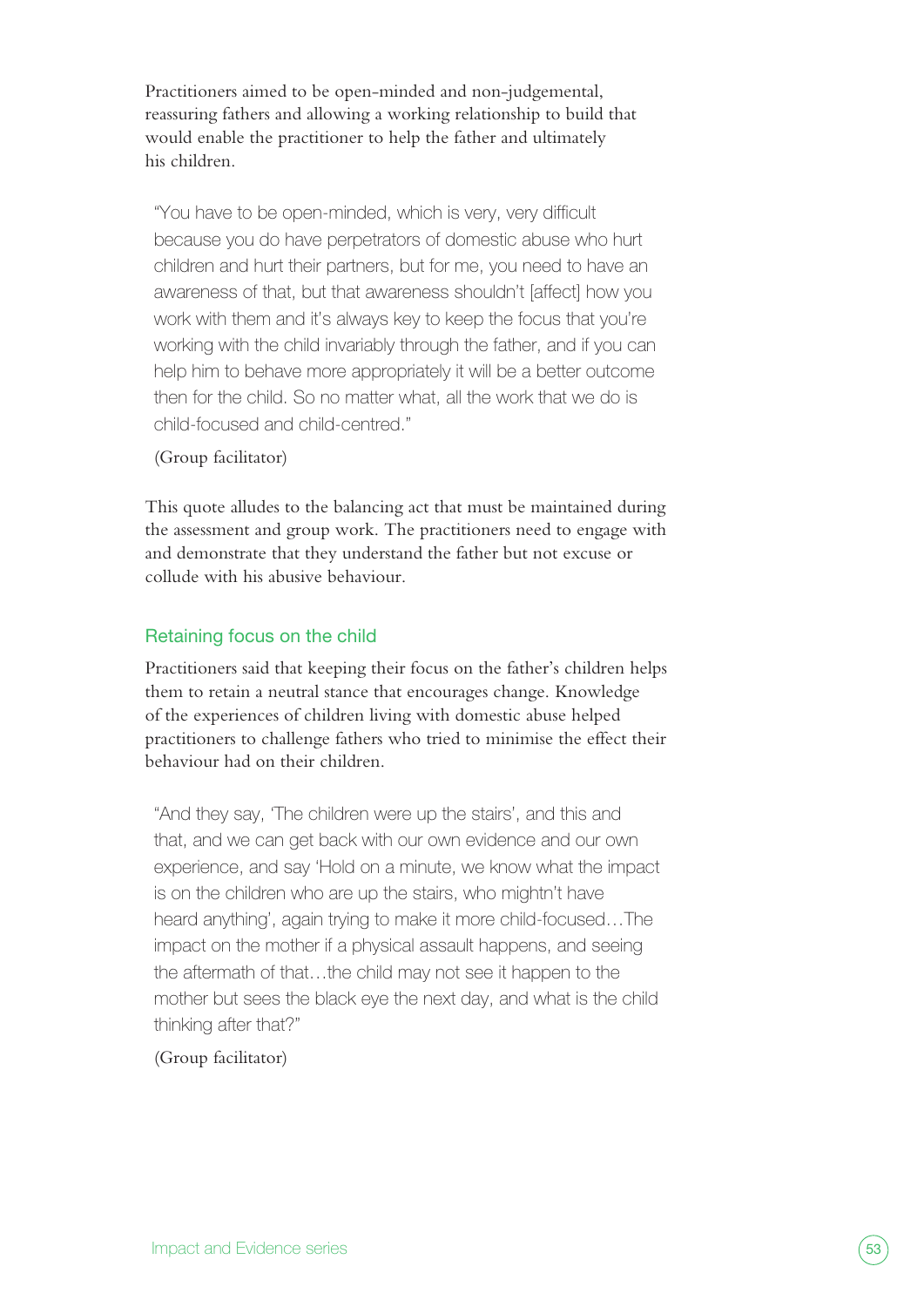Practitioners aimed to be open-minded and non-judgemental, reassuring fathers and allowing a working relationship to build that would enable the practitioner to help the father and ultimately his children.

> "You have to be open-minded, which is very, very difficult because you do have perpetrators of domestic abuse who hurt children and hurt their partners, but for me, you need to have an awareness of that, but that awareness shouldn't [affect] how you work with them and it's always key to keep the focus that you're working with the child invariably through the father, and if you can help him to behave more appropriately it will be a better outcome then for the child. So no matter what, all the work that we do is child-focused and child-centred."
>
> (Group facilitator)

This quote alludes to the balancing act that must be maintained during the assessment and group work. The practitioners need to engage with and demonstrate that they understand the father but not excuse or collude with his abusive behaviour.

### Retaining focus on the child

Practitioners said that keeping their focus on the father's children helps them to retain a neutral stance that encourages change. Knowledge of the experiences of children living with domestic abuse helped practitioners to challenge fathers who tried to minimise the effect their behaviour had on their children.

> "And they say, 'The children were up the stairs', and this and that, and we can get back with our own evidence and our own experience, and say 'Hold on a minute, we know what the impact is on the children who are up the stairs, who mightn't have heard anything', again trying to make it more child-focused…The impact on the mother if a physical assault happens, and seeing the aftermath of that…the child may not see it happen to the mother but sees the black eye the next day, and what is the child thinking after that?"
>
> (Group facilitator)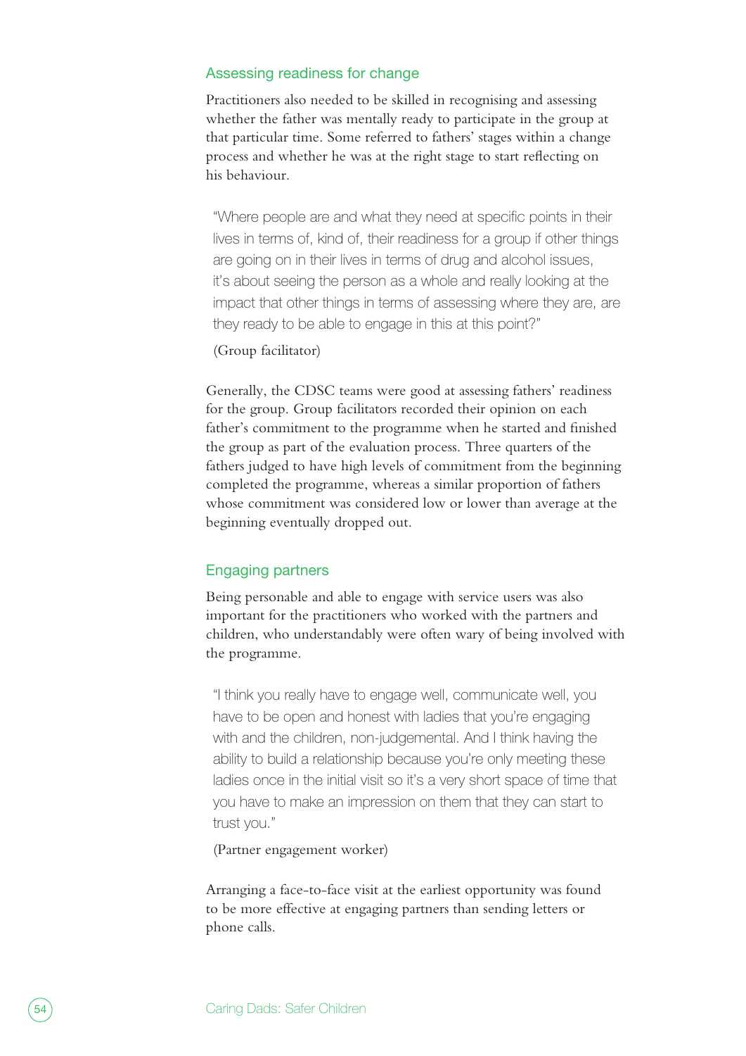### Assessing readiness for change

Practitioners also needed to be skilled in recognising and assessing whether the father was mentally ready to participate in the group at that particular time. Some referred to fathers' stages within a change process and whether he was at the right stage to start reflecting on his behaviour.

> "Where people are and what they need at specific points in their lives in terms of, kind of, their readiness for a group if other things are going on in their lives in terms of drug and alcohol issues, it's about seeing the person as a whole and really looking at the impact that other things in terms of assessing where they are, are they ready to be able to engage in this at this point?"
>
> (Group facilitator)

Generally, the CDSC teams were good at assessing fathers' readiness for the group. Group facilitators recorded their opinion on each father's commitment to the programme when he started and finished the group as part of the evaluation process. Three quarters of the fathers judged to have high levels of commitment from the beginning completed the programme, whereas a similar proportion of fathers whose commitment was considered low or lower than average at the beginning eventually dropped out.

### Engaging partners

Being personable and able to engage with service users was also important for the practitioners who worked with the partners and children, who understandably were often wary of being involved with the programme.

> "I think you really have to engage well, communicate well, you have to be open and honest with ladies that you're engaging with and the children, non-judgemental. And I think having the ability to build a relationship because you're only meeting these ladies once in the initial visit so it's a very short space of time that you have to make an impression on them that they can start to trust you."
>
> (Partner engagement worker)

Arranging a face-to-face visit at the earliest opportunity was found to be more effective at engaging partners than sending letters or phone calls.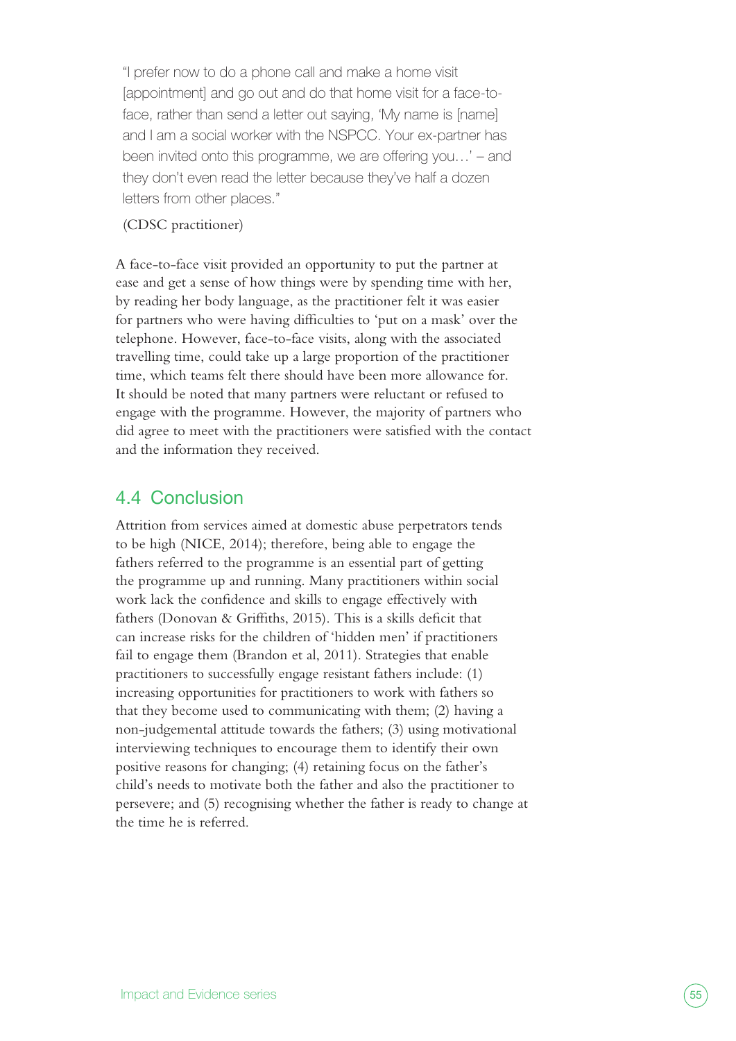> "I prefer now to do a phone call and make a home visit [appointment] and go out and do that home visit for a face-to-face, rather than send a letter out saying, 'My name is [name] and I am a social worker with the NSPCC. Your ex-partner has been invited onto this programme, we are offering you…' – and they don't even read the letter because they've half a dozen letters from other places."
>
> (CDSC practitioner)

A face-to-face visit provided an opportunity to put the partner at ease and get a sense of how things were by spending time with her, by reading her body language, as the practitioner felt it was easier for partners who were having difficulties to 'put on a mask' over the telephone. However, face-to-face visits, along with the associated travelling time, could take up a large proportion of the practitioner time, which teams felt there should have been more allowance for. It should be noted that many partners were reluctant or refused to engage with the programme. However, the majority of partners who did agree to meet with the practitioners were satisfied with the contact and the information they received.

## 4.4 Conclusion

Attrition from services aimed at domestic abuse perpetrators tends to be high (NICE, 2014); therefore, being able to engage the fathers referred to the programme is an essential part of getting the programme up and running. Many practitioners within social work lack the confidence and skills to engage effectively with fathers (Donovan & Griffiths, 2015). This is a skills deficit that can increase risks for the children of 'hidden men' if practitioners fail to engage them (Brandon et al, 2011). Strategies that enable practitioners to successfully engage resistant fathers include: (1) increasing opportunities for practitioners to work with fathers so that they become used to communicating with them; (2) having a non-judgemental attitude towards the fathers; (3) using motivational interviewing techniques to encourage them to identify their own positive reasons for changing; (4) retaining focus on the father's child's needs to motivate both the father and also the practitioner to persevere; and (5) recognising whether the father is ready to change at the time he is referred.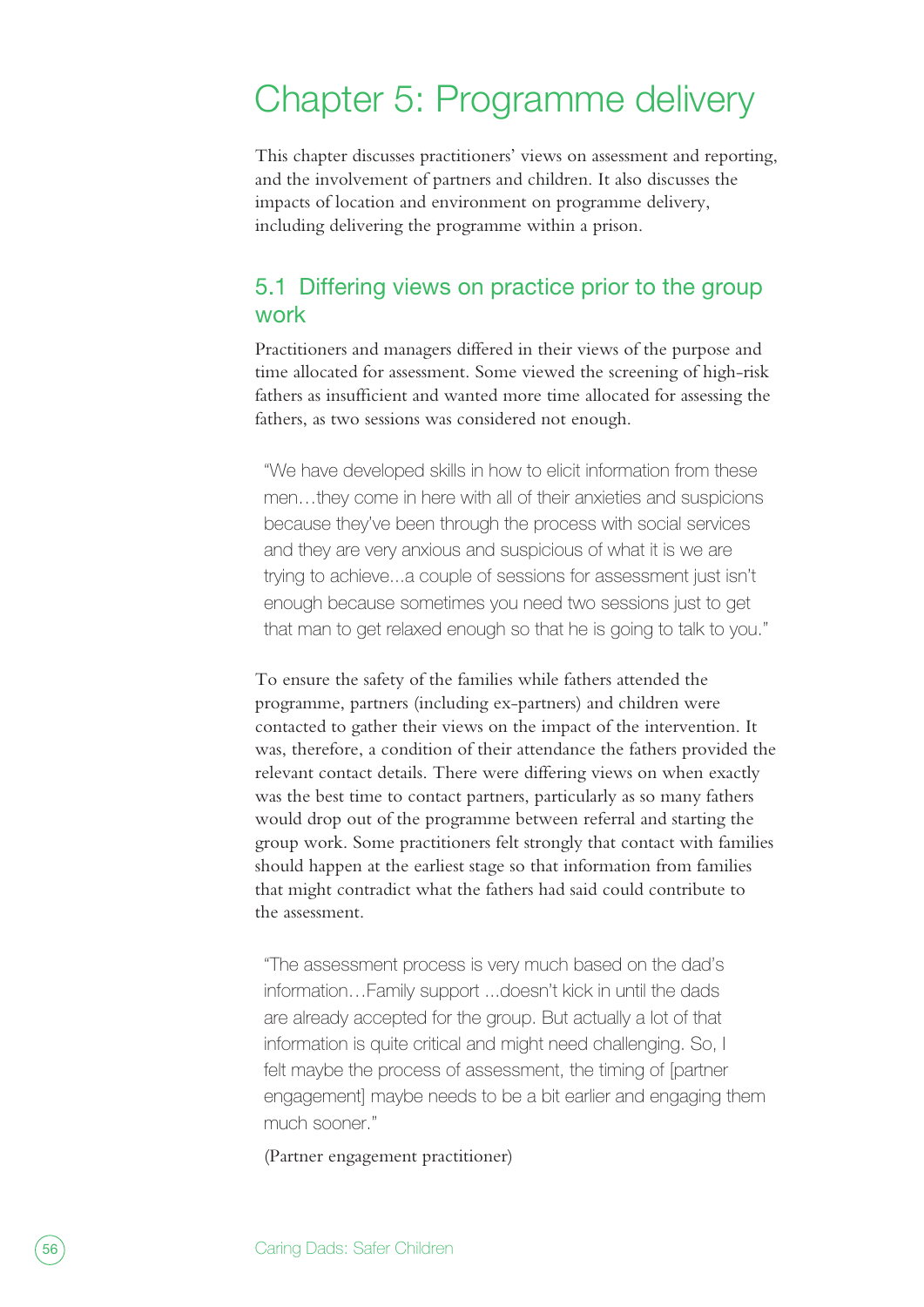# Chapter 5: Programme delivery

This chapter discusses practitioners' views on assessment and reporting, and the involvement of partners and children. It also discusses the impacts of location and environment on programme delivery, including delivering the programme within a prison.

## 5.1 Differing views on practice prior to the group work

Practitioners and managers differed in their views of the purpose and time allocated for assessment. Some viewed the screening of high-risk fathers as insufficient and wanted more time allocated for assessing the fathers, as two sessions was considered not enough.

> "We have developed skills in how to elicit information from these men…they come in here with all of their anxieties and suspicions because they've been through the process with social services and they are very anxious and suspicious of what it is we are trying to achieve...a couple of sessions for assessment just isn't enough because sometimes you need two sessions just to get that man to get relaxed enough so that he is going to talk to you."

To ensure the safety of the families while fathers attended the programme, partners (including ex-partners) and children were contacted to gather their views on the impact of the intervention. It was, therefore, a condition of their attendance the fathers provided the relevant contact details. There were differing views on when exactly was the best time to contact partners, particularly as so many fathers would drop out of the programme between referral and starting the group work. Some practitioners felt strongly that contact with families should happen at the earliest stage so that information from families that might contradict what the fathers had said could contribute to the assessment.

> "The assessment process is very much based on the dad's information…Family support ...doesn't kick in until the dads are already accepted for the group. But actually a lot of that information is quite critical and might need challenging. So, I felt maybe the process of assessment, the timing of [partner engagement] maybe needs to be a bit earlier and engaging them much sooner."
>
> (Partner engagement practitioner)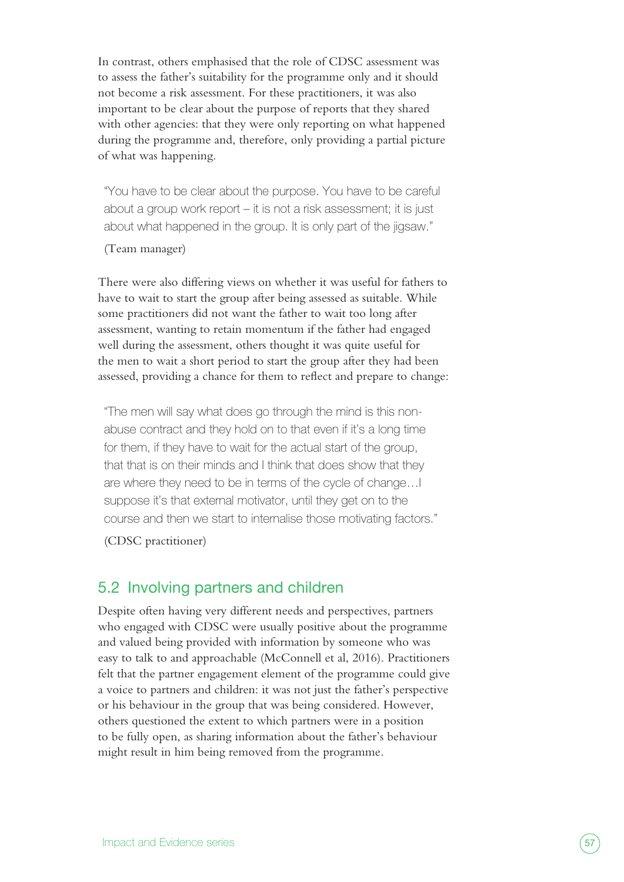In contrast, others emphasised that the role of CDSC assessment was to assess the father's suitability for the programme only and it should not become a risk assessment. For these practitioners, it was also important to be clear about the purpose of reports that they shared with other agencies: that they were only reporting on what happened during the programme and, therefore, only providing a partial picture of what was happening.

> "You have to be clear about the purpose. You have to be careful about a group work report – it is not a risk assessment; it is just about what happened in the group. It is only part of the jigsaw."
>
> (Team manager)

There were also differing views on whether it was useful for fathers to have to wait to start the group after being assessed as suitable. While some practitioners did not want the father to wait too long after assessment, wanting to retain momentum if the father had engaged well during the assessment, others thought it was quite useful for the men to wait a short period to start the group after they had been assessed, providing a chance for them to reflect and prepare to change:

> "The men will say what does go through the mind is this non-abuse contract and they hold on to that even if it's a long time for them, if they have to wait for the actual start of the group, that that is on their minds and I think that does show that they are where they need to be in terms of the cycle of change…I suppose it's that external motivator, until they get on to the course and then we start to internalise those motivating factors."
>
> (CDSC practitioner)

## 5.2 Involving partners and children

Despite often having very different needs and perspectives, partners who engaged with CDSC were usually positive about the programme and valued being provided with information by someone who was easy to talk to and approachable (McConnell et al, 2016). Practitioners felt that the partner engagement element of the programme could give a voice to partners and children: it was not just the father's perspective or his behaviour in the group that was being considered. However, others questioned the extent to which partners were in a position to be fully open, as sharing information about the father's behaviour might result in him being removed from the programme.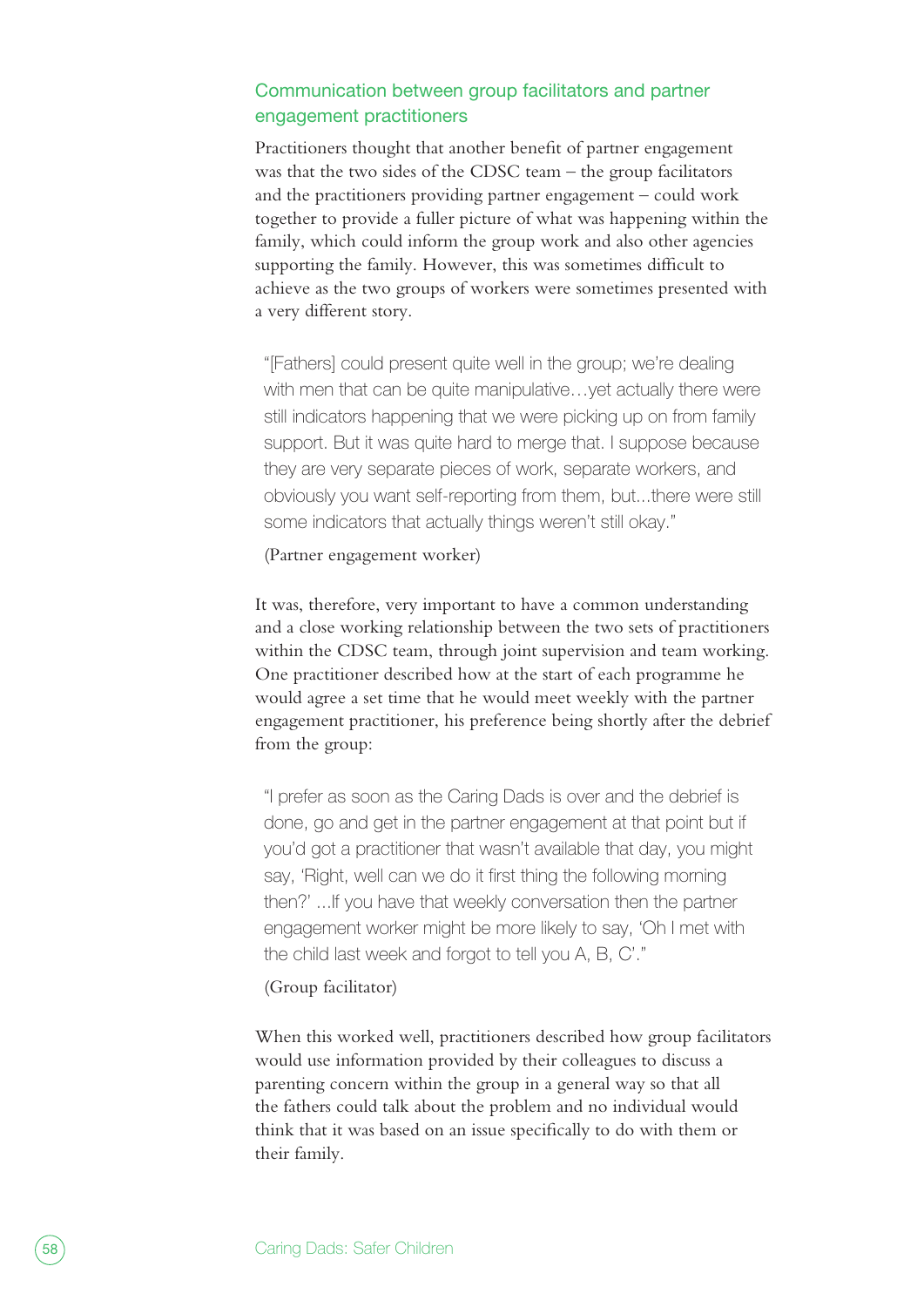## Communication between group facilitators and partner engagement practitioners

Practitioners thought that another benefit of partner engagement was that the two sides of the CDSC team – the group facilitators and the practitioners providing partner engagement – could work together to provide a fuller picture of what was happening within the family, which could inform the group work and also other agencies supporting the family. However, this was sometimes difficult to achieve as the two groups of workers were sometimes presented with a very different story.

> "[Fathers] could present quite well in the group; we're dealing with men that can be quite manipulative…yet actually there were still indicators happening that we were picking up on from family support. But it was quite hard to merge that. I suppose because they are very separate pieces of work, separate workers, and obviously you want self-reporting from them, but...there were still some indicators that actually things weren't still okay."
>
> (Partner engagement worker)

It was, therefore, very important to have a common understanding and a close working relationship between the two sets of practitioners within the CDSC team, through joint supervision and team working. One practitioner described how at the start of each programme he would agree a set time that he would meet weekly with the partner engagement practitioner, his preference being shortly after the debrief from the group:

> "I prefer as soon as the Caring Dads is over and the debrief is done, go and get in the partner engagement at that point but if you'd got a practitioner that wasn't available that day, you might say, 'Right, well can we do it first thing the following morning then?' ...If you have that weekly conversation then the partner engagement worker might be more likely to say, 'Oh I met with the child last week and forgot to tell you A, B, C'."
>
> (Group facilitator)

When this worked well, practitioners described how group facilitators would use information provided by their colleagues to discuss a parenting concern within the group in a general way so that all the fathers could talk about the problem and no individual would think that it was based on an issue specifically to do with them or their family.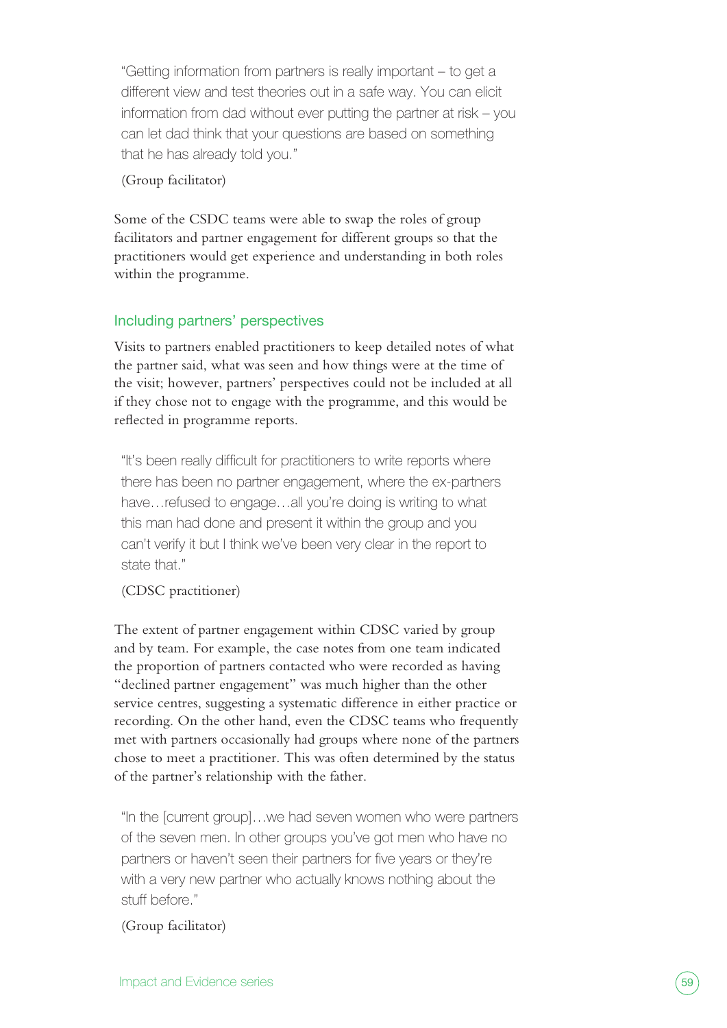"Getting information from partners is really important – to get a different view and test theories out in a safe way. You can elicit information from dad without ever putting the partner at risk – you can let dad think that your questions are based on something that he has already told you."

(Group facilitator)

Some of the CSDC teams were able to swap the roles of group facilitators and partner engagement for different groups so that the practitioners would get experience and understanding in both roles within the programme.

## Including partners' perspectives

Visits to partners enabled practitioners to keep detailed notes of what the partner said, what was seen and how things were at the time of the visit; however, partners' perspectives could not be included at all if they chose not to engage with the programme, and this would be reflected in programme reports.

"It's been really difficult for practitioners to write reports where there has been no partner engagement, where the ex-partners have…refused to engage…all you're doing is writing to what this man had done and present it within the group and you can't verify it but I think we've been very clear in the report to state that."

(CDSC practitioner)

The extent of partner engagement within CDSC varied by group and by team. For example, the case notes from one team indicated the proportion of partners contacted who were recorded as having "declined partner engagement" was much higher than the other service centres, suggesting a systematic difference in either practice or recording. On the other hand, even the CDSC teams who frequently met with partners occasionally had groups where none of the partners chose to meet a practitioner. This was often determined by the status of the partner's relationship with the father.

"In the [current group]…we had seven women who were partners of the seven men. In other groups you've got men who have no partners or haven't seen their partners for five years or they're with a very new partner who actually knows nothing about the stuff before."

(Group facilitator)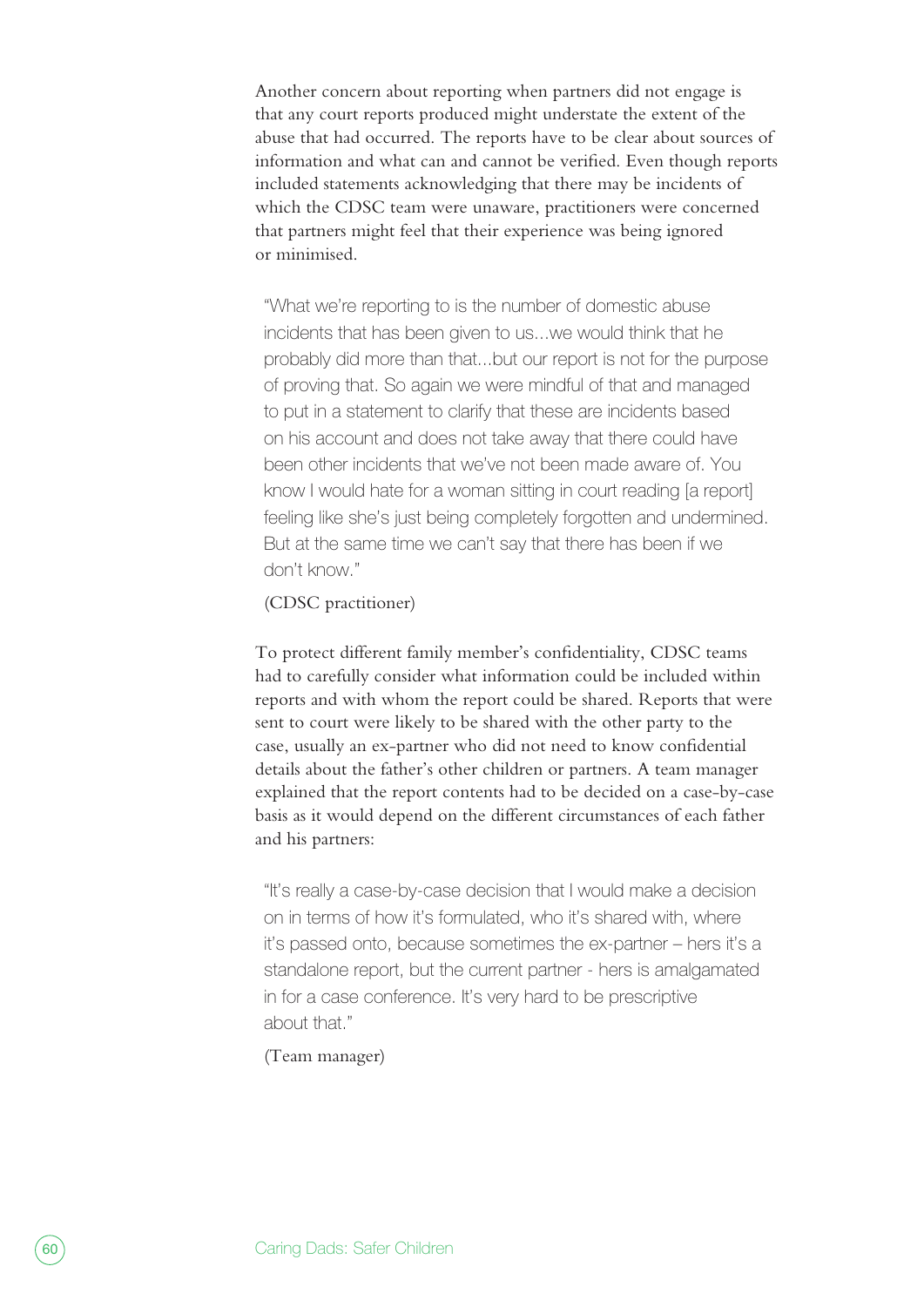Another concern about reporting when partners did not engage is that any court reports produced might understate the extent of the abuse that had occurred. The reports have to be clear about sources of information and what can and cannot be verified. Even though reports included statements acknowledging that there may be incidents of which the CDSC team were unaware, practitioners were concerned that partners might feel that their experience was being ignored or minimised.

> "What we're reporting to is the number of domestic abuse incidents that has been given to us...we would think that he probably did more than that...but our report is not for the purpose of proving that. So again we were mindful of that and managed to put in a statement to clarify that these are incidents based on his account and does not take away that there could have been other incidents that we've not been made aware of. You know I would hate for a woman sitting in court reading [a report] feeling like she's just being completely forgotten and undermined. But at the same time we can't say that there has been if we don't know."
>
> (CDSC practitioner)

To protect different family member's confidentiality, CDSC teams had to carefully consider what information could be included within reports and with whom the report could be shared. Reports that were sent to court were likely to be shared with the other party to the case, usually an ex-partner who did not need to know confidential details about the father's other children or partners. A team manager explained that the report contents had to be decided on a case-by-case basis as it would depend on the different circumstances of each father and his partners:

> "It's really a case-by-case decision that I would make a decision on in terms of how it's formulated, who it's shared with, where it's passed onto, because sometimes the ex-partner – hers it's a standalone report, but the current partner - hers is amalgamated in for a case conference. It's very hard to be prescriptive about that."
>
> (Team manager)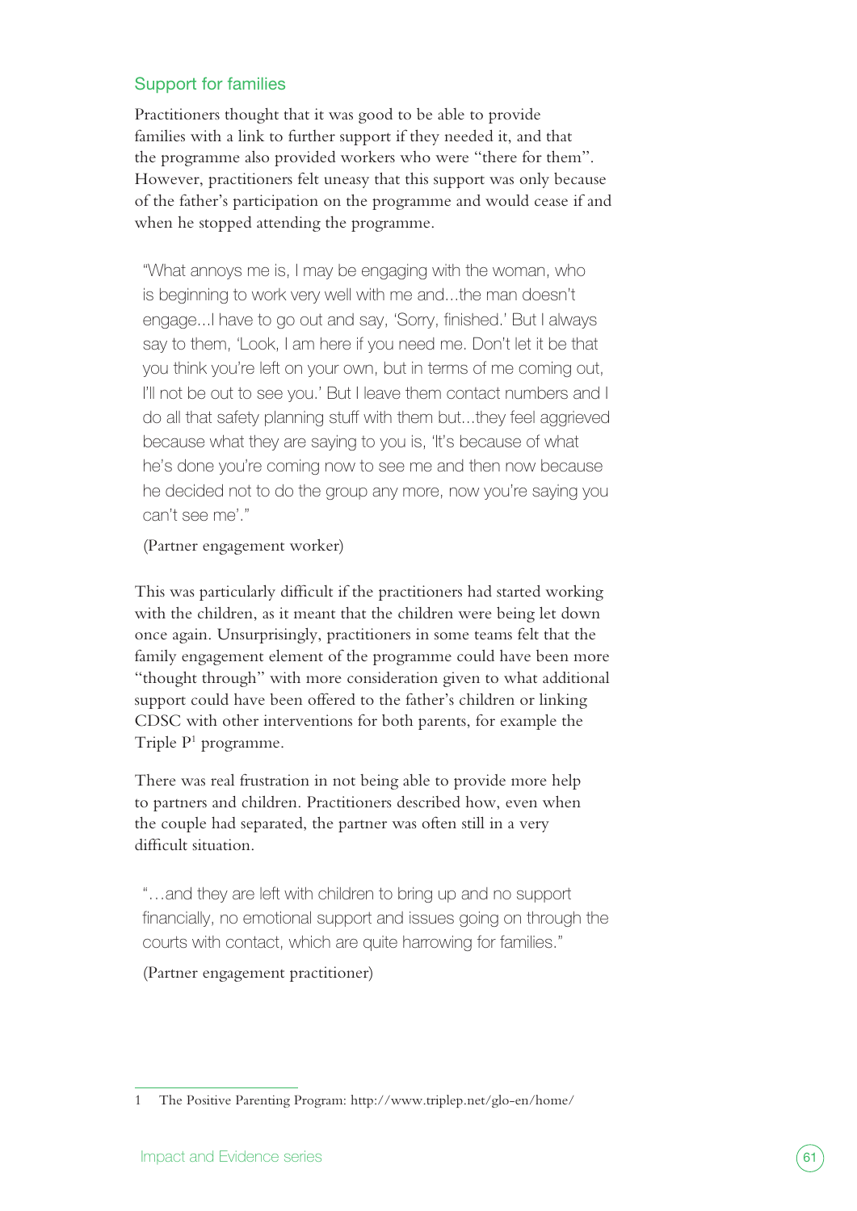## Support for families

Practitioners thought that it was good to be able to provide families with a link to further support if they needed it, and that the programme also provided workers who were "there for them". However, practitioners felt uneasy that this support was only because of the father's participation on the programme and would cease if and when he stopped attending the programme.

> "What annoys me is, I may be engaging with the woman, who is beginning to work very well with me and...the man doesn't engage...I have to go out and say, 'Sorry, finished.' But I always say to them, 'Look, I am here if you need me. Don't let it be that you think you're left on your own, but in terms of me coming out, I'll not be out to see you.' But I leave them contact numbers and I do all that safety planning stuff with them but...they feel aggrieved because what they are saying to you is, 'It's because of what he's done you're coming now to see me and then now because he decided not to do the group any more, now you're saying you can't see me'."
>
> (Partner engagement worker)

This was particularly difficult if the practitioners had started working with the children, as it meant that the children were being let down once again. Unsurprisingly, practitioners in some teams felt that the family engagement element of the programme could have been more "thought through" with more consideration given to what additional support could have been offered to the father's children or linking CDSC with other interventions for both parents, for example the Triple P[1] programme.

There was real frustration in not being able to provide more help to partners and children. Practitioners described how, even when the couple had separated, the partner was often still in a very difficult situation.

> "…and they are left with children to bring up and no support financially, no emotional support and issues going on through the courts with contact, which are quite harrowing for families."
>
> (Partner engagement practitioner)

---

1 The Positive Parenting Program: http://www.triplep.net/glo-en/home/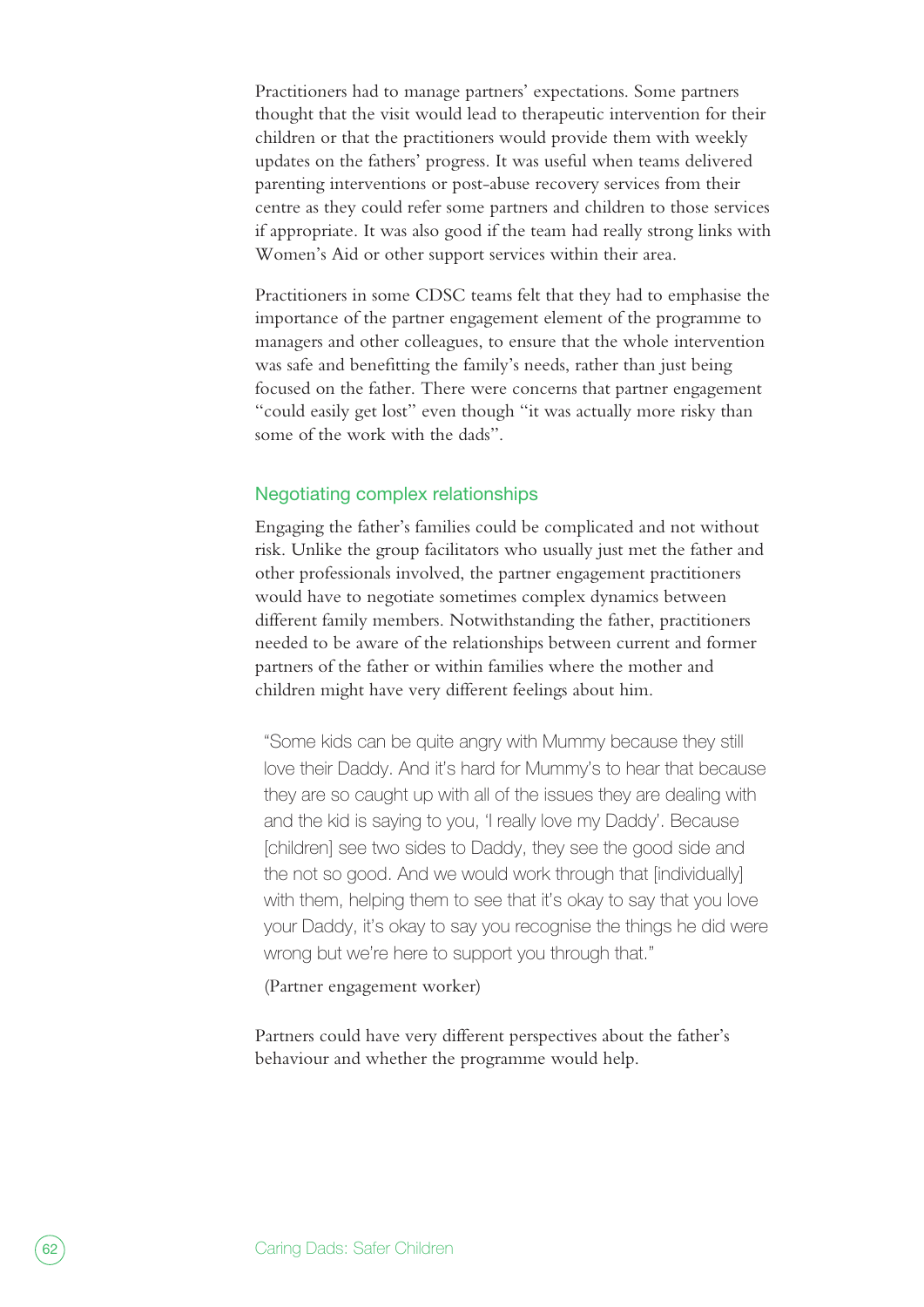Practitioners had to manage partners' expectations. Some partners thought that the visit would lead to therapeutic intervention for their children or that the practitioners would provide them with weekly updates on the fathers' progress. It was useful when teams delivered parenting interventions or post-abuse recovery services from their centre as they could refer some partners and children to those services if appropriate. It was also good if the team had really strong links with Women's Aid or other support services within their area.

Practitioners in some CDSC teams felt that they had to emphasise the importance of the partner engagement element of the programme to managers and other colleagues, to ensure that the whole intervention was safe and benefitting the family's needs, rather than just being focused on the father. There were concerns that partner engagement "could easily get lost" even though "it was actually more risky than some of the work with the dads".

### Negotiating complex relationships

Engaging the father's families could be complicated and not without risk. Unlike the group facilitators who usually just met the father and other professionals involved, the partner engagement practitioners would have to negotiate sometimes complex dynamics between different family members. Notwithstanding the father, practitioners needed to be aware of the relationships between current and former partners of the father or within families where the mother and children might have very different feelings about him.

> "Some kids can be quite angry with Mummy because they still love their Daddy. And it's hard for Mummy's to hear that because they are so caught up with all of the issues they are dealing with and the kid is saying to you, 'I really love my Daddy'. Because [children] see two sides to Daddy, they see the good side and the not so good. And we would work through that [individually] with them, helping them to see that it's okay to say that you love your Daddy, it's okay to say you recognise the things he did were wrong but we're here to support you through that."
>
> (Partner engagement worker)

Partners could have very different perspectives about the father's behaviour and whether the programme would help.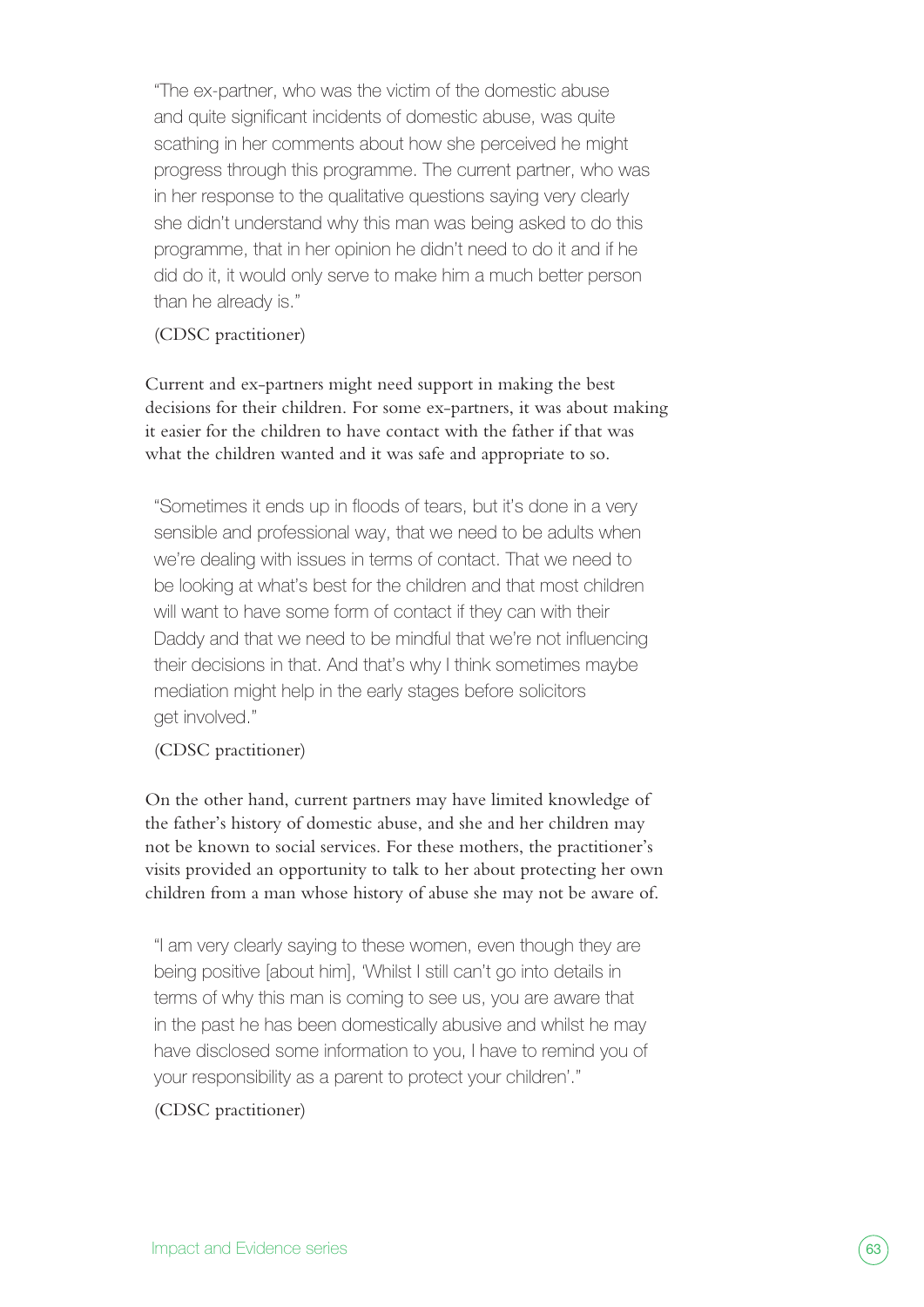> "The ex-partner, who was the victim of the domestic abuse and quite significant incidents of domestic abuse, was quite scathing in her comments about how she perceived he might progress through this programme. The current partner, who was in her response to the qualitative questions saying very clearly she didn't understand why this man was being asked to do this programme, that in her opinion he didn't need to do it and if he did do it, it would only serve to make him a much better person than he already is."
>
> (CDSC practitioner)

Current and ex-partners might need support in making the best decisions for their children. For some ex-partners, it was about making it easier for the children to have contact with the father if that was what the children wanted and it was safe and appropriate to so.

> "Sometimes it ends up in floods of tears, but it's done in a very sensible and professional way, that we need to be adults when we're dealing with issues in terms of contact. That we need to be looking at what's best for the children and that most children will want to have some form of contact if they can with their Daddy and that we need to be mindful that we're not influencing their decisions in that. And that's why I think sometimes maybe mediation might help in the early stages before solicitors get involved."
>
> (CDSC practitioner)

On the other hand, current partners may have limited knowledge of the father's history of domestic abuse, and she and her children may not be known to social services. For these mothers, the practitioner's visits provided an opportunity to talk to her about protecting her own children from a man whose history of abuse she may not be aware of.

> "I am very clearly saying to these women, even though they are being positive [about him], 'Whilst I still can't go into details in terms of why this man is coming to see us, you are aware that in the past he has been domestically abusive and whilst he may have disclosed some information to you, I have to remind you of your responsibility as a parent to protect your children'."
>
> (CDSC practitioner)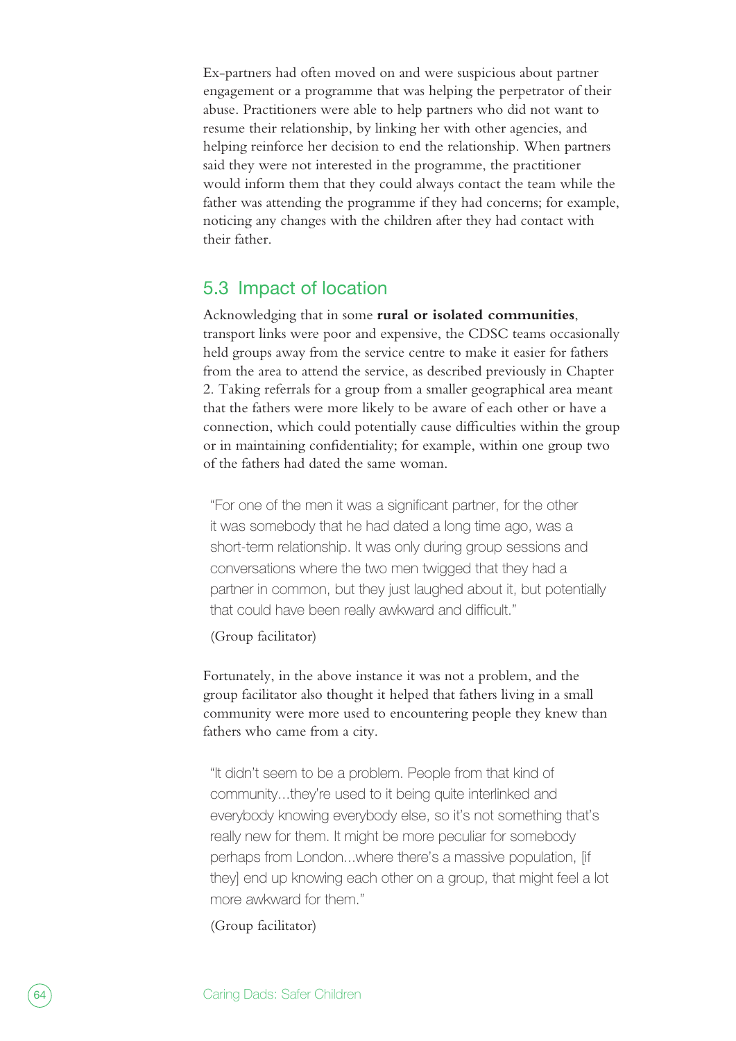Ex-partners had often moved on and were suspicious about partner engagement or a programme that was helping the perpetrator of their abuse. Practitioners were able to help partners who did not want to resume their relationship, by linking her with other agencies, and helping reinforce her decision to end the relationship. When partners said they were not interested in the programme, the practitioner would inform them that they could always contact the team while the father was attending the programme if they had concerns; for example, noticing any changes with the children after they had contact with their father.

## 5.3 Impact of location

Acknowledging that in some **rural or isolated communities**, transport links were poor and expensive, the CDSC teams occasionally held groups away from the service centre to make it easier for fathers from the area to attend the service, as described previously in Chapter 2. Taking referrals for a group from a smaller geographical area meant that the fathers were more likely to be aware of each other or have a connection, which could potentially cause difficulties within the group or in maintaining confidentiality; for example, within one group two of the fathers had dated the same woman.

> "For one of the men it was a significant partner, for the other it was somebody that he had dated a long time ago, was a short-term relationship. It was only during group sessions and conversations where the two men twigged that they had a partner in common, but they just laughed about it, but potentially that could have been really awkward and difficult."
>
> (Group facilitator)

Fortunately, in the above instance it was not a problem, and the group facilitator also thought it helped that fathers living in a small community were more used to encountering people they knew than fathers who came from a city.

> "It didn't seem to be a problem. People from that kind of community...they're used to it being quite interlinked and everybody knowing everybody else, so it's not something that's really new for them. It might be more peculiar for somebody perhaps from London...where there's a massive population, [if they] end up knowing each other on a group, that might feel a lot more awkward for them."
>
> (Group facilitator)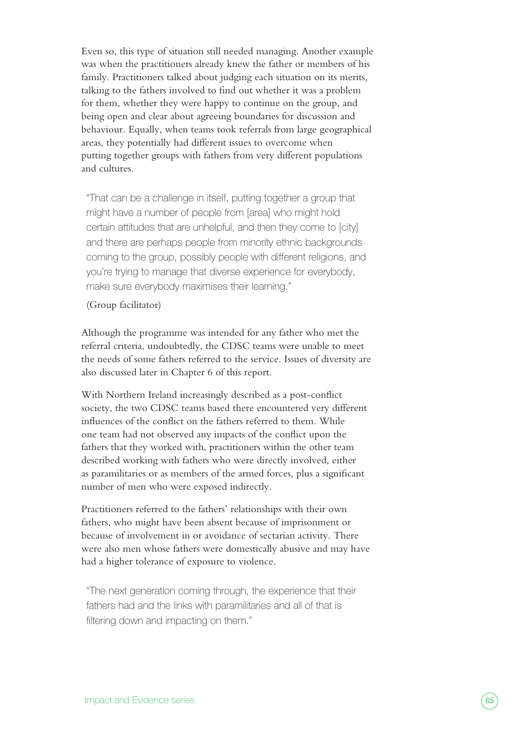Even so, this type of situation still needed managing. Another example was when the practitioners already knew the father or members of his family. Practitioners talked about judging each situation on its merits, talking to the fathers involved to find out whether it was a problem for them, whether they were happy to continue on the group, and being open and clear about agreeing boundaries for discussion and behaviour. Equally, when teams took referrals from large geographical areas, they potentially had different issues to overcome when putting together groups with fathers from very different populations and cultures.

> "That can be a challenge in itself, putting together a group that might have a number of people from [area] who might hold certain attitudes that are unhelpful, and then they come to [city] and there are perhaps people from minority ethnic backgrounds coming to the group, possibly people with different religions, and you're trying to manage that diverse experience for everybody, make sure everybody maximises their learning."
>
> (Group facilitator)

Although the programme was intended for any father who met the referral criteria, undoubtedly, the CDSC teams were unable to meet the needs of some fathers referred to the service. Issues of diversity are also discussed later in Chapter 6 of this report.

With Northern Ireland increasingly described as a post-conflict society, the two CDSC teams based there encountered very different influences of the conflict on the fathers referred to them. While one team had not observed any impacts of the conflict upon the fathers that they worked with, practitioners within the other team described working with fathers who were directly involved, either as paramilitaries or as members of the armed forces, plus a significant number of men who were exposed indirectly.

Practitioners referred to the fathers' relationships with their own fathers, who might have been absent because of imprisonment or because of involvement in or avoidance of sectarian activity. There were also men whose fathers were domestically abusive and may have had a higher tolerance of exposure to violence.

> "The next generation coming through, the experience that their fathers had and the links with paramilitaries and all of that is filtering down and impacting on them."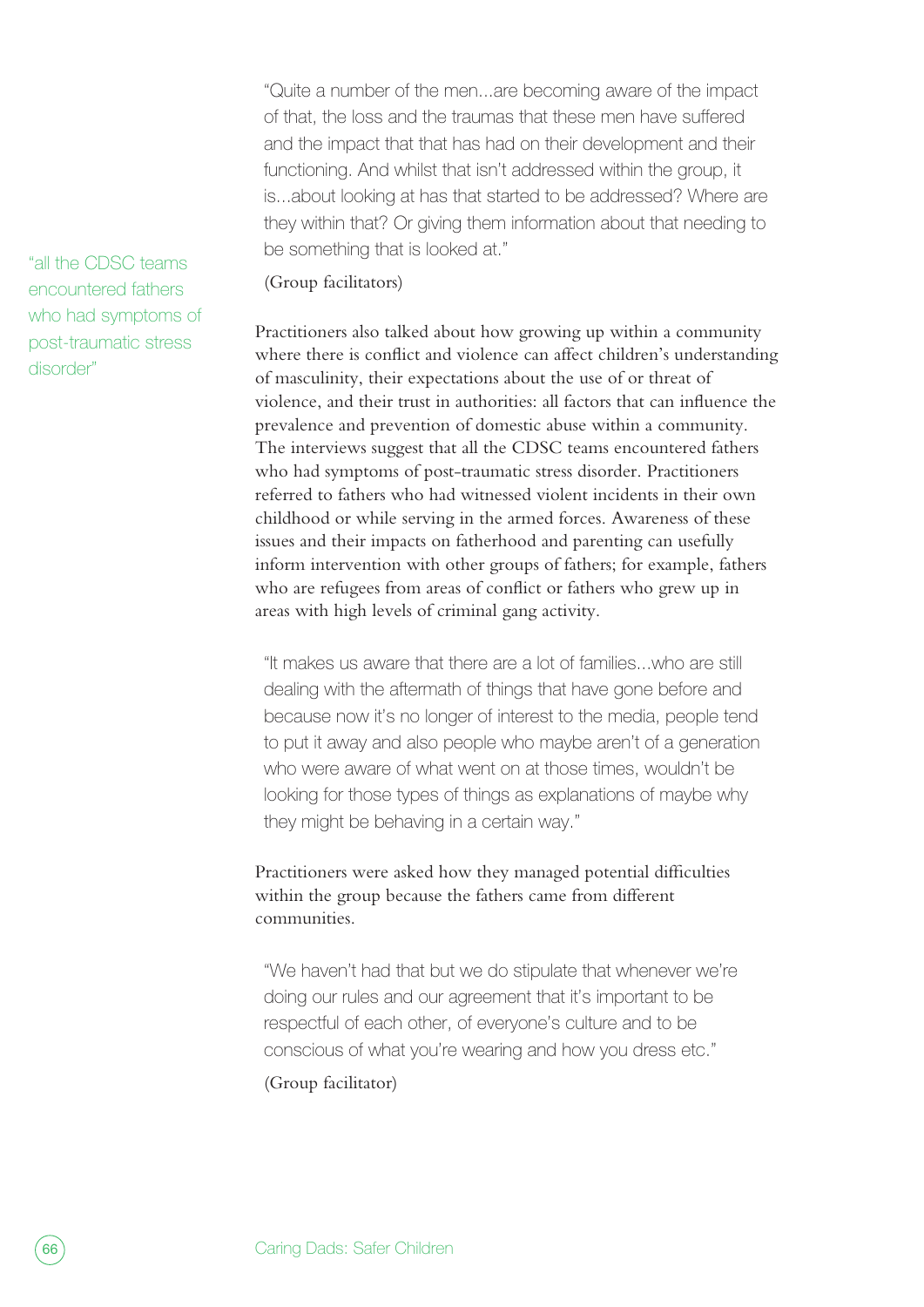> "Quite a number of the men...are becoming aware of the impact of that, the loss and the traumas that these men have suffered and the impact that that has had on their development and their functioning. And whilst that isn't addressed within the group, it is...about looking at has that started to be addressed? Where are they within that? Or giving them information about that needing to be something that is looked at."
>
> (Group facilitators)

"all the CDSC teams encountered fathers who had symptoms of post-traumatic stress disorder"

Practitioners also talked about how growing up within a community where there is conflict and violence can affect children's understanding of masculinity, their expectations about the use of or threat of violence, and their trust in authorities: all factors that can influence the prevalence and prevention of domestic abuse within a community. The interviews suggest that all the CDSC teams encountered fathers who had symptoms of post-traumatic stress disorder. Practitioners referred to fathers who had witnessed violent incidents in their own childhood or while serving in the armed forces. Awareness of these issues and their impacts on fatherhood and parenting can usefully inform intervention with other groups of fathers; for example, fathers who are refugees from areas of conflict or fathers who grew up in areas with high levels of criminal gang activity.

> "It makes us aware that there are a lot of families...who are still dealing with the aftermath of things that have gone before and because now it's no longer of interest to the media, people tend to put it away and also people who maybe aren't of a generation who were aware of what went on at those times, wouldn't be looking for those types of things as explanations of maybe why they might be behaving in a certain way."

Practitioners were asked how they managed potential difficulties within the group because the fathers came from different communities.

> "We haven't had that but we do stipulate that whenever we're doing our rules and our agreement that it's important to be respectful of each other, of everyone's culture and to be conscious of what you're wearing and how you dress etc."
>
> (Group facilitator)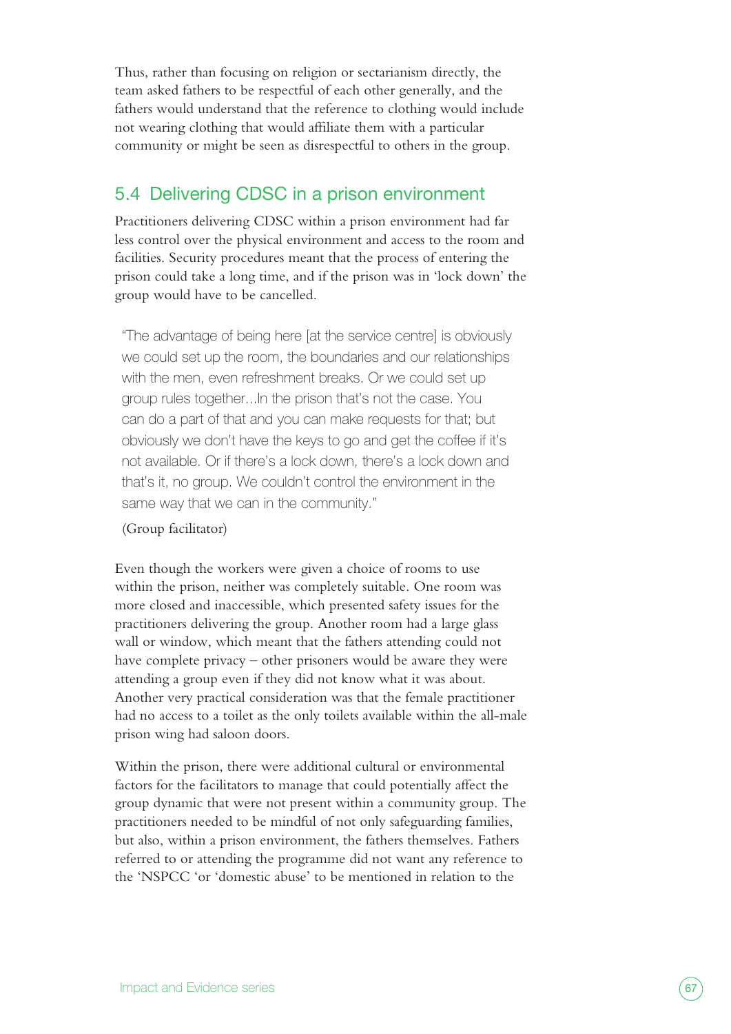Thus, rather than focusing on religion or sectarianism directly, the team asked fathers to be respectful of each other generally, and the fathers would understand that the reference to clothing would include not wearing clothing that would affiliate them with a particular community or might be seen as disrespectful to others in the group.

## 5.4 Delivering CDSC in a prison environment

Practitioners delivering CDSC within a prison environment had far less control over the physical environment and access to the room and facilities. Security procedures meant that the process of entering the prison could take a long time, and if the prison was in 'lock down' the group would have to be cancelled.

> "The advantage of being here [at the service centre] is obviously we could set up the room, the boundaries and our relationships with the men, even refreshment breaks. Or we could set up group rules together...In the prison that's not the case. You can do a part of that and you can make requests for that; but obviously we don't have the keys to go and get the coffee if it's not available. Or if there's a lock down, there's a lock down and that's it, no group. We couldn't control the environment in the same way that we can in the community."
>
> (Group facilitator)

Even though the workers were given a choice of rooms to use within the prison, neither was completely suitable. One room was more closed and inaccessible, which presented safety issues for the practitioners delivering the group. Another room had a large glass wall or window, which meant that the fathers attending could not have complete privacy – other prisoners would be aware they were attending a group even if they did not know what it was about. Another very practical consideration was that the female practitioner had no access to a toilet as the only toilets available within the all-male prison wing had saloon doors.

Within the prison, there were additional cultural or environmental factors for the facilitators to manage that could potentially affect the group dynamic that were not present within a community group. The practitioners needed to be mindful of not only safeguarding families, but also, within a prison environment, the fathers themselves. Fathers referred to or attending the programme did not want any reference to the 'NSPCC 'or 'domestic abuse' to be mentioned in relation to the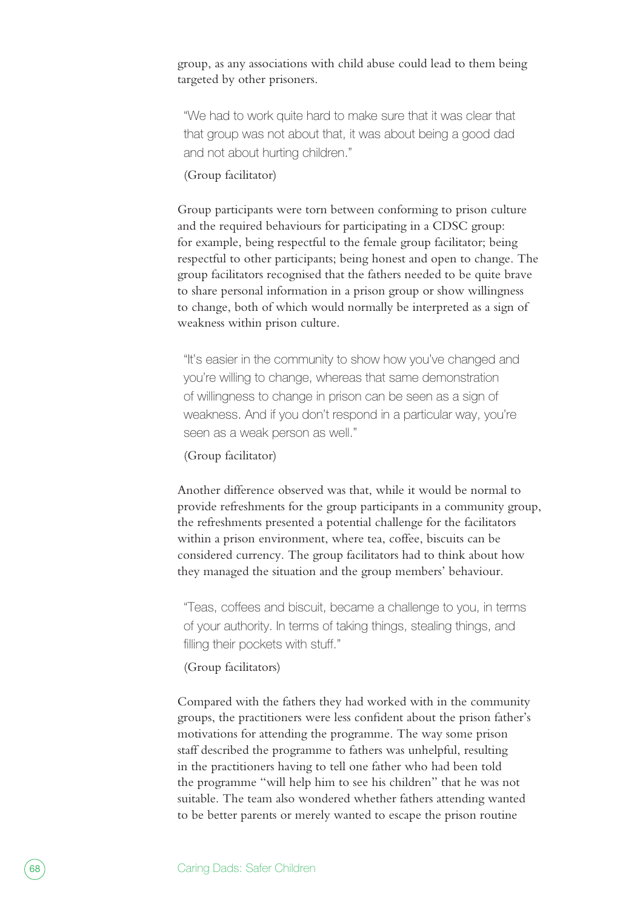group, as any associations with child abuse could lead to them being targeted by other prisoners.

> "We had to work quite hard to make sure that it was clear that that group was not about that, it was about being a good dad and not about hurting children."
>
> (Group facilitator)

Group participants were torn between conforming to prison culture and the required behaviours for participating in a CDSC group: for example, being respectful to the female group facilitator; being respectful to other participants; being honest and open to change. The group facilitators recognised that the fathers needed to be quite brave to share personal information in a prison group or show willingness to change, both of which would normally be interpreted as a sign of weakness within prison culture.

> "It's easier in the community to show how you've changed and you're willing to change, whereas that same demonstration of willingness to change in prison can be seen as a sign of weakness. And if you don't respond in a particular way, you're seen as a weak person as well."
>
> (Group facilitator)

Another difference observed was that, while it would be normal to provide refreshments for the group participants in a community group, the refreshments presented a potential challenge for the facilitators within a prison environment, where tea, coffee, biscuits can be considered currency. The group facilitators had to think about how they managed the situation and the group members' behaviour.

> "Teas, coffees and biscuit, became a challenge to you, in terms of your authority. In terms of taking things, stealing things, and filling their pockets with stuff."
>
> (Group facilitators)

Compared with the fathers they had worked with in the community groups, the practitioners were less confident about the prison father's motivations for attending the programme. The way some prison staff described the programme to fathers was unhelpful, resulting in the practitioners having to tell one father who had been told the programme "will help him to see his children" that he was not suitable. The team also wondered whether fathers attending wanted to be better parents or merely wanted to escape the prison routine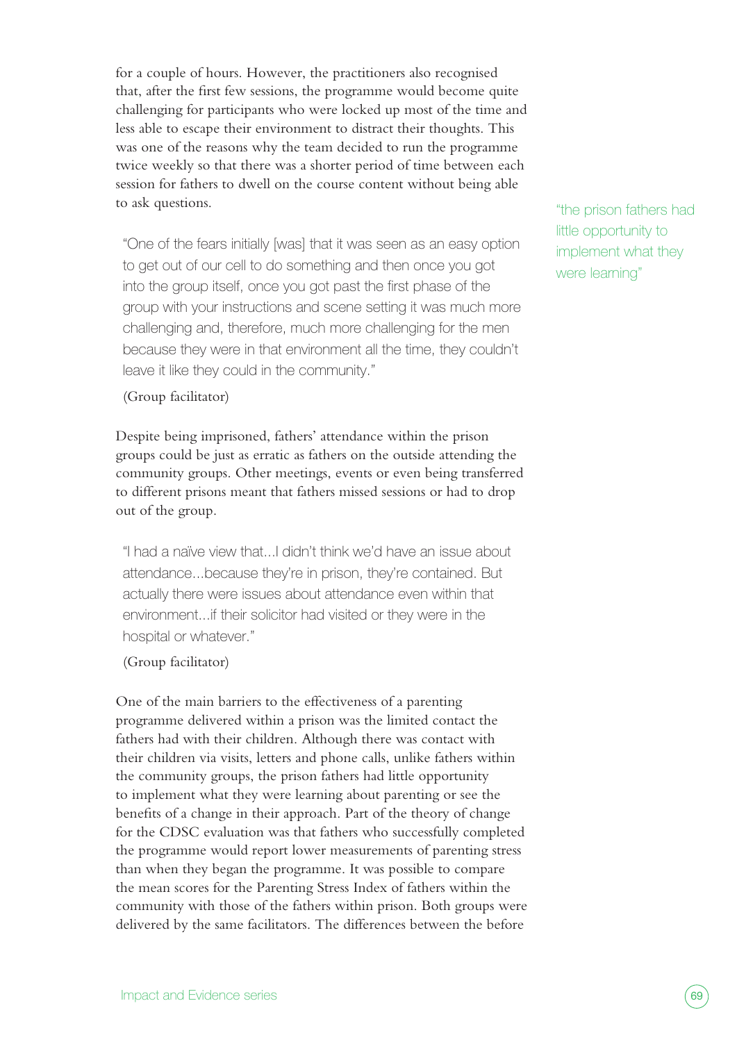for a couple of hours. However, the practitioners also recognised that, after the first few sessions, the programme would become quite challenging for participants who were locked up most of the time and less able to escape their environment to distract their thoughts. This was one of the reasons why the team decided to run the programme twice weekly so that there was a shorter period of time between each session for fathers to dwell on the course content without being able to ask questions.

> "One of the fears initially [was] that it was seen as an easy option to get out of our cell to do something and then once you got into the group itself, once you got past the first phase of the group with your instructions and scene setting it was much more challenging and, therefore, much more challenging for the men because they were in that environment all the time, they couldn't leave it like they could in the community."
>
> (Group facilitator)

"the prison fathers had little opportunity to implement what they were learning"

Despite being imprisoned, fathers' attendance within the prison groups could be just as erratic as fathers on the outside attending the community groups. Other meetings, events or even being transferred to different prisons meant that fathers missed sessions or had to drop out of the group.

> "I had a naïve view that...I didn't think we'd have an issue about attendance...because they're in prison, they're contained. But actually there were issues about attendance even within that environment...if their solicitor had visited or they were in the hospital or whatever."
>
> (Group facilitator)

One of the main barriers to the effectiveness of a parenting programme delivered within a prison was the limited contact the fathers had with their children. Although there was contact with their children via visits, letters and phone calls, unlike fathers within the community groups, the prison fathers had little opportunity to implement what they were learning about parenting or see the benefits of a change in their approach. Part of the theory of change for the CDSC evaluation was that fathers who successfully completed the programme would report lower measurements of parenting stress than when they began the programme. It was possible to compare the mean scores for the Parenting Stress Index of fathers within the community with those of the fathers within prison. Both groups were delivered by the same facilitators. The differences between the before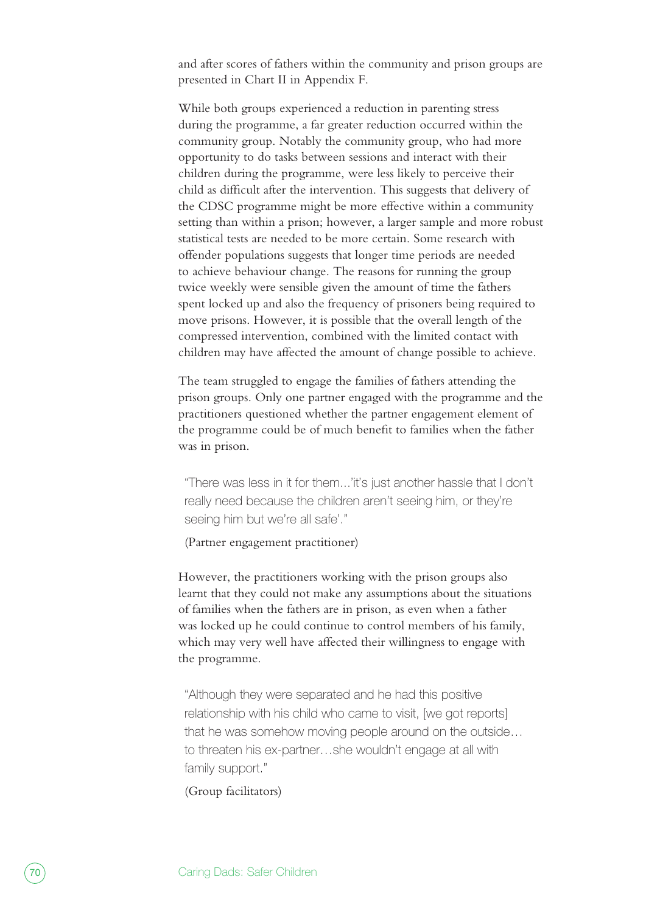and after scores of fathers within the community and prison groups are presented in Chart II in Appendix F.

While both groups experienced a reduction in parenting stress during the programme, a far greater reduction occurred within the community group. Notably the community group, who had more opportunity to do tasks between sessions and interact with their children during the programme, were less likely to perceive their child as difficult after the intervention. This suggests that delivery of the CDSC programme might be more effective within a community setting than within a prison; however, a larger sample and more robust statistical tests are needed to be more certain. Some research with offender populations suggests that longer time periods are needed to achieve behaviour change. The reasons for running the group twice weekly were sensible given the amount of time the fathers spent locked up and also the frequency of prisoners being required to move prisons. However, it is possible that the overall length of the compressed intervention, combined with the limited contact with children may have affected the amount of change possible to achieve.

The team struggled to engage the families of fathers attending the prison groups. Only one partner engaged with the programme and the practitioners questioned whether the partner engagement element of the programme could be of much benefit to families when the father was in prison.

> "There was less in it for them...'it's just another hassle that I don't really need because the children aren't seeing him, or they're seeing him but we're all safe'."
>
> (Partner engagement practitioner)

However, the practitioners working with the prison groups also learnt that they could not make any assumptions about the situations of families when the fathers are in prison, as even when a father was locked up he could continue to control members of his family, which may very well have affected their willingness to engage with the programme.

> "Although they were separated and he had this positive relationship with his child who came to visit, [we got reports] that he was somehow moving people around on the outside… to threaten his ex-partner…she wouldn't engage at all with family support."
>
> (Group facilitators)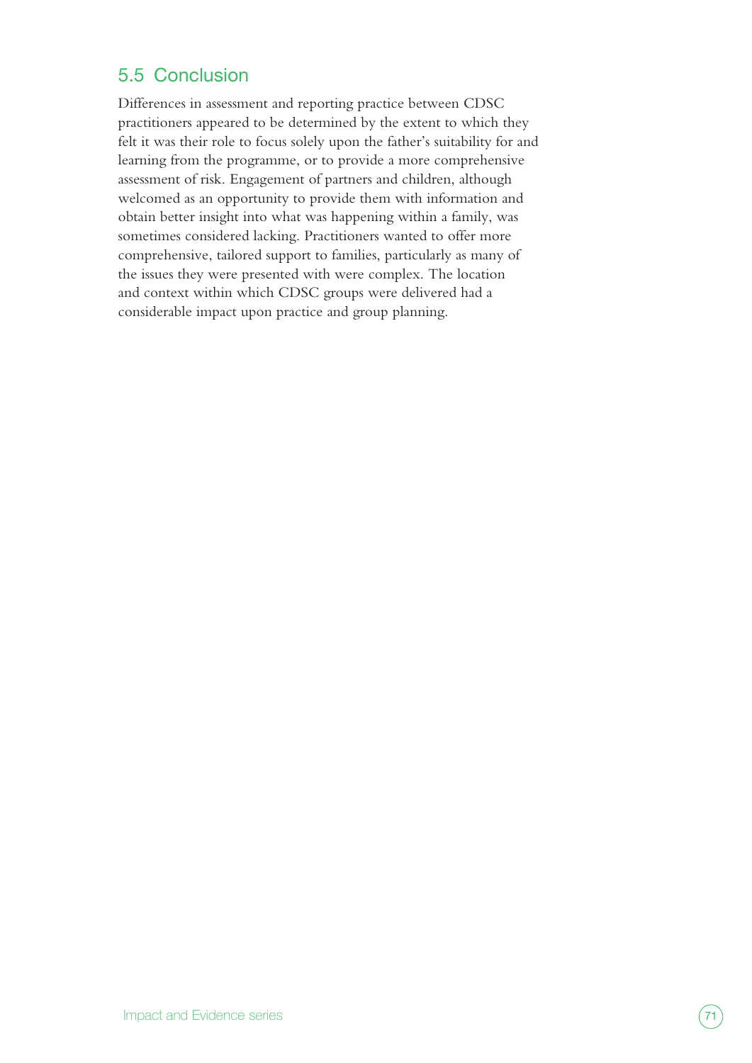## 5.5 Conclusion

Differences in assessment and reporting practice between CDSC practitioners appeared to be determined by the extent to which they felt it was their role to focus solely upon the father's suitability for and learning from the programme, or to provide a more comprehensive assessment of risk. Engagement of partners and children, although welcomed as an opportunity to provide them with information and obtain better insight into what was happening within a family, was sometimes considered lacking. Practitioners wanted to offer more comprehensive, tailored support to families, particularly as many of the issues they were presented with were complex. The location and context within which CDSC groups were delivered had a considerable impact upon practice and group planning.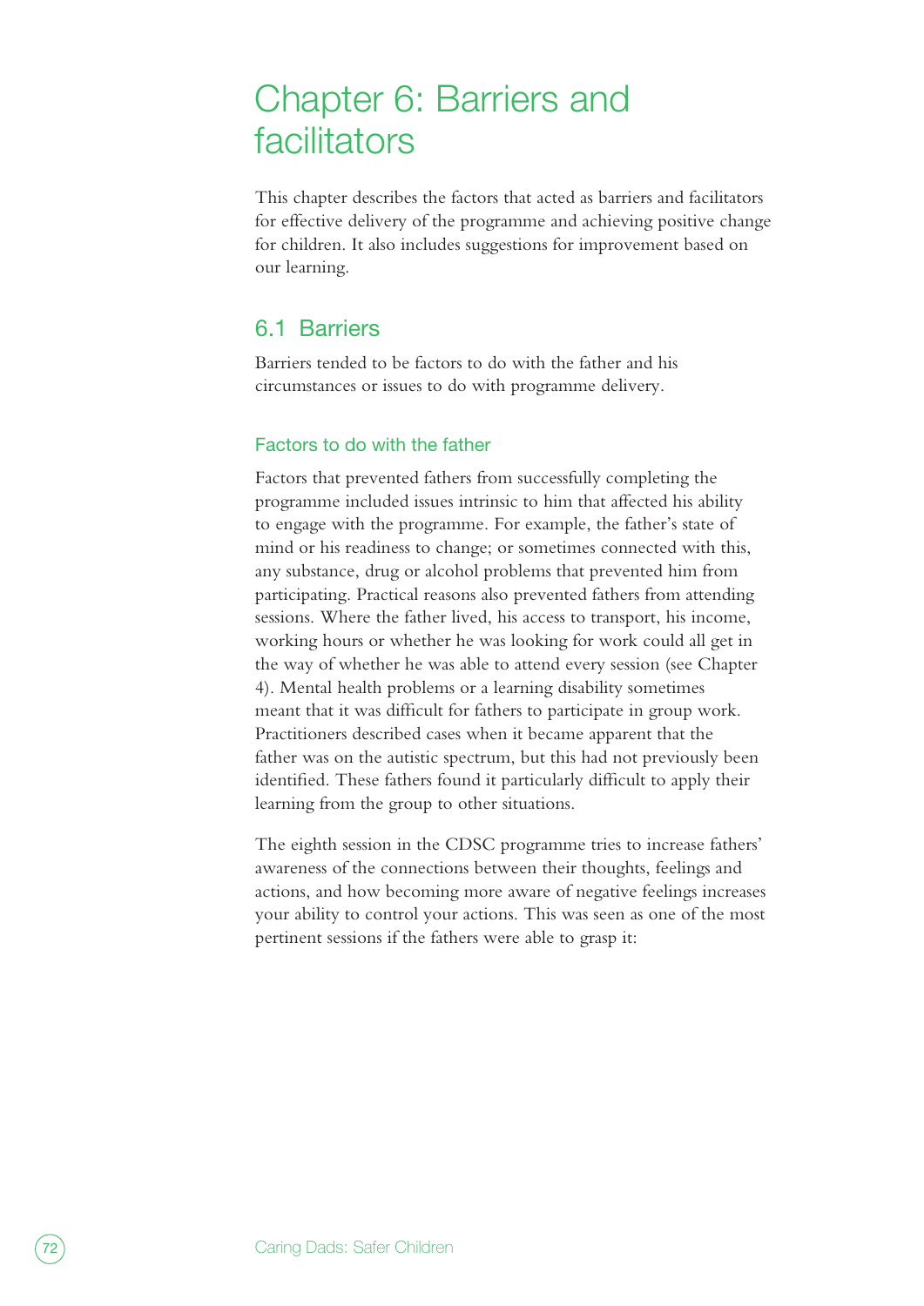# Chapter 6: Barriers and facilitators

This chapter describes the factors that acted as barriers and facilitators for effective delivery of the programme and achieving positive change for children. It also includes suggestions for improvement based on our learning.

## 6.1 Barriers

Barriers tended to be factors to do with the father and his circumstances or issues to do with programme delivery.

### Factors to do with the father

Factors that prevented fathers from successfully completing the programme included issues intrinsic to him that affected his ability to engage with the programme. For example, the father's state of mind or his readiness to change; or sometimes connected with this, any substance, drug or alcohol problems that prevented him from participating. Practical reasons also prevented fathers from attending sessions. Where the father lived, his access to transport, his income, working hours or whether he was looking for work could all get in the way of whether he was able to attend every session (see Chapter 4). Mental health problems or a learning disability sometimes meant that it was difficult for fathers to participate in group work. Practitioners described cases when it became apparent that the father was on the autistic spectrum, but this had not previously been identified. These fathers found it particularly difficult to apply their learning from the group to other situations.

The eighth session in the CDSC programme tries to increase fathers' awareness of the connections between their thoughts, feelings and actions, and how becoming more aware of negative feelings increases your ability to control your actions. This was seen as one of the most pertinent sessions if the fathers were able to grasp it: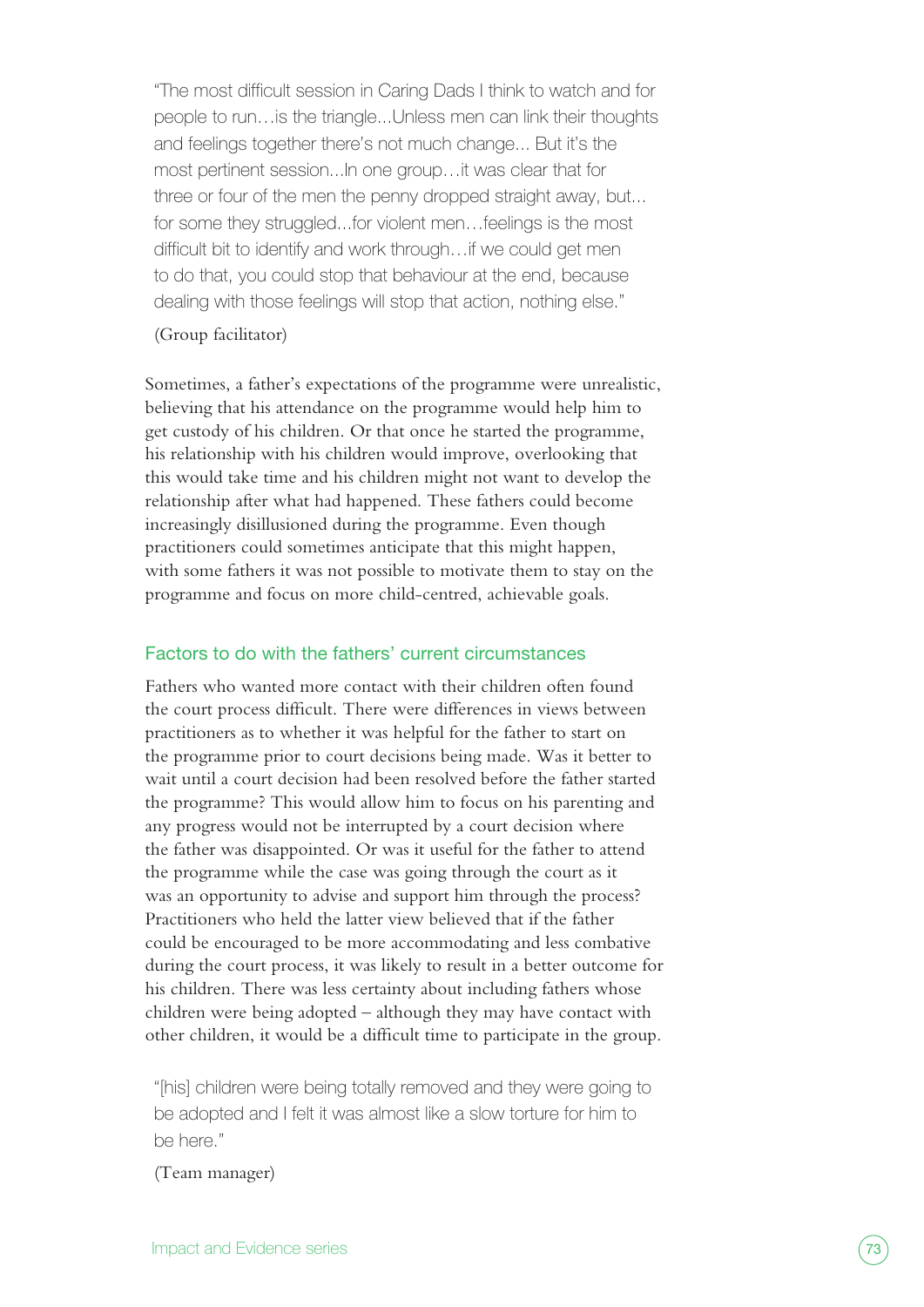> "The most difficult session in Caring Dads I think to watch and for people to run…is the triangle...Unless men can link their thoughts and feelings together there's not much change... But it's the most pertinent session...In one group…it was clear that for three or four of the men the penny dropped straight away, but... for some they struggled...for violent men…feelings is the most difficult bit to identify and work through…if we could get men to do that, you could stop that behaviour at the end, because dealing with those feelings will stop that action, nothing else."
>
> (Group facilitator)

Sometimes, a father's expectations of the programme were unrealistic, believing that his attendance on the programme would help him to get custody of his children. Or that once he started the programme, his relationship with his children would improve, overlooking that this would take time and his children might not want to develop the relationship after what had happened. These fathers could become increasingly disillusioned during the programme. Even though practitioners could sometimes anticipate that this might happen, with some fathers it was not possible to motivate them to stay on the programme and focus on more child-centred, achievable goals.

### Factors to do with the fathers' current circumstances

Fathers who wanted more contact with their children often found the court process difficult. There were differences in views between practitioners as to whether it was helpful for the father to start on the programme prior to court decisions being made. Was it better to wait until a court decision had been resolved before the father started the programme? This would allow him to focus on his parenting and any progress would not be interrupted by a court decision where the father was disappointed. Or was it useful for the father to attend the programme while the case was going through the court as it was an opportunity to advise and support him through the process? Practitioners who held the latter view believed that if the father could be encouraged to be more accommodating and less combative during the court process, it was likely to result in a better outcome for his children. There was less certainty about including fathers whose children were being adopted – although they may have contact with other children, it would be a difficult time to participate in the group.

> "[his] children were being totally removed and they were going to be adopted and I felt it was almost like a slow torture for him to be here."
>
> (Team manager)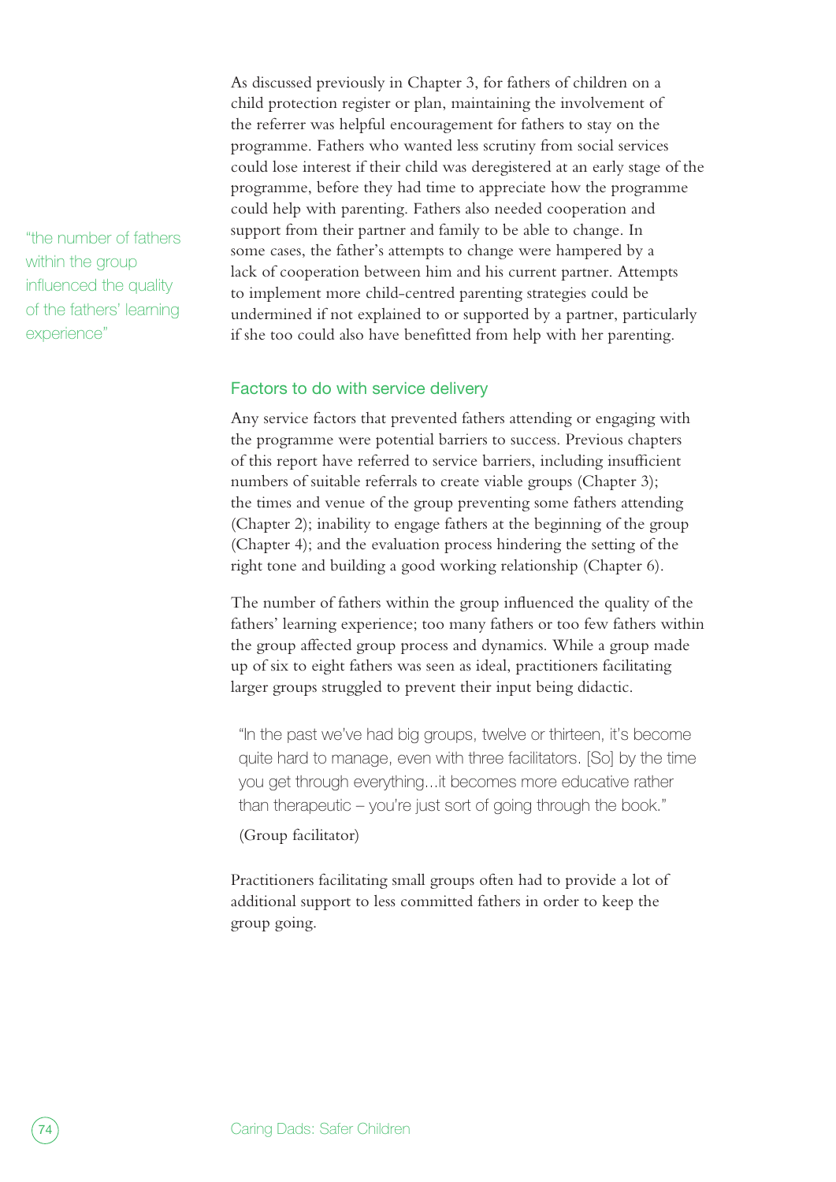As discussed previously in Chapter 3, for fathers of children on a child protection register or plan, maintaining the involvement of the referrer was helpful encouragement for fathers to stay on the programme. Fathers who wanted less scrutiny from social services could lose interest if their child was deregistered at an early stage of the programme, before they had time to appreciate how the programme could help with parenting. Fathers also needed cooperation and support from their partner and family to be able to change. In some cases, the father's attempts to change were hampered by a lack of cooperation between him and his current partner. Attempts to implement more child-centred parenting strategies could be undermined if not explained to or supported by a partner, particularly if she too could also have benefitted from help with her parenting.

> "the number of fathers within the group influenced the quality of the fathers' learning experience"

### Factors to do with service delivery

Any service factors that prevented fathers attending or engaging with the programme were potential barriers to success. Previous chapters of this report have referred to service barriers, including insufficient numbers of suitable referrals to create viable groups (Chapter 3); the times and venue of the group preventing some fathers attending (Chapter 2); inability to engage fathers at the beginning of the group (Chapter 4); and the evaluation process hindering the setting of the right tone and building a good working relationship (Chapter 6).

The number of fathers within the group influenced the quality of the fathers' learning experience; too many fathers or too few fathers within the group affected group process and dynamics. While a group made up of six to eight fathers was seen as ideal, practitioners facilitating larger groups struggled to prevent their input being didactic.

> "In the past we've had big groups, twelve or thirteen, it's become quite hard to manage, even with three facilitators. [So] by the time you get through everything...it becomes more educative rather than therapeutic – you're just sort of going through the book."
>
> (Group facilitator)

Practitioners facilitating small groups often had to provide a lot of additional support to less committed fathers in order to keep the group going.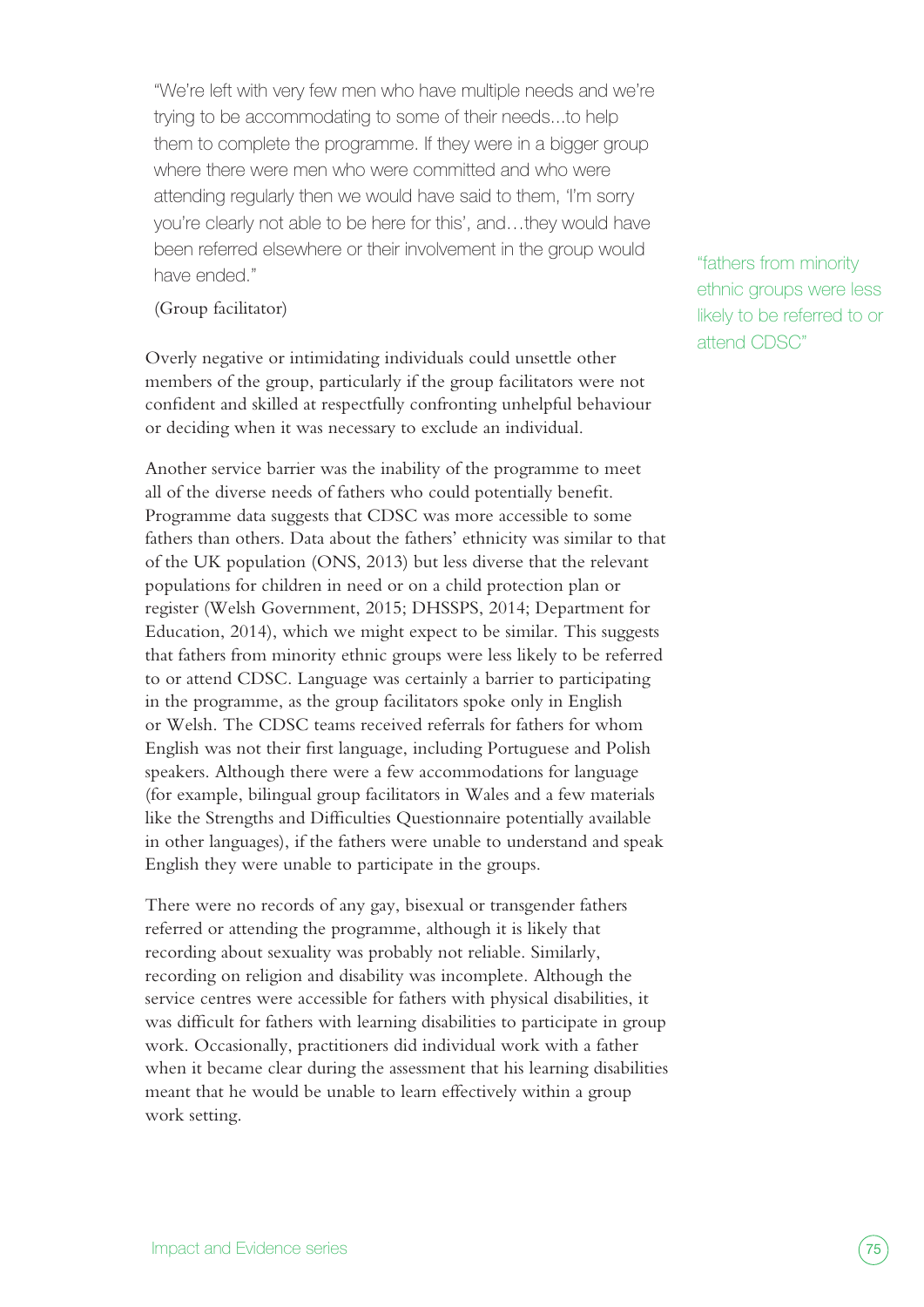> "We're left with very few men who have multiple needs and we're trying to be accommodating to some of their needs...to help them to complete the programme. If they were in a bigger group where there were men who were committed and who were attending regularly then we would have said to them, 'I'm sorry you're clearly not able to be here for this', and…they would have been referred elsewhere or their involvement in the group would have ended."
>
> (Group facilitator)

Overly negative or intimidating individuals could unsettle other members of the group, particularly if the group facilitators were not confident and skilled at respectfully confronting unhelpful behaviour or deciding when it was necessary to exclude an individual.

Another service barrier was the inability of the programme to meet all of the diverse needs of fathers who could potentially benefit. Programme data suggests that CDSC was more accessible to some fathers than others. Data about the fathers' ethnicity was similar to that of the UK population (ONS, 2013) but less diverse that the relevant populations for children in need or on a child protection plan or register (Welsh Government, 2015; DHSSPS, 2014; Department for Education, 2014), which we might expect to be similar. This suggests that fathers from minority ethnic groups were less likely to be referred to or attend CDSC. Language was certainly a barrier to participating in the programme, as the group facilitators spoke only in English or Welsh. The CDSC teams received referrals for fathers for whom English was not their first language, including Portuguese and Polish speakers. Although there were a few accommodations for language (for example, bilingual group facilitators in Wales and a few materials like the Strengths and Difficulties Questionnaire potentially available in other languages), if the fathers were unable to understand and speak English they were unable to participate in the groups.

"fathers from minority ethnic groups were less likely to be referred to or attend CDSC"

There were no records of any gay, bisexual or transgender fathers referred or attending the programme, although it is likely that recording about sexuality was probably not reliable. Similarly, recording on religion and disability was incomplete. Although the service centres were accessible for fathers with physical disabilities, it was difficult for fathers with learning disabilities to participate in group work. Occasionally, practitioners did individual work with a father when it became clear during the assessment that his learning disabilities meant that he would be unable to learn effectively within a group work setting.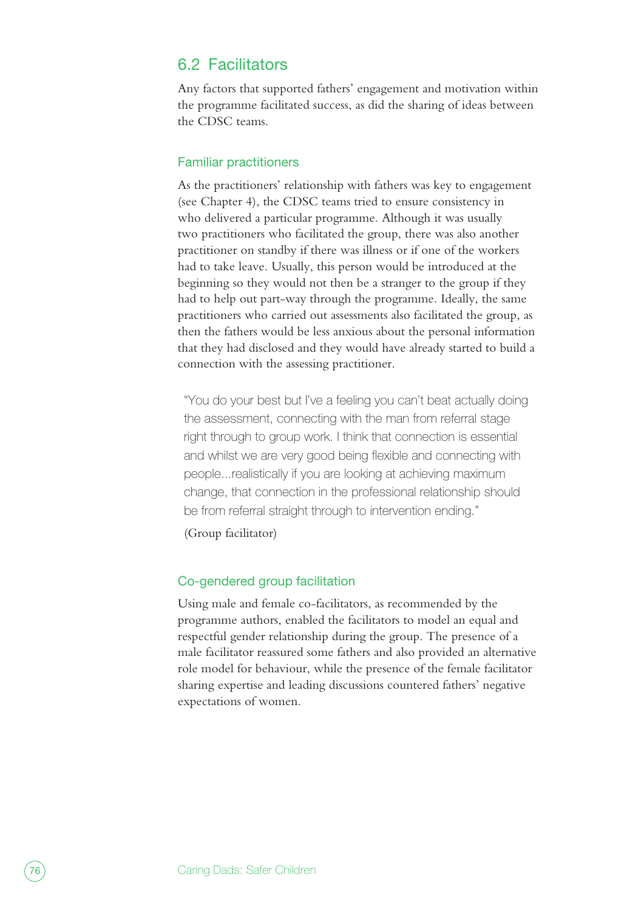## 6.2 Facilitators

Any factors that supported fathers' engagement and motivation within the programme facilitated success, as did the sharing of ideas between the CDSC teams.

### Familiar practitioners

As the practitioners' relationship with fathers was key to engagement (see Chapter 4), the CDSC teams tried to ensure consistency in who delivered a particular programme. Although it was usually two practitioners who facilitated the group, there was also another practitioner on standby if there was illness or if one of the workers had to take leave. Usually, this person would be introduced at the beginning so they would not then be a stranger to the group if they had to help out part-way through the programme. Ideally, the same practitioners who carried out assessments also facilitated the group, as then the fathers would be less anxious about the personal information that they had disclosed and they would have already started to build a connection with the assessing practitioner.

> "You do your best but I've a feeling you can't beat actually doing the assessment, connecting with the man from referral stage right through to group work. I think that connection is essential and whilst we are very good being flexible and connecting with people...realistically if you are looking at achieving maximum change, that connection in the professional relationship should be from referral straight through to intervention ending."
>
> (Group facilitator)

### Co-gendered group facilitation

Using male and female co-facilitators, as recommended by the programme authors, enabled the facilitators to model an equal and respectful gender relationship during the group. The presence of a male facilitator reassured some fathers and also provided an alternative role model for behaviour, while the presence of the female facilitator sharing expertise and leading discussions countered fathers' negative expectations of women.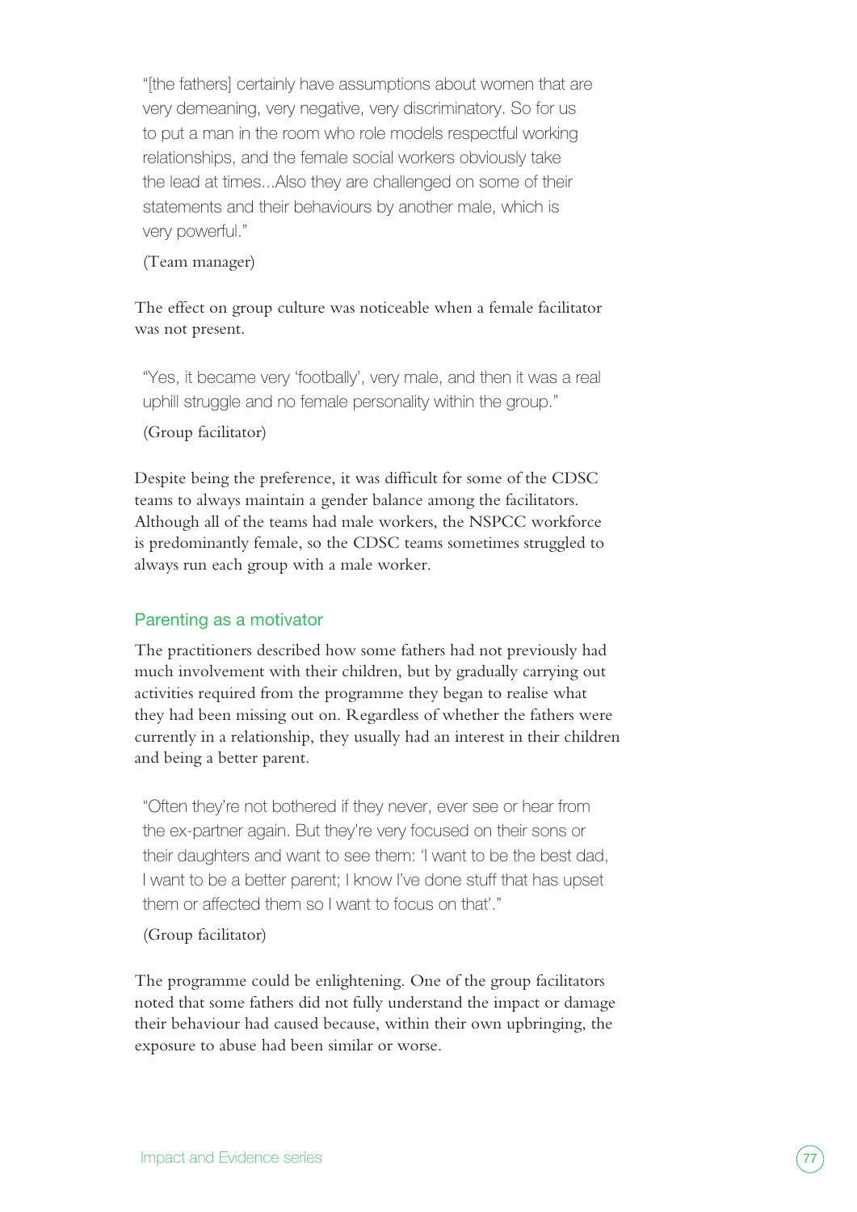> "[the fathers] certainly have assumptions about women that are very demeaning, very negative, very discriminatory. So for us to put a man in the room who role models respectful working relationships, and the female social workers obviously take the lead at times...Also they are challenged on some of their statements and their behaviours by another male, which is very powerful."
>
> (Team manager)

The effect on group culture was noticeable when a female facilitator was not present.

> "Yes, it became very 'footbally', very male, and then it was a real uphill struggle and no female personality within the group."
>
> (Group facilitator)

Despite being the preference, it was difficult for some of the CDSC teams to always maintain a gender balance among the facilitators. Although all of the teams had male workers, the NSPCC workforce is predominantly female, so the CDSC teams sometimes struggled to always run each group with a male worker.

### Parenting as a motivator

The practitioners described how some fathers had not previously had much involvement with their children, but by gradually carrying out activities required from the programme they began to realise what they had been missing out on. Regardless of whether the fathers were currently in a relationship, they usually had an interest in their children and being a better parent.

> "Often they're not bothered if they never, ever see or hear from the ex-partner again. But they're very focused on their sons or their daughters and want to see them: 'I want to be the best dad, I want to be a better parent; I know I've done stuff that has upset them or affected them so I want to focus on that'."
>
> (Group facilitator)

The programme could be enlightening. One of the group facilitators noted that some fathers did not fully understand the impact or damage their behaviour had caused because, within their own upbringing, the exposure to abuse had been similar or worse.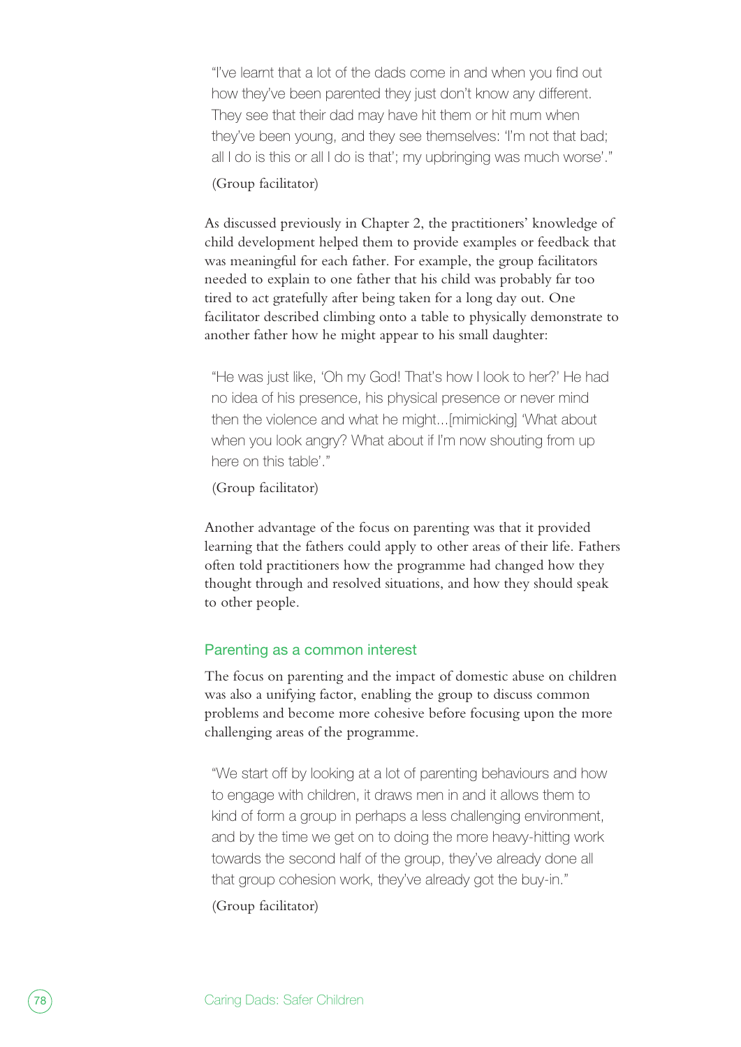> "I've learnt that a lot of the dads come in and when you find out how they've been parented they just don't know any different. They see that their dad may have hit them or hit mum when they've been young, and they see themselves: 'I'm not that bad; all I do is this or all I do is that'; my upbringing was much worse'."
>
> (Group facilitator)

As discussed previously in Chapter 2, the practitioners' knowledge of child development helped them to provide examples or feedback that was meaningful for each father. For example, the group facilitators needed to explain to one father that his child was probably far too tired to act gratefully after being taken for a long day out. One facilitator described climbing onto a table to physically demonstrate to another father how he might appear to his small daughter:

> "He was just like, 'Oh my God! That's how I look to her?' He had no idea of his presence, his physical presence or never mind then the violence and what he might...[mimicking] 'What about when you look angry? What about if I'm now shouting from up here on this table'."
>
> (Group facilitator)

Another advantage of the focus on parenting was that it provided learning that the fathers could apply to other areas of their life. Fathers often told practitioners how the programme had changed how they thought through and resolved situations, and how they should speak to other people.

### Parenting as a common interest

The focus on parenting and the impact of domestic abuse on children was also a unifying factor, enabling the group to discuss common problems and become more cohesive before focusing upon the more challenging areas of the programme.

> "We start off by looking at a lot of parenting behaviours and how to engage with children, it draws men in and it allows them to kind of form a group in perhaps a less challenging environment, and by the time we get on to doing the more heavy-hitting work towards the second half of the group, they've already done all that group cohesion work, they've already got the buy-in."
>
> (Group facilitator)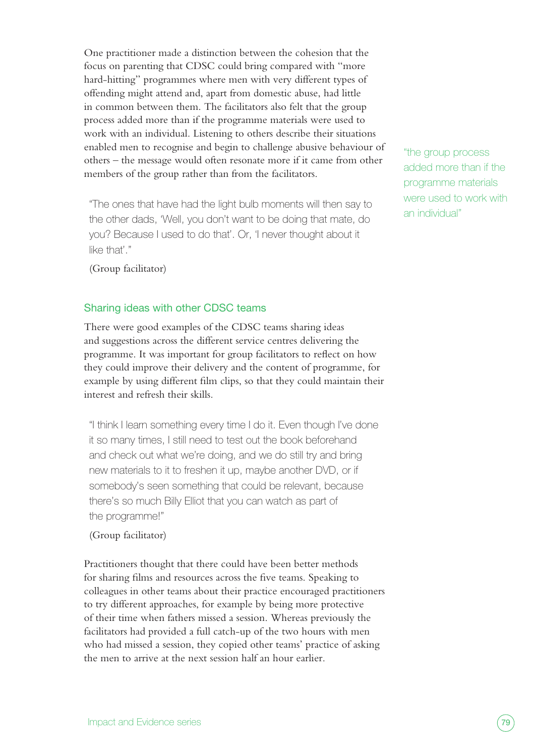One practitioner made a distinction between the cohesion that the focus on parenting that CDSC could bring compared with "more hard-hitting" programmes where men with very different types of offending might attend and, apart from domestic abuse, had little in common between them. The facilitators also felt that the group process added more than if the programme materials were used to work with an individual. Listening to others describe their situations enabled men to recognise and begin to challenge abusive behaviour of others – the message would often resonate more if it came from other members of the group rather than from the facilitators.

> "the group process added more than if the programme materials were used to work with an individual"

> "The ones that have had the light bulb moments will then say to the other dads, 'Well, you don't want to be doing that mate, do you? Because I used to do that'. Or, 'I never thought about it like that'."
>
> (Group facilitator)

### Sharing ideas with other CDSC teams

There were good examples of the CDSC teams sharing ideas and suggestions across the different service centres delivering the programme. It was important for group facilitators to reflect on how they could improve their delivery and the content of programme, for example by using different film clips, so that they could maintain their interest and refresh their skills.

> "I think I learn something every time I do it. Even though I've done it so many times, I still need to test out the book beforehand and check out what we're doing, and we do still try and bring new materials to it to freshen it up, maybe another DVD, or if somebody's seen something that could be relevant, because there's so much Billy Elliot that you can watch as part of the programme!"
>
> (Group facilitator)

Practitioners thought that there could have been better methods for sharing films and resources across the five teams. Speaking to colleagues in other teams about their practice encouraged practitioners to try different approaches, for example by being more protective of their time when fathers missed a session. Whereas previously the facilitators had provided a full catch-up of the two hours with men who had missed a session, they copied other teams' practice of asking the men to arrive at the next session half an hour earlier.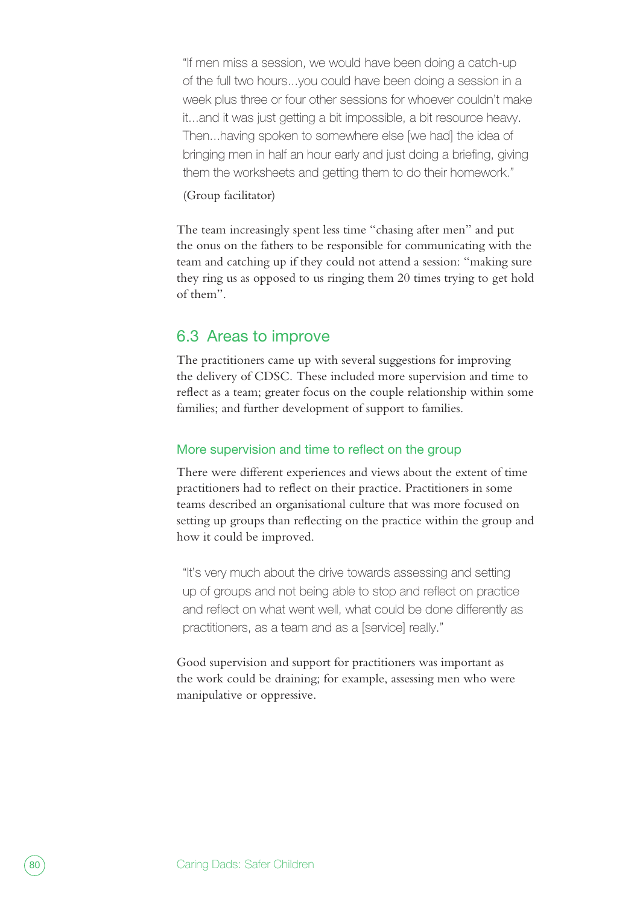> "If men miss a session, we would have been doing a catch-up of the full two hours...you could have been doing a session in a week plus three or four other sessions for whoever couldn't make it...and it was just getting a bit impossible, a bit resource heavy. Then...having spoken to somewhere else [we had] the idea of bringing men in half an hour early and just doing a briefing, giving them the worksheets and getting them to do their homework."
>
> (Group facilitator)

The team increasingly spent less time "chasing after men" and put the onus on the fathers to be responsible for communicating with the team and catching up if they could not attend a session: "making sure they ring us as opposed to us ringing them 20 times trying to get hold of them".

## 6.3 Areas to improve

The practitioners came up with several suggestions for improving the delivery of CDSC. These included more supervision and time to reflect as a team; greater focus on the couple relationship within some families; and further development of support to families.

### More supervision and time to reflect on the group

There were different experiences and views about the extent of time practitioners had to reflect on their practice. Practitioners in some teams described an organisational culture that was more focused on setting up groups than reflecting on the practice within the group and how it could be improved.

> "It's very much about the drive towards assessing and setting up of groups and not being able to stop and reflect on practice and reflect on what went well, what could be done differently as practitioners, as a team and as a [service] really."

Good supervision and support for practitioners was important as the work could be draining; for example, assessing men who were manipulative or oppressive.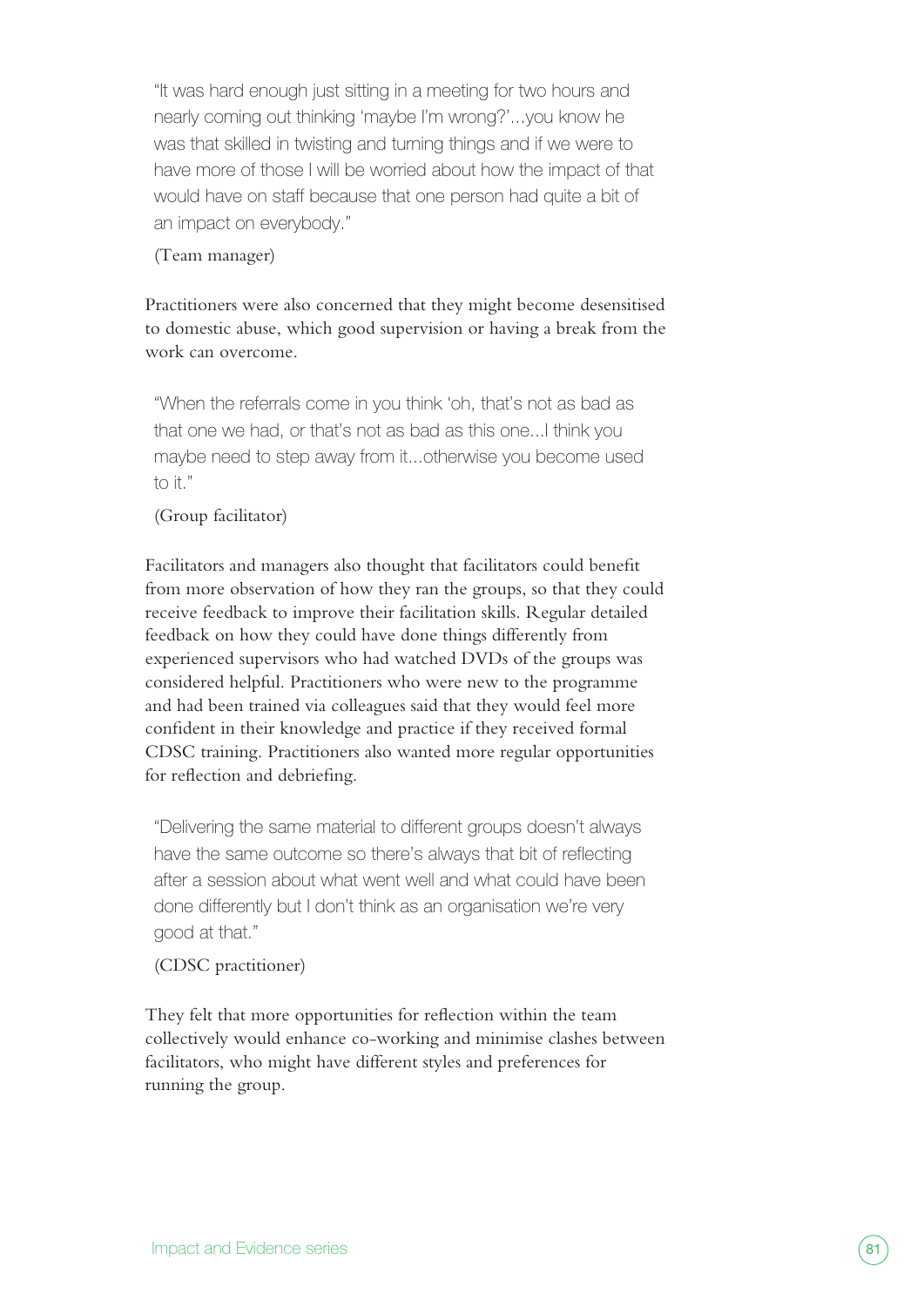> "It was hard enough just sitting in a meeting for two hours and nearly coming out thinking 'maybe I'm wrong?'...you know he was that skilled in twisting and turning things and if we were to have more of those I will be worried about how the impact of that would have on staff because that one person had quite a bit of an impact on everybody."
>
> (Team manager)

Practitioners were also concerned that they might become desensitised to domestic abuse, which good supervision or having a break from the work can overcome.

> "When the referrals come in you think 'oh, that's not as bad as that one we had, or that's not as bad as this one...I think you maybe need to step away from it...otherwise you become used to it."
>
> (Group facilitator)

Facilitators and managers also thought that facilitators could benefit from more observation of how they ran the groups, so that they could receive feedback to improve their facilitation skills. Regular detailed feedback on how they could have done things differently from experienced supervisors who had watched DVDs of the groups was considered helpful. Practitioners who were new to the programme and had been trained via colleagues said that they would feel more confident in their knowledge and practice if they received formal CDSC training. Practitioners also wanted more regular opportunities for reflection and debriefing.

> "Delivering the same material to different groups doesn't always have the same outcome so there's always that bit of reflecting after a session about what went well and what could have been done differently but I don't think as an organisation we're very good at that."
>
> (CDSC practitioner)

They felt that more opportunities for reflection within the team collectively would enhance co-working and minimise clashes between facilitators, who might have different styles and preferences for running the group.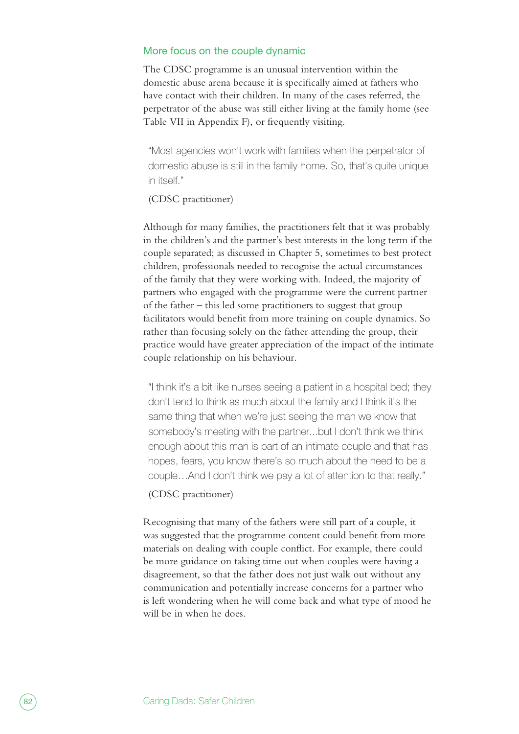## More focus on the couple dynamic

The CDSC programme is an unusual intervention within the domestic abuse arena because it is specifically aimed at fathers who have contact with their children. In many of the cases referred, the perpetrator of the abuse was still either living at the family home (see Table VII in Appendix F), or frequently visiting.

> "Most agencies won't work with families when the perpetrator of domestic abuse is still in the family home. So, that's quite unique in itself."
>
> (CDSC practitioner)

Although for many families, the practitioners felt that it was probably in the children's and the partner's best interests in the long term if the couple separated; as discussed in Chapter 5, sometimes to best protect children, professionals needed to recognise the actual circumstances of the family that they were working with. Indeed, the majority of partners who engaged with the programme were the current partner of the father – this led some practitioners to suggest that group facilitators would benefit from more training on couple dynamics. So rather than focusing solely on the father attending the group, their practice would have greater appreciation of the impact of the intimate couple relationship on his behaviour.

> "I think it's a bit like nurses seeing a patient in a hospital bed; they don't tend to think as much about the family and I think it's the same thing that when we're just seeing the man we know that somebody's meeting with the partner...but I don't think we think enough about this man is part of an intimate couple and that has hopes, fears, you know there's so much about the need to be a couple…And I don't think we pay a lot of attention to that really."
>
> (CDSC practitioner)

Recognising that many of the fathers were still part of a couple, it was suggested that the programme content could benefit from more materials on dealing with couple conflict. For example, there could be more guidance on taking time out when couples were having a disagreement, so that the father does not just walk out without any communication and potentially increase concerns for a partner who is left wondering when he will come back and what type of mood he will be in when he does.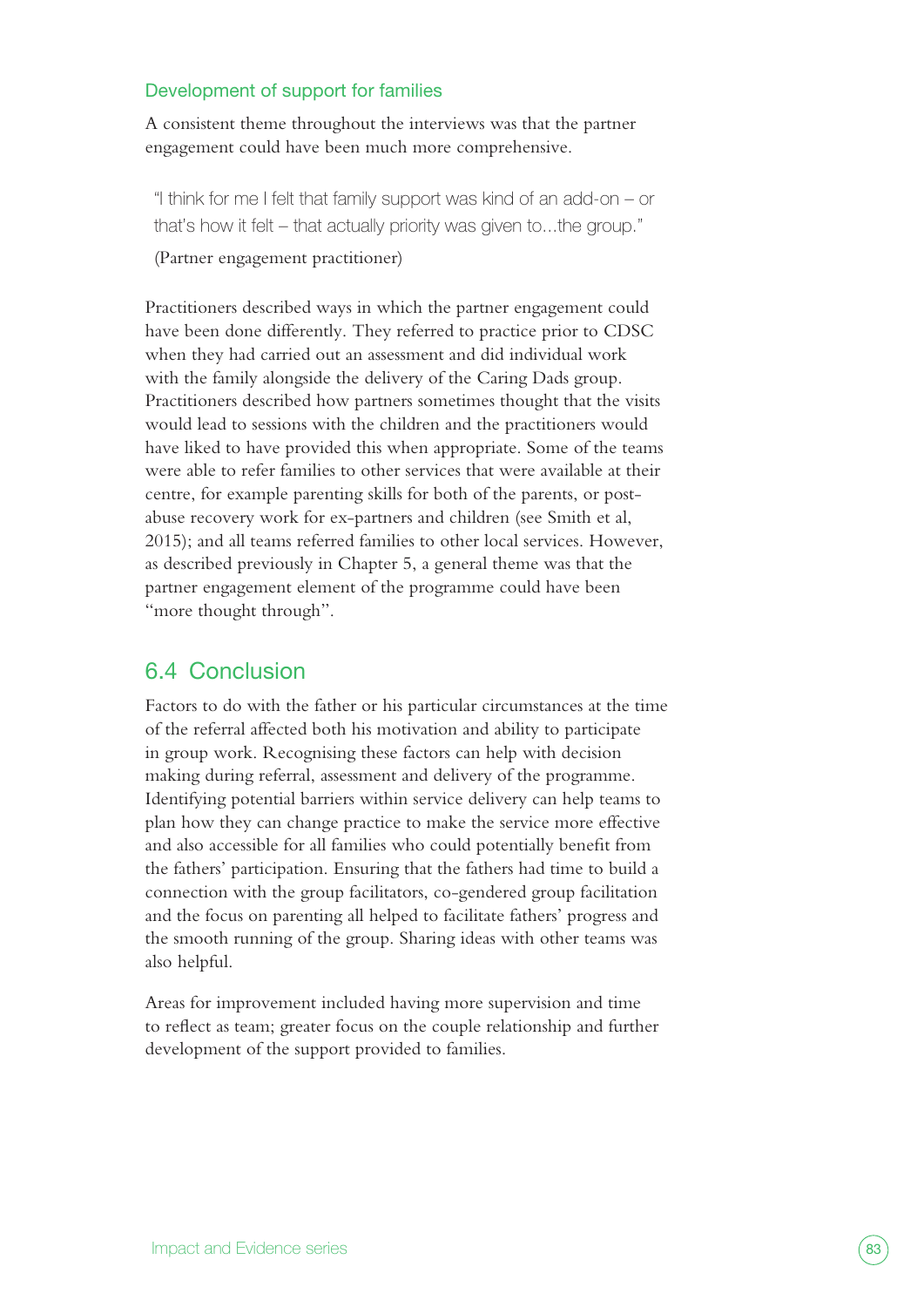### Development of support for families

A consistent theme throughout the interviews was that the partner engagement could have been much more comprehensive.

> "I think for me I felt that family support was kind of an add-on – or that's how it felt – that actually priority was given to...the group."
>
> (Partner engagement practitioner)

Practitioners described ways in which the partner engagement could have been done differently. They referred to practice prior to CDSC when they had carried out an assessment and did individual work with the family alongside the delivery of the Caring Dads group. Practitioners described how partners sometimes thought that the visits would lead to sessions with the children and the practitioners would have liked to have provided this when appropriate. Some of the teams were able to refer families to other services that were available at their centre, for example parenting skills for both of the parents, or post-abuse recovery work for ex-partners and children (see Smith et al, 2015); and all teams referred families to other local services. However, as described previously in Chapter 5, a general theme was that the partner engagement element of the programme could have been "more thought through".

## 6.4 Conclusion

Factors to do with the father or his particular circumstances at the time of the referral affected both his motivation and ability to participate in group work. Recognising these factors can help with decision making during referral, assessment and delivery of the programme. Identifying potential barriers within service delivery can help teams to plan how they can change practice to make the service more effective and also accessible for all families who could potentially benefit from the fathers' participation. Ensuring that the fathers had time to build a connection with the group facilitators, co-gendered group facilitation and the focus on parenting all helped to facilitate fathers' progress and the smooth running of the group. Sharing ideas with other teams was also helpful.

Areas for improvement included having more supervision and time to reflect as team; greater focus on the couple relationship and further development of the support provided to families.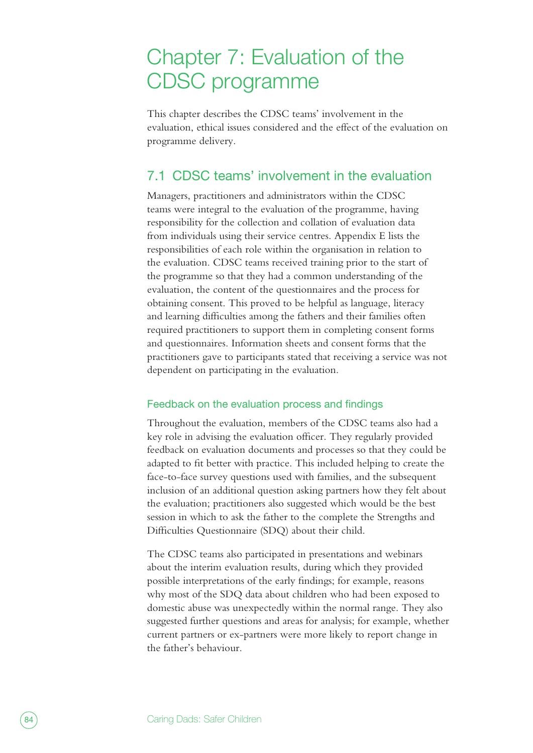# Chapter 7: Evaluation of the CDSC programme

This chapter describes the CDSC teams' involvement in the evaluation, ethical issues considered and the effect of the evaluation on programme delivery.

## 7.1 CDSC teams' involvement in the evaluation

Managers, practitioners and administrators within the CDSC teams were integral to the evaluation of the programme, having responsibility for the collection and collation of evaluation data from individuals using their service centres. Appendix E lists the responsibilities of each role within the organisation in relation to the evaluation. CDSC teams received training prior to the start of the programme so that they had a common understanding of the evaluation, the content of the questionnaires and the process for obtaining consent. This proved to be helpful as language, literacy and learning difficulties among the fathers and their families often required practitioners to support them in completing consent forms and questionnaires. Information sheets and consent forms that the practitioners gave to participants stated that receiving a service was not dependent on participating in the evaluation.

### Feedback on the evaluation process and findings

Throughout the evaluation, members of the CDSC teams also had a key role in advising the evaluation officer. They regularly provided feedback on evaluation documents and processes so that they could be adapted to fit better with practice. This included helping to create the face-to-face survey questions used with families, and the subsequent inclusion of an additional question asking partners how they felt about the evaluation; practitioners also suggested which would be the best session in which to ask the father to the complete the Strengths and Difficulties Questionnaire (SDQ) about their child.

The CDSC teams also participated in presentations and webinars about the interim evaluation results, during which they provided possible interpretations of the early findings; for example, reasons why most of the SDQ data about children who had been exposed to domestic abuse was unexpectedly within the normal range. They also suggested further questions and areas for analysis; for example, whether current partners or ex-partners were more likely to report change in the father's behaviour.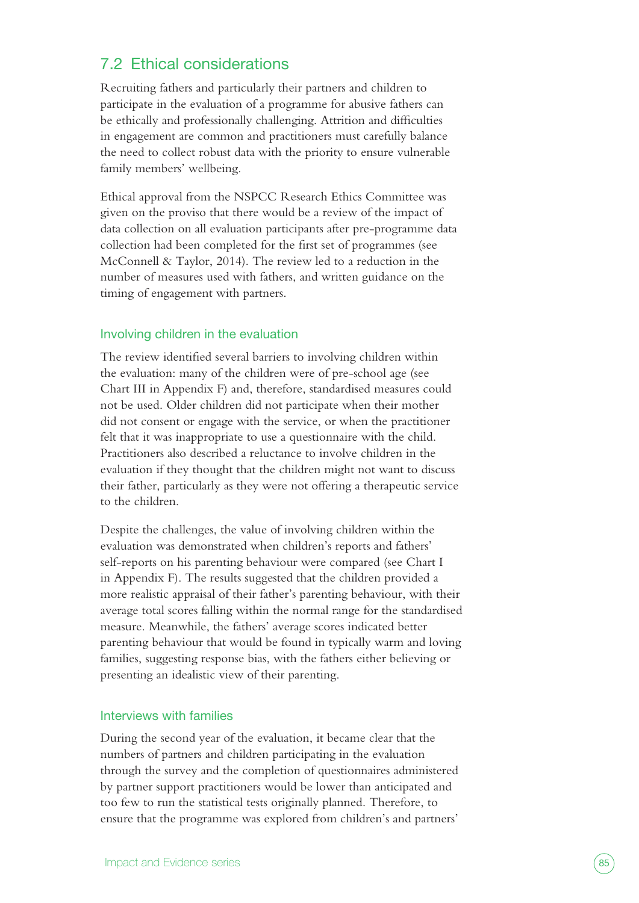## 7.2 Ethical considerations

Recruiting fathers and particularly their partners and children to participate in the evaluation of a programme for abusive fathers can be ethically and professionally challenging. Attrition and difficulties in engagement are common and practitioners must carefully balance the need to collect robust data with the priority to ensure vulnerable family members' wellbeing.

Ethical approval from the NSPCC Research Ethics Committee was given on the proviso that there would be a review of the impact of data collection on all evaluation participants after pre-programme data collection had been completed for the first set of programmes (see McConnell & Taylor, 2014). The review led to a reduction in the number of measures used with fathers, and written guidance on the timing of engagement with partners.

### Involving children in the evaluation

The review identified several barriers to involving children within the evaluation: many of the children were of pre-school age (see Chart III in Appendix F) and, therefore, standardised measures could not be used. Older children did not participate when their mother did not consent or engage with the service, or when the practitioner felt that it was inappropriate to use a questionnaire with the child. Practitioners also described a reluctance to involve children in the evaluation if they thought that the children might not want to discuss their father, particularly as they were not offering a therapeutic service to the children.

Despite the challenges, the value of involving children within the evaluation was demonstrated when children's reports and fathers' self-reports on his parenting behaviour were compared (see Chart I in Appendix F). The results suggested that the children provided a more realistic appraisal of their father's parenting behaviour, with their average total scores falling within the normal range for the standardised measure. Meanwhile, the fathers' average scores indicated better parenting behaviour that would be found in typically warm and loving families, suggesting response bias, with the fathers either believing or presenting an idealistic view of their parenting.

### Interviews with families

During the second year of the evaluation, it became clear that the numbers of partners and children participating in the evaluation through the survey and the completion of questionnaires administered by partner support practitioners would be lower than anticipated and too few to run the statistical tests originally planned. Therefore, to ensure that the programme was explored from children's and partners'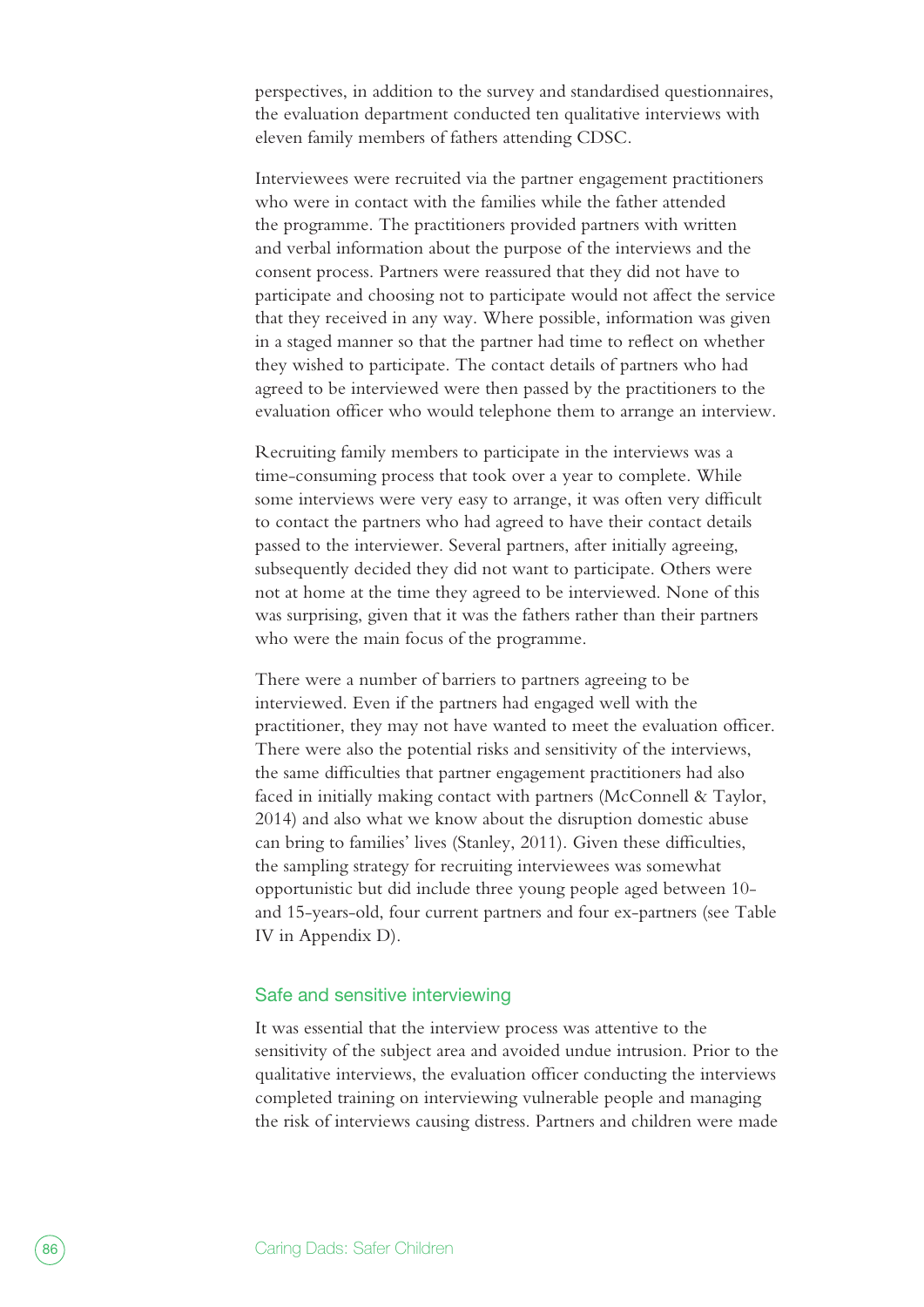perspectives, in addition to the survey and standardised questionnaires, the evaluation department conducted ten qualitative interviews with eleven family members of fathers attending CDSC.

Interviewees were recruited via the partner engagement practitioners who were in contact with the families while the father attended the programme. The practitioners provided partners with written and verbal information about the purpose of the interviews and the consent process. Partners were reassured that they did not have to participate and choosing not to participate would not affect the service that they received in any way. Where possible, information was given in a staged manner so that the partner had time to reflect on whether they wished to participate. The contact details of partners who had agreed to be interviewed were then passed by the practitioners to the evaluation officer who would telephone them to arrange an interview.

Recruiting family members to participate in the interviews was a time-consuming process that took over a year to complete. While some interviews were very easy to arrange, it was often very difficult to contact the partners who had agreed to have their contact details passed to the interviewer. Several partners, after initially agreeing, subsequently decided they did not want to participate. Others were not at home at the time they agreed to be interviewed. None of this was surprising, given that it was the fathers rather than their partners who were the main focus of the programme.

There were a number of barriers to partners agreeing to be interviewed. Even if the partners had engaged well with the practitioner, they may not have wanted to meet the evaluation officer. There were also the potential risks and sensitivity of the interviews, the same difficulties that partner engagement practitioners had also faced in initially making contact with partners (McConnell & Taylor, 2014) and also what we know about the disruption domestic abuse can bring to families' lives (Stanley, 2011). Given these difficulties, the sampling strategy for recruiting interviewees was somewhat opportunistic but did include three young people aged between 10- and 15-years-old, four current partners and four ex-partners (see Table IV in Appendix D).

### Safe and sensitive interviewing

It was essential that the interview process was attentive to the sensitivity of the subject area and avoided undue intrusion. Prior to the qualitative interviews, the evaluation officer conducting the interviews completed training on interviewing vulnerable people and managing the risk of interviews causing distress. Partners and children were made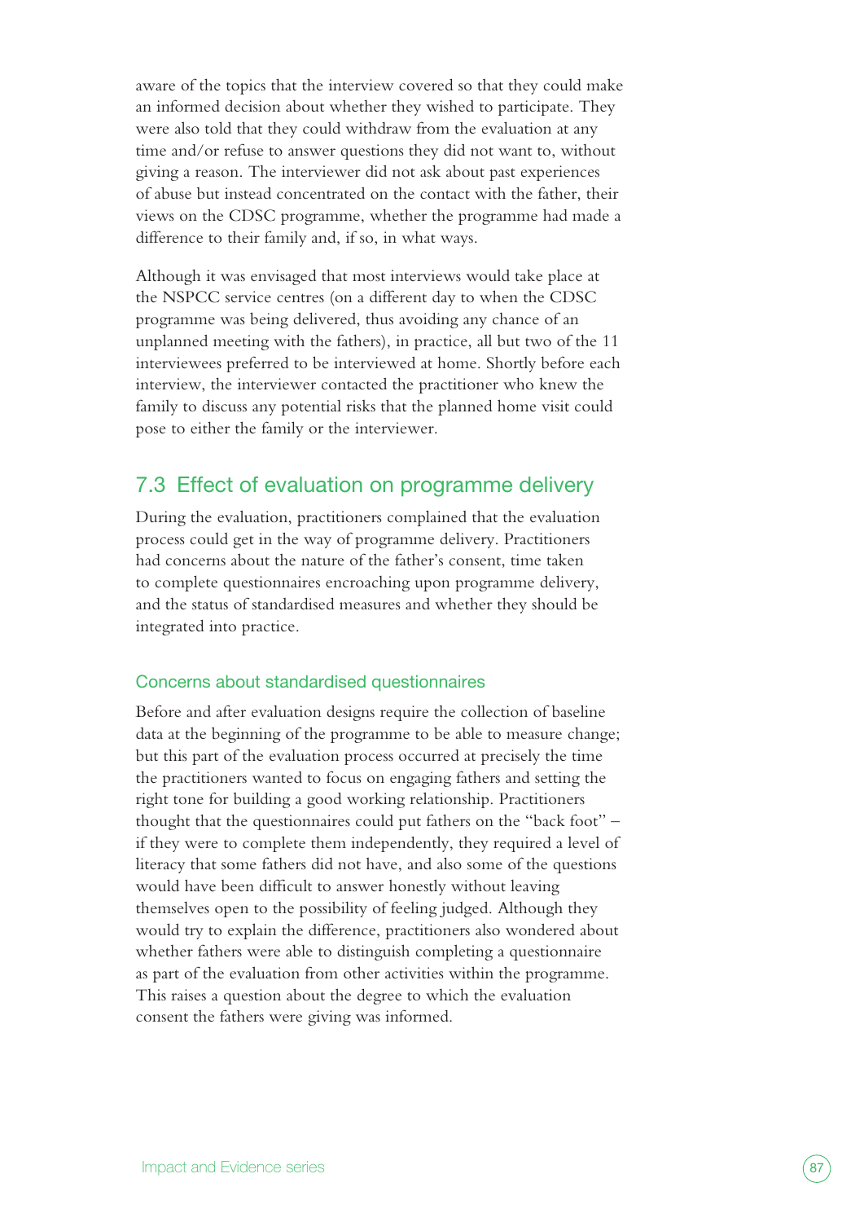aware of the topics that the interview covered so that they could make an informed decision about whether they wished to participate. They were also told that they could withdraw from the evaluation at any time and/or refuse to answer questions they did not want to, without giving a reason. The interviewer did not ask about past experiences of abuse but instead concentrated on the contact with the father, their views on the CDSC programme, whether the programme had made a difference to their family and, if so, in what ways.

Although it was envisaged that most interviews would take place at the NSPCC service centres (on a different day to when the CDSC programme was being delivered, thus avoiding any chance of an unplanned meeting with the fathers), in practice, all but two of the 11 interviewees preferred to be interviewed at home. Shortly before each interview, the interviewer contacted the practitioner who knew the family to discuss any potential risks that the planned home visit could pose to either the family or the interviewer.

## 7.3 Effect of evaluation on programme delivery

During the evaluation, practitioners complained that the evaluation process could get in the way of programme delivery. Practitioners had concerns about the nature of the father's consent, time taken to complete questionnaires encroaching upon programme delivery, and the status of standardised measures and whether they should be integrated into practice.

### Concerns about standardised questionnaires

Before and after evaluation designs require the collection of baseline data at the beginning of the programme to be able to measure change; but this part of the evaluation process occurred at precisely the time the practitioners wanted to focus on engaging fathers and setting the right tone for building a good working relationship. Practitioners thought that the questionnaires could put fathers on the "back foot" – if they were to complete them independently, they required a level of literacy that some fathers did not have, and also some of the questions would have been difficult to answer honestly without leaving themselves open to the possibility of feeling judged. Although they would try to explain the difference, practitioners also wondered about whether fathers were able to distinguish completing a questionnaire as part of the evaluation from other activities within the programme. This raises a question about the degree to which the evaluation consent the fathers were giving was informed.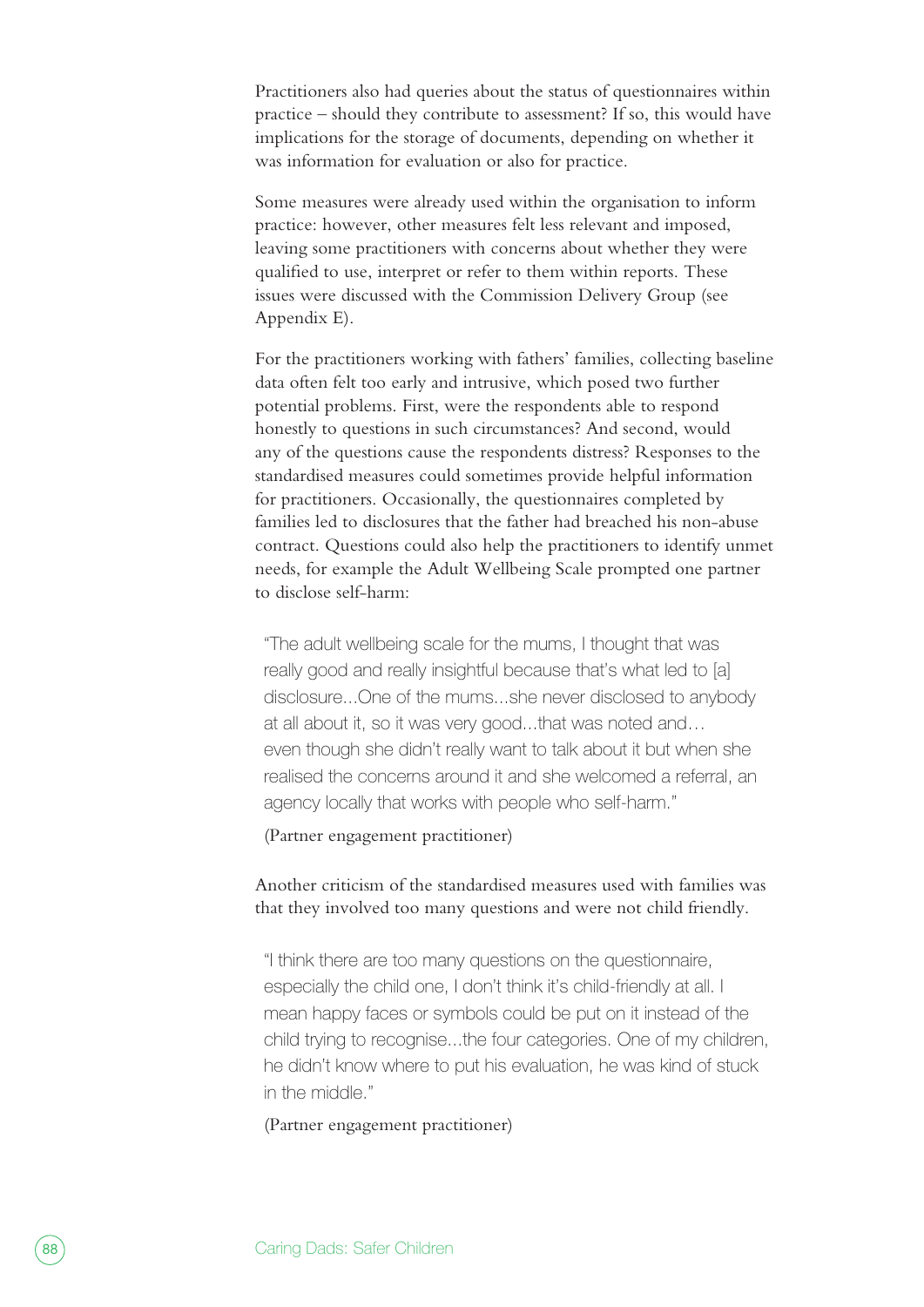Practitioners also had queries about the status of questionnaires within practice – should they contribute to assessment? If so, this would have implications for the storage of documents, depending on whether it was information for evaluation or also for practice.

Some measures were already used within the organisation to inform practice: however, other measures felt less relevant and imposed, leaving some practitioners with concerns about whether they were qualified to use, interpret or refer to them within reports. These issues were discussed with the Commission Delivery Group (see Appendix E).

For the practitioners working with fathers' families, collecting baseline data often felt too early and intrusive, which posed two further potential problems. First, were the respondents able to respond honestly to questions in such circumstances? And second, would any of the questions cause the respondents distress? Responses to the standardised measures could sometimes provide helpful information for practitioners. Occasionally, the questionnaires completed by families led to disclosures that the father had breached his non-abuse contract. Questions could also help the practitioners to identify unmet needs, for example the Adult Wellbeing Scale prompted one partner to disclose self-harm:

> "The adult wellbeing scale for the mums, I thought that was really good and really insightful because that's what led to [a] disclosure...One of the mums...she never disclosed to anybody at all about it, so it was very good...that was noted and… even though she didn't really want to talk about it but when she realised the concerns around it and she welcomed a referral, an agency locally that works with people who self-harm."
>
> (Partner engagement practitioner)

Another criticism of the standardised measures used with families was that they involved too many questions and were not child friendly.

> "I think there are too many questions on the questionnaire, especially the child one, I don't think it's child-friendly at all. I mean happy faces or symbols could be put on it instead of the child trying to recognise...the four categories. One of my children, he didn't know where to put his evaluation, he was kind of stuck in the middle."
>
> (Partner engagement practitioner)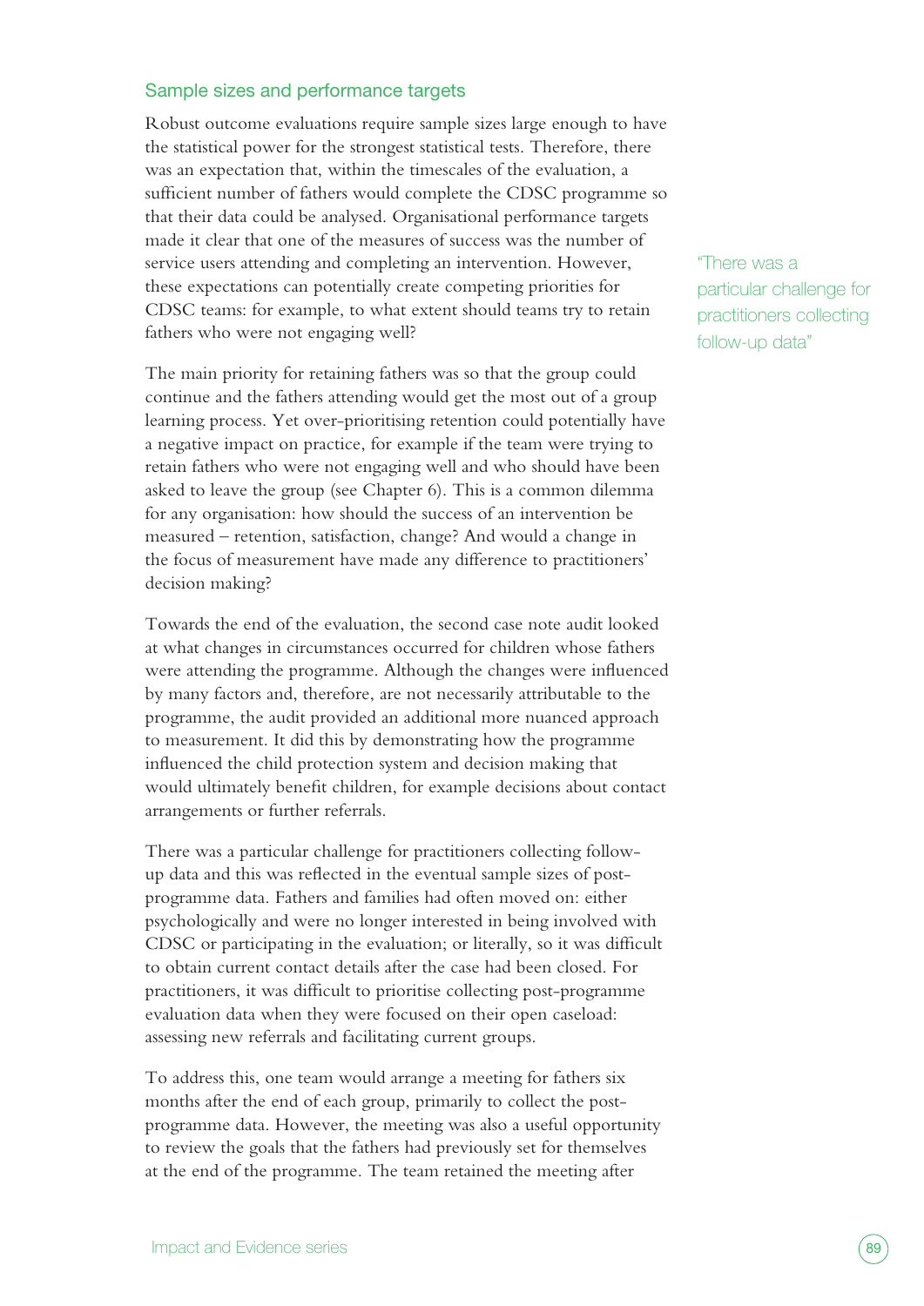## Sample sizes and performance targets

Robust outcome evaluations require sample sizes large enough to have the statistical power for the strongest statistical tests. Therefore, there was an expectation that, within the timescales of the evaluation, a sufficient number of fathers would complete the CDSC programme so that their data could be analysed. Organisational performance targets made it clear that one of the measures of success was the number of service users attending and completing an intervention. However, these expectations can potentially create competing priorities for CDSC teams: for example, to what extent should teams try to retain fathers who were not engaging well?

> "There was a particular challenge for practitioners collecting follow-up data"

The main priority for retaining fathers was so that the group could continue and the fathers attending would get the most out of a group learning process. Yet over-prioritising retention could potentially have a negative impact on practice, for example if the team were trying to retain fathers who were not engaging well and who should have been asked to leave the group (see Chapter 6). This is a common dilemma for any organisation: how should the success of an intervention be measured – retention, satisfaction, change? And would a change in the focus of measurement have made any difference to practitioners' decision making?

Towards the end of the evaluation, the second case note audit looked at what changes in circumstances occurred for children whose fathers were attending the programme. Although the changes were influenced by many factors and, therefore, are not necessarily attributable to the programme, the audit provided an additional more nuanced approach to measurement. It did this by demonstrating how the programme influenced the child protection system and decision making that would ultimately benefit children, for example decisions about contact arrangements or further referrals.

There was a particular challenge for practitioners collecting follow-up data and this was reflected in the eventual sample sizes of post-programme data. Fathers and families had often moved on: either psychologically and were no longer interested in being involved with CDSC or participating in the evaluation; or literally, so it was difficult to obtain current contact details after the case had been closed. For practitioners, it was difficult to prioritise collecting post-programme evaluation data when they were focused on their open caseload: assessing new referrals and facilitating current groups.

To address this, one team would arrange a meeting for fathers six months after the end of each group, primarily to collect the post-programme data. However, the meeting was also a useful opportunity to review the goals that the fathers had previously set for themselves at the end of the programme. The team retained the meeting after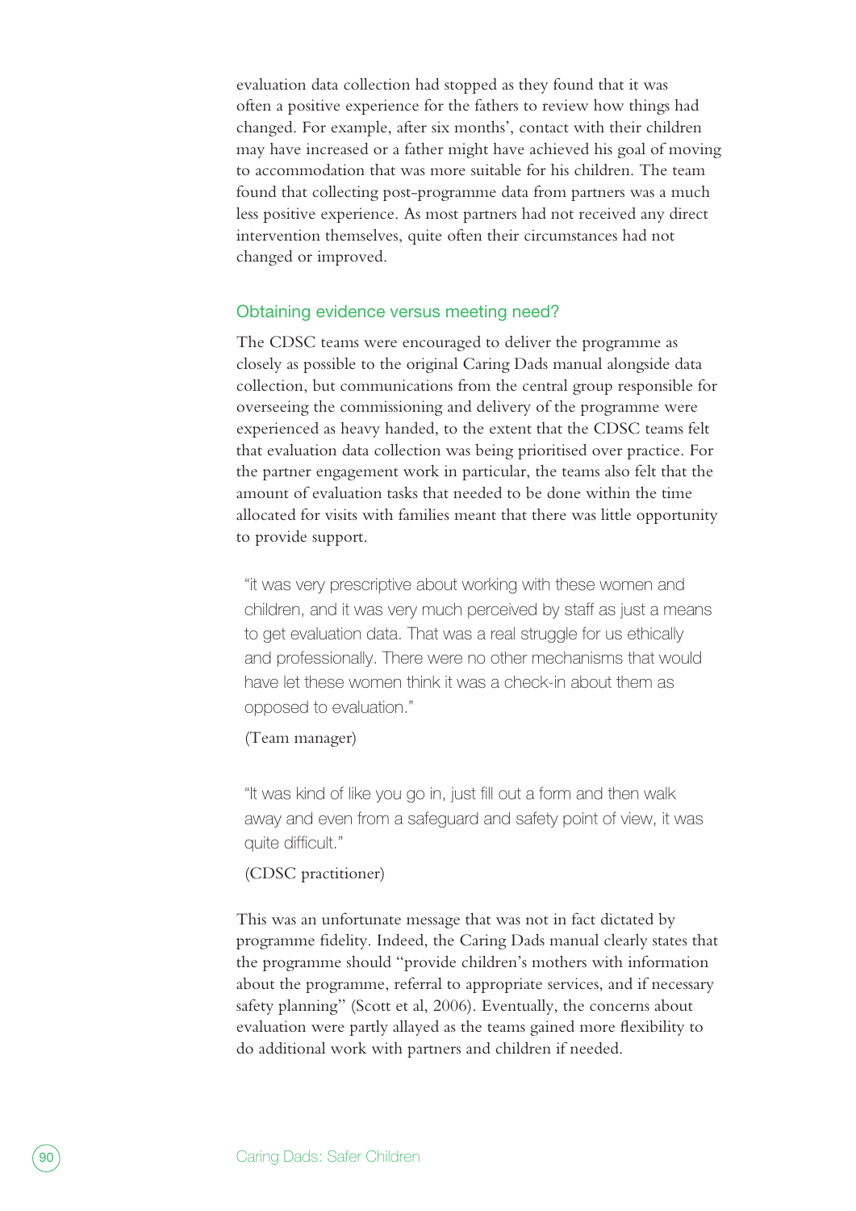evaluation data collection had stopped as they found that it was often a positive experience for the fathers to review how things had changed. For example, after six months', contact with their children may have increased or a father might have achieved his goal of moving to accommodation that was more suitable for his children. The team found that collecting post-programme data from partners was a much less positive experience. As most partners had not received any direct intervention themselves, quite often their circumstances had not changed or improved.

### Obtaining evidence versus meeting need?

The CDSC teams were encouraged to deliver the programme as closely as possible to the original Caring Dads manual alongside data collection, but communications from the central group responsible for overseeing the commissioning and delivery of the programme were experienced as heavy handed, to the extent that the CDSC teams felt that evaluation data collection was being prioritised over practice. For the partner engagement work in particular, the teams also felt that the amount of evaluation tasks that needed to be done within the time allocated for visits with families meant that there was little opportunity to provide support.

> "it was very prescriptive about working with these women and children, and it was very much perceived by staff as just a means to get evaluation data. That was a real struggle for us ethically and professionally. There were no other mechanisms that would have let these women think it was a check-in about them as opposed to evaluation."
>
> (Team manager)

> "It was kind of like you go in, just fill out a form and then walk away and even from a safeguard and safety point of view, it was quite difficult."
>
> (CDSC practitioner)

This was an unfortunate message that was not in fact dictated by programme fidelity. Indeed, the Caring Dads manual clearly states that the programme should "provide children's mothers with information about the programme, referral to appropriate services, and if necessary safety planning" (Scott et al, 2006). Eventually, the concerns about evaluation were partly allayed as the teams gained more flexibility to do additional work with partners and children if needed.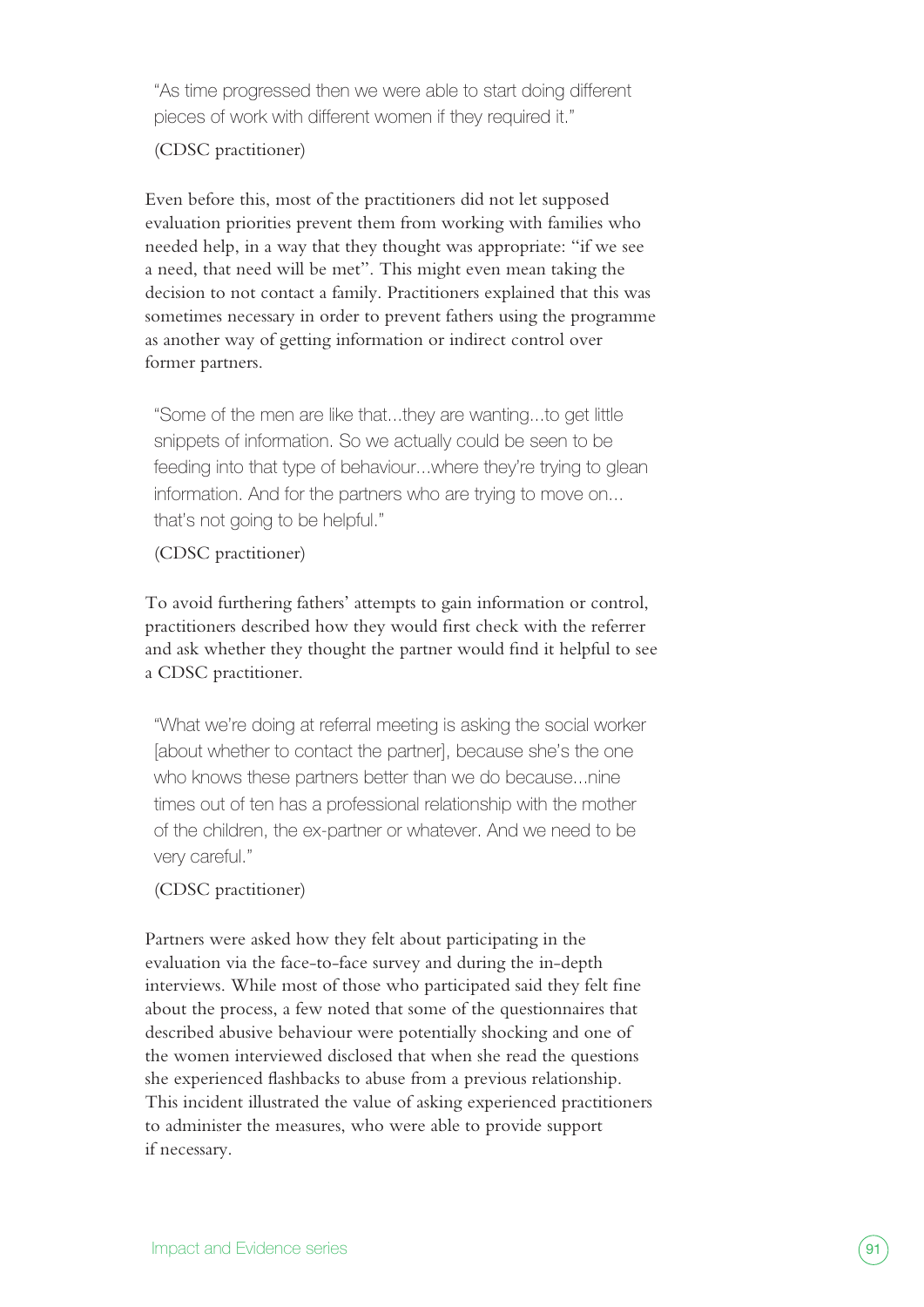> "As time progressed then we were able to start doing different pieces of work with different women if they required it."
>
> (CDSC practitioner)

Even before this, most of the practitioners did not let supposed evaluation priorities prevent them from working with families who needed help, in a way that they thought was appropriate: "if we see a need, that need will be met". This might even mean taking the decision to not contact a family. Practitioners explained that this was sometimes necessary in order to prevent fathers using the programme as another way of getting information or indirect control over former partners.

> "Some of the men are like that...they are wanting...to get little snippets of information. So we actually could be seen to be feeding into that type of behaviour...where they're trying to glean information. And for the partners who are trying to move on... that's not going to be helpful."
>
> (CDSC practitioner)

To avoid furthering fathers' attempts to gain information or control, practitioners described how they would first check with the referrer and ask whether they thought the partner would find it helpful to see a CDSC practitioner.

> "What we're doing at referral meeting is asking the social worker [about whether to contact the partner], because she's the one who knows these partners better than we do because...nine times out of ten has a professional relationship with the mother of the children, the ex-partner or whatever. And we need to be very careful."
>
> (CDSC practitioner)

Partners were asked how they felt about participating in the evaluation via the face-to-face survey and during the in-depth interviews. While most of those who participated said they felt fine about the process, a few noted that some of the questionnaires that described abusive behaviour were potentially shocking and one of the women interviewed disclosed that when she read the questions she experienced flashbacks to abuse from a previous relationship. This incident illustrated the value of asking experienced practitioners to administer the measures, who were able to provide support if necessary.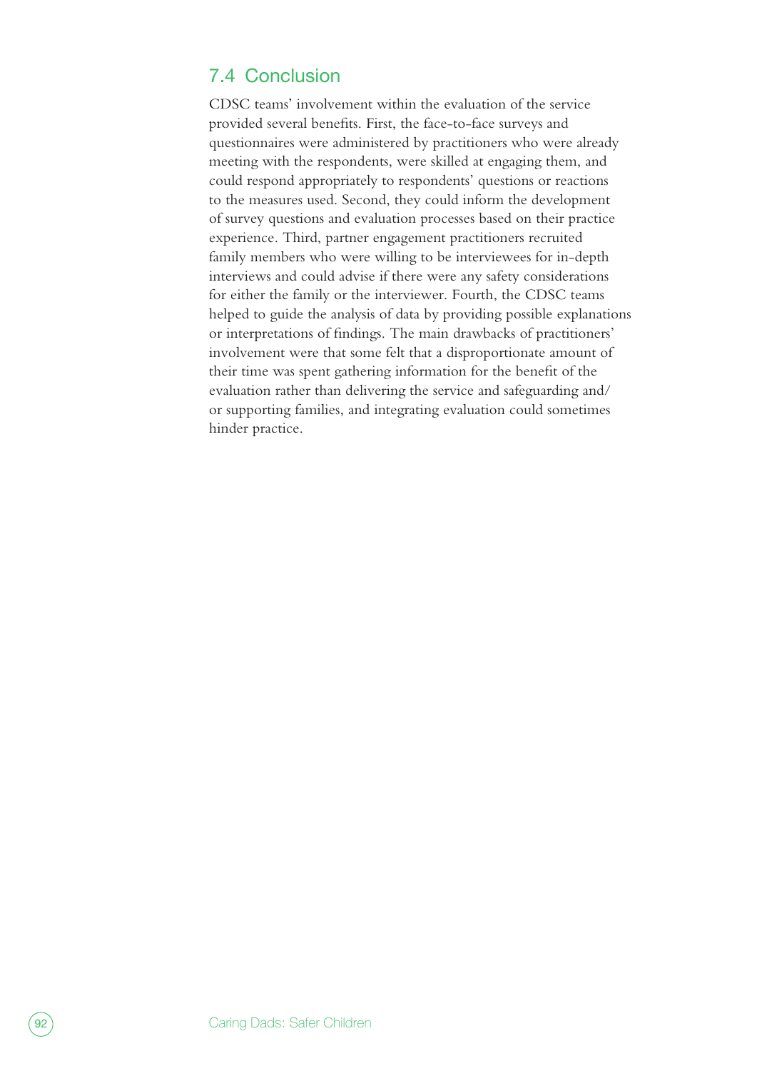## 7.4 Conclusion

CDSC teams' involvement within the evaluation of the service provided several benefits. First, the face-to-face surveys and questionnaires were administered by practitioners who were already meeting with the respondents, were skilled at engaging them, and could respond appropriately to respondents' questions or reactions to the measures used. Second, they could inform the development of survey questions and evaluation processes based on their practice experience. Third, partner engagement practitioners recruited family members who were willing to be interviewees for in-depth interviews and could advise if there were any safety considerations for either the family or the interviewer. Fourth, the CDSC teams helped to guide the analysis of data by providing possible explanations or interpretations of findings. The main drawbacks of practitioners' involvement were that some felt that a disproportionate amount of their time was spent gathering information for the benefit of the evaluation rather than delivering the service and safeguarding and/or supporting families, and integrating evaluation could sometimes hinder practice.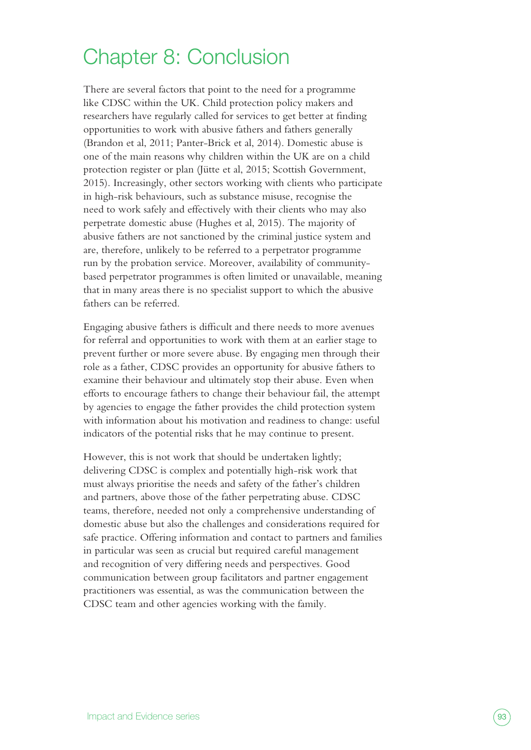# Chapter 8: Conclusion

There are several factors that point to the need for a programme like CDSC within the UK. Child protection policy makers and researchers have regularly called for services to get better at finding opportunities to work with abusive fathers and fathers generally (Brandon et al, 2011; Panter-Brick et al, 2014). Domestic abuse is one of the main reasons why children within the UK are on a child protection register or plan (Jütte et al, 2015; Scottish Government, 2015). Increasingly, other sectors working with clients who participate in high-risk behaviours, such as substance misuse, recognise the need to work safely and effectively with their clients who may also perpetrate domestic abuse (Hughes et al, 2015). The majority of abusive fathers are not sanctioned by the criminal justice system and are, therefore, unlikely to be referred to a perpetrator programme run by the probation service. Moreover, availability of community-based perpetrator programmes is often limited or unavailable, meaning that in many areas there is no specialist support to which the abusive fathers can be referred.

Engaging abusive fathers is difficult and there needs to more avenues for referral and opportunities to work with them at an earlier stage to prevent further or more severe abuse. By engaging men through their role as a father, CDSC provides an opportunity for abusive fathers to examine their behaviour and ultimately stop their abuse. Even when efforts to encourage fathers to change their behaviour fail, the attempt by agencies to engage the father provides the child protection system with information about his motivation and readiness to change: useful indicators of the potential risks that he may continue to present.

However, this is not work that should be undertaken lightly; delivering CDSC is complex and potentially high-risk work that must always prioritise the needs and safety of the father's children and partners, above those of the father perpetrating abuse. CDSC teams, therefore, needed not only a comprehensive understanding of domestic abuse but also the challenges and considerations required for safe practice. Offering information and contact to partners and families in particular was seen as crucial but required careful management and recognition of very differing needs and perspectives. Good communication between group facilitators and partner engagement practitioners was essential, as was the communication between the CDSC team and other agencies working with the family.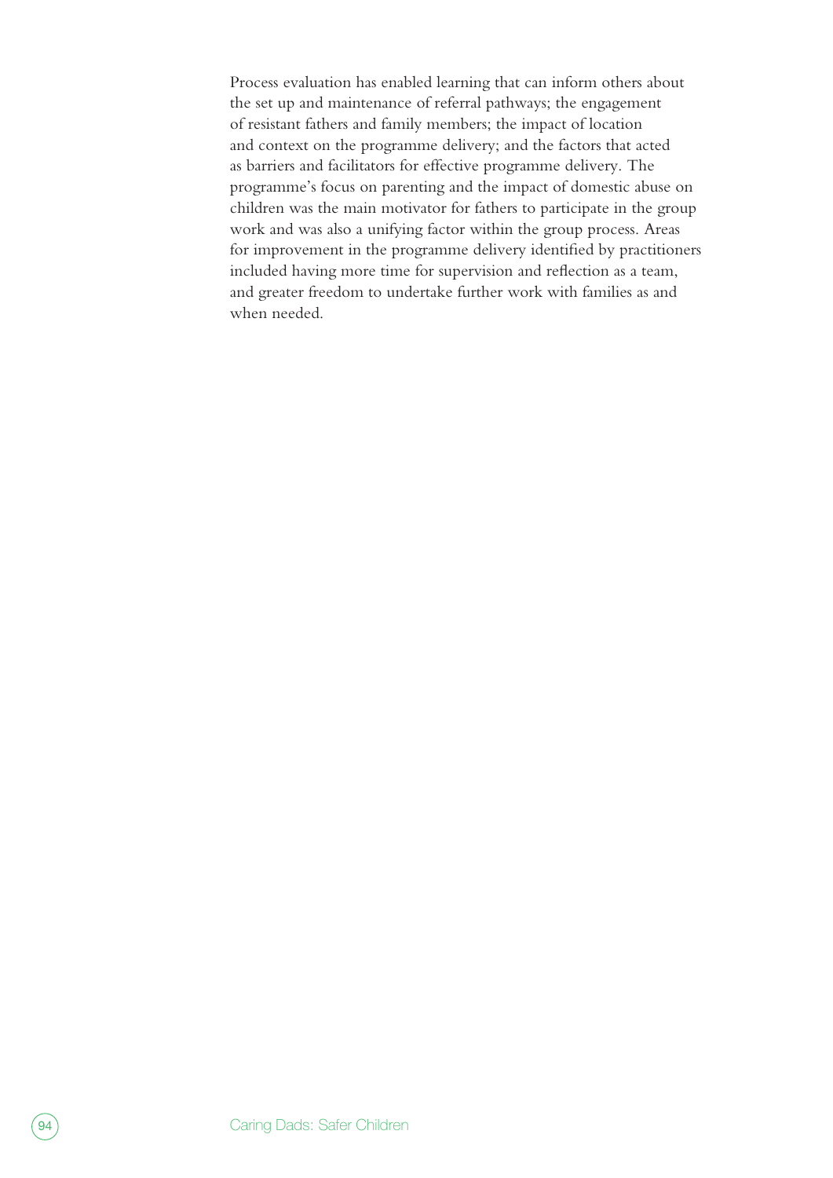Process evaluation has enabled learning that can inform others about the set up and maintenance of referral pathways; the engagement of resistant fathers and family members; the impact of location and context on the programme delivery; and the factors that acted as barriers and facilitators for effective programme delivery. The programme's focus on parenting and the impact of domestic abuse on children was the main motivator for fathers to participate in the group work and was also a unifying factor within the group process. Areas for improvement in the programme delivery identified by practitioners included having more time for supervision and reflection as a team, and greater freedom to undertake further work with families as and when needed.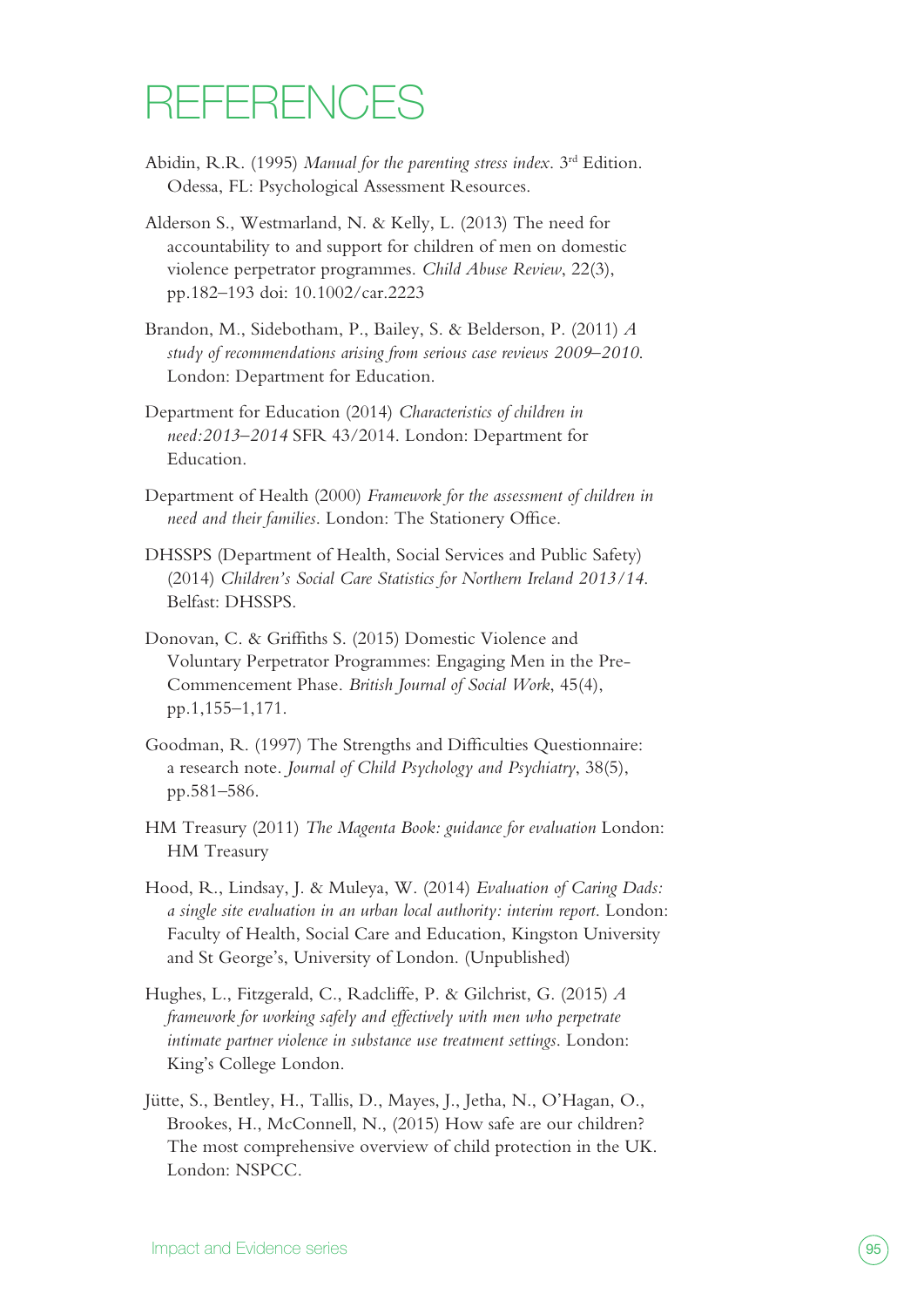# REFERENCES

Abidin, R.R. (1995) *Manual for the parenting stress index*. 3rd Edition. Odessa, FL: Psychological Assessment Resources.

Alderson S., Westmarland, N. & Kelly, L. (2013) The need for accountability to and support for children of men on domestic violence perpetrator programmes. *Child Abuse Review*, 22(3), pp.182–193 doi: 10.1002/car.2223

Brandon, M., Sidebotham, P., Bailey, S. & Belderson, P. (2011) *A study of recommendations arising from serious case reviews 2009–2010.* London: Department for Education.

Department for Education (2014) *Characteristics of children in need:2013–2014* SFR 43/2014. London: Department for Education.

Department of Health (2000) *Framework for the assessment of children in need and their families*. London: The Stationery Office.

DHSSPS (Department of Health, Social Services and Public Safety) (2014) *Children's Social Care Statistics for Northern Ireland 2013/14*. Belfast: DHSSPS.

Donovan, C. & Griffiths S. (2015) Domestic Violence and Voluntary Perpetrator Programmes: Engaging Men in the Pre-Commencement Phase. *British Journal of Social Work*, 45(4), pp.1,155–1,171.

Goodman, R. (1997) The Strengths and Difficulties Questionnaire: a research note. *Journal of Child Psychology and Psychiatry*, 38(5), pp.581–586.

HM Treasury (2011) *The Magenta Book: guidance for evaluation* London: HM Treasury

Hood, R., Lindsay, J. & Muleya, W. (2014) *Evaluation of Caring Dads: a single site evaluation in an urban local authority: interim report*. London: Faculty of Health, Social Care and Education, Kingston University and St George's, University of London. (Unpublished)

Hughes, L., Fitzgerald, C., Radcliffe, P. & Gilchrist, G. (2015) *A framework for working safely and effectively with men who perpetrate intimate partner violence in substance use treatment settings*. London: King's College London.

Jütte, S., Bentley, H., Tallis, D., Mayes, J., Jetha, N., O'Hagan, O., Brookes, H., McConnell, N., (2015) How safe are our children? The most comprehensive overview of child protection in the UK. London: NSPCC.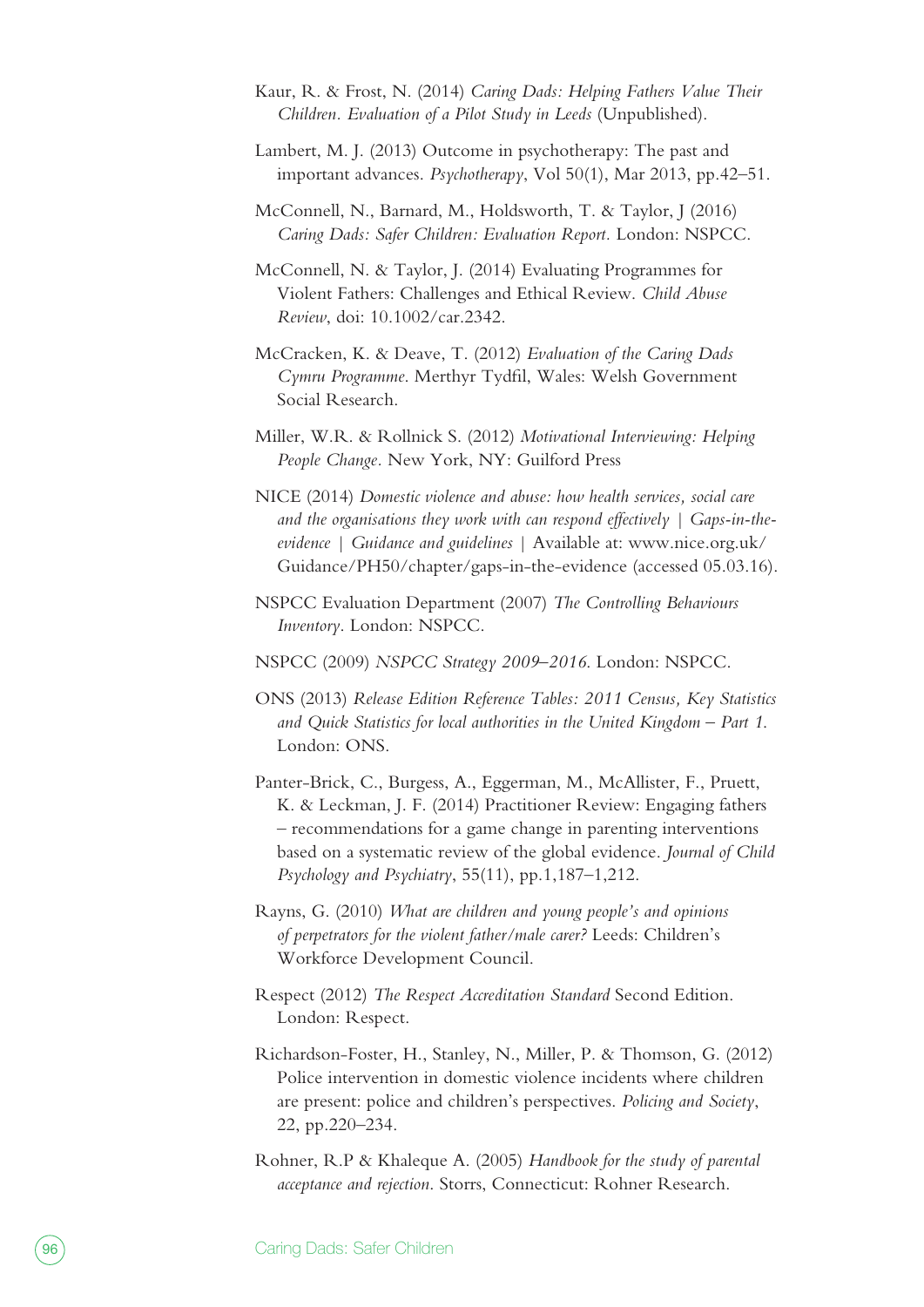Kaur, R. & Frost, N. (2014) *Caring Dads: Helping Fathers Value Their Children. Evaluation of a Pilot Study in Leeds* (Unpublished).

Lambert, M. J. (2013) Outcome in psychotherapy: The past and important advances. *Psychotherapy*, Vol 50(1), Mar 2013, pp.42–51.

McConnell, N., Barnard, M., Holdsworth, T. & Taylor, J (2016) *Caring Dads: Safer Children: Evaluation Report*. London: NSPCC.

McConnell, N. & Taylor, J. (2014) Evaluating Programmes for Violent Fathers: Challenges and Ethical Review. *Child Abuse Review*, doi: 10.1002/car.2342.

McCracken, K. & Deave, T. (2012) *Evaluation of the Caring Dads Cymru Programme*. Merthyr Tydfil, Wales: Welsh Government Social Research.

Miller, W.R. & Rollnick S. (2012) *Motivational Interviewing: Helping People Change*. New York, NY: Guilford Press

NICE (2014) *Domestic violence and abuse: how health services, social care and the organisations they work with can respond effectively | Gaps-in-the-evidence | Guidance and guidelines* | Available at: www.nice.org.uk/Guidance/PH50/chapter/gaps-in-the-evidence (accessed 05.03.16).

NSPCC Evaluation Department (2007) *The Controlling Behaviours Inventory*. London: NSPCC.

NSPCC (2009) *NSPCC Strategy 2009–2016*. London: NSPCC.

ONS (2013) *Release Edition Reference Tables: 2011 Census, Key Statistics and Quick Statistics for local authorities in the United Kingdom – Part 1*. London: ONS.

Panter-Brick, C., Burgess, A., Eggerman, M., McAllister, F., Pruett, K. & Leckman, J. F. (2014) Practitioner Review: Engaging fathers – recommendations for a game change in parenting interventions based on a systematic review of the global evidence. *Journal of Child Psychology and Psychiatry*, 55(11), pp.1,187–1,212.

Rayns, G. (2010) *What are children and young people's and opinions of perpetrators for the violent father/male carer?* Leeds: Children's Workforce Development Council.

Respect (2012) *The Respect Accreditation Standard* Second Edition. London: Respect.

Richardson-Foster, H., Stanley, N., Miller, P. & Thomson, G. (2012) Police intervention in domestic violence incidents where children are present: police and children's perspectives. *Policing and Society*, 22, pp.220–234.

Rohner, R.P & Khaleque A. (2005) *Handbook for the study of parental acceptance and rejection*. Storrs, Connecticut: Rohner Research.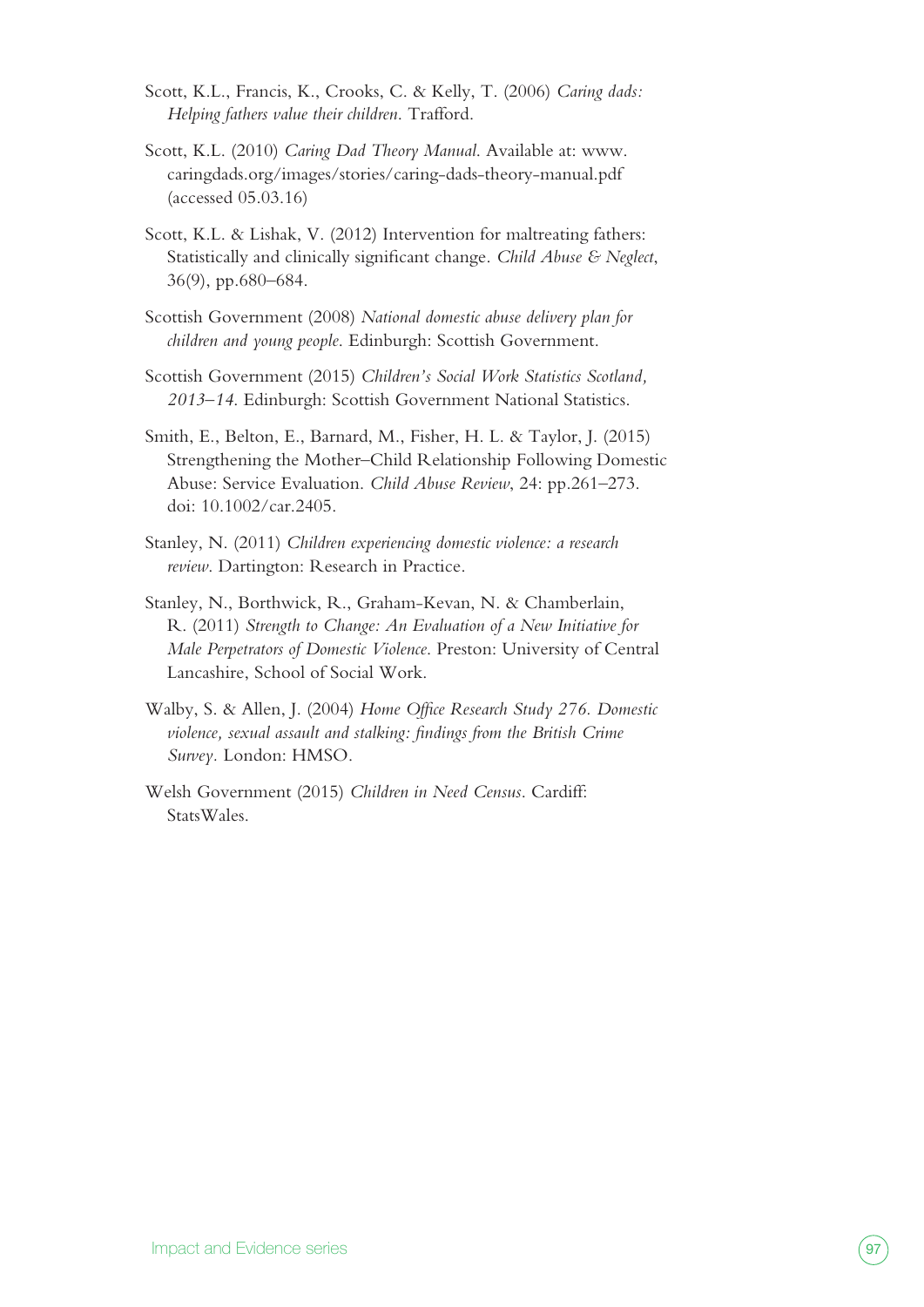Scott, K.L., Francis, K., Crooks, C. & Kelly, T. (2006) *Caring dads: Helping fathers value their children*. Trafford.

Scott, K.L. (2010) *Caring Dad Theory Manual*. Available at: www.caringdads.org/images/stories/caring-dads-theory-manual.pdf (accessed 05.03.16)

Scott, K.L. & Lishak, V. (2012) Intervention for maltreating fathers: Statistically and clinically significant change. *Child Abuse & Neglect*, 36(9), pp.680–684.

Scottish Government (2008) *National domestic abuse delivery plan for children and young people*. Edinburgh: Scottish Government.

Scottish Government (2015) *Children's Social Work Statistics Scotland, 2013–14*. Edinburgh: Scottish Government National Statistics.

Smith, E., Belton, E., Barnard, M., Fisher, H. L. & Taylor, J. (2015) Strengthening the Mother–Child Relationship Following Domestic Abuse: Service Evaluation. *Child Abuse Review*, 24: pp.261–273. doi: 10.1002/car.2405.

Stanley, N. (2011) *Children experiencing domestic violence: a research review*. Dartington: Research in Practice.

Stanley, N., Borthwick, R., Graham-Kevan, N. & Chamberlain, R. (2011) *Strength to Change: An Evaluation of a New Initiative for Male Perpetrators of Domestic Violence*. Preston: University of Central Lancashire, School of Social Work.

Walby, S. & Allen, J. (2004) *Home Office Research Study 276. Domestic violence, sexual assault and stalking: findings from the British Crime Survey*. London: HMSO.

Welsh Government (2015) *Children in Need Census*. Cardiff: StatsWales.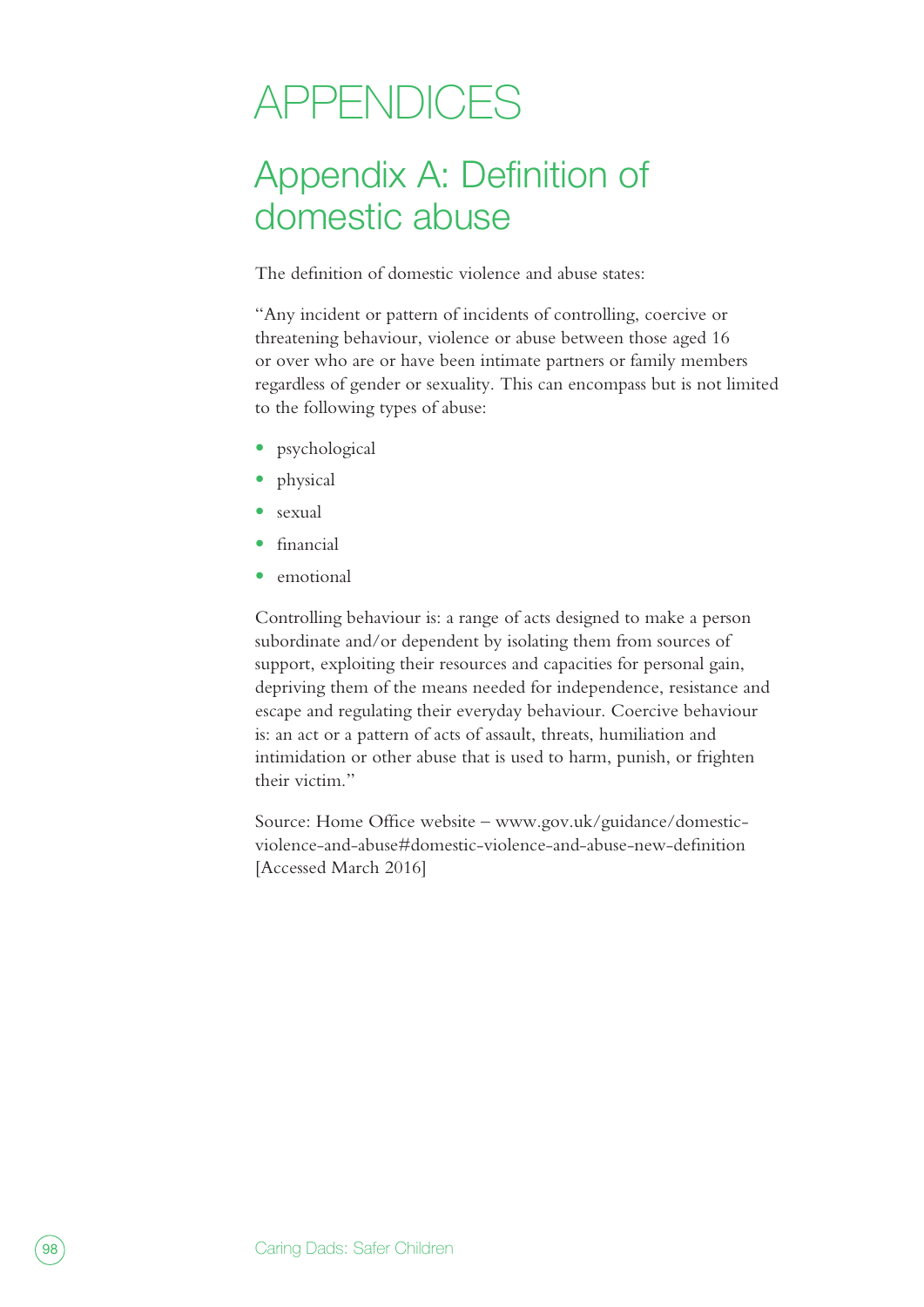# APPENDICES

## Appendix A: Definition of domestic abuse

The definition of domestic violence and abuse states:

"Any incident or pattern of incidents of controlling, coercive or threatening behaviour, violence or abuse between those aged 16 or over who are or have been intimate partners or family members regardless of gender or sexuality. This can encompass but is not limited to the following types of abuse:

- psychological
- physical
- sexual
- financial
- emotional

Controlling behaviour is: a range of acts designed to make a person subordinate and/or dependent by isolating them from sources of support, exploiting their resources and capacities for personal gain, depriving them of the means needed for independence, resistance and escape and regulating their everyday behaviour. Coercive behaviour is: an act or a pattern of acts of assault, threats, humiliation and intimidation or other abuse that is used to harm, punish, or frighten their victim."

Source: Home Office website – www.gov.uk/guidance/domestic-violence-and-abuse#domestic-violence-and-abuse-new-definition [Accessed March 2016]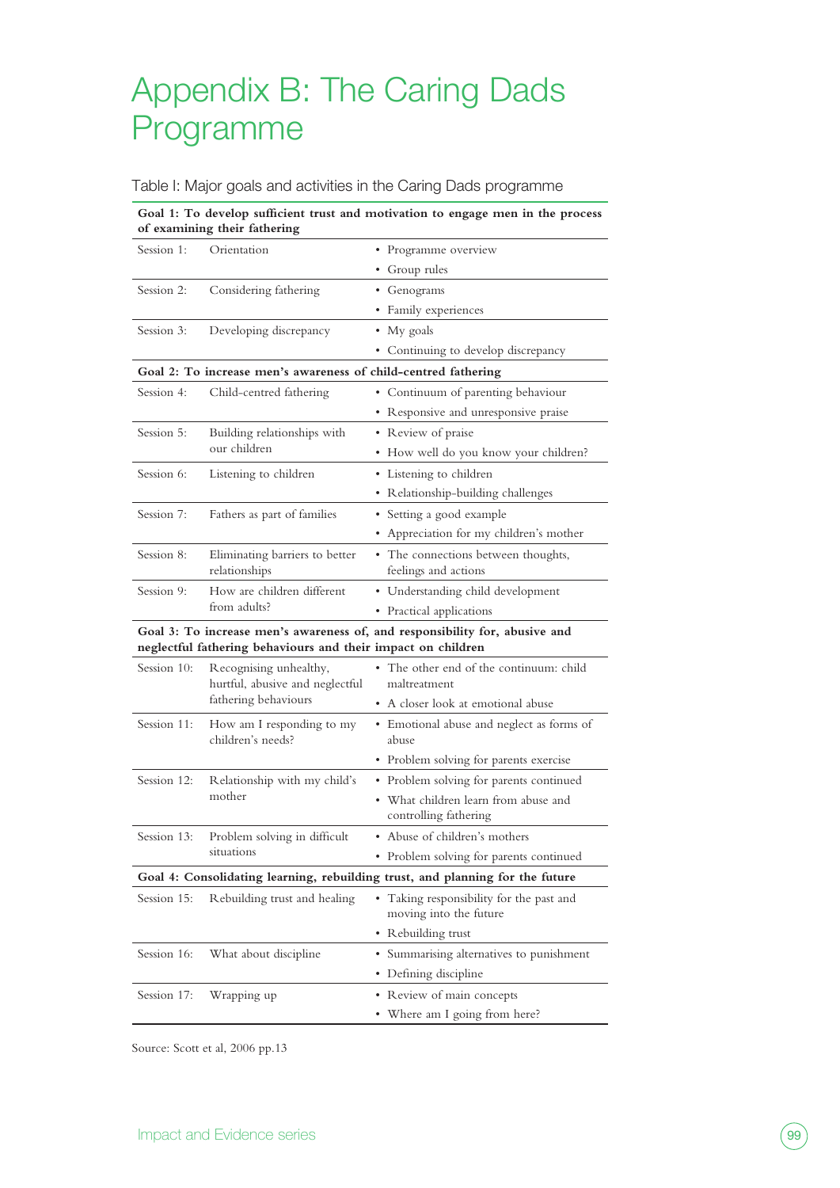# Appendix B: The Caring Dads Programme

Table I: Major goals and activities in the Caring Dads programme

| | | |
|---|---|---|
| **Goal 1: To develop sufficient trust and motivation to engage men in the process of examining their fathering** | | |
| Session 1: | Orientation | • Programme overview<br>• Group rules |
| Session 2: | Considering fathering | • Genograms<br>• Family experiences |
| Session 3: | Developing discrepancy | • My goals<br>• Continuing to develop discrepancy |
| **Goal 2: To increase men's awareness of child-centred fathering** | | |
| Session 4: | Child-centred fathering | • Continuum of parenting behaviour<br>• Responsive and unresponsive praise |
| Session 5: | Building relationships with our children | • Review of praise<br>• How well do you know your children? |
| Session 6: | Listening to children | • Listening to children<br>• Relationship-building challenges |
| Session 7: | Fathers as part of families | • Setting a good example<br>• Appreciation for my children's mother |
| Session 8: | Eliminating barriers to better relationships | • The connections between thoughts, feelings and actions |
| Session 9: | How are children different from adults? | • Understanding child development<br>• Practical applications |
| **Goal 3: To increase men's awareness of, and responsibility for, abusive and neglectful fathering behaviours and their impact on children** | | |
| Session 10: | Recognising unhealthy, hurtful, abusive and neglectful fathering behaviours | • The other end of the continuum: child maltreatment<br>• A closer look at emotional abuse |
| Session 11: | How am I responding to my children's needs? | • Emotional abuse and neglect as forms of abuse<br>• Problem solving for parents exercise |
| Session 12: | Relationship with my child's mother | • Problem solving for parents continued<br>• What children learn from abuse and controlling fathering |
| Session 13: | Problem solving in difficult situations | • Abuse of children's mothers<br>• Problem solving for parents continued |
| **Goal 4: Consolidating learning, rebuilding trust, and planning for the future** | | |
| Session 15: | Rebuilding trust and healing | • Taking responsibility for the past and moving into the future<br>• Rebuilding trust |
| Session 16: | What about discipline | • Summarising alternatives to punishment<br>• Defining discipline |
| Session 17: | Wrapping up | • Review of main concepts<br>• Where am I going from here? |

Source: Scott et al, 2006 pp.13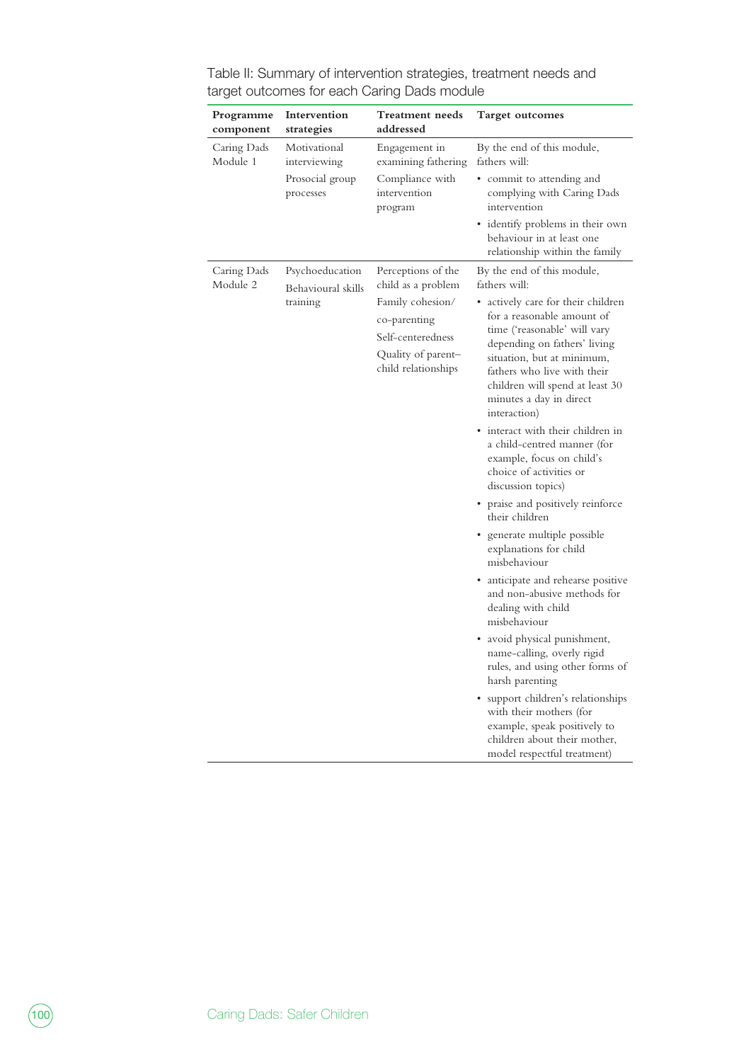Table II: Summary of intervention strategies, treatment needs and target outcomes for each Caring Dads module

| Programme component | Intervention strategies | Treatment needs addressed | Target outcomes |
| --- | --- | --- | --- |
| Caring Dads Module 1 | Motivational interviewing<br>Prosocial group processes | Engagement in examining fathering<br>Compliance with intervention program | By the end of this module, fathers will:<br>• commit to attending and complying with Caring Dads intervention<br>• identify problems in their own behaviour in at least one relationship within the family |
| Caring Dads Module 2 | Psychoeducation<br>Behavioural skills training | Perceptions of the child as a problem<br>Family cohesion/ co-parenting<br>Self-centeredness<br>Quality of parent–child relationships | By the end of this module, fathers will:<br>• actively care for their children for a reasonable amount of time ('reasonable' will vary depending on fathers' living situation, but at minimum, fathers who live with their children will spend at least 30 minutes a day in direct interaction)<br>• interact with their children in a child-centred manner (for example, focus on child's choice of activities or discussion topics)<br>• praise and positively reinforce their children<br>• generate multiple possible explanations for child misbehaviour<br>• anticipate and rehearse positive and non-abusive methods for dealing with child misbehaviour<br>• avoid physical punishment, name-calling, overly rigid rules, and using other forms of harsh parenting<br>• support children's relationships with their mothers (for example, speak positively to children about their mother, model respectful treatment) |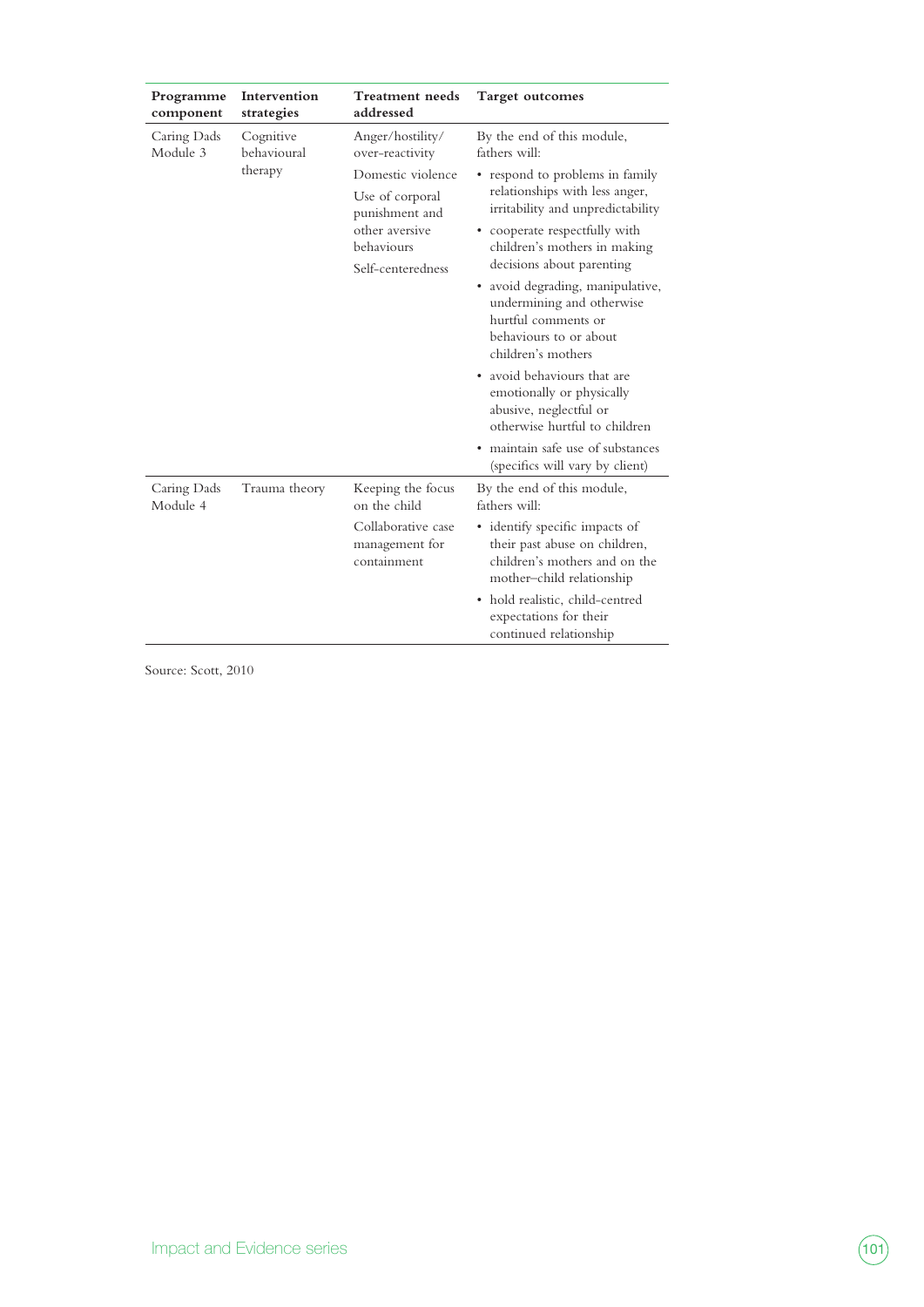| Programme component | Intervention strategies | Treatment needs addressed | Target outcomes |
|---|---|---|---|
| Caring Dads Module 3 | Cognitive behavioural therapy | Anger/hostility/over-reactivity<br><br>Domestic violence<br><br>Use of corporal punishment and other aversive behaviours<br><br>Self-centeredness | By the end of this module, fathers will:<br>• respond to problems in family relationships with less anger, irritability and unpredictability<br>• cooperate respectfully with children's mothers in making decisions about parenting<br>• avoid degrading, manipulative, undermining and otherwise hurtful comments or behaviours to or about children's mothers<br>• avoid behaviours that are emotionally or physically abusive, neglectful or otherwise hurtful to children<br>• maintain safe use of substances (specifics will vary by client) |
| Caring Dads Module 4 | Trauma theory | Keeping the focus on the child<br><br>Collaborative case management for containment | By the end of this module, fathers will:<br>• identify specific impacts of their past abuse on children, children's mothers and on the mother–child relationship<br>• hold realistic, child-centred expectations for their continued relationship |

Source: Scott, 2010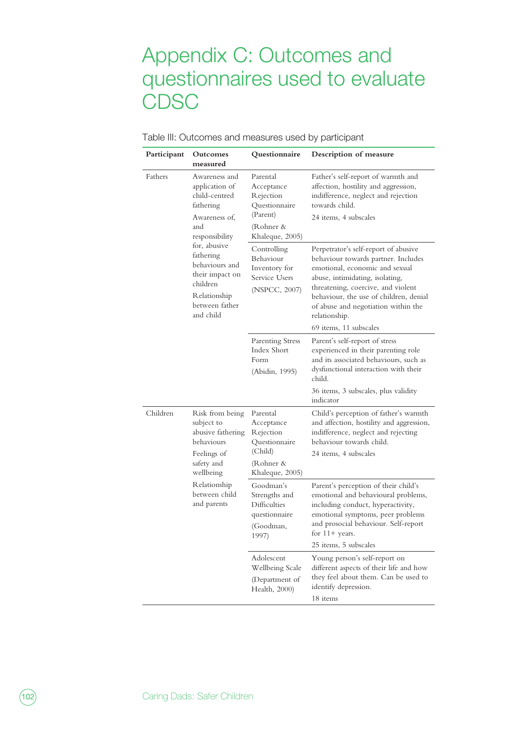# Appendix C: Outcomes and questionnaires used to evaluate CDSC

Table III: Outcomes and measures used by participant

| Participant | Outcomes measured | Questionnaire | Description of measure |
|---|---|---|---|
| Fathers | Awareness and application of child-centred fathering<br><br>Awareness of, and responsibility for, abusive fathering behaviours and their impact on children<br><br>Relationship between father and child | Parental Acceptance Rejection Questionnaire (Parent)<br><br>(Rohner & Khaleque, 2005) | Father's self-report of warmth and affection, hostility and aggression, indifference, neglect and rejection towards child.<br><br>24 items, 4 subscales |
| | | Controlling Behaviour Inventory for Service Users<br><br>(NSPCC, 2007) | Perpetrator's self-report of abusive behaviour towards partner. Includes emotional, economic and sexual abuse, intimidating, isolating, threatening, coercive, and violent behaviour, the use of children, denial of abuse and negotiation within the relationship.<br><br>69 items, 11 subscales |
| | | Parenting Stress Index Short Form<br><br>(Abidin, 1995) | Parent's self-report of stress experienced in their parenting role and its associated behaviours, such as dysfunctional interaction with their child.<br><br>36 items, 3 subscales, plus validity indicator |
| Children | Risk from being subject to abusive fathering behaviours<br><br>Feelings of safety and wellbeing<br><br>Relationship between child and parents | Parental Acceptance Rejection Questionnaire (Child)<br><br>(Rohner & Khaleque, 2005) | Child's perception of father's warmth and affection, hostility and aggression, indifference, neglect and rejecting behaviour towards child.<br><br>24 items, 4 subscales |
| | | Goodman's Strengths and Difficulties questionnaire<br><br>(Goodman, 1997) | Parent's perception of their child's emotional and behavioural problems, including conduct, hyperactivity, emotional symptoms, peer problems and prosocial behaviour. Self-report for 11+ years.<br><br>25 items, 5 subscales |
| | | Adolescent Wellbeing Scale<br><br>(Department of Health, 2000) | Young person's self-report on different aspects of their life and how they feel about them. Can be used to identify depression.<br><br>18 items |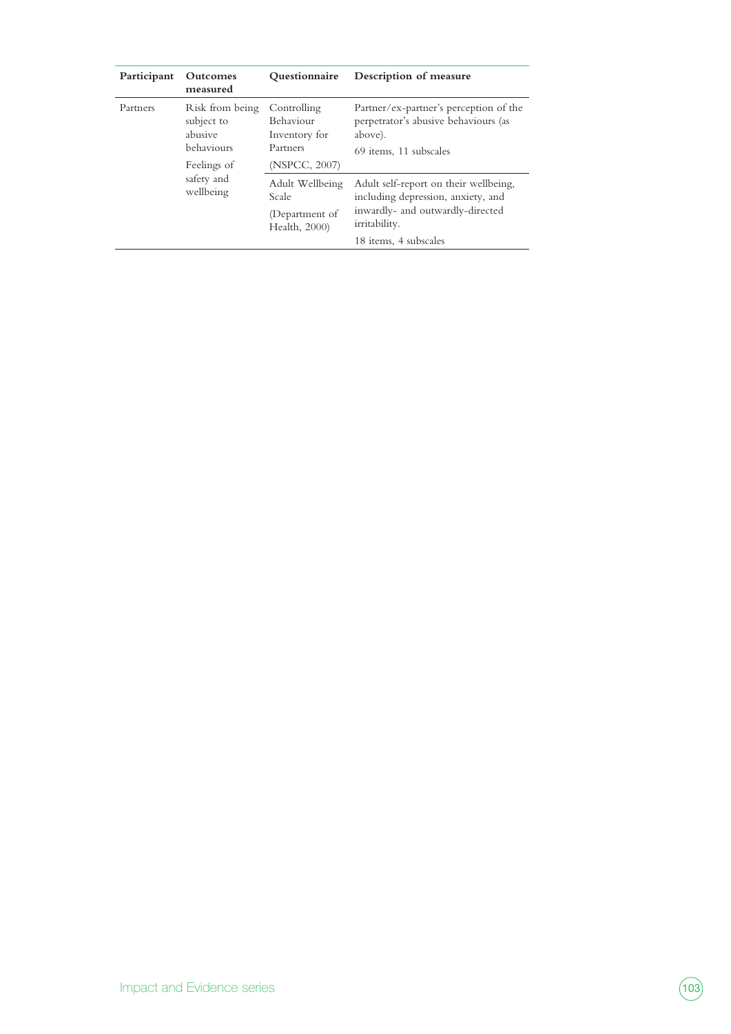| Participant | Outcomes measured | Questionnaire | Description of measure |
|---|---|---|---|
| Partners | Risk from being subject to abusive behaviours<br>Feelings of safety and wellbeing | Controlling Behaviour Inventory for Partners<br>(NSPCC, 2007) | Partner/ex-partner's perception of the perpetrator's abusive behaviours (as above).<br>69 items, 11 subscales |
| | | Adult Wellbeing Scale<br>(Department of Health, 2000) | Adult self-report on their wellbeing, including depression, anxiety, and inwardly- and outwardly-directed irritability.<br>18 items, 4 subscales |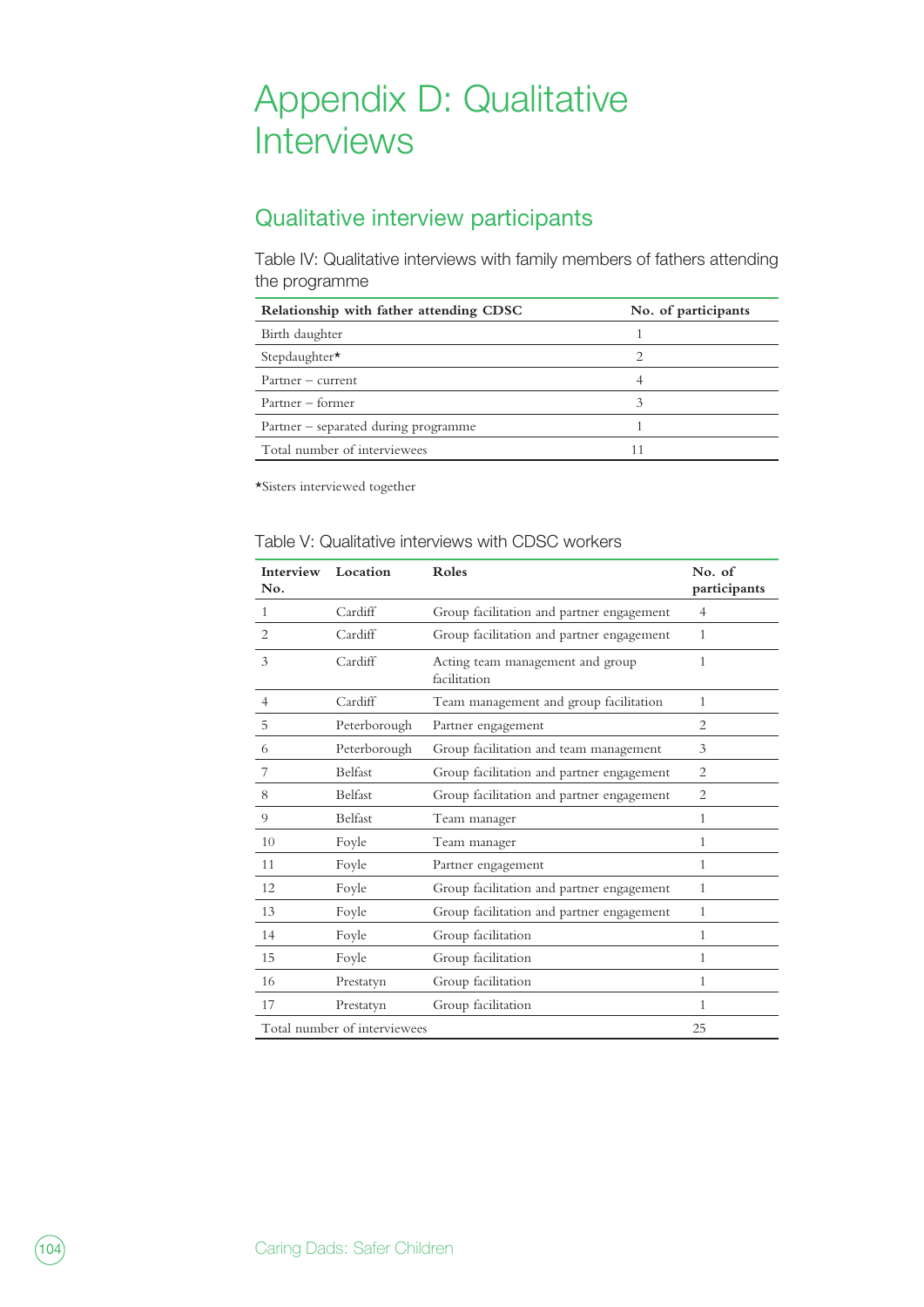# Appendix D: Qualitative Interviews

## Qualitative interview participants

Table IV: Qualitative interviews with family members of fathers attending the programme

| Relationship with father attending CDSC | No. of participants |
|---|---|
| Birth daughter | 1 |
| Stepdaughter* | 2 |
| Partner – current | 4 |
| Partner – former | 3 |
| Partner – separated during programme | 1 |
| Total number of interviewees | 11 |

*Sisters interviewed together

Table V: Qualitative interviews with CDSC workers

| Interview No. | Location | Roles | No. of participants |
|---|---|---|---|
| 1 | Cardiff | Group facilitation and partner engagement | 4 |
| 2 | Cardiff | Group facilitation and partner engagement | 1 |
| 3 | Cardiff | Acting team management and group facilitation | 1 |
| 4 | Cardiff | Team management and group facilitation | 1 |
| 5 | Peterborough | Partner engagement | 2 |
| 6 | Peterborough | Group facilitation and team management | 3 |
| 7 | Belfast | Group facilitation and partner engagement | 2 |
| 8 | Belfast | Group facilitation and partner engagement | 2 |
| 9 | Belfast | Team manager | 1 |
| 10 | Foyle | Team manager | 1 |
| 11 | Foyle | Partner engagement | 1 |
| 12 | Foyle | Group facilitation and partner engagement | 1 |
| 13 | Foyle | Group facilitation and partner engagement | 1 |
| 14 | Foyle | Group facilitation | 1 |
| 15 | Foyle | Group facilitation | 1 |
| 16 | Prestatyn | Group facilitation | 1 |
| 17 | Prestatyn | Group facilitation | 1 |
| Total number of interviewees | | | 25 |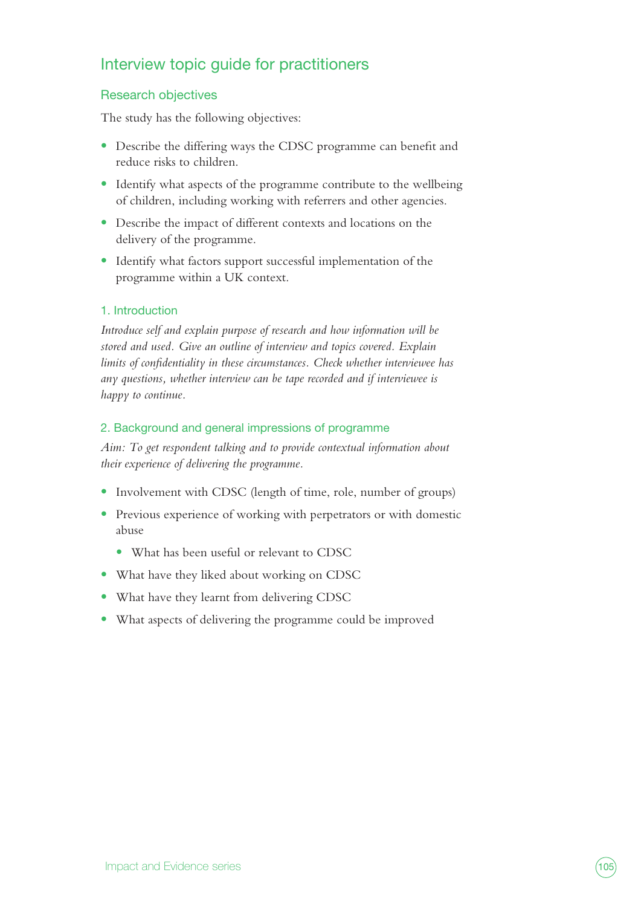## Interview topic guide for practitioners

### Research objectives

The study has the following objectives:

- Describe the differing ways the CDSC programme can benefit and reduce risks to children.
- Identify what aspects of the programme contribute to the wellbeing of children, including working with referrers and other agencies.
- Describe the impact of different contexts and locations on the delivery of the programme.
- Identify what factors support successful implementation of the programme within a UK context.

#### 1. Introduction

*Introduce self and explain purpose of research and how information will be stored and used. Give an outline of interview and topics covered. Explain limits of confidentiality in these circumstances. Check whether interviewee has any questions, whether interview can be tape recorded and if interviewee is happy to continue.*

#### 2. Background and general impressions of programme

*Aim: To get respondent talking and to provide contextual information about their experience of delivering the programme.*

- Involvement with CDSC (length of time, role, number of groups)
- Previous experience of working with perpetrators or with domestic abuse
  - What has been useful or relevant to CDSC
- What have they liked about working on CDSC
- What have they learnt from delivering CDSC
- What aspects of delivering the programme could be improved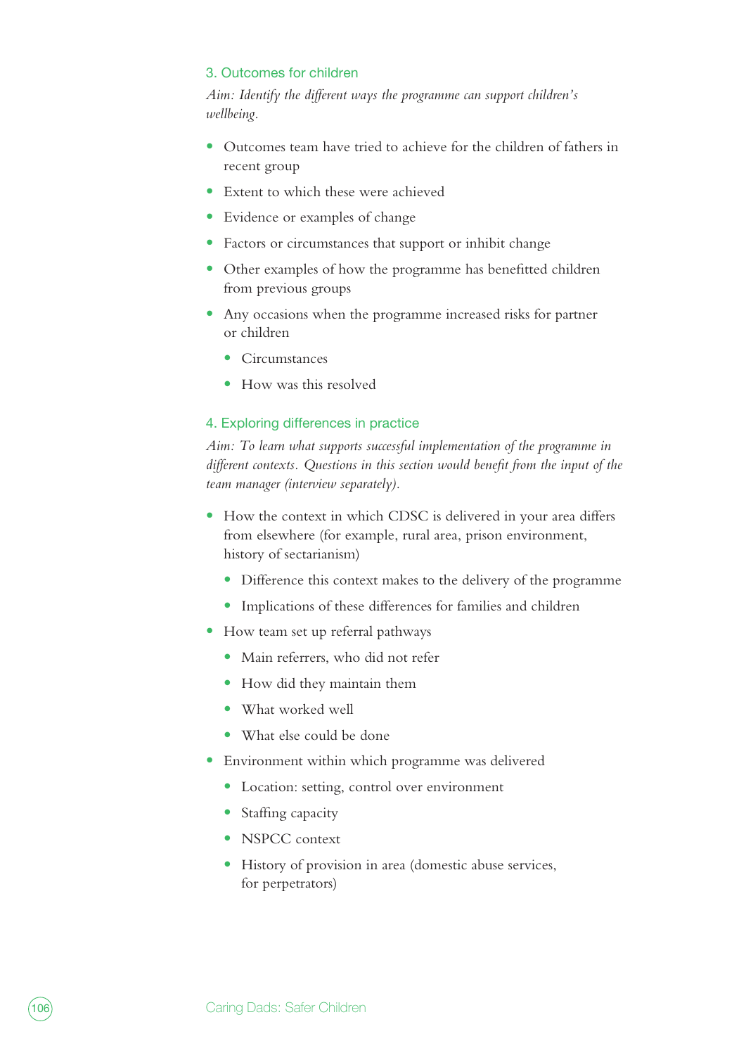### 3. Outcomes for children

*Aim: Identify the different ways the programme can support children's wellbeing.*

- Outcomes team have tried to achieve for the children of fathers in recent group
- Extent to which these were achieved
- Evidence or examples of change
- Factors or circumstances that support or inhibit change
- Other examples of how the programme has benefitted children from previous groups
- Any occasions when the programme increased risks for partner or children
  - Circumstances
  - How was this resolved

### 4. Exploring differences in practice

*Aim: To learn what supports successful implementation of the programme in different contexts. Questions in this section would benefit from the input of the team manager (interview separately).*

- How the context in which CDSC is delivered in your area differs from elsewhere (for example, rural area, prison environment, history of sectarianism)
  - Difference this context makes to the delivery of the programme
  - Implications of these differences for families and children
- How team set up referral pathways
  - Main referrers, who did not refer
  - How did they maintain them
  - What worked well
  - What else could be done
- Environment within which programme was delivered
  - Location: setting, control over environment
  - Staffing capacity
  - NSPCC context
  - History of provision in area (domestic abuse services, for perpetrators)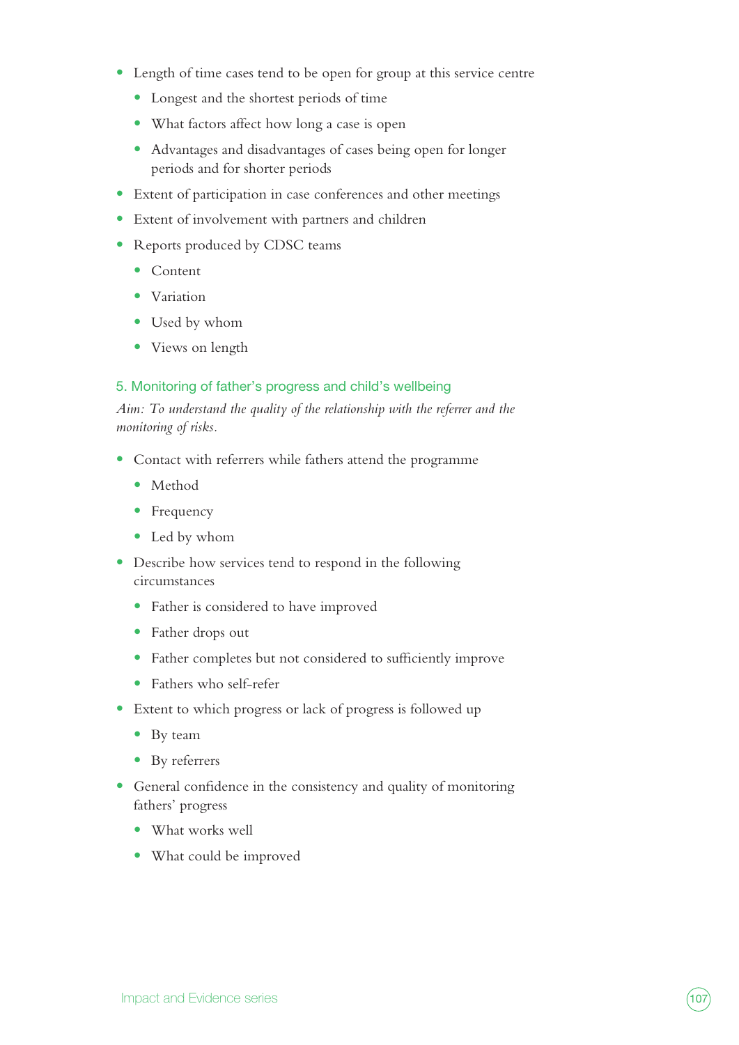- Length of time cases tend to be open for group at this service centre
  - Longest and the shortest periods of time
  - What factors affect how long a case is open
  - Advantages and disadvantages of cases being open for longer periods and for shorter periods
- Extent of participation in case conferences and other meetings
- Extent of involvement with partners and children
- Reports produced by CDSC teams
  - Content
  - Variation
  - Used by whom
  - Views on length

### 5. Monitoring of father's progress and child's wellbeing

*Aim: To understand the quality of the relationship with the referrer and the monitoring of risks.*

- Contact with referrers while fathers attend the programme
  - Method
  - Frequency
  - Led by whom
- Describe how services tend to respond in the following circumstances
  - Father is considered to have improved
  - Father drops out
  - Father completes but not considered to sufficiently improve
  - Fathers who self-refer
- Extent to which progress or lack of progress is followed up
  - By team
  - By referrers
- General confidence in the consistency and quality of monitoring fathers' progress
  - What works well
  - What could be improved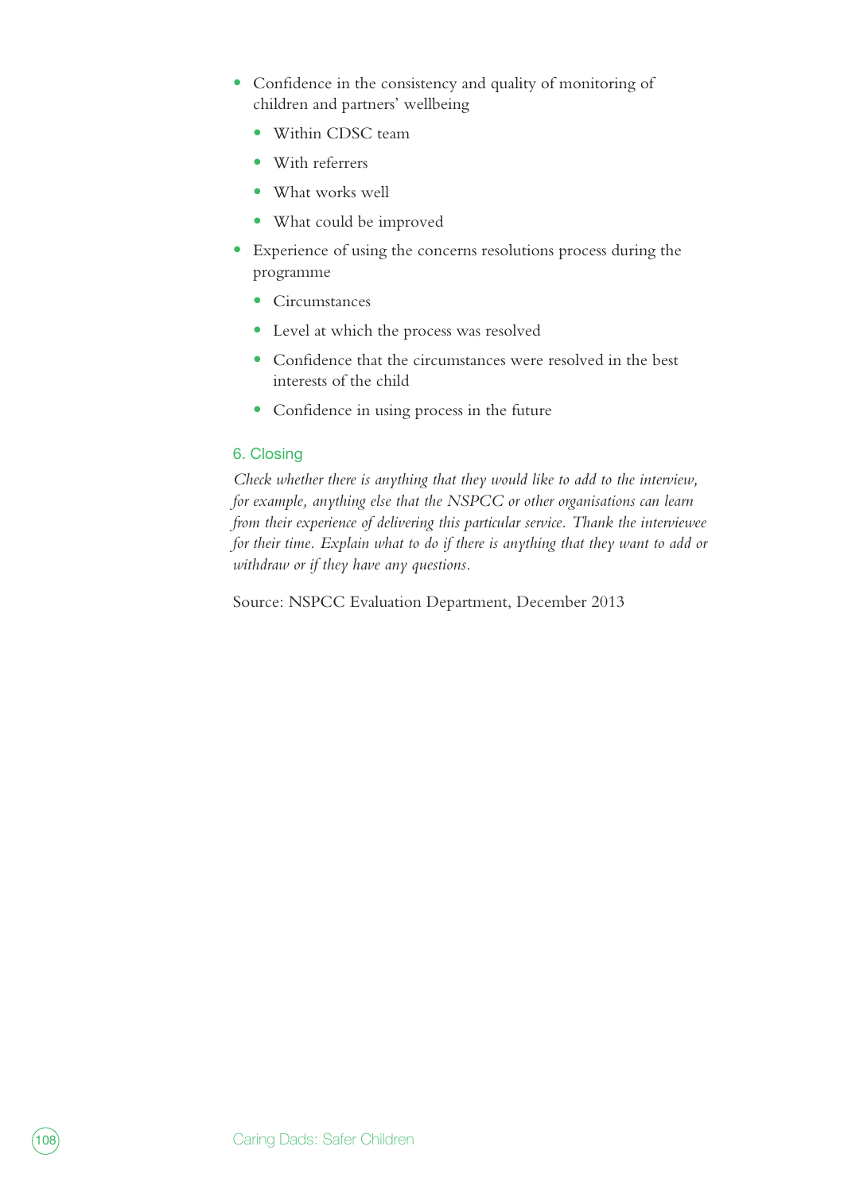- Confidence in the consistency and quality of monitoring of children and partners' wellbeing
  - Within CDSC team
  - With referrers
  - What works well
  - What could be improved
- Experience of using the concerns resolutions process during the programme
  - Circumstances
  - Level at which the process was resolved
  - Confidence that the circumstances were resolved in the best interests of the child
  - Confidence in using process in the future

### 6. Closing

*Check whether there is anything that they would like to add to the interview, for example, anything else that the NSPCC or other organisations can learn from their experience of delivering this particular service. Thank the interviewee for their time. Explain what to do if there is anything that they want to add or withdraw or if they have any questions.*

Source: NSPCC Evaluation Department, December 2013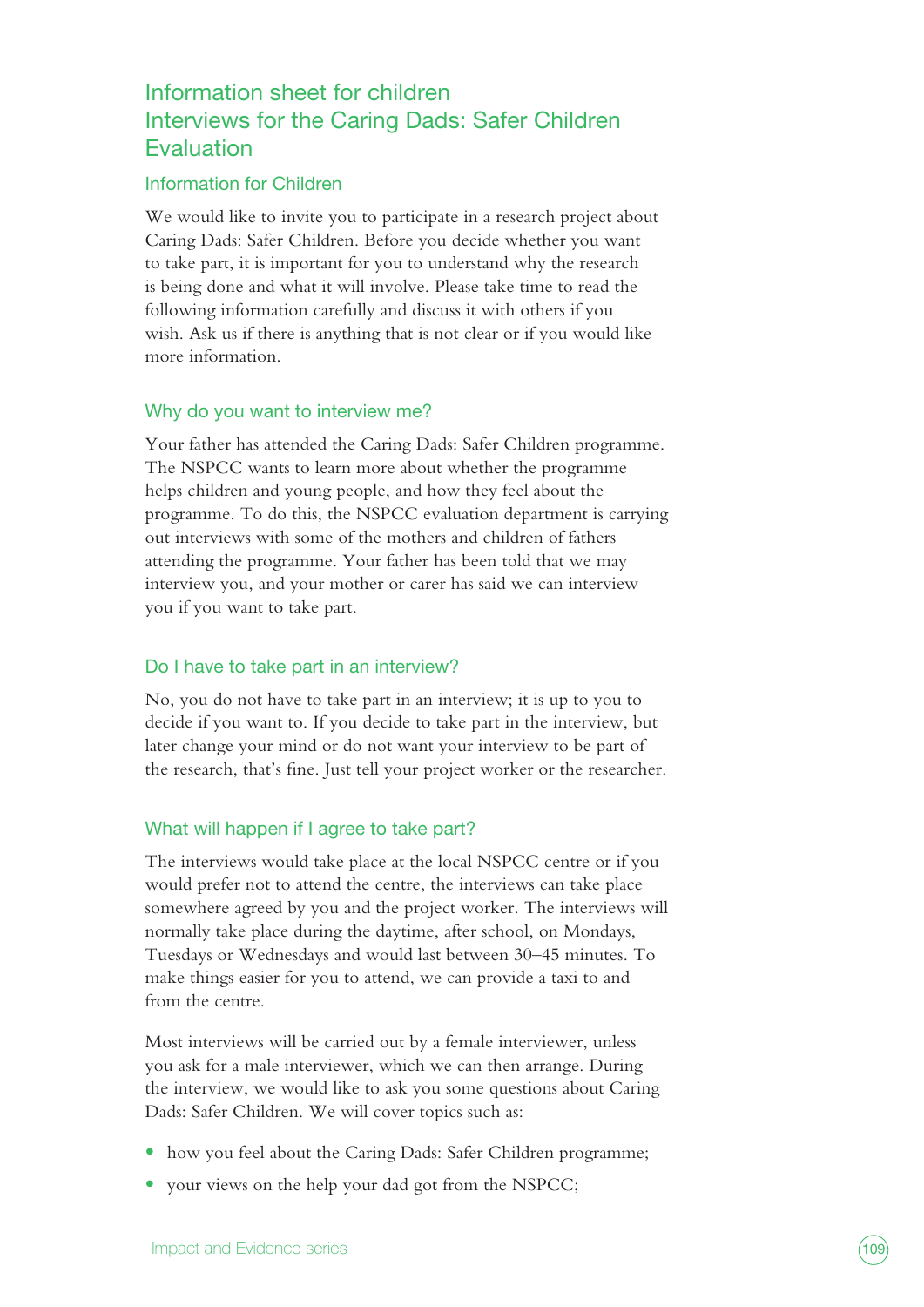## Information sheet for children
## Interviews for the Caring Dads: Safer Children Evaluation

### Information for Children

We would like to invite you to participate in a research project about Caring Dads: Safer Children. Before you decide whether you want to take part, it is important for you to understand why the research is being done and what it will involve. Please take time to read the following information carefully and discuss it with others if you wish. Ask us if there is anything that is not clear or if you would like more information.

### Why do you want to interview me?

Your father has attended the Caring Dads: Safer Children programme. The NSPCC wants to learn more about whether the programme helps children and young people, and how they feel about the programme. To do this, the NSPCC evaluation department is carrying out interviews with some of the mothers and children of fathers attending the programme. Your father has been told that we may interview you, and your mother or carer has said we can interview you if you want to take part.

### Do I have to take part in an interview?

No, you do not have to take part in an interview; it is up to you to decide if you want to. If you decide to take part in the interview, but later change your mind or do not want your interview to be part of the research, that's fine. Just tell your project worker or the researcher.

### What will happen if I agree to take part?

The interviews would take place at the local NSPCC centre or if you would prefer not to attend the centre, the interviews can take place somewhere agreed by you and the project worker. The interviews will normally take place during the daytime, after school, on Mondays, Tuesdays or Wednesdays and would last between 30–45 minutes. To make things easier for you to attend, we can provide a taxi to and from the centre.

Most interviews will be carried out by a female interviewer, unless you ask for a male interviewer, which we can then arrange. During the interview, we would like to ask you some questions about Caring Dads: Safer Children. We will cover topics such as:

- how you feel about the Caring Dads: Safer Children programme;
- your views on the help your dad got from the NSPCC;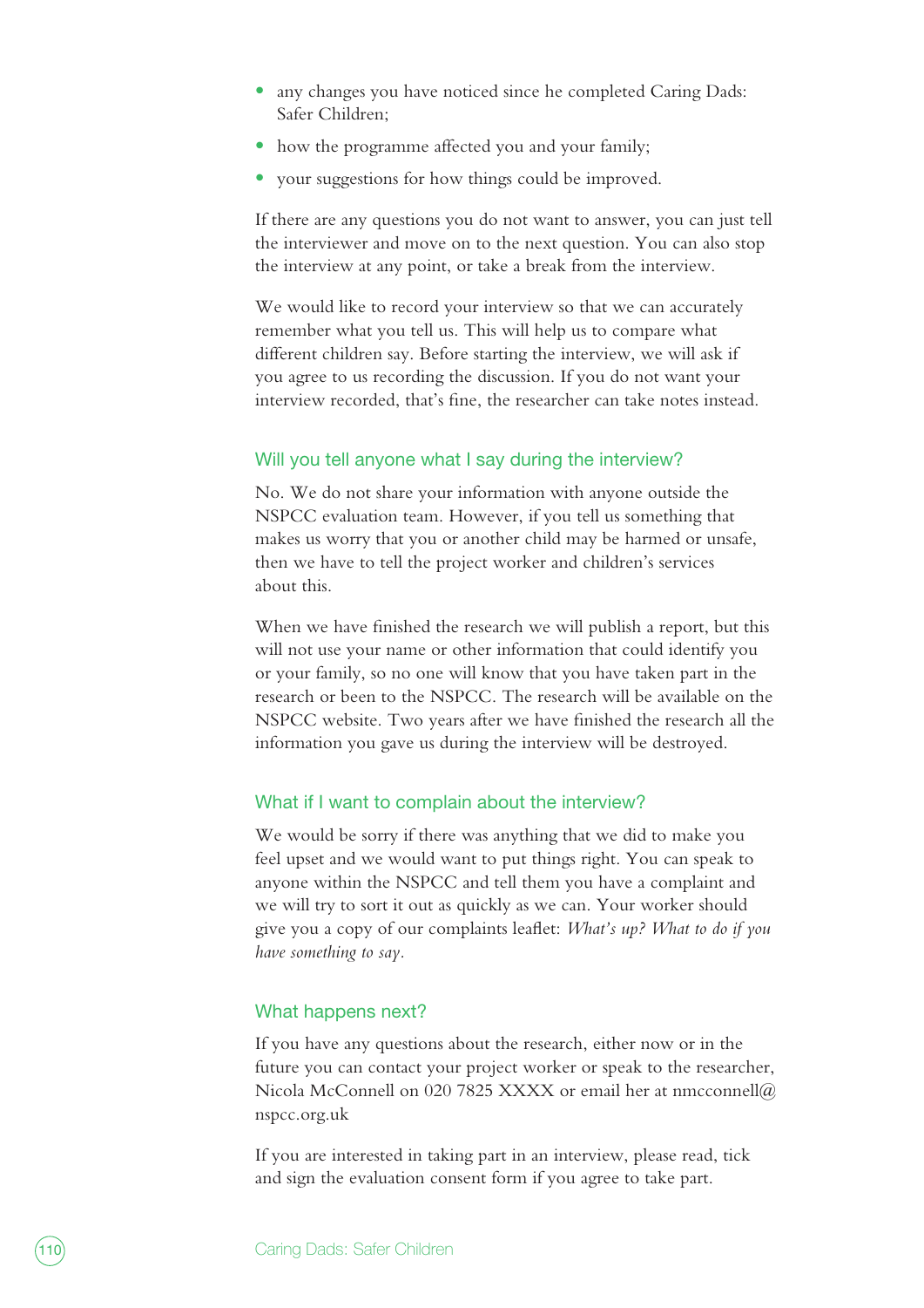- any changes you have noticed since he completed Caring Dads: Safer Children;
- how the programme affected you and your family;
- your suggestions for how things could be improved.

If there are any questions you do not want to answer, you can just tell the interviewer and move on to the next question. You can also stop the interview at any point, or take a break from the interview.

We would like to record your interview so that we can accurately remember what you tell us. This will help us to compare what different children say. Before starting the interview, we will ask if you agree to us recording the discussion. If you do not want your interview recorded, that's fine, the researcher can take notes instead.

### Will you tell anyone what I say during the interview?

No. We do not share your information with anyone outside the NSPCC evaluation team. However, if you tell us something that makes us worry that you or another child may be harmed or unsafe, then we have to tell the project worker and children's services about this.

When we have finished the research we will publish a report, but this will not use your name or other information that could identify you or your family, so no one will know that you have taken part in the research or been to the NSPCC. The research will be available on the NSPCC website. Two years after we have finished the research all the information you gave us during the interview will be destroyed.

### What if I want to complain about the interview?

We would be sorry if there was anything that we did to make you feel upset and we would want to put things right. You can speak to anyone within the NSPCC and tell them you have a complaint and we will try to sort it out as quickly as we can. Your worker should give you a copy of our complaints leaflet: *What's up? What to do if you have something to say*.

### What happens next?

If you have any questions about the research, either now or in the future you can contact your project worker or speak to the researcher, Nicola McConnell on 020 7825 XXXX or email her at nmcconnell@nspcc.org.uk

If you are interested in taking part in an interview, please read, tick and sign the evaluation consent form if you agree to take part.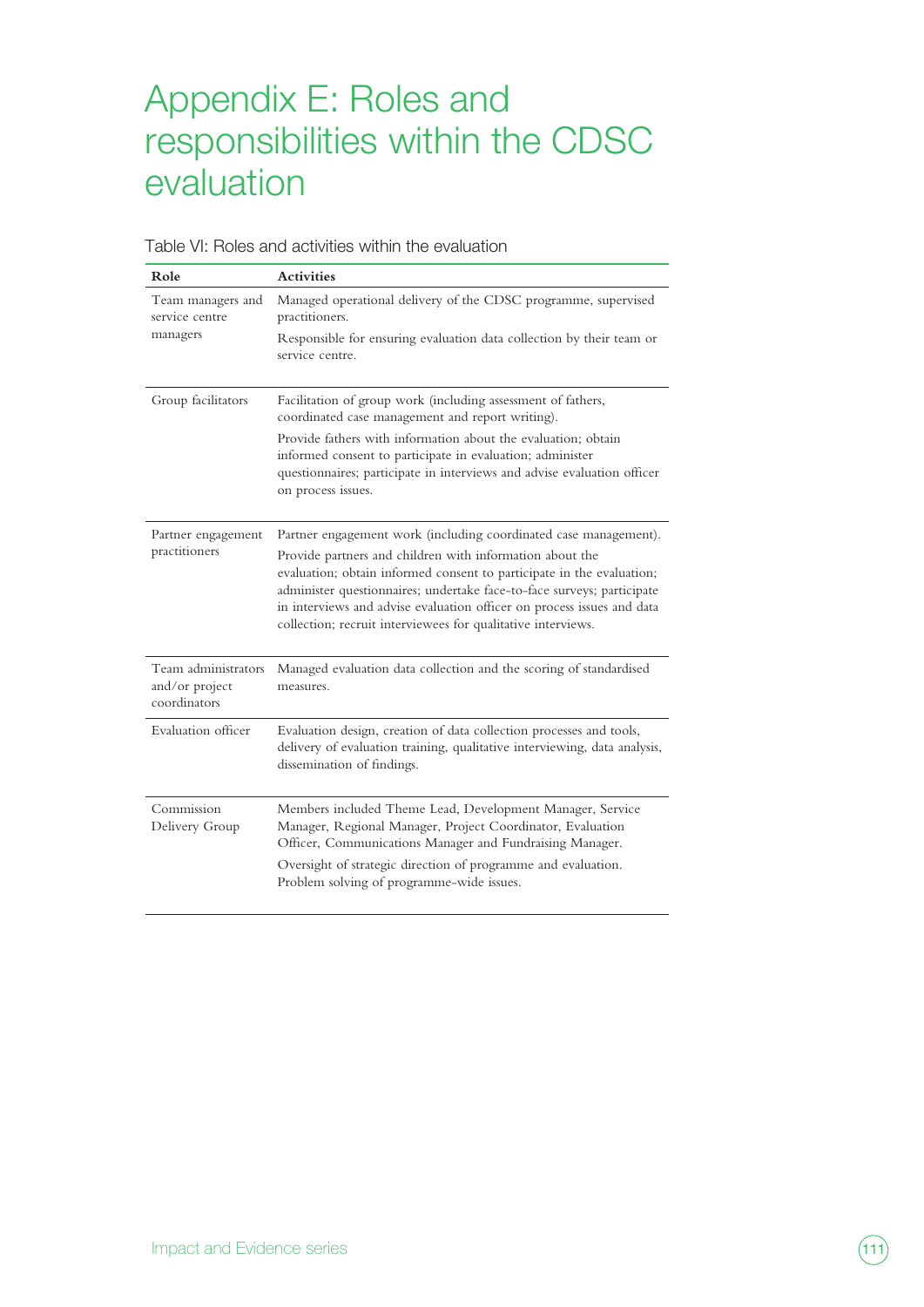# Appendix E: Roles and responsibilities within the CDSC evaluation

Table VI: Roles and activities within the evaluation

| Role | Activities |
|---|---|
| Team managers and service centre managers | Managed operational delivery of the CDSC programme, supervised practitioners.<br>Responsible for ensuring evaluation data collection by their team or service centre. |
| Group facilitators | Facilitation of group work (including assessment of fathers, coordinated case management and report writing).<br>Provide fathers with information about the evaluation; obtain informed consent to participate in evaluation; administer questionnaires; participate in interviews and advise evaluation officer on process issues. |
| Partner engagement practitioners | Partner engagement work (including coordinated case management).<br>Provide partners and children with information about the evaluation; obtain informed consent to participate in the evaluation; administer questionnaires; undertake face-to-face surveys; participate in interviews and advise evaluation officer on process issues and data collection; recruit interviewees for qualitative interviews. |
| Team administrators and/or project coordinators | Managed evaluation data collection and the scoring of standardised measures. |
| Evaluation officer | Evaluation design, creation of data collection processes and tools, delivery of evaluation training, qualitative interviewing, data analysis, dissemination of findings. |
| Commission Delivery Group | Members included Theme Lead, Development Manager, Service Manager, Regional Manager, Project Coordinator, Evaluation Officer, Communications Manager and Fundraising Manager.<br>Oversight of strategic direction of programme and evaluation. Problem solving of programme-wide issues. |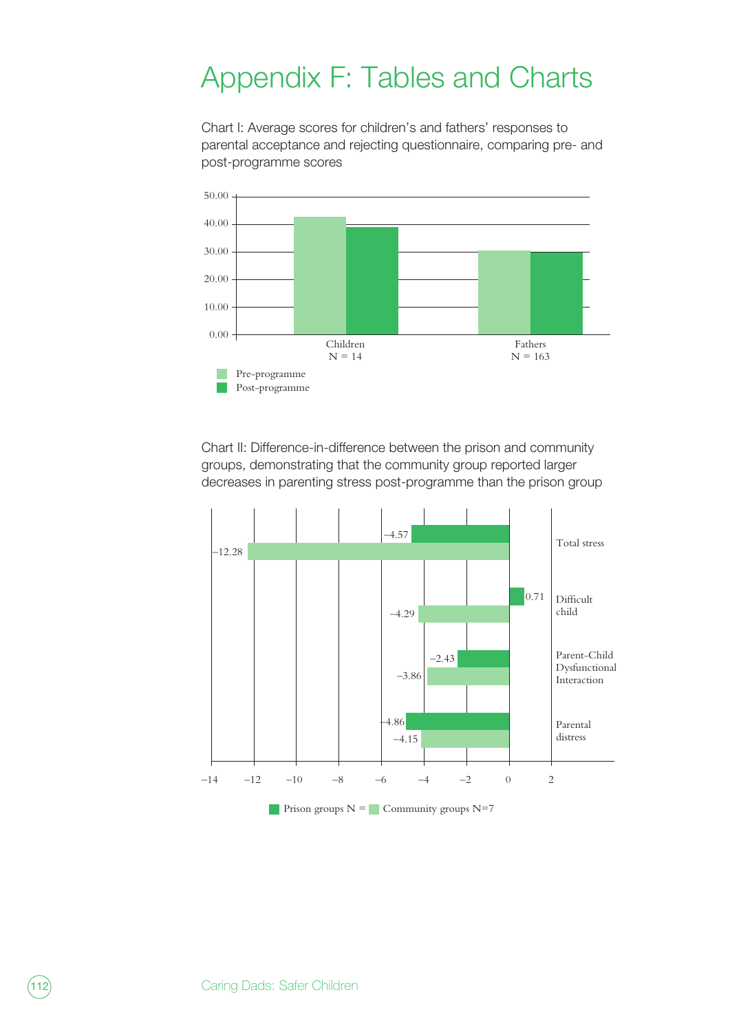# Appendix F: Tables and Charts

Chart I: Average scores for children's and fathers' responses to parental acceptance and rejecting questionnaire, comparing pre- and post-programme scores

50.00
40.00
30.00
20.00
10.00
0.00

Children
N = 14

Fathers
N = 163

Pre-programme
Post-programme

Chart II: Difference-in-difference between the prison and community groups, demonstrating that the community group reported larger decreases in parenting stress post-programme than the prison group

| | Prison groups N = | Community groups N=7 |
|---|---|---|
| Total stress | −4.57 | −12.28 |
| Difficult child | 0.71 | −4.29 |
| Parent-Child Dysfunctional Interaction | −2.43 | −3.86 |
| Parental distress | −4.86 | −4.15 |

−14 −12 −10 −8 −6 −4 −2 0 2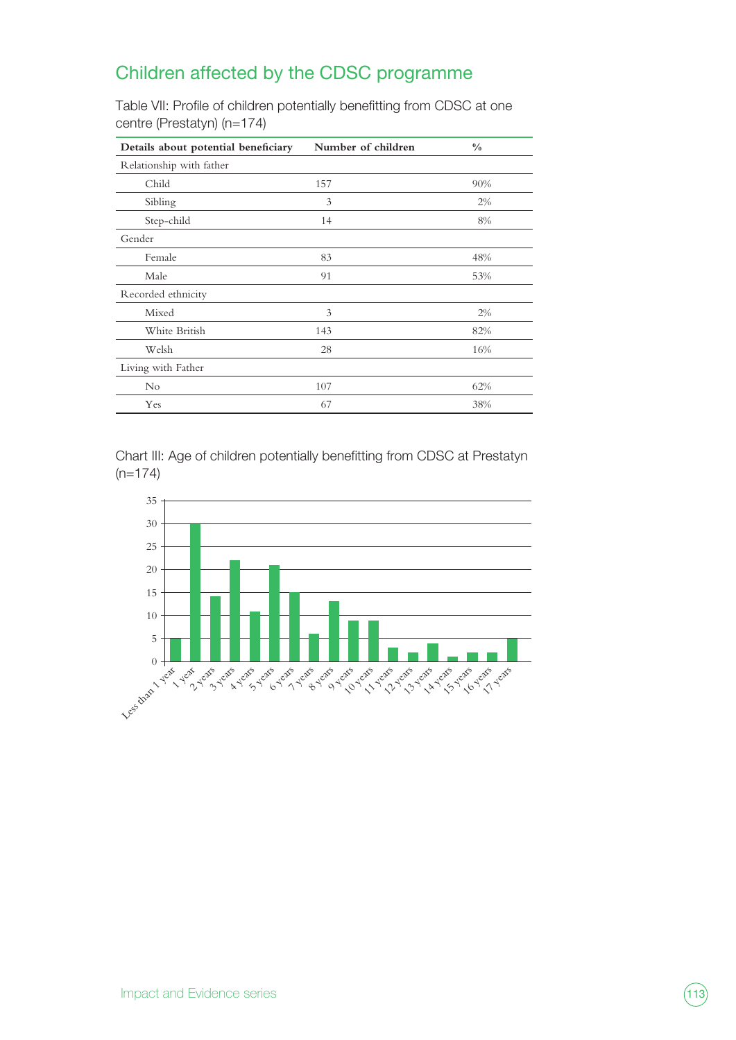## Children affected by the CDSC programme

Table VII: Profile of children potentially benefitting from CDSC at one centre (Prestatyn) (n=174)

| Details about potential beneficiary | Number of children | % |
|---|---|---|
| Relationship with father | | |
| Child | 157 | 90% |
| Sibling | 3 | 2% |
| Step-child | 14 | 8% |
| Gender | | |
| Female | 83 | 48% |
| Male | 91 | 53% |
| Recorded ethnicity | | |
| Mixed | 3 | 2% |
| White British | 143 | 82% |
| Welsh | 28 | 16% |
| Living with Father | | |
| No | 107 | 62% |
| Yes | 67 | 38% |

Chart III: Age of children potentially benefitting from CDSC at Prestatyn (n=174)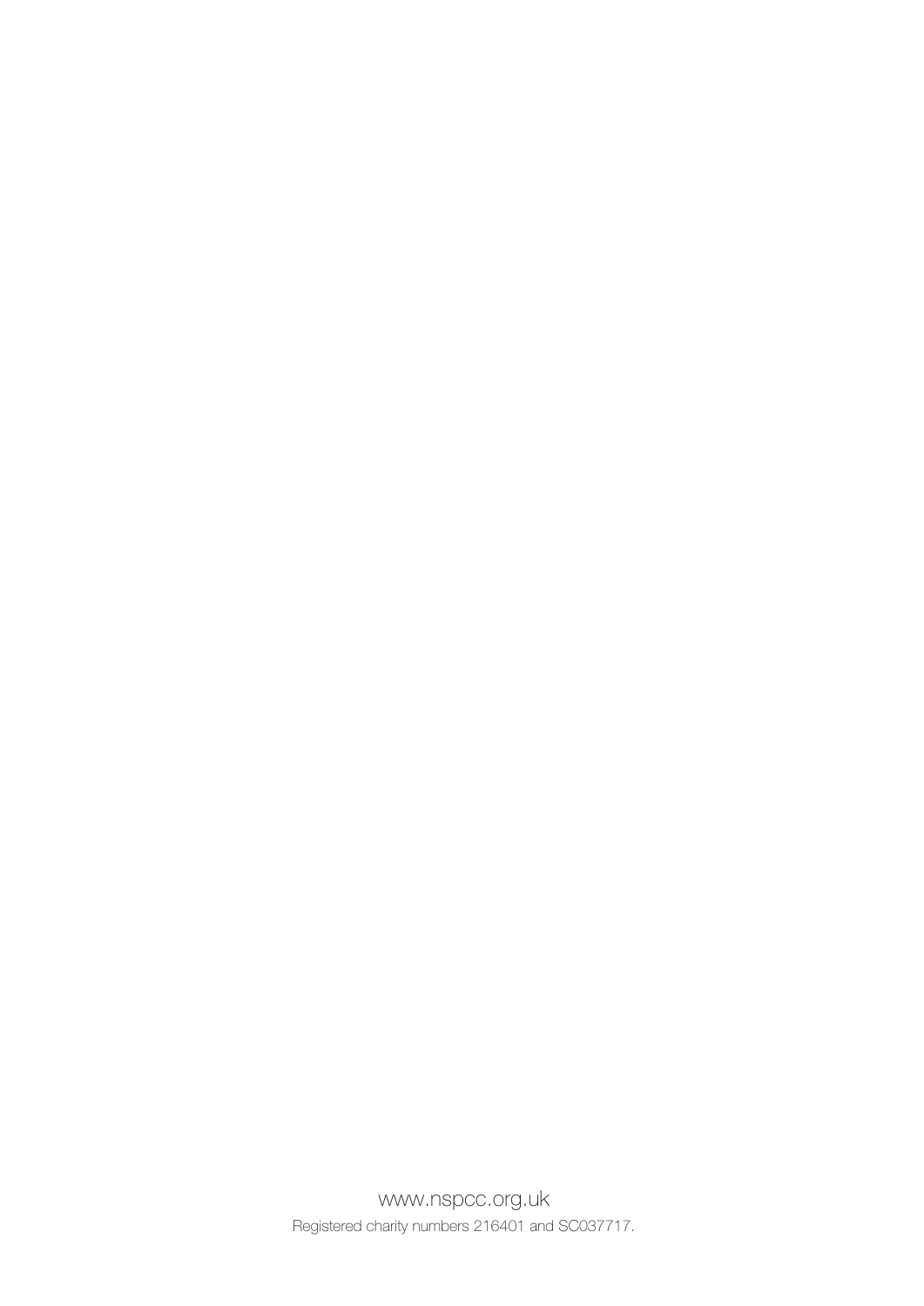www.nspcc.org.uk

Registered charity numbers 216401 and SC037717.